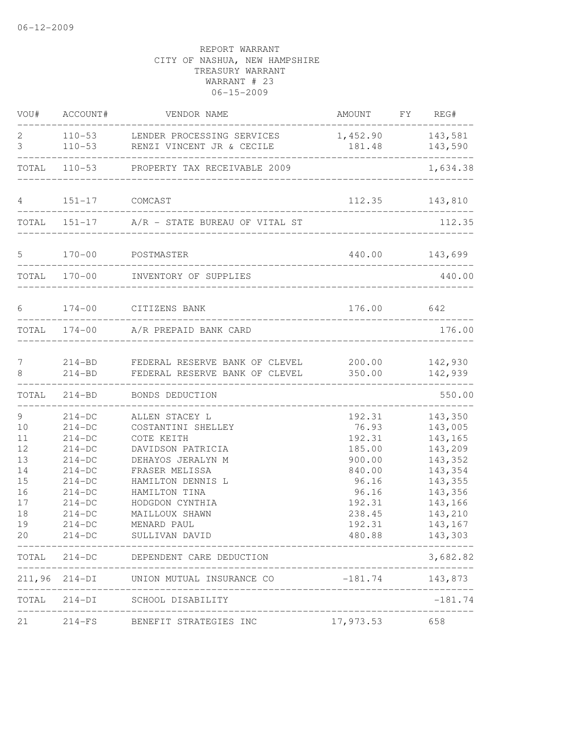06-12-2009

REPORT WARRANT
CITY OF NASHUA, NEW HAMPSHIRE
TREASURY WARRANT
WARRANT # 23
06-15-2009

| VOU# | ACCOUNT# | VENDOR NAME | AMOUNT | FY | REG# |
|---|---|---|---|---|---|
| 2 | 110-53 | LENDER PROCESSING SERVICES | 1,452.90 | | 143,581 |
| 3 | 110-53 | RENZI VINCENT JR & CECILE | 181.48 | | 143,590 |
| TOTAL | 110-53 | PROPERTY TAX RECEIVABLE 2009 | | | 1,634.38 |
| 4 | 151-17 | COMCAST | 112.35 | | 143,810 |
| TOTAL | 151-17 | A/R - STATE BUREAU OF VITAL ST | | | 112.35 |
| 5 | 170-00 | POSTMASTER | 440.00 | | 143,699 |
| TOTAL | 170-00 | INVENTORY OF SUPPLIES | | | 440.00 |
| 6 | 174-00 | CITIZENS BANK | 176.00 | | 642 |
| TOTAL | 174-00 | A/R PREPAID BANK CARD | | | 176.00 |
| 7 | 214-BD | FEDERAL RESERVE BANK OF CLEVEL | 200.00 | | 142,930 |
| 8 | 214-BD | FEDERAL RESERVE BANK OF CLEVEL | 350.00 | | 142,939 |
| TOTAL | 214-BD | BONDS DEDUCTION | | | 550.00 |
| 9 | 214-DC | ALLEN STACEY L | 192.31 | | 143,350 |
| 10 | 214-DC | COSTANTINI SHELLEY | 76.93 | | 143,005 |
| 11 | 214-DC | COTE KEITH | 192.31 | | 143,165 |
| 12 | 214-DC | DAVIDSON PATRICIA | 185.00 | | 143,209 |
| 13 | 214-DC | DEHAYOS JERALYN M | 900.00 | | 143,352 |
| 14 | 214-DC | FRASER MELISSA | 840.00 | | 143,354 |
| 15 | 214-DC | HAMILTON DENNIS L | 96.16 | | 143,355 |
| 16 | 214-DC | HAMILTON TINA | 96.16 | | 143,356 |
| 17 | 214-DC | HODGDON CYNTHIA | 192.31 | | 143,166 |
| 18 | 214-DC | MAILLOUX SHAWN | 238.45 | | 143,210 |
| 19 | 214-DC | MENARD PAUL | 192.31 | | 143,167 |
| 20 | 214-DC | SULLIVAN DAVID | 480.88 | | 143,303 |
| TOTAL | 214-DC | DEPENDENT CARE DEDUCTION | | | 3,682.82 |
| 211,96 | 214-DI | UNION MUTUAL INSURANCE CO | -181.74 | | 143,873 |
| TOTAL | 214-DI | SCHOOL DISABILITY | | | -181.74 |
| 21 | 214-FS | BENEFIT STRATEGIES INC | 17,973.53 | | 658 |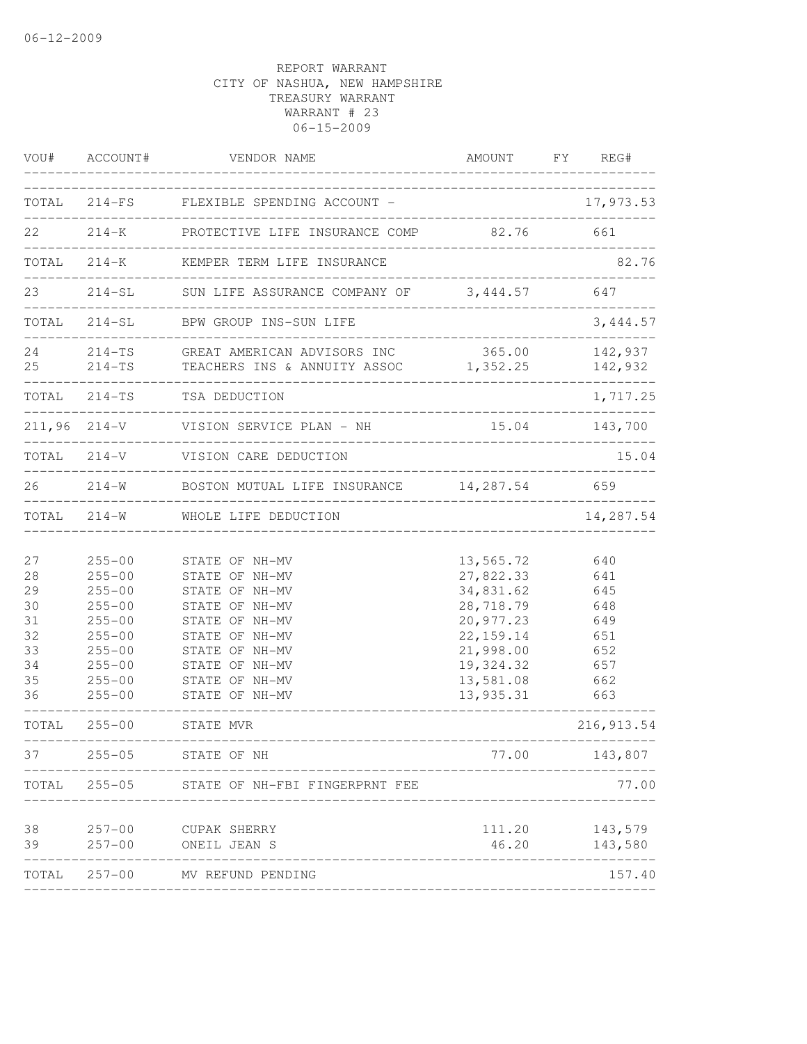06-12-2009

REPORT WARRANT
CITY OF NASHUA, NEW HAMPSHIRE
TREASURY WARRANT
WARRANT # 23
06-15-2009

| VOU# | ACCOUNT# | VENDOR NAME | AMOUNT | FY | REG# |
|---|---|---|---|---|---|
| TOTAL | 214-FS | FLEXIBLE SPENDING ACCOUNT - | | | 17,973.53 |
| 22 | 214-K | PROTECTIVE LIFE INSURANCE COMP | 82.76 | | 661 |
| TOTAL | 214-K | KEMPER TERM LIFE INSURANCE | | | 82.76 |
| 23 | 214-SL | SUN LIFE ASSURANCE COMPANY OF | 3,444.57 | | 647 |
| TOTAL | 214-SL | BPW GROUP INS-SUN LIFE | | | 3,444.57 |
| 24 | 214-TS | GREAT AMERICAN ADVISORS INC | 365.00 | | 142,937 |
| 25 | 214-TS | TEACHERS INS & ANNUITY ASSOC | 1,352.25 | | 142,932 |
| TOTAL | 214-TS | TSA DEDUCTION | | | 1,717.25 |
| 211,96 | 214-V | VISION SERVICE PLAN - NH | 15.04 | | 143,700 |
| TOTAL | 214-V | VISION CARE DEDUCTION | | | 15.04 |
| 26 | 214-W | BOSTON MUTUAL LIFE INSURANCE | 14,287.54 | | 659 |
| TOTAL | 214-W | WHOLE LIFE DEDUCTION | | | 14,287.54 |
| 27 | 255-00 | STATE OF NH-MV | 13,565.72 | | 640 |
| 28 | 255-00 | STATE OF NH-MV | 27,822.33 | | 641 |
| 29 | 255-00 | STATE OF NH-MV | 34,831.62 | | 645 |
| 30 | 255-00 | STATE OF NH-MV | 28,718.79 | | 648 |
| 31 | 255-00 | STATE OF NH-MV | 20,977.23 | | 649 |
| 32 | 255-00 | STATE OF NH-MV | 22,159.14 | | 651 |
| 33 | 255-00 | STATE OF NH-MV | 21,998.00 | | 652 |
| 34 | 255-00 | STATE OF NH-MV | 19,324.32 | | 657 |
| 35 | 255-00 | STATE OF NH-MV | 13,581.08 | | 662 |
| 36 | 255-00 | STATE OF NH-MV | 13,935.31 | | 663 |
| TOTAL | 255-00 | STATE MVR | | | 216,913.54 |
| 37 | 255-05 | STATE OF NH | 77.00 | | 143,807 |
| TOTAL | 255-05 | STATE OF NH-FBI FINGERPRNT FEE | | | 77.00 |
| 38 | 257-00 | CUPAK SHERRY | 111.20 | | 143,579 |
| 39 | 257-00 | ONEIL JEAN S | 46.20 | | 143,580 |
| TOTAL | 257-00 | MV REFUND PENDING | | | 157.40 |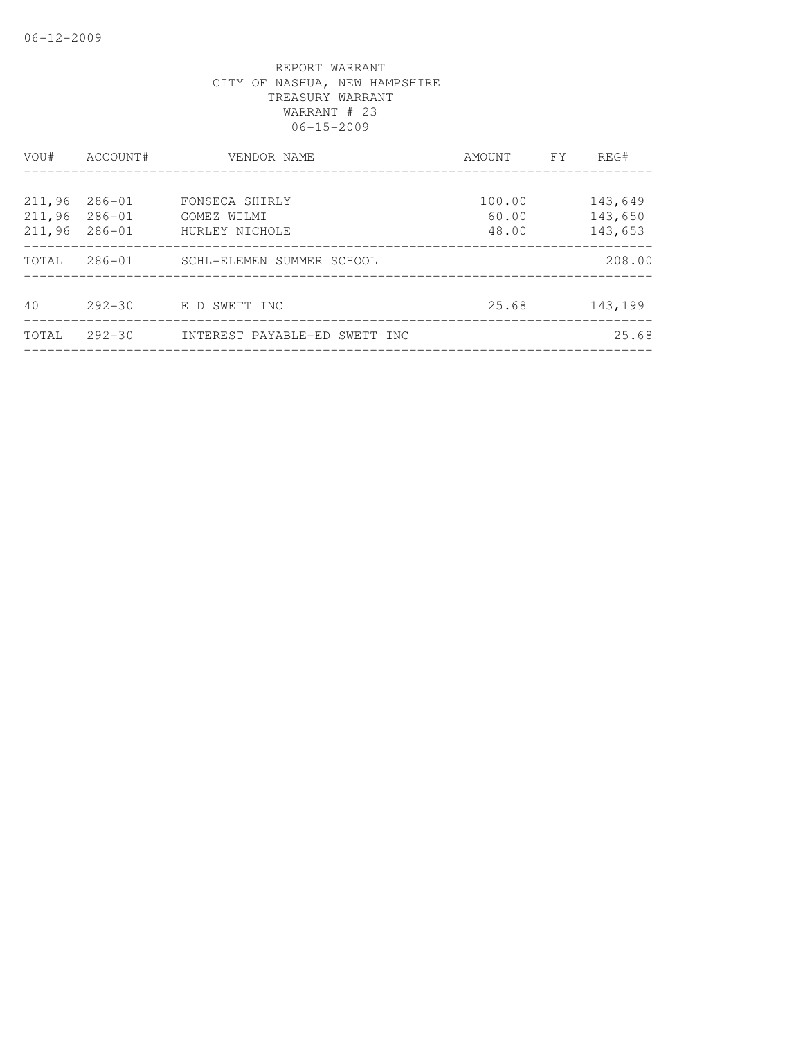06-12-2009

REPORT WARRANT
CITY OF NASHUA, NEW HAMPSHIRE
TREASURY WARRANT
WARRANT # 23
06-15-2009

| VOU# | ACCOUNT# | VENDOR NAME | AMOUNT | FY | REG# |
|---|---|---|---|---|---|
| 211,96 | 286-01 | FONSECA SHIRLY | 100.00 | | 143,649 |
| 211,96 | 286-01 | GOMEZ WILMI | 60.00 | | 143,650 |
| 211,96 | 286-01 | HURLEY NICHOLE | 48.00 | | 143,653 |
| TOTAL | 286-01 | SCHL-ELEMEN SUMMER SCHOOL | | | 208.00 |
| 40 | 292-30 | E D SWETT INC | 25.68 | | 143,199 |
| TOTAL | 292-30 | INTEREST PAYABLE-ED SWETT INC | | | 25.68 |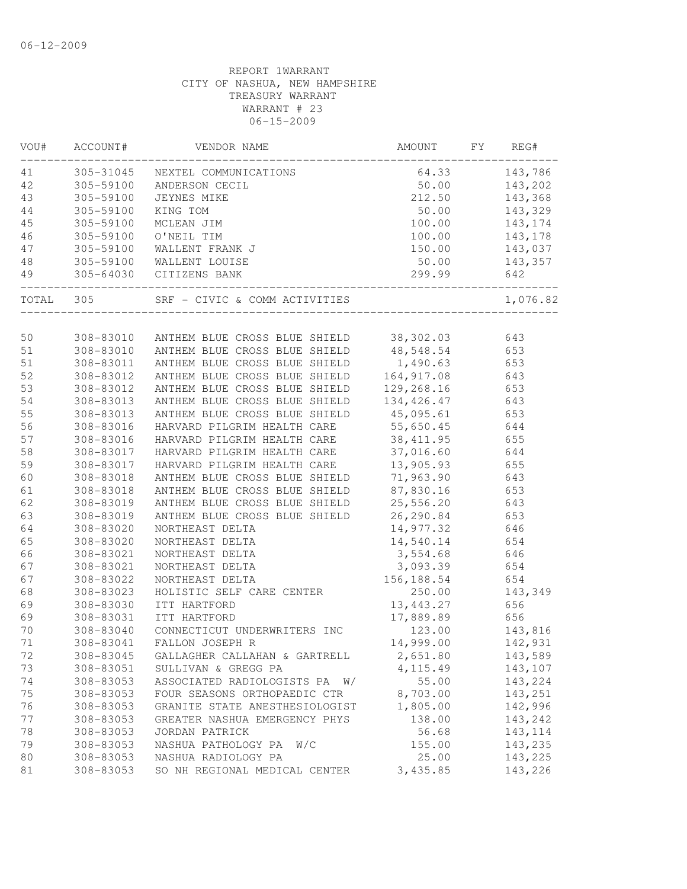06-12-2009

REPORT 1WARRANT
CITY OF NASHUA, NEW HAMPSHIRE
TREASURY WARRANT
WARRANT # 23
06-15-2009

| VOU# | ACCOUNT# | VENDOR NAME | AMOUNT | FY | REG# |
|---|---|---|---|---|---|
| 41 | 305-31045 | NEXTEL COMMUNICATIONS | 64.33 | | 143,786 |
| 42 | 305-59100 | ANDERSON CECIL | 50.00 | | 143,202 |
| 43 | 305-59100 | JEYNES MIKE | 212.50 | | 143,368 |
| 44 | 305-59100 | KING TOM | 50.00 | | 143,329 |
| 45 | 305-59100 | MCLEAN JIM | 100.00 | | 143,174 |
| 46 | 305-59100 | O'NEIL TIM | 100.00 | | 143,178 |
| 47 | 305-59100 | WALLENT FRANK J | 150.00 | | 143,037 |
| 48 | 305-59100 | WALLENT LOUISE | 50.00 | | 143,357 |
| 49 | 305-64030 | CITIZENS BANK | 299.99 | | 642 |
| TOTAL | 305 | SRF - CIVIC & COMM ACTIVITIES | | | 1,076.82 |

| VOU# | ACCOUNT# | VENDOR NAME | AMOUNT | FY | REG# |
|---|---|---|---|---|---|
| 50 | 308-83010 | ANTHEM BLUE CROSS BLUE SHIELD | 38,302.03 | | 643 |
| 51 | 308-83010 | ANTHEM BLUE CROSS BLUE SHIELD | 48,548.54 | | 653 |
| 51 | 308-83011 | ANTHEM BLUE CROSS BLUE SHIELD | 1,490.63 | | 653 |
| 52 | 308-83012 | ANTHEM BLUE CROSS BLUE SHIELD | 164,917.08 | | 643 |
| 53 | 308-83012 | ANTHEM BLUE CROSS BLUE SHIELD | 129,268.16 | | 653 |
| 54 | 308-83013 | ANTHEM BLUE CROSS BLUE SHIELD | 134,426.47 | | 643 |
| 55 | 308-83013 | ANTHEM BLUE CROSS BLUE SHIELD | 45,095.61 | | 653 |
| 56 | 308-83016 | HARVARD PILGRIM HEALTH CARE | 55,650.45 | | 644 |
| 57 | 308-83016 | HARVARD PILGRIM HEALTH CARE | 38,411.95 | | 655 |
| 58 | 308-83017 | HARVARD PILGRIM HEALTH CARE | 37,016.60 | | 644 |
| 59 | 308-83017 | HARVARD PILGRIM HEALTH CARE | 13,905.93 | | 655 |
| 60 | 308-83018 | ANTHEM BLUE CROSS BLUE SHIELD | 71,963.90 | | 643 |
| 61 | 308-83018 | ANTHEM BLUE CROSS BLUE SHIELD | 87,830.16 | | 653 |
| 62 | 308-83019 | ANTHEM BLUE CROSS BLUE SHIELD | 25,556.20 | | 643 |
| 63 | 308-83019 | ANTHEM BLUE CROSS BLUE SHIELD | 26,290.84 | | 653 |
| 64 | 308-83020 | NORTHEAST DELTA | 14,977.32 | | 646 |
| 65 | 308-83020 | NORTHEAST DELTA | 14,540.14 | | 654 |
| 66 | 308-83021 | NORTHEAST DELTA | 3,554.68 | | 646 |
| 67 | 308-83021 | NORTHEAST DELTA | 3,093.39 | | 654 |
| 67 | 308-83022 | NORTHEAST DELTA | 156,188.54 | | 654 |
| 68 | 308-83023 | HOLISTIC SELF CARE CENTER | 250.00 | | 143,349 |
| 69 | 308-83030 | ITT HARTFORD | 13,443.27 | | 656 |
| 69 | 308-83031 | ITT HARTFORD | 17,889.89 | | 656 |
| 70 | 308-83040 | CONNECTICUT UNDERWRITERS INC | 123.00 | | 143,816 |
| 71 | 308-83041 | FALLON JOSEPH R | 14,999.00 | | 142,931 |
| 72 | 308-83045 | GALLAGHER CALLAHAN & GARTRELL | 2,651.80 | | 143,589 |
| 73 | 308-83051 | SULLIVAN & GREGG PA | 4,115.49 | | 143,107 |
| 74 | 308-83053 | ASSOCIATED RADIOLOGISTS PA W/ | 55.00 | | 143,224 |
| 75 | 308-83053 | FOUR SEASONS ORTHOPAEDIC CTR | 8,703.00 | | 143,251 |
| 76 | 308-83053 | GRANITE STATE ANESTHESIOLOGIST | 1,805.00 | | 142,996 |
| 77 | 308-83053 | GREATER NASHUA EMERGENCY PHYS | 138.00 | | 143,242 |
| 78 | 308-83053 | JORDAN PATRICK | 56.68 | | 143,114 |
| 79 | 308-83053 | NASHUA PATHOLOGY PA W/C | 155.00 | | 143,235 |
| 80 | 308-83053 | NASHUA RADIOLOGY PA | 25.00 | | 143,225 |
| 81 | 308-83053 | SO NH REGIONAL MEDICAL CENTER | 3,435.85 | | 143,226 |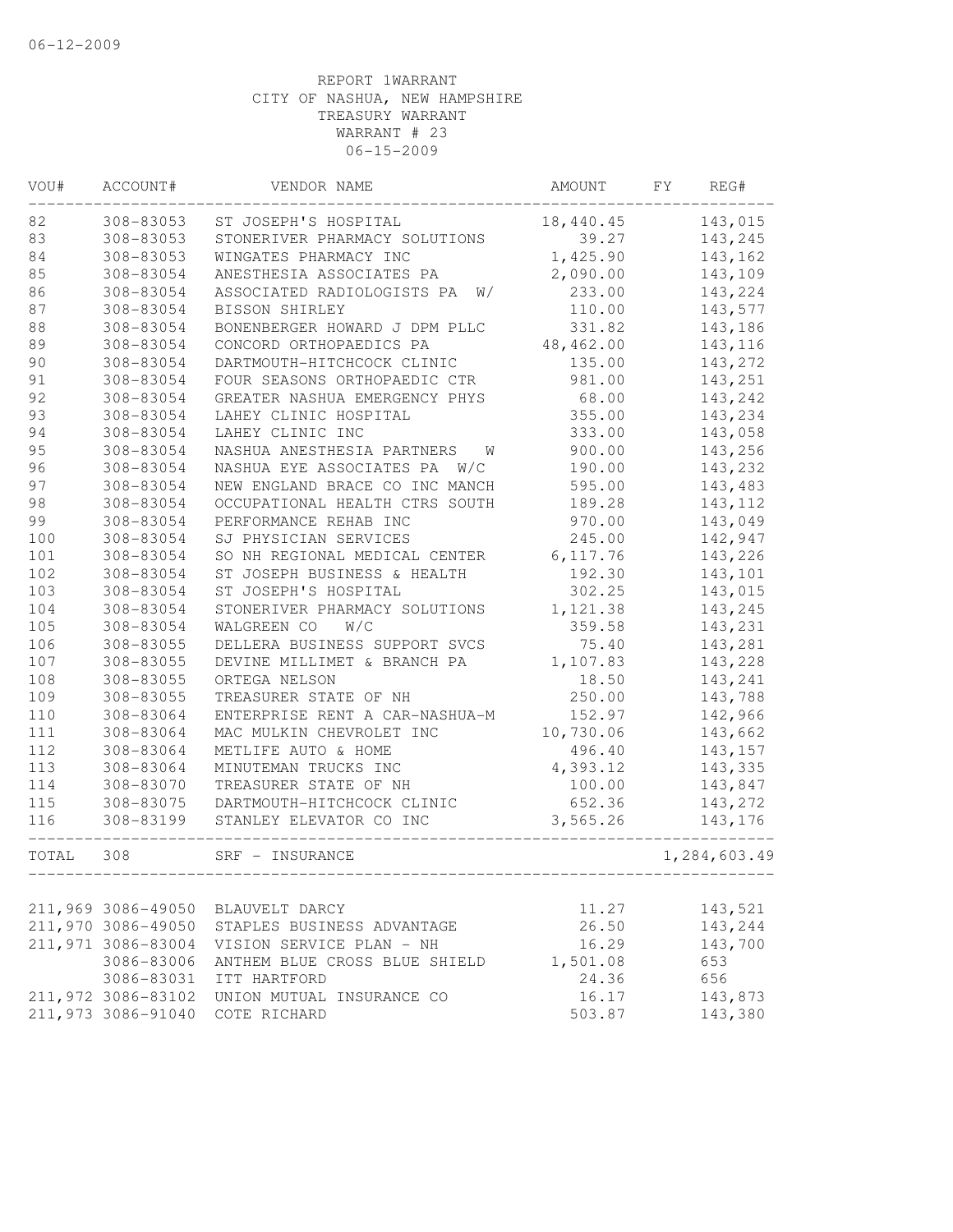06-12-2009

REPORT 1WARRANT
CITY OF NASHUA, NEW HAMPSHIRE
TREASURY WARRANT
WARRANT # 23
06-15-2009

| VOU# | ACCOUNT# | VENDOR NAME | AMOUNT | FY | REG# |
|---|---|---|---|---|---|
| 82 | 308-83053 | ST JOSEPH'S HOSPITAL | 18,440.45 | | 143,015 |
| 83 | 308-83053 | STONERIVER PHARMACY SOLUTIONS | 39.27 | | 143,245 |
| 84 | 308-83053 | WINGATES PHARMACY INC | 1,425.90 | | 143,162 |
| 85 | 308-83054 | ANESTHESIA ASSOCIATES PA | 2,090.00 | | 143,109 |
| 86 | 308-83054 | ASSOCIATED RADIOLOGISTS PA W/ | 233.00 | | 143,224 |
| 87 | 308-83054 | BISSON SHIRLEY | 110.00 | | 143,577 |
| 88 | 308-83054 | BONENBERGER HOWARD J DPM PLLC | 331.82 | | 143,186 |
| 89 | 308-83054 | CONCORD ORTHOPAEDICS PA | 48,462.00 | | 143,116 |
| 90 | 308-83054 | DARTMOUTH-HITCHCOCK CLINIC | 135.00 | | 143,272 |
| 91 | 308-83054 | FOUR SEASONS ORTHOPAEDIC CTR | 981.00 | | 143,251 |
| 92 | 308-83054 | GREATER NASHUA EMERGENCY PHYS | 68.00 | | 143,242 |
| 93 | 308-83054 | LAHEY CLINIC HOSPITAL | 355.00 | | 143,234 |
| 94 | 308-83054 | LAHEY CLINIC INC | 333.00 | | 143,058 |
| 95 | 308-83054 | NASHUA ANESTHESIA PARTNERS W | 900.00 | | 143,256 |
| 96 | 308-83054 | NASHUA EYE ASSOCIATES PA W/C | 190.00 | | 143,232 |
| 97 | 308-83054 | NEW ENGLAND BRACE CO INC MANCH | 595.00 | | 143,483 |
| 98 | 308-83054 | OCCUPATIONAL HEALTH CTRS SOUTH | 189.28 | | 143,112 |
| 99 | 308-83054 | PERFORMANCE REHAB INC | 970.00 | | 143,049 |
| 100 | 308-83054 | SJ PHYSICIAN SERVICES | 245.00 | | 142,947 |
| 101 | 308-83054 | SO NH REGIONAL MEDICAL CENTER | 6,117.76 | | 143,226 |
| 102 | 308-83054 | ST JOSEPH BUSINESS & HEALTH | 192.30 | | 143,101 |
| 103 | 308-83054 | ST JOSEPH'S HOSPITAL | 302.25 | | 143,015 |
| 104 | 308-83054 | STONERIVER PHARMACY SOLUTIONS | 1,121.38 | | 143,245 |
| 105 | 308-83054 | WALGREEN CO W/C | 359.58 | | 143,231 |
| 106 | 308-83055 | DELLERA BUSINESS SUPPORT SVCS | 75.40 | | 143,281 |
| 107 | 308-83055 | DEVINE MILLIMET & BRANCH PA | 1,107.83 | | 143,228 |
| 108 | 308-83055 | ORTEGA NELSON | 18.50 | | 143,241 |
| 109 | 308-83055 | TREASURER STATE OF NH | 250.00 | | 143,788 |
| 110 | 308-83064 | ENTERPRISE RENT A CAR-NASHUA-M | 152.97 | | 142,966 |
| 111 | 308-83064 | MAC MULKIN CHEVROLET INC | 10,730.06 | | 143,662 |
| 112 | 308-83064 | METLIFE AUTO & HOME | 496.40 | | 143,157 |
| 113 | 308-83064 | MINUTEMAN TRUCKS INC | 4,393.12 | | 143,335 |
| 114 | 308-83070 | TREASURER STATE OF NH | 100.00 | | 143,847 |
| 115 | 308-83075 | DARTMOUTH-HITCHCOCK CLINIC | 652.36 | | 143,272 |
| 116 | 308-83199 | STANLEY ELEVATOR CO INC | 3,565.26 | | 143,176 |
| TOTAL | 308 | SRF - INSURANCE | | | 1,284,603.49 |

| VOU# | ACCOUNT# | VENDOR NAME | AMOUNT | FY | REG# |
|---|---|---|---|---|---|
| 211,969 | 3086-49050 | BLAUVELT DARCY | 11.27 | | 143,521 |
| 211,970 | 3086-49050 | STAPLES BUSINESS ADVANTAGE | 26.50 | | 143,244 |
| 211,971 | 3086-83004 | VISION SERVICE PLAN - NH | 16.29 | | 143,700 |
| | 3086-83006 | ANTHEM BLUE CROSS BLUE SHIELD | 1,501.08 | | 653 |
| | 3086-83031 | ITT HARTFORD | 24.36 | | 656 |
| 211,972 | 3086-83102 | UNION MUTUAL INSURANCE CO | 16.17 | | 143,873 |
| 211,973 | 3086-91040 | COTE RICHARD | 503.87 | | 143,380 |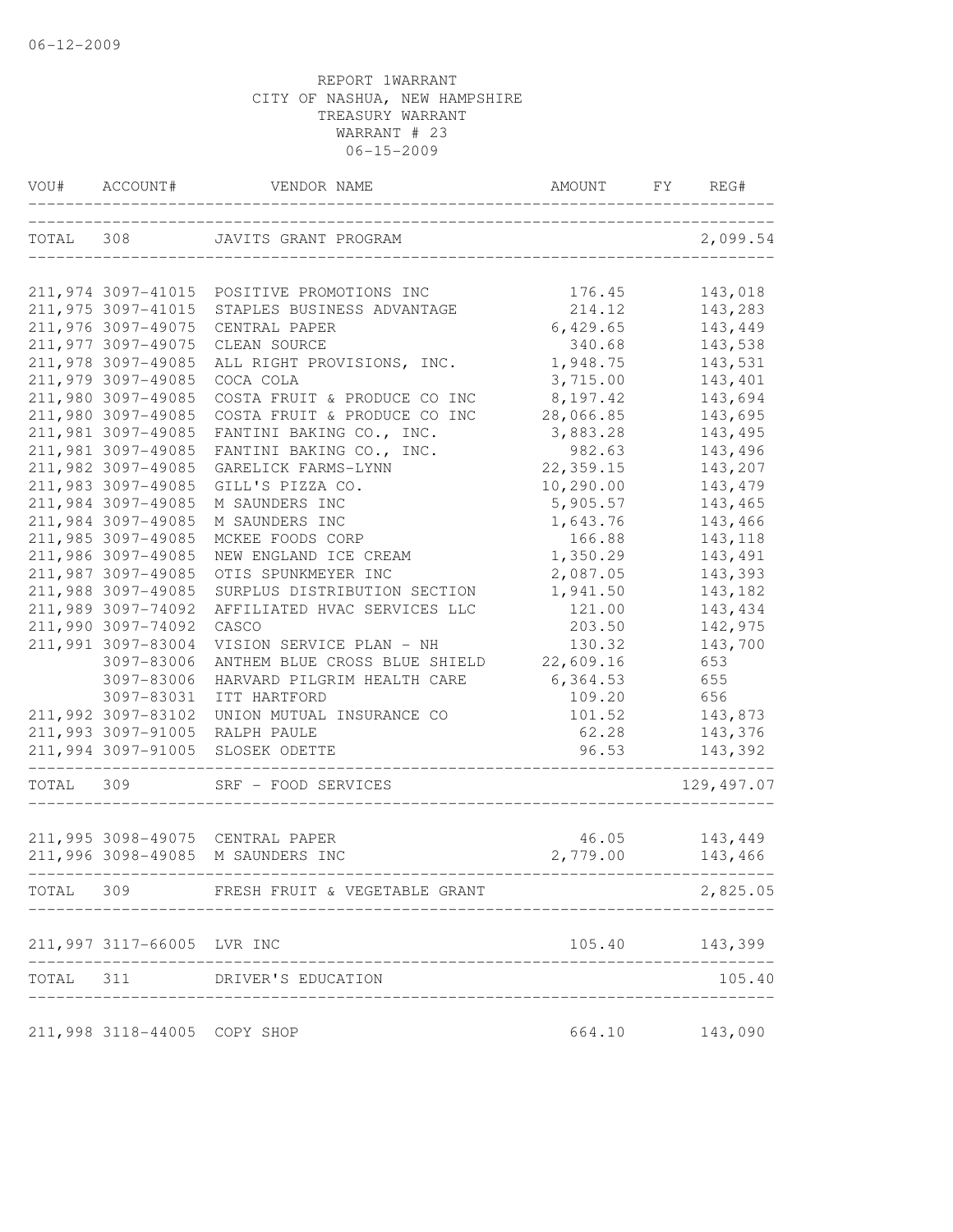06-12-2009

REPORT 1WARRANT
CITY OF NASHUA, NEW HAMPSHIRE
TREASURY WARRANT
WARRANT # 23
06-15-2009

| VOU# | ACCOUNT# | VENDOR NAME | AMOUNT | FY | REG# |
|---|---|---|---|---|---|
| TOTAL | 308 | JAVITS GRANT PROGRAM | | | 2,099.54 |
| 211,974 | 3097-41015 | POSITIVE PROMOTIONS INC | 176.45 | | 143,018 |
| 211,975 | 3097-41015 | STAPLES BUSINESS ADVANTAGE | 214.12 | | 143,283 |
| 211,976 | 3097-49075 | CENTRAL PAPER | 6,429.65 | | 143,449 |
| 211,977 | 3097-49075 | CLEAN SOURCE | 340.68 | | 143,538 |
| 211,978 | 3097-49085 | ALL RIGHT PROVISIONS, INC. | 1,948.75 | | 143,531 |
| 211,979 | 3097-49085 | COCA COLA | 3,715.00 | | 143,401 |
| 211,980 | 3097-49085 | COSTA FRUIT & PRODUCE CO INC | 8,197.42 | | 143,694 |
| 211,980 | 3097-49085 | COSTA FRUIT & PRODUCE CO INC | 28,066.85 | | 143,695 |
| 211,981 | 3097-49085 | FANTINI BAKING CO., INC. | 3,883.28 | | 143,495 |
| 211,981 | 3097-49085 | FANTINI BAKING CO., INC. | 982.63 | | 143,496 |
| 211,982 | 3097-49085 | GARELICK FARMS-LYNN | 22,359.15 | | 143,207 |
| 211,983 | 3097-49085 | GILL'S PIZZA CO. | 10,290.00 | | 143,479 |
| 211,984 | 3097-49085 | M SAUNDERS INC | 5,905.57 | | 143,465 |
| 211,984 | 3097-49085 | M SAUNDERS INC | 1,643.76 | | 143,466 |
| 211,985 | 3097-49085 | MCKEE FOODS CORP | 166.88 | | 143,118 |
| 211,986 | 3097-49085 | NEW ENGLAND ICE CREAM | 1,350.29 | | 143,491 |
| 211,987 | 3097-49085 | OTIS SPUNKMEYER INC | 2,087.05 | | 143,393 |
| 211,988 | 3097-49085 | SURPLUS DISTRIBUTION SECTION | 1,941.50 | | 143,182 |
| 211,989 | 3097-74092 | AFFILIATED HVAC SERVICES LLC | 121.00 | | 143,434 |
| 211,990 | 3097-74092 | CASCO | 203.50 | | 142,975 |
| 211,991 | 3097-83004 | VISION SERVICE PLAN - NH | 130.32 | | 143,700 |
| | 3097-83006 | ANTHEM BLUE CROSS BLUE SHIELD | 22,609.16 | | 653 |
| | 3097-83006 | HARVARD PILGRIM HEALTH CARE | 6,364.53 | | 655 |
| | 3097-83031 | ITT HARTFORD | 109.20 | | 656 |
| 211,992 | 3097-83102 | UNION MUTUAL INSURANCE CO | 101.52 | | 143,873 |
| 211,993 | 3097-91005 | RALPH PAULE | 62.28 | | 143,376 |
| 211,994 | 3097-91005 | SLOSEK ODETTE | 96.53 | | 143,392 |
| TOTAL | 309 | SRF - FOOD SERVICES | | | 129,497.07 |
| 211,995 | 3098-49075 | CENTRAL PAPER | 46.05 | | 143,449 |
| 211,996 | 3098-49085 | M SAUNDERS INC | 2,779.00 | | 143,466 |
| TOTAL | 309 | FRESH FRUIT & VEGETABLE GRANT | | | 2,825.05 |
| 211,997 | 3117-66005 | LVR INC | 105.40 | | 143,399 |
| TOTAL | 311 | DRIVER'S EDUCATION | | | 105.40 |
| 211,998 | 3118-44005 | COPY SHOP | 664.10 | | 143,090 |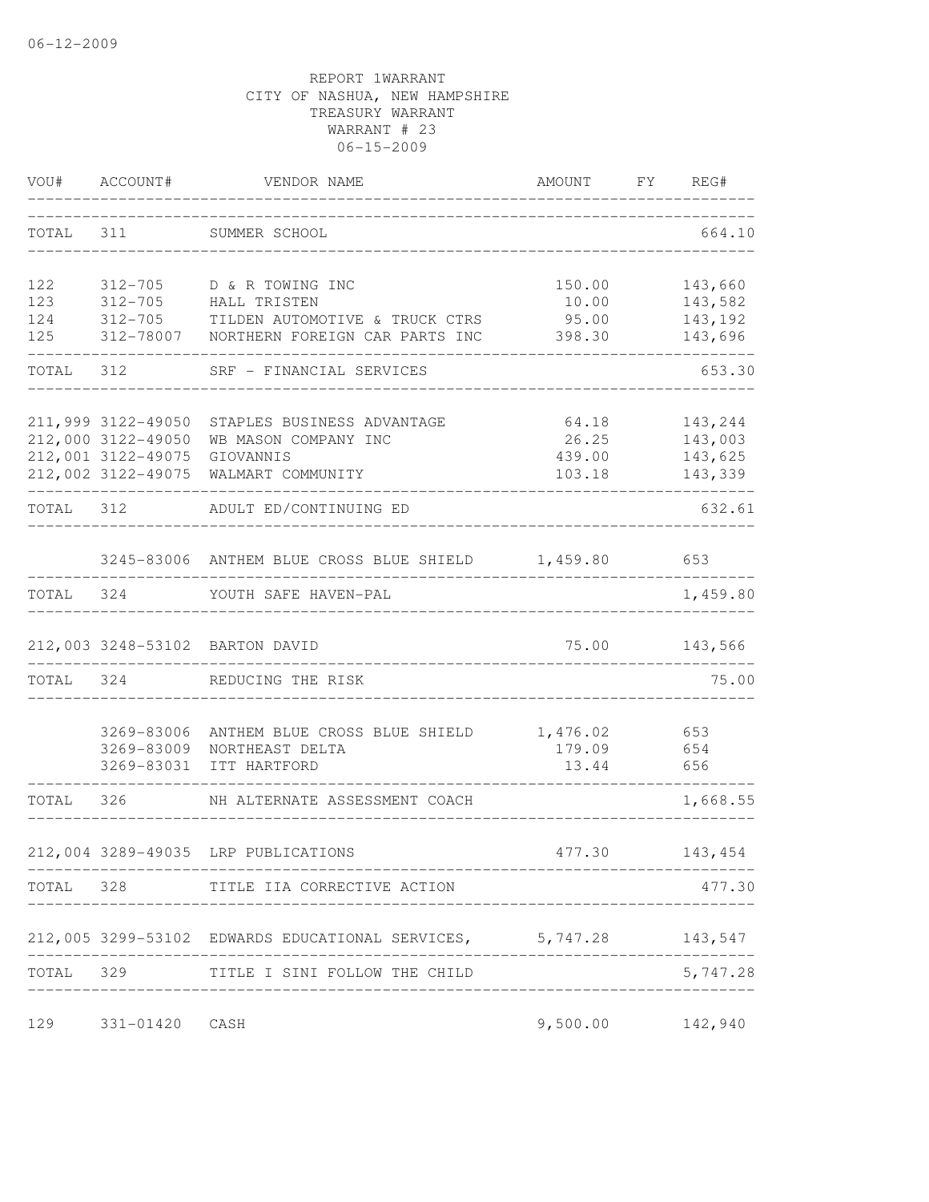06-12-2009

REPORT 1WARRANT
CITY OF NASHUA, NEW HAMPSHIRE
TREASURY WARRANT
WARRANT # 23
06-15-2009

| VOU# | ACCOUNT# | VENDOR NAME | AMOUNT | FY | REG# |
|---|---|---|---|---|---|
| TOTAL | 311 | SUMMER SCHOOL | | | 664.10 |
| 122 | 312-705 | D & R TOWING INC | 150.00 | | 143,660 |
| 123 | 312-705 | HALL TRISTEN | 10.00 | | 143,582 |
| 124 | 312-705 | TILDEN AUTOMOTIVE & TRUCK CTRS | 95.00 | | 143,192 |
| 125 | 312-78007 | NORTHERN FOREIGN CAR PARTS INC | 398.30 | | 143,696 |
| TOTAL | 312 | SRF - FINANCIAL SERVICES | | | 653.30 |
| 211,999 | 3122-49050 | STAPLES BUSINESS ADVANTAGE | 64.18 | | 143,244 |
| 212,000 | 3122-49050 | WB MASON COMPANY INC | 26.25 | | 143,003 |
| 212,001 | 3122-49075 | GIOVANNIS | 439.00 | | 143,625 |
| 212,002 | 3122-49075 | WALMART COMMUNITY | 103.18 | | 143,339 |
| TOTAL | 312 | ADULT ED/CONTINUING ED | | | 632.61 |
| | 3245-83006 | ANTHEM BLUE CROSS BLUE SHIELD | 1,459.80 | | 653 |
| TOTAL | 324 | YOUTH SAFE HAVEN-PAL | | | 1,459.80 |
| 212,003 | 3248-53102 | BARTON DAVID | 75.00 | | 143,566 |
| TOTAL | 324 | REDUCING THE RISK | | | 75.00 |
| | 3269-83006 | ANTHEM BLUE CROSS BLUE SHIELD | 1,476.02 | | 653 |
| | 3269-83009 | NORTHEAST DELTA | 179.09 | | 654 |
| | 3269-83031 | ITT HARTFORD | 13.44 | | 656 |
| TOTAL | 326 | NH ALTERNATE ASSESSMENT COACH | | | 1,668.55 |
| 212,004 | 3289-49035 | LRP PUBLICATIONS | 477.30 | | 143,454 |
| TOTAL | 328 | TITLE IIA CORRECTIVE ACTION | | | 477.30 |
| 212,005 | 3299-53102 | EDWARDS EDUCATIONAL SERVICES, | 5,747.28 | | 143,547 |
| TOTAL | 329 | TITLE I SINI FOLLOW THE CHILD | | | 5,747.28 |
| 129 | 331-01420 | CASH | 9,500.00 | | 142,940 |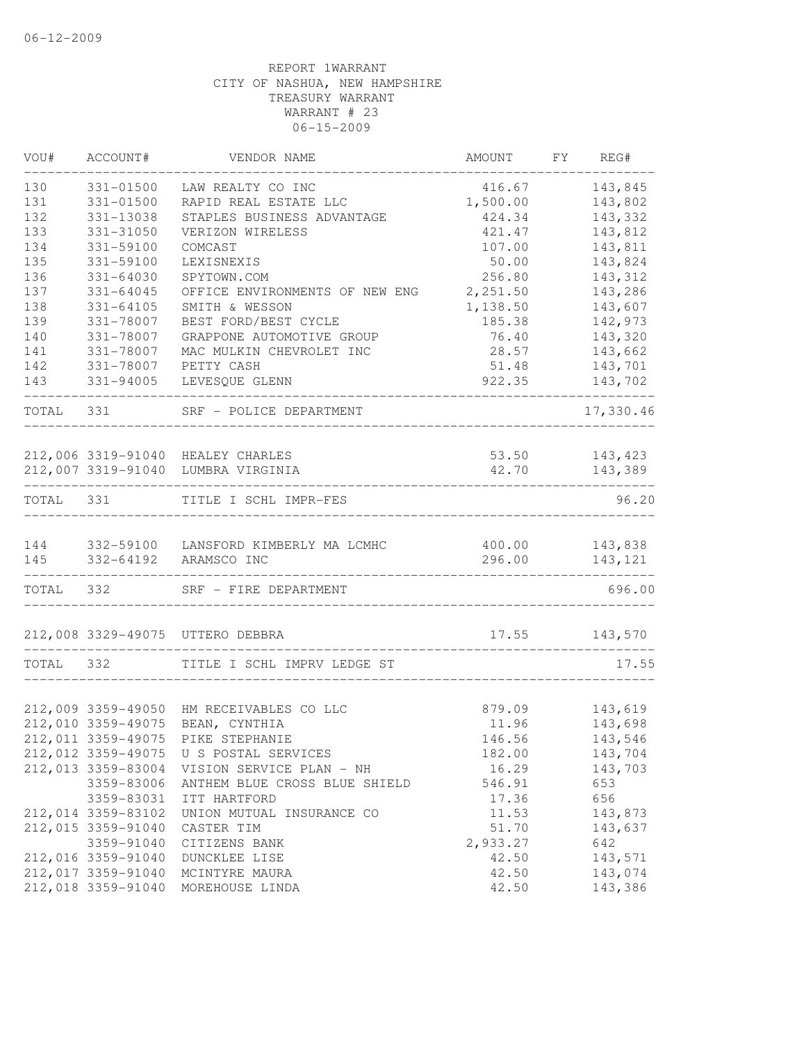06-12-2009

REPORT 1WARRANT
CITY OF NASHUA, NEW HAMPSHIRE
TREASURY WARRANT
WARRANT # 23
06-15-2009

| VOU# | ACCOUNT# | VENDOR NAME | AMOUNT | FY | REG# |
|---|---|---|---|---|---|
| 130 | 331-01500 | LAW REALTY CO INC | 416.67 | | 143,845 |
| 131 | 331-01500 | RAPID REAL ESTATE LLC | 1,500.00 | | 143,802 |
| 132 | 331-13038 | STAPLES BUSINESS ADVANTAGE | 424.34 | | 143,332 |
| 133 | 331-31050 | VERIZON WIRELESS | 421.47 | | 143,812 |
| 134 | 331-59100 | COMCAST | 107.00 | | 143,811 |
| 135 | 331-59100 | LEXISNEXIS | 50.00 | | 143,824 |
| 136 | 331-64030 | SPYTOWN.COM | 256.80 | | 143,312 |
| 137 | 331-64045 | OFFICE ENVIRONMENTS OF NEW ENG | 2,251.50 | | 143,286 |
| 138 | 331-64105 | SMITH & WESSON | 1,138.50 | | 143,607 |
| 139 | 331-78007 | BEST FORD/BEST CYCLE | 185.38 | | 142,973 |
| 140 | 331-78007 | GRAPPONE AUTOMOTIVE GROUP | 76.40 | | 143,320 |
| 141 | 331-78007 | MAC MULKIN CHEVROLET INC | 28.57 | | 143,662 |
| 142 | 331-78007 | PETTY CASH | 51.48 | | 143,701 |
| 143 | 331-94005 | LEVESQUE GLENN | 922.35 | | 143,702 |
| TOTAL | 331 | SRF - POLICE DEPARTMENT | | | 17,330.46 |
| 212,006 | 3319-91040 | HEALEY CHARLES | 53.50 | | 143,423 |
| 212,007 | 3319-91040 | LUMBRA VIRGINIA | 42.70 | | 143,389 |
| TOTAL | 331 | TITLE I SCHL IMPR-FES | | | 96.20 |
| 144 | 332-59100 | LANSFORD KIMBERLY MA LCMHC | 400.00 | | 143,838 |
| 145 | 332-64192 | ARAMSCO INC | 296.00 | | 143,121 |
| TOTAL | 332 | SRF - FIRE DEPARTMENT | | | 696.00 |
| 212,008 | 3329-49075 | UTTERO DEBBRA | 17.55 | | 143,570 |
| TOTAL | 332 | TITLE I SCHL IMPRV LEDGE ST | | | 17.55 |
| 212,009 | 3359-49050 | HM RECEIVABLES CO LLC | 879.09 | | 143,619 |
| 212,010 | 3359-49075 | BEAN, CYNTHIA | 11.96 | | 143,698 |
| 212,011 | 3359-49075 | PIKE STEPHANIE | 146.56 | | 143,546 |
| 212,012 | 3359-49075 | U S POSTAL SERVICES | 182.00 | | 143,704 |
| 212,013 | 3359-83004 | VISION SERVICE PLAN - NH | 16.29 | | 143,703 |
| | 3359-83006 | ANTHEM BLUE CROSS BLUE SHIELD | 546.91 | | 653 |
| | 3359-83031 | ITT HARTFORD | 17.36 | | 656 |
| 212,014 | 3359-83102 | UNION MUTUAL INSURANCE CO | 11.53 | | 143,873 |
| 212,015 | 3359-91040 | CASTER TIM | 51.70 | | 143,637 |
| | 3359-91040 | CITIZENS BANK | 2,933.27 | | 642 |
| 212,016 | 3359-91040 | DUNCKLEE LISE | 42.50 | | 143,571 |
| 212,017 | 3359-91040 | MCINTYRE MAURA | 42.50 | | 143,074 |
| 212,018 | 3359-91040 | MOREHOUSE LINDA | 42.50 | | 143,386 |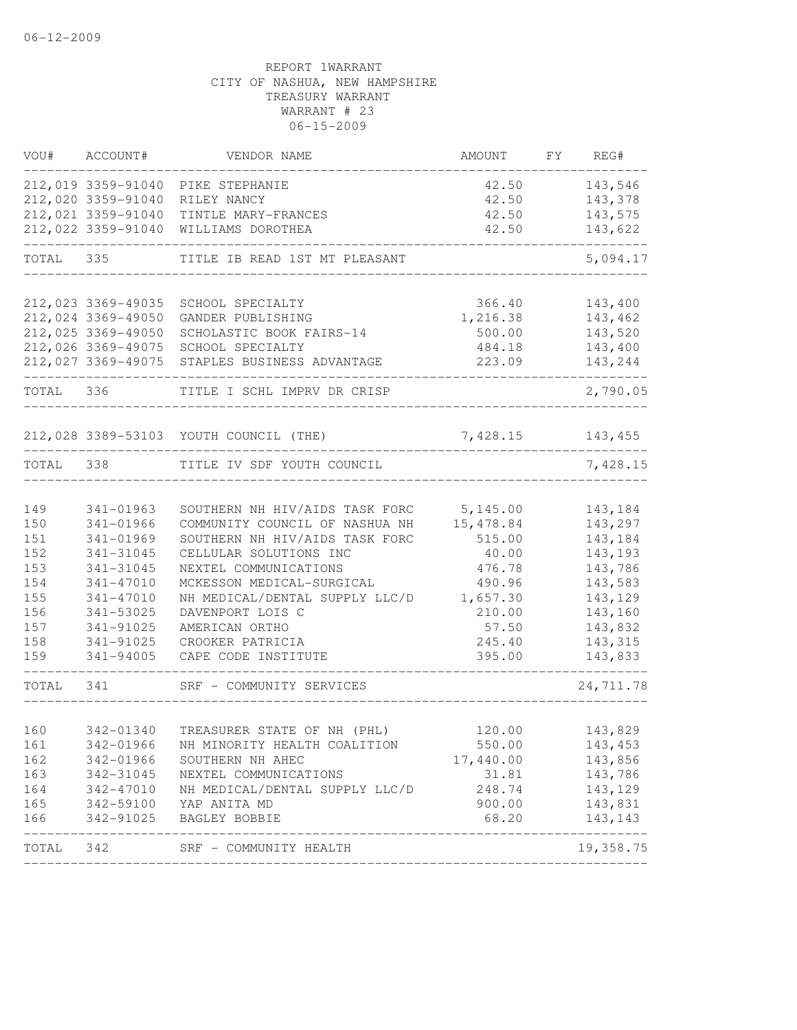06-12-2009

REPORT 1WARRANT
CITY OF NASHUA, NEW HAMPSHIRE
TREASURY WARRANT
WARRANT # 23
06-15-2009

| VOU# | ACCOUNT# | VENDOR NAME | AMOUNT | FY | REG# |
|---|---|---|---|---|---|
| 212,019 | 3359-91040 | PIKE STEPHANIE | 42.50 | | 143,546 |
| 212,020 | 3359-91040 | RILEY NANCY | 42.50 | | 143,378 |
| 212,021 | 3359-91040 | TINTLE MARY-FRANCES | 42.50 | | 143,575 |
| 212,022 | 3359-91040 | WILLIAMS DOROTHEA | 42.50 | | 143,622 |
| TOTAL | 335 | TITLE IB READ 1ST MT PLEASANT | | | 5,094.17 |
| 212,023 | 3369-49035 | SCHOOL SPECIALTY | 366.40 | | 143,400 |
| 212,024 | 3369-49050 | GANDER PUBLISHING | 1,216.38 | | 143,462 |
| 212,025 | 3369-49050 | SCHOLASTIC BOOK FAIRS-14 | 500.00 | | 143,520 |
| 212,026 | 3369-49075 | SCHOOL SPECIALTY | 484.18 | | 143,400 |
| 212,027 | 3369-49075 | STAPLES BUSINESS ADVANTAGE | 223.09 | | 143,244 |
| TOTAL | 336 | TITLE I SCHL IMPRV DR CRISP | | | 2,790.05 |
| 212,028 | 3389-53103 | YOUTH COUNCIL (THE) | 7,428.15 | | 143,455 |
| TOTAL | 338 | TITLE IV SDF YOUTH COUNCIL | | | 7,428.15 |
| 149 | 341-01963 | SOUTHERN NH HIV/AIDS TASK FORC | 5,145.00 | | 143,184 |
| 150 | 341-01966 | COMMUNITY COUNCIL OF NASHUA NH | 15,478.84 | | 143,297 |
| 151 | 341-01969 | SOUTHERN NH HIV/AIDS TASK FORC | 515.00 | | 143,184 |
| 152 | 341-31045 | CELLULAR SOLUTIONS INC | 40.00 | | 143,193 |
| 153 | 341-31045 | NEXTEL COMMUNICATIONS | 476.78 | | 143,786 |
| 154 | 341-47010 | MCKESSON MEDICAL-SURGICAL | 490.96 | | 143,583 |
| 155 | 341-47010 | NH MEDICAL/DENTAL SUPPLY LLC/D | 1,657.30 | | 143,129 |
| 156 | 341-53025 | DAVENPORT LOIS C | 210.00 | | 143,160 |
| 157 | 341-91025 | AMERICAN ORTHO | 57.50 | | 143,832 |
| 158 | 341-91025 | CROOKER PATRICIA | 245.40 | | 143,315 |
| 159 | 341-94005 | CAPE CODE INSTITUTE | 395.00 | | 143,833 |
| TOTAL | 341 | SRF - COMMUNITY SERVICES | | | 24,711.78 |
| 160 | 342-01340 | TREASURER STATE OF NH (PHL) | 120.00 | | 143,829 |
| 161 | 342-01966 | NH MINORITY HEALTH COALITION | 550.00 | | 143,453 |
| 162 | 342-01966 | SOUTHERN NH AHEC | 17,440.00 | | 143,856 |
| 163 | 342-31045 | NEXTEL COMMUNICATIONS | 31.81 | | 143,786 |
| 164 | 342-47010 | NH MEDICAL/DENTAL SUPPLY LLC/D | 248.74 | | 143,129 |
| 165 | 342-59100 | YAP ANITA MD | 900.00 | | 143,831 |
| 166 | 342-91025 | BAGLEY BOBBIE | 68.20 | | 143,143 |
| TOTAL | 342 | SRF - COMMUNITY HEALTH | | | 19,358.75 |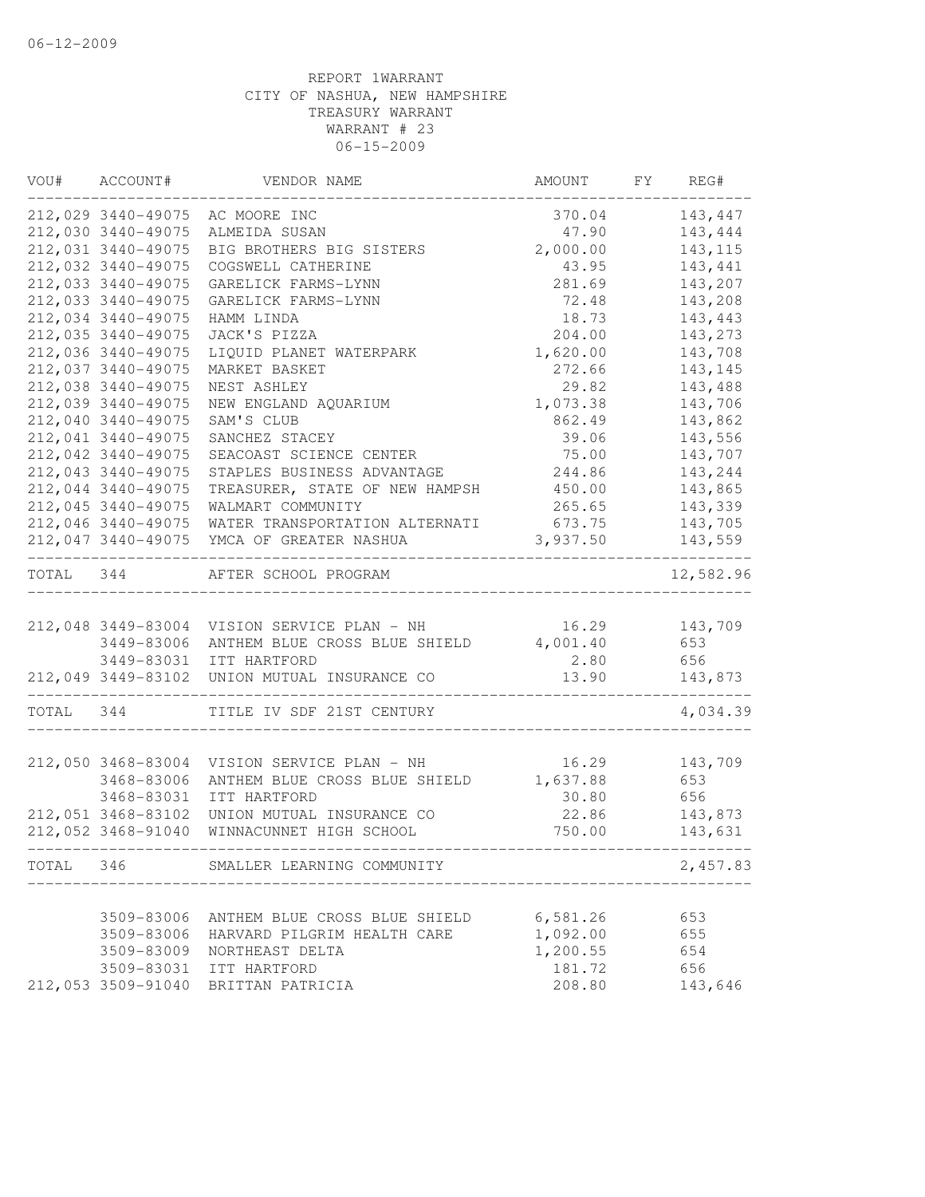06-12-2009

REPORT 1WARRANT
CITY OF NASHUA, NEW HAMPSHIRE
TREASURY WARRANT
WARRANT # 23
06-15-2009

| VOU# | ACCOUNT# | VENDOR NAME | AMOUNT | FY | REG# |
|---|---|---|---|---|---|
| 212,029 | 3440-49075 | AC MOORE INC | 370.04 | | 143,447 |
| 212,030 | 3440-49075 | ALMEIDA SUSAN | 47.90 | | 143,444 |
| 212,031 | 3440-49075 | BIG BROTHERS BIG SISTERS | 2,000.00 | | 143,115 |
| 212,032 | 3440-49075 | COGSWELL CATHERINE | 43.95 | | 143,441 |
| 212,033 | 3440-49075 | GARELICK FARMS-LYNN | 281.69 | | 143,207 |
| 212,033 | 3440-49075 | GARELICK FARMS-LYNN | 72.48 | | 143,208 |
| 212,034 | 3440-49075 | HAMM LINDA | 18.73 | | 143,443 |
| 212,035 | 3440-49075 | JACK'S PIZZA | 204.00 | | 143,273 |
| 212,036 | 3440-49075 | LIQUID PLANET WATERPARK | 1,620.00 | | 143,708 |
| 212,037 | 3440-49075 | MARKET BASKET | 272.66 | | 143,145 |
| 212,038 | 3440-49075 | NEST ASHLEY | 29.82 | | 143,488 |
| 212,039 | 3440-49075 | NEW ENGLAND AQUARIUM | 1,073.38 | | 143,706 |
| 212,040 | 3440-49075 | SAM'S CLUB | 862.49 | | 143,862 |
| 212,041 | 3440-49075 | SANCHEZ STACEY | 39.06 | | 143,556 |
| 212,042 | 3440-49075 | SEACOAST SCIENCE CENTER | 75.00 | | 143,707 |
| 212,043 | 3440-49075 | STAPLES BUSINESS ADVANTAGE | 244.86 | | 143,244 |
| 212,044 | 3440-49075 | TREASURER, STATE OF NEW HAMPSH | 450.00 | | 143,865 |
| 212,045 | 3440-49075 | WALMART COMMUNITY | 265.65 | | 143,339 |
| 212,046 | 3440-49075 | WATER TRANSPORTATION ALTERNATI | 673.75 | | 143,705 |
| 212,047 | 3440-49075 | YMCA OF GREATER NASHUA | 3,937.50 | | 143,559 |
| TOTAL | 344 | AFTER SCHOOL PROGRAM | | | 12,582.96 |
| 212,048 | 3449-83004 | VISION SERVICE PLAN - NH | 16.29 | | 143,709 |
| | 3449-83006 | ANTHEM BLUE CROSS BLUE SHIELD | 4,001.40 | | 653 |
| | 3449-83031 | ITT HARTFORD | 2.80 | | 656 |
| 212,049 | 3449-83102 | UNION MUTUAL INSURANCE CO | 13.90 | | 143,873 |
| TOTAL | 344 | TITLE IV SDF 21ST CENTURY | | | 4,034.39 |
| 212,050 | 3468-83004 | VISION SERVICE PLAN - NH | 16.29 | | 143,709 |
| | 3468-83006 | ANTHEM BLUE CROSS BLUE SHIELD | 1,637.88 | | 653 |
| | 3468-83031 | ITT HARTFORD | 30.80 | | 656 |
| 212,051 | 3468-83102 | UNION MUTUAL INSURANCE CO | 22.86 | | 143,873 |
| 212,052 | 3468-91040 | WINNACUNNET HIGH SCHOOL | 750.00 | | 143,631 |
| TOTAL | 346 | SMALLER LEARNING COMMUNITY | | | 2,457.83 |
| | 3509-83006 | ANTHEM BLUE CROSS BLUE SHIELD | 6,581.26 | | 653 |
| | 3509-83006 | HARVARD PILGRIM HEALTH CARE | 1,092.00 | | 655 |
| | 3509-83009 | NORTHEAST DELTA | 1,200.55 | | 654 |
| | 3509-83031 | ITT HARTFORD | 181.72 | | 656 |
| 212,053 | 3509-91040 | BRITTAN PATRICIA | 208.80 | | 143,646 |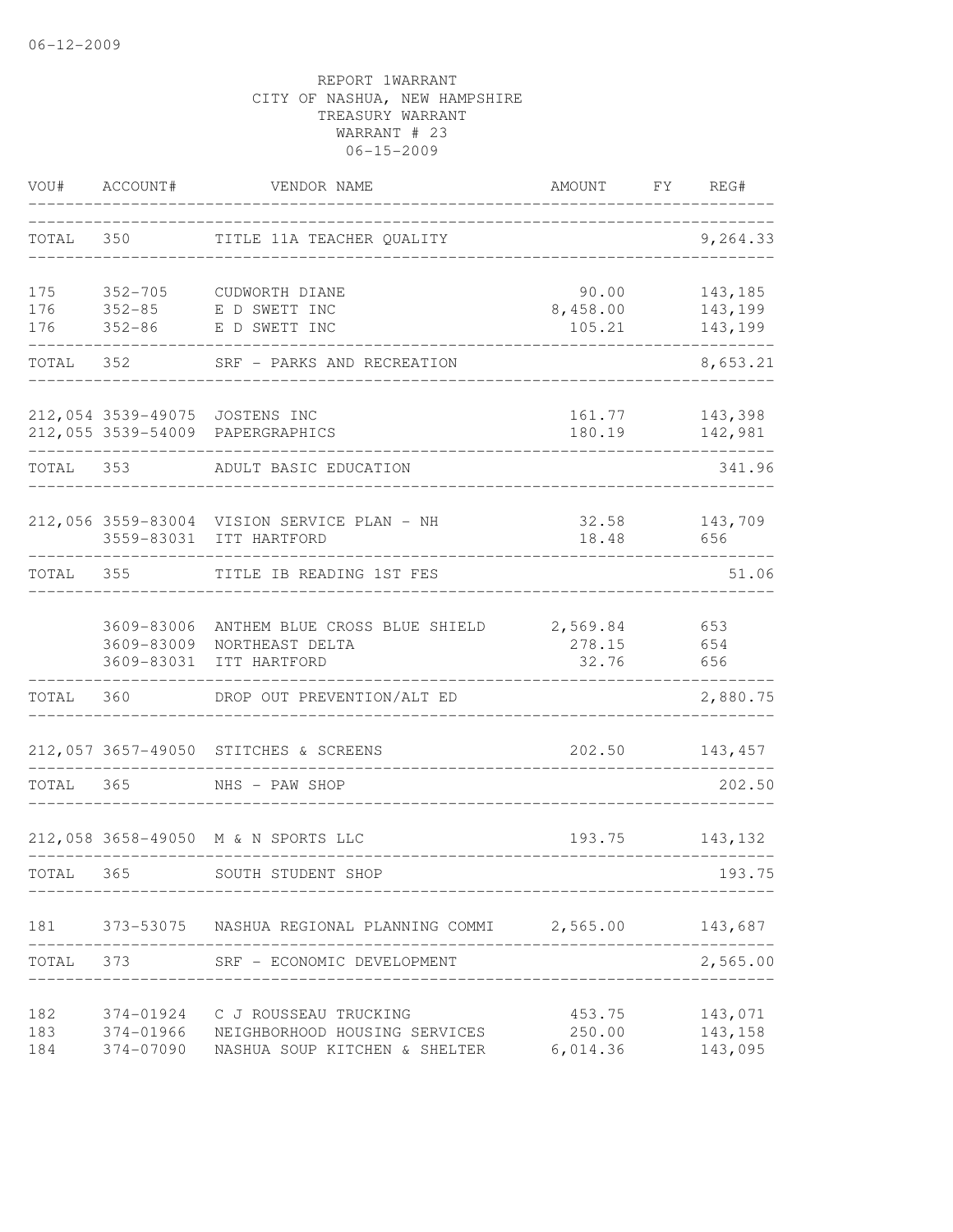06-12-2009

REPORT 1WARRANT
CITY OF NASHUA, NEW HAMPSHIRE
TREASURY WARRANT
WARRANT # 23
06-15-2009

| VOU# | ACCOUNT# | VENDOR NAME | AMOUNT | FY | REG# |
|---|---|---|---|---|---|
| TOTAL | 350 | TITLE 11A TEACHER QUALITY | | | 9,264.33 |
| 175 | 352-705 | CUDWORTH DIANE | 90.00 | | 143,185 |
| 176 | 352-85 | E D SWETT INC | 8,458.00 | | 143,199 |
| 176 | 352-86 | E D SWETT INC | 105.21 | | 143,199 |
| TOTAL | 352 | SRF - PARKS AND RECREATION | | | 8,653.21 |
| 212,054 | 3539-49075 | JOSTENS INC | 161.77 | | 143,398 |
| 212,055 | 3539-54009 | PAPERGRAPHICS | 180.19 | | 142,981 |
| TOTAL | 353 | ADULT BASIC EDUCATION | | | 341.96 |
| 212,056 | 3559-83004 | VISION SERVICE PLAN - NH | 32.58 | | 143,709 |
| | 3559-83031 | ITT HARTFORD | 18.48 | | 656 |
| TOTAL | 355 | TITLE IB READING 1ST FES | | | 51.06 |
| | 3609-83006 | ANTHEM BLUE CROSS BLUE SHIELD | 2,569.84 | | 653 |
| | 3609-83009 | NORTHEAST DELTA | 278.15 | | 654 |
| | 3609-83031 | ITT HARTFORD | 32.76 | | 656 |
| TOTAL | 360 | DROP OUT PREVENTION/ALT ED | | | 2,880.75 |
| 212,057 | 3657-49050 | STITCHES & SCREENS | 202.50 | | 143,457 |
| TOTAL | 365 | NHS - PAW SHOP | | | 202.50 |
| 212,058 | 3658-49050 | M & N SPORTS LLC | 193.75 | | 143,132 |
| TOTAL | 365 | SOUTH STUDENT SHOP | | | 193.75 |
| 181 | 373-53075 | NASHUA REGIONAL PLANNING COMMI | 2,565.00 | | 143,687 |
| TOTAL | 373 | SRF - ECONOMIC DEVELOPMENT | | | 2,565.00 |
| 182 | 374-01924 | C J ROUSSEAU TRUCKING | 453.75 | | 143,071 |
| 183 | 374-01966 | NEIGHBORHOOD HOUSING SERVICES | 250.00 | | 143,158 |
| 184 | 374-07090 | NASHUA SOUP KITCHEN & SHELTER | 6,014.36 | | 143,095 |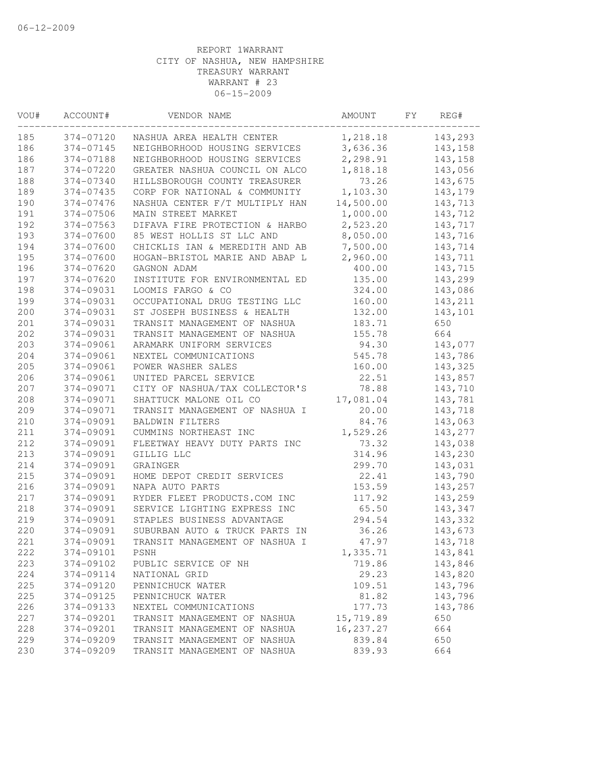06-12-2009

REPORT 1WARRANT
CITY OF NASHUA, NEW HAMPSHIRE
TREASURY WARRANT
WARRANT # 23
06-15-2009

| VOU# | ACCOUNT# | VENDOR NAME | AMOUNT | FY | REG# |
|---|---|---|---|---|---|
| 185 | 374-07120 | NASHUA AREA HEALTH CENTER | 1,218.18 | | 143,293 |
| 186 | 374-07145 | NEIGHBORHOOD HOUSING SERVICES | 3,636.36 | | 143,158 |
| 186 | 374-07188 | NEIGHBORHOOD HOUSING SERVICES | 2,298.91 | | 143,158 |
| 187 | 374-07220 | GREATER NASHUA COUNCIL ON ALCO | 1,818.18 | | 143,056 |
| 188 | 374-07340 | HILLSBOROUGH COUNTY TREASURER | 73.26 | | 143,675 |
| 189 | 374-07435 | CORP FOR NATIONAL & COMMUNITY | 1,103.30 | | 143,179 |
| 190 | 374-07476 | NASHUA CENTER F/T MULTIPLY HAN | 14,500.00 | | 143,713 |
| 191 | 374-07506 | MAIN STREET MARKET | 1,000.00 | | 143,712 |
| 192 | 374-07563 | DIFAVA FIRE PROTECTION & HARBO | 2,523.20 | | 143,717 |
| 193 | 374-07600 | 85 WEST HOLLIS ST LLC AND | 8,050.00 | | 143,716 |
| 194 | 374-07600 | CHICKLIS IAN & MEREDITH AND AB | 7,500.00 | | 143,714 |
| 195 | 374-07600 | HOGAN-BRISTOL MARIE AND ABAP L | 2,960.00 | | 143,711 |
| 196 | 374-07620 | GAGNON ADAM | 400.00 | | 143,715 |
| 197 | 374-07620 | INSTITUTE FOR ENVIRONMENTAL ED | 135.00 | | 143,299 |
| 198 | 374-09031 | LOOMIS FARGO & CO | 324.00 | | 143,086 |
| 199 | 374-09031 | OCCUPATIONAL DRUG TESTING LLC | 160.00 | | 143,211 |
| 200 | 374-09031 | ST JOSEPH BUSINESS & HEALTH | 132.00 | | 143,101 |
| 201 | 374-09031 | TRANSIT MANAGEMENT OF NASHUA | 183.71 | | 650 |
| 202 | 374-09031 | TRANSIT MANAGEMENT OF NASHUA | 155.78 | | 664 |
| 203 | 374-09061 | ARAMARK UNIFORM SERVICES | 94.30 | | 143,077 |
| 204 | 374-09061 | NEXTEL COMMUNICATIONS | 545.78 | | 143,786 |
| 205 | 374-09061 | POWER WASHER SALES | 160.00 | | 143,325 |
| 206 | 374-09061 | UNITED PARCEL SERVICE | 22.51 | | 143,857 |
| 207 | 374-09071 | CITY OF NASHUA/TAX COLLECTOR'S | 78.88 | | 143,710 |
| 208 | 374-09071 | SHATTUCK MALONE OIL CO | 17,081.04 | | 143,781 |
| 209 | 374-09071 | TRANSIT MANAGEMENT OF NASHUA I | 20.00 | | 143,718 |
| 210 | 374-09091 | BALDWIN FILTERS | 84.76 | | 143,063 |
| 211 | 374-09091 | CUMMINS NORTHEAST INC | 1,529.26 | | 143,277 |
| 212 | 374-09091 | FLEETWAY HEAVY DUTY PARTS INC | 73.32 | | 143,038 |
| 213 | 374-09091 | GILLIG LLC | 314.96 | | 143,230 |
| 214 | 374-09091 | GRAINGER | 299.70 | | 143,031 |
| 215 | 374-09091 | HOME DEPOT CREDIT SERVICES | 22.41 | | 143,790 |
| 216 | 374-09091 | NAPA AUTO PARTS | 153.59 | | 143,257 |
| 217 | 374-09091 | RYDER FLEET PRODUCTS.COM INC | 117.92 | | 143,259 |
| 218 | 374-09091 | SERVICE LIGHTING EXPRESS INC | 65.50 | | 143,347 |
| 219 | 374-09091 | STAPLES BUSINESS ADVANTAGE | 294.54 | | 143,332 |
| 220 | 374-09091 | SUBURBAN AUTO & TRUCK PARTS IN | 36.26 | | 143,673 |
| 221 | 374-09091 | TRANSIT MANAGEMENT OF NASHUA I | 47.97 | | 143,718 |
| 222 | 374-09101 | PSNH | 1,335.71 | | 143,841 |
| 223 | 374-09102 | PUBLIC SERVICE OF NH | 719.86 | | 143,846 |
| 224 | 374-09114 | NATIONAL GRID | 29.23 | | 143,820 |
| 225 | 374-09120 | PENNICHUCK WATER | 109.51 | | 143,796 |
| 225 | 374-09125 | PENNICHUCK WATER | 81.82 | | 143,796 |
| 226 | 374-09133 | NEXTEL COMMUNICATIONS | 177.73 | | 143,786 |
| 227 | 374-09201 | TRANSIT MANAGEMENT OF NASHUA | 15,719.89 | | 650 |
| 228 | 374-09201 | TRANSIT MANAGEMENT OF NASHUA | 16,237.27 | | 664 |
| 229 | 374-09209 | TRANSIT MANAGEMENT OF NASHUA | 839.84 | | 650 |
| 230 | 374-09209 | TRANSIT MANAGEMENT OF NASHUA | 839.93 | | 664 |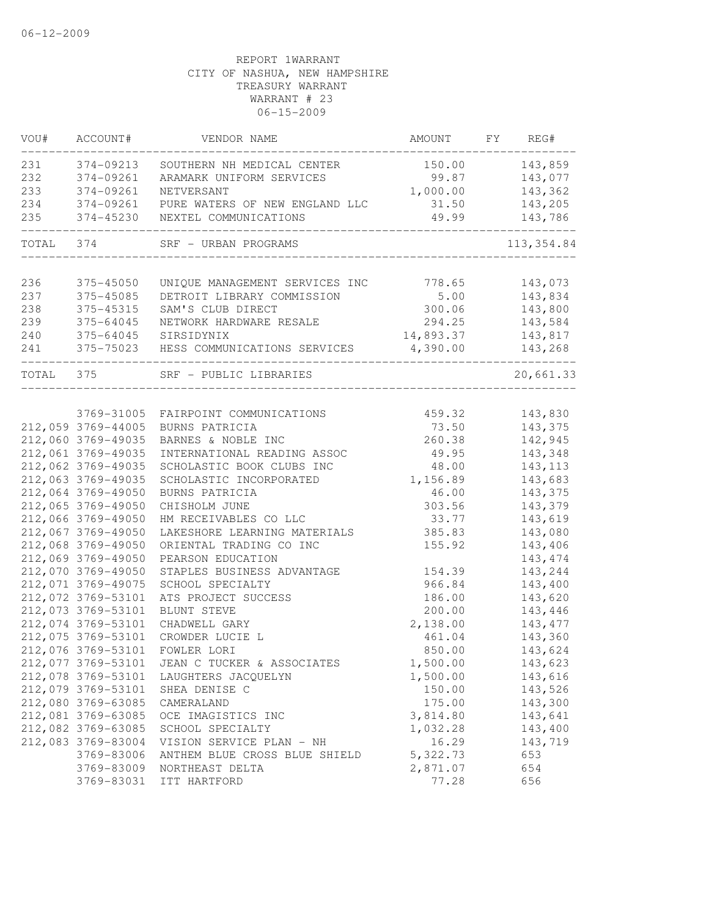06-12-2009

REPORT 1WARRANT
CITY OF NASHUA, NEW HAMPSHIRE
TREASURY WARRANT
WARRANT # 23
06-15-2009

| VOU# | ACCOUNT# | VENDOR NAME | AMOUNT | FY | REG# |
|---|---|---|---|---|---|
| 231 | 374-09213 | SOUTHERN NH MEDICAL CENTER | 150.00 | | 143,859 |
| 232 | 374-09261 | ARAMARK UNIFORM SERVICES | 99.87 | | 143,077 |
| 233 | 374-09261 | NETVERSANT | 1,000.00 | | 143,362 |
| 234 | 374-09261 | PURE WATERS OF NEW ENGLAND LLC | 31.50 | | 143,205 |
| 235 | 374-45230 | NEXTEL COMMUNICATIONS | 49.99 | | 143,786 |
| TOTAL | 374 | SRF - URBAN PROGRAMS | | | 113,354.84 |
| 236 | 375-45050 | UNIQUE MANAGEMENT SERVICES INC | 778.65 | | 143,073 |
| 237 | 375-45085 | DETROIT LIBRARY COMMISSION | 5.00 | | 143,834 |
| 238 | 375-45315 | SAM'S CLUB DIRECT | 300.06 | | 143,800 |
| 239 | 375-64045 | NETWORK HARDWARE RESALE | 294.25 | | 143,584 |
| 240 | 375-64045 | SIRSIDYNIX | 14,893.37 | | 143,817 |
| 241 | 375-75023 | HESS COMMUNICATIONS SERVICES | 4,390.00 | | 143,268 |
| TOTAL | 375 | SRF - PUBLIC LIBRARIES | | | 20,661.33 |
| | 3769-31005 | FAIRPOINT COMMUNICATIONS | 459.32 | | 143,830 |
| 212,059 | 3769-44005 | BURNS PATRICIA | 73.50 | | 143,375 |
| 212,060 | 3769-49035 | BARNES & NOBLE INC | 260.38 | | 142,945 |
| 212,061 | 3769-49035 | INTERNATIONAL READING ASSOC | 49.95 | | 143,348 |
| 212,062 | 3769-49035 | SCHOLASTIC BOOK CLUBS INC | 48.00 | | 143,113 |
| 212,063 | 3769-49035 | SCHOLASTIC INCORPORATED | 1,156.89 | | 143,683 |
| 212,064 | 3769-49050 | BURNS PATRICIA | 46.00 | | 143,375 |
| 212,065 | 3769-49050 | CHISHOLM JUNE | 303.56 | | 143,379 |
| 212,066 | 3769-49050 | HM RECEIVABLES CO LLC | 33.77 | | 143,619 |
| 212,067 | 3769-49050 | LAKESHORE LEARNING MATERIALS | 385.83 | | 143,080 |
| 212,068 | 3769-49050 | ORIENTAL TRADING CO INC | 155.92 | | 143,406 |
| 212,069 | 3769-49050 | PEARSON EDUCATION | | | 143,474 |
| 212,070 | 3769-49050 | STAPLES BUSINESS ADVANTAGE | 154.39 | | 143,244 |
| 212,071 | 3769-49075 | SCHOOL SPECIALTY | 966.84 | | 143,400 |
| 212,072 | 3769-53101 | ATS PROJECT SUCCESS | 186.00 | | 143,620 |
| 212,073 | 3769-53101 | BLUNT STEVE | 200.00 | | 143,446 |
| 212,074 | 3769-53101 | CHADWELL GARY | 2,138.00 | | 143,477 |
| 212,075 | 3769-53101 | CROWDER LUCIE L | 461.04 | | 143,360 |
| 212,076 | 3769-53101 | FOWLER LORI | 850.00 | | 143,624 |
| 212,077 | 3769-53101 | JEAN C TUCKER & ASSOCIATES | 1,500.00 | | 143,623 |
| 212,078 | 3769-53101 | LAUGHTERS JACQUELYN | 1,500.00 | | 143,616 |
| 212,079 | 3769-53101 | SHEA DENISE C | 150.00 | | 143,526 |
| 212,080 | 3769-63085 | CAMERALAND | 175.00 | | 143,300 |
| 212,081 | 3769-63085 | OCE IMAGISTICS INC | 3,814.80 | | 143,641 |
| 212,082 | 3769-63085 | SCHOOL SPECIALTY | 1,032.28 | | 143,400 |
| 212,083 | 3769-83004 | VISION SERVICE PLAN - NH | 16.29 | | 143,719 |
| | 3769-83006 | ANTHEM BLUE CROSS BLUE SHIELD | 5,322.73 | | 653 |
| | 3769-83009 | NORTHEAST DELTA | 2,871.07 | | 654 |
| | 3769-83031 | ITT HARTFORD | 77.28 | | 656 |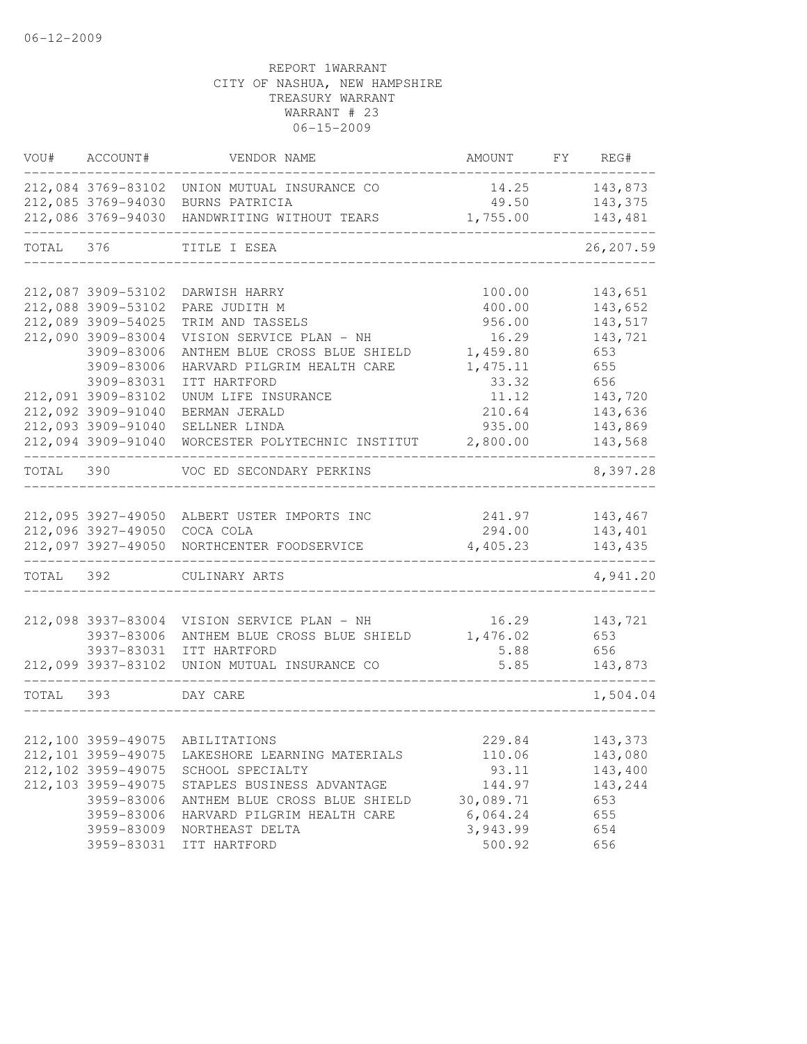REPORT 1WARRANT
CITY OF NASHUA, NEW HAMPSHIRE
TREASURY WARRANT
WARRANT # 23
06-15-2009

| VOU# | ACCOUNT# | VENDOR NAME | AMOUNT | FY | REG# |
|---|---|---|---|---|---|
| 212,084 | 3769-83102 | UNION MUTUAL INSURANCE CO | 14.25 | | 143,873 |
| 212,085 | 3769-94030 | BURNS PATRICIA | 49.50 | | 143,375 |
| 212,086 | 3769-94030 | HANDWRITING WITHOUT TEARS | 1,755.00 | | 143,481 |
| TOTAL | 376 | TITLE I ESEA | | | 26,207.59 |
| 212,087 | 3909-53102 | DARWISH HARRY | 100.00 | | 143,651 |
| 212,088 | 3909-53102 | PARE JUDITH M | 400.00 | | 143,652 |
| 212,089 | 3909-54025 | TRIM AND TASSELS | 956.00 | | 143,517 |
| 212,090 | 3909-83004 | VISION SERVICE PLAN - NH | 16.29 | | 143,721 |
| | 3909-83006 | ANTHEM BLUE CROSS BLUE SHIELD | 1,459.80 | | 653 |
| | 3909-83006 | HARVARD PILGRIM HEALTH CARE | 1,475.11 | | 655 |
| | 3909-83031 | ITT HARTFORD | 33.32 | | 656 |
| 212,091 | 3909-83102 | UNUM LIFE INSURANCE | 11.12 | | 143,720 |
| 212,092 | 3909-91040 | BERMAN JERALD | 210.64 | | 143,636 |
| 212,093 | 3909-91040 | SELLNER LINDA | 935.00 | | 143,869 |
| 212,094 | 3909-91040 | WORCESTER POLYTECHNIC INSTITUT | 2,800.00 | | 143,568 |
| TOTAL | 390 | VOC ED SECONDARY PERKINS | | | 8,397.28 |
| 212,095 | 3927-49050 | ALBERT USTER IMPORTS INC | 241.97 | | 143,467 |
| 212,096 | 3927-49050 | COCA COLA | 294.00 | | 143,401 |
| 212,097 | 3927-49050 | NORTHCENTER FOODSERVICE | 4,405.23 | | 143,435 |
| TOTAL | 392 | CULINARY ARTS | | | 4,941.20 |
| 212,098 | 3937-83004 | VISION SERVICE PLAN - NH | 16.29 | | 143,721 |
| | 3937-83006 | ANTHEM BLUE CROSS BLUE SHIELD | 1,476.02 | | 653 |
| | 3937-83031 | ITT HARTFORD | 5.88 | | 656 |
| 212,099 | 3937-83102 | UNION MUTUAL INSURANCE CO | 5.85 | | 143,873 |
| TOTAL | 393 | DAY CARE | | | 1,504.04 |
| 212,100 | 3959-49075 | ABILITATIONS | 229.84 | | 143,373 |
| 212,101 | 3959-49075 | LAKESHORE LEARNING MATERIALS | 110.06 | | 143,080 |
| 212,102 | 3959-49075 | SCHOOL SPECIALTY | 93.11 | | 143,400 |
| 212,103 | 3959-49075 | STAPLES BUSINESS ADVANTAGE | 144.97 | | 143,244 |
| | 3959-83006 | ANTHEM BLUE CROSS BLUE SHIELD | 30,089.71 | | 653 |
| | 3959-83006 | HARVARD PILGRIM HEALTH CARE | 6,064.24 | | 655 |
| | 3959-83009 | NORTHEAST DELTA | 3,943.99 | | 654 |
| | 3959-83031 | ITT HARTFORD | 500.92 | | 656 |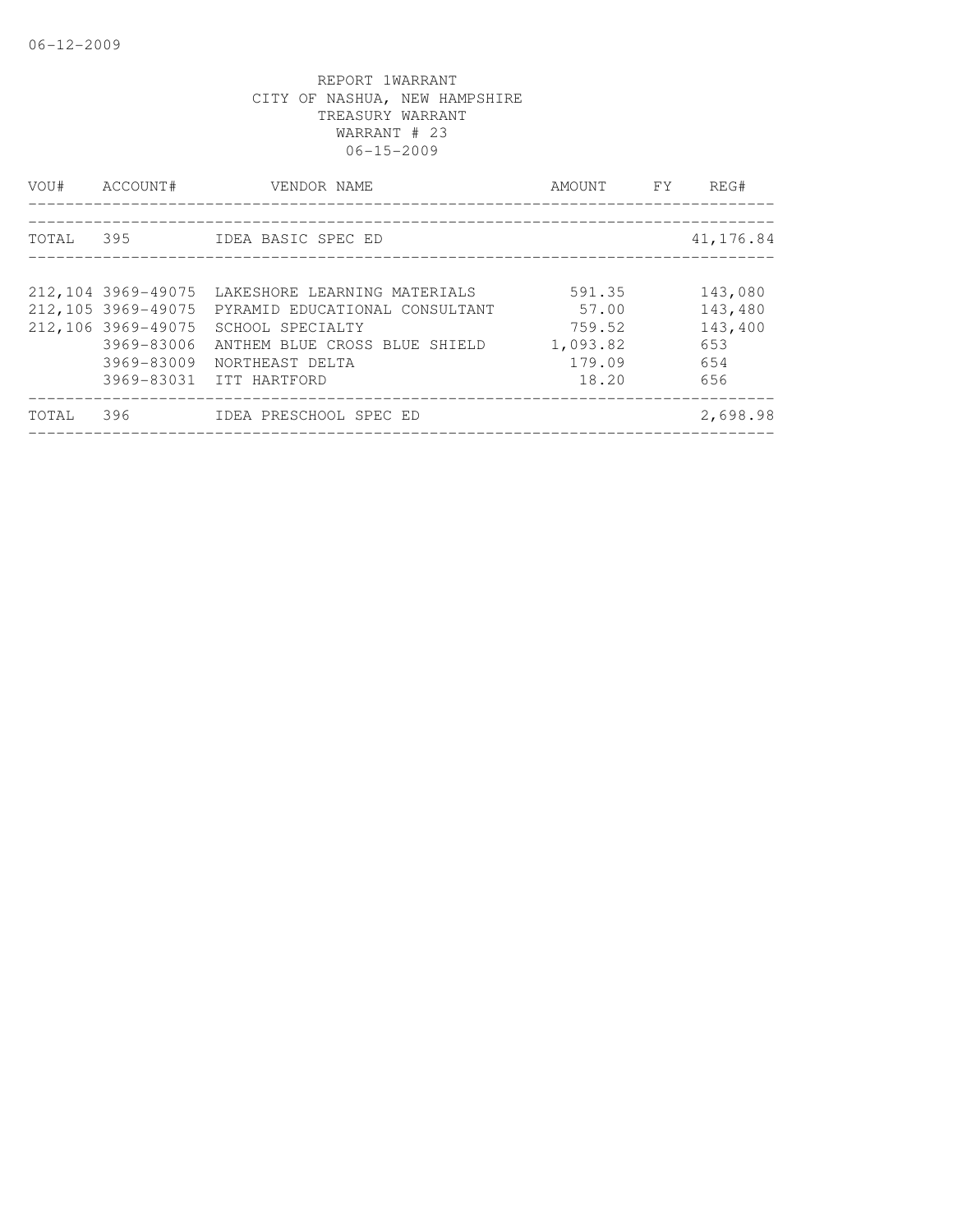06-12-2009

REPORT 1WARRANT
CITY OF NASHUA, NEW HAMPSHIRE
TREASURY WARRANT
WARRANT # 23
06-15-2009

| VOU# | ACCOUNT# | VENDOR NAME | AMOUNT | FY | REG# |
|---|---|---|---|---|---|
| TOTAL | 395 | IDEA BASIC SPEC ED | | | 41,176.84 |
| 212,104 | 3969-49075 | LAKESHORE LEARNING MATERIALS | 591.35 | | 143,080 |
| 212,105 | 3969-49075 | PYRAMID EDUCATIONAL CONSULTANT | 57.00 | | 143,480 |
| 212,106 | 3969-49075 | SCHOOL SPECIALTY | 759.52 | | 143,400 |
| | 3969-83006 | ANTHEM BLUE CROSS BLUE SHIELD | 1,093.82 | | 653 |
| | 3969-83009 | NORTHEAST DELTA | 179.09 | | 654 |
| | 3969-83031 | ITT HARTFORD | 18.20 | | 656 |
| TOTAL | 396 | IDEA PRESCHOOL SPEC ED | | | 2,698.98 |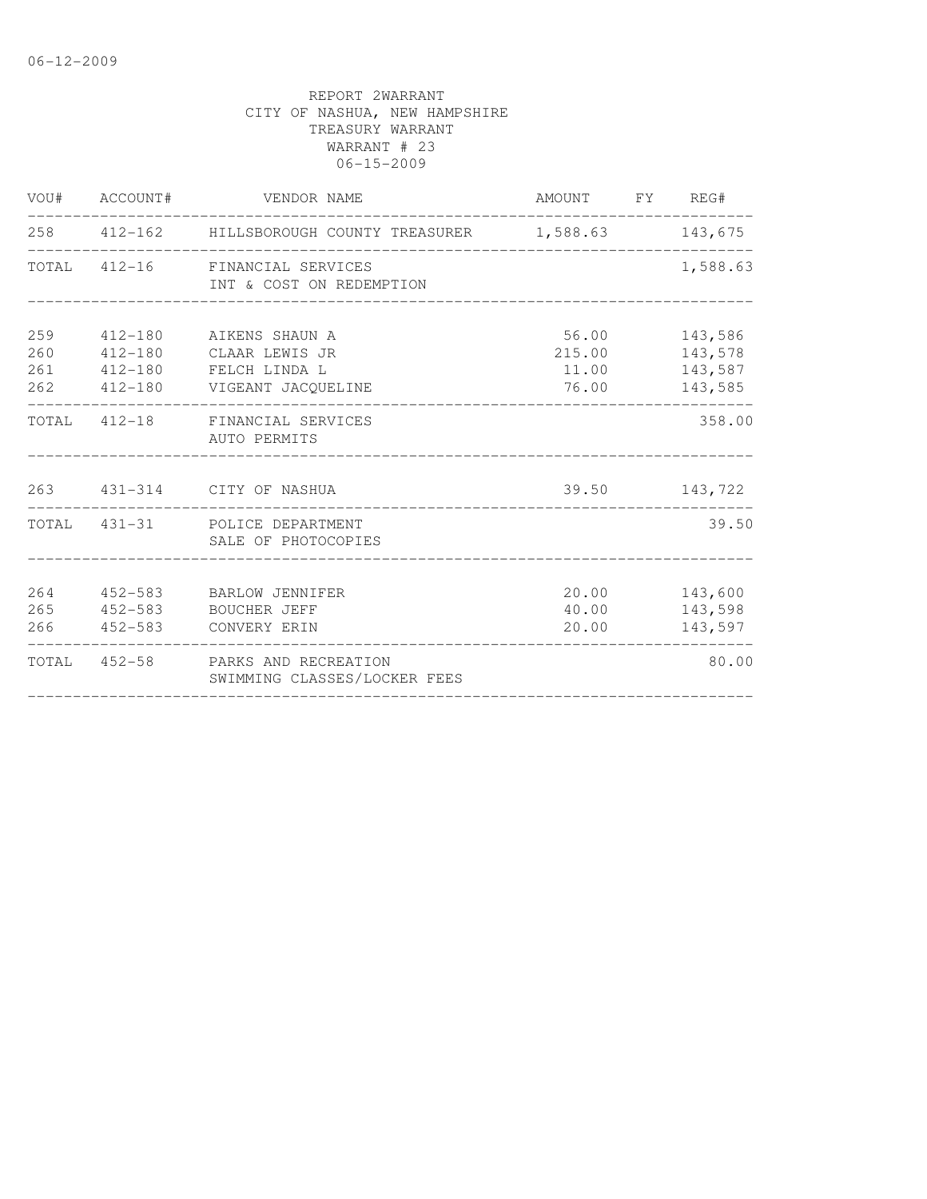06-12-2009

REPORT 2WARRANT
CITY OF NASHUA, NEW HAMPSHIRE
TREASURY WARRANT
WARRANT # 23
06-15-2009

| VOU# | ACCOUNT# | VENDOR NAME | AMOUNT | FY | REG# |
|---|---|---|---|---|---|
| 258 | 412-162 | HILLSBOROUGH COUNTY TREASURER | 1,588.63 | | 143,675 |
| TOTAL | 412-16 | FINANCIAL SERVICES<br>INT & COST ON REDEMPTION | | | 1,588.63 |
| 259 | 412-180 | AIKENS SHAUN A | 56.00 | | 143,586 |
| 260 | 412-180 | CLAAR LEWIS JR | 215.00 | | 143,578 |
| 261 | 412-180 | FELCH LINDA L | 11.00 | | 143,587 |
| 262 | 412-180 | VIGEANT JACQUELINE | 76.00 | | 143,585 |
| TOTAL | 412-18 | FINANCIAL SERVICES<br>AUTO PERMITS | | | 358.00 |
| 263 | 431-314 | CITY OF NASHUA | 39.50 | | 143,722 |
| TOTAL | 431-31 | POLICE DEPARTMENT<br>SALE OF PHOTOCOPIES | | | 39.50 |
| 264 | 452-583 | BARLOW JENNIFER | 20.00 | | 143,600 |
| 265 | 452-583 | BOUCHER JEFF | 40.00 | | 143,598 |
| 266 | 452-583 | CONVERY ERIN | 20.00 | | 143,597 |
| TOTAL | 452-58 | PARKS AND RECREATION<br>SWIMMING CLASSES/LOCKER FEES | | | 80.00 |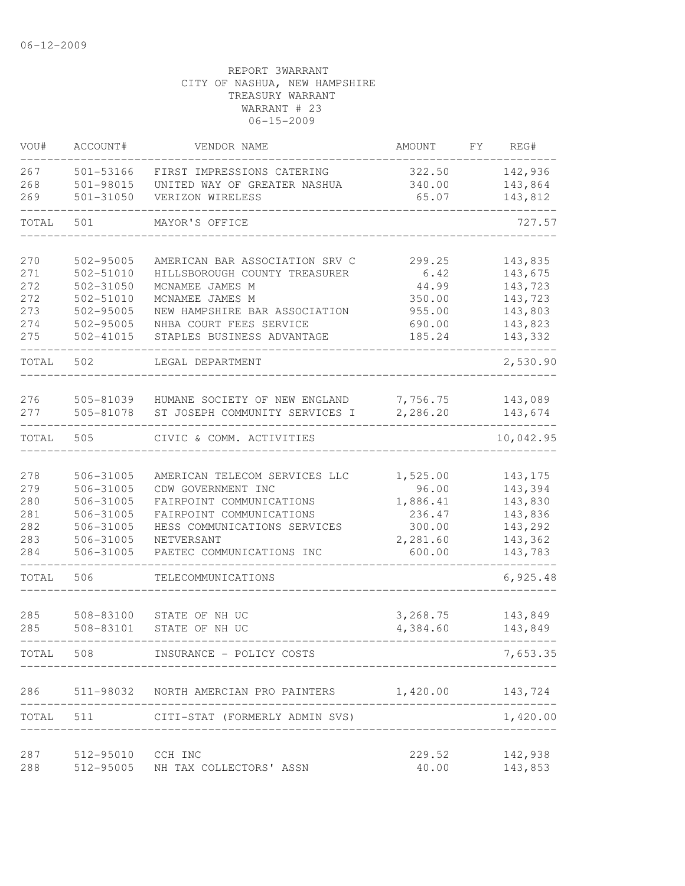06-12-2009

REPORT 3WARRANT
CITY OF NASHUA, NEW HAMPSHIRE
TREASURY WARRANT
WARRANT # 23
06-15-2009

| VOU# | ACCOUNT# | VENDOR NAME | AMOUNT | FY | REG# |
|---|---|---|---|---|---|
| 267 | 501-53166 | FIRST IMPRESSIONS CATERING | 322.50 | | 142,936 |
| 268 | 501-98015 | UNITED WAY OF GREATER NASHUA | 340.00 | | 143,864 |
| 269 | 501-31050 | VERIZON WIRELESS | 65.07 | | 143,812 |
| TOTAL | 501 | MAYOR'S OFFICE | | | 727.57 |
| 270 | 502-95005 | AMERICAN BAR ASSOCIATION SRV C | 299.25 | | 143,835 |
| 271 | 502-51010 | HILLSBOROUGH COUNTY TREASURER | 6.42 | | 143,675 |
| 272 | 502-31050 | MCNAMEE JAMES M | 44.99 | | 143,723 |
| 272 | 502-51010 | MCNAMEE JAMES M | 350.00 | | 143,723 |
| 273 | 502-95005 | NEW HAMPSHIRE BAR ASSOCIATION | 955.00 | | 143,803 |
| 274 | 502-95005 | NHBA COURT FEES SERVICE | 690.00 | | 143,823 |
| 275 | 502-41015 | STAPLES BUSINESS ADVANTAGE | 185.24 | | 143,332 |
| TOTAL | 502 | LEGAL DEPARTMENT | | | 2,530.90 |
| 276 | 505-81039 | HUMANE SOCIETY OF NEW ENGLAND | 7,756.75 | | 143,089 |
| 277 | 505-81078 | ST JOSEPH COMMUNITY SERVICES I | 2,286.20 | | 143,674 |
| TOTAL | 505 | CIVIC & COMM. ACTIVITIES | | | 10,042.95 |
| 278 | 506-31005 | AMERICAN TELECOM SERVICES LLC | 1,525.00 | | 143,175 |
| 279 | 506-31005 | CDW GOVERNMENT INC | 96.00 | | 143,394 |
| 280 | 506-31005 | FAIRPOINT COMMUNICATIONS | 1,886.41 | | 143,830 |
| 281 | 506-31005 | FAIRPOINT COMMUNICATIONS | 236.47 | | 143,836 |
| 282 | 506-31005 | HESS COMMUNICATIONS SERVICES | 300.00 | | 143,292 |
| 283 | 506-31005 | NETVERSANT | 2,281.60 | | 143,362 |
| 284 | 506-31005 | PAETEC COMMUNICATIONS INC | 600.00 | | 143,783 |
| TOTAL | 506 | TELECOMMUNICATIONS | | | 6,925.48 |
| 285 | 508-83100 | STATE OF NH UC | 3,268.75 | | 143,849 |
| 285 | 508-83101 | STATE OF NH UC | 4,384.60 | | 143,849 |
| TOTAL | 508 | INSURANCE - POLICY COSTS | | | 7,653.35 |
| 286 | 511-98032 | NORTH AMERCIAN PRO PAINTERS | 1,420.00 | | 143,724 |
| TOTAL | 511 | CITI-STAT (FORMERLY ADMIN SVS) | | | 1,420.00 |
| 287 | 512-95010 | CCH INC | 229.52 | | 142,938 |
| 288 | 512-95005 | NH TAX COLLECTORS' ASSN | 40.00 | | 143,853 |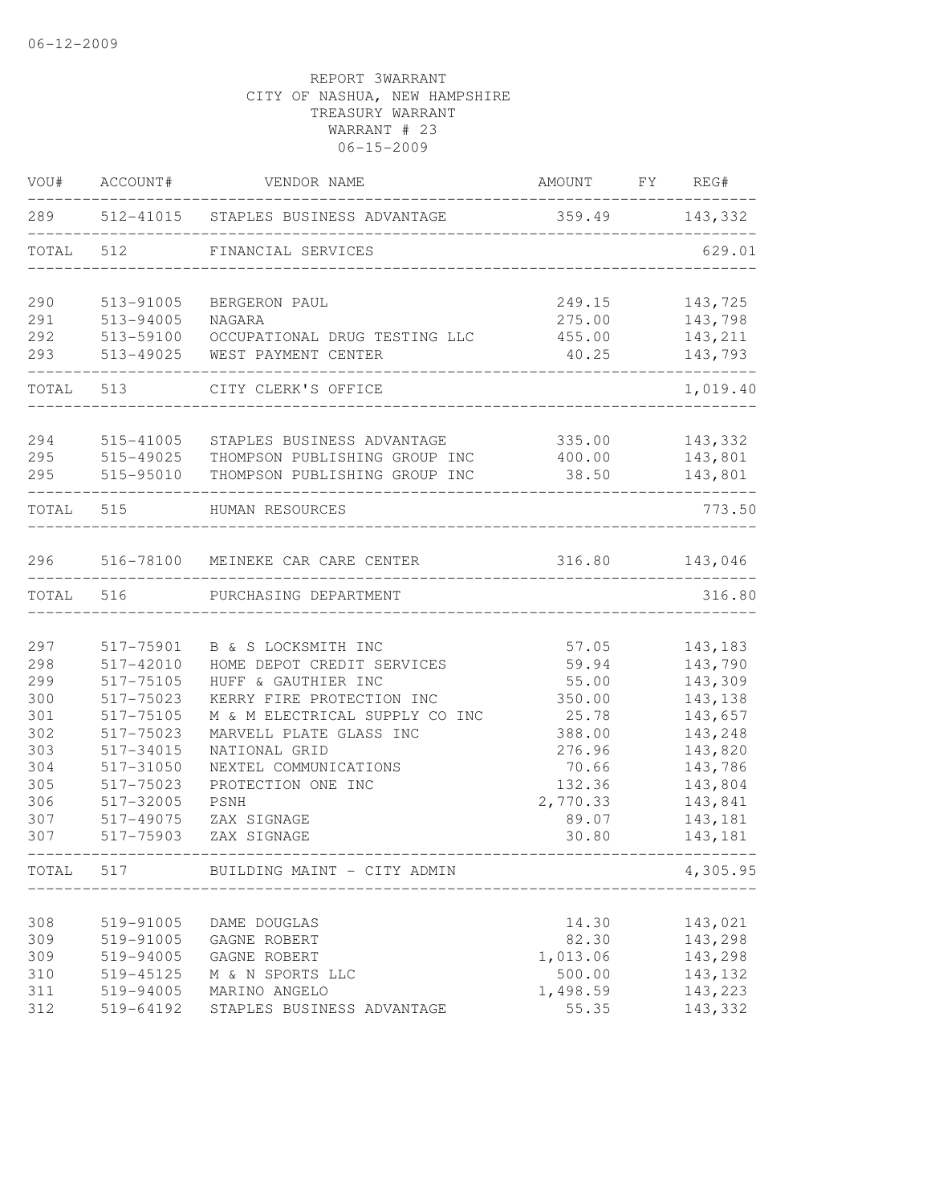06-12-2009

REPORT 3WARRANT
CITY OF NASHUA, NEW HAMPSHIRE
TREASURY WARRANT
WARRANT # 23
06-15-2009

| VOU# | ACCOUNT# | VENDOR NAME | AMOUNT | FY | REG# |
|---|---|---|---|---|---|
| 289 | 512-41015 | STAPLES BUSINESS ADVANTAGE | 359.49 | | 143,332 |
| TOTAL | 512 | FINANCIAL SERVICES | | | 629.01 |
| 290 | 513-91005 | BERGERON PAUL | 249.15 | | 143,725 |
| 291 | 513-94005 | NAGARA | 275.00 | | 143,798 |
| 292 | 513-59100 | OCCUPATIONAL DRUG TESTING LLC | 455.00 | | 143,211 |
| 293 | 513-49025 | WEST PAYMENT CENTER | 40.25 | | 143,793 |
| TOTAL | 513 | CITY CLERK'S OFFICE | | | 1,019.40 |
| 294 | 515-41005 | STAPLES BUSINESS ADVANTAGE | 335.00 | | 143,332 |
| 295 | 515-49025 | THOMPSON PUBLISHING GROUP INC | 400.00 | | 143,801 |
| 295 | 515-95010 | THOMPSON PUBLISHING GROUP INC | 38.50 | | 143,801 |
| TOTAL | 515 | HUMAN RESOURCES | | | 773.50 |
| 296 | 516-78100 | MEINEKE CAR CARE CENTER | 316.80 | | 143,046 |
| TOTAL | 516 | PURCHASING DEPARTMENT | | | 316.80 |
| 297 | 517-75901 | B & S LOCKSMITH INC | 57.05 | | 143,183 |
| 298 | 517-42010 | HOME DEPOT CREDIT SERVICES | 59.94 | | 143,790 |
| 299 | 517-75105 | HUFF & GAUTHIER INC | 55.00 | | 143,309 |
| 300 | 517-75023 | KERRY FIRE PROTECTION INC | 350.00 | | 143,138 |
| 301 | 517-75105 | M & M ELECTRICAL SUPPLY CO INC | 25.78 | | 143,657 |
| 302 | 517-75023 | MARVELL PLATE GLASS INC | 388.00 | | 143,248 |
| 303 | 517-34015 | NATIONAL GRID | 276.96 | | 143,820 |
| 304 | 517-31050 | NEXTEL COMMUNICATIONS | 70.66 | | 143,786 |
| 305 | 517-75023 | PROTECTION ONE INC | 132.36 | | 143,804 |
| 306 | 517-32005 | PSNH | 2,770.33 | | 143,841 |
| 307 | 517-49075 | ZAX SIGNAGE | 89.07 | | 143,181 |
| 307 | 517-75903 | ZAX SIGNAGE | 30.80 | | 143,181 |
| TOTAL | 517 | BUILDING MAINT - CITY ADMIN | | | 4,305.95 |
| 308 | 519-91005 | DAME DOUGLAS | 14.30 | | 143,021 |
| 309 | 519-91005 | GAGNE ROBERT | 82.30 | | 143,298 |
| 309 | 519-94005 | GAGNE ROBERT | 1,013.06 | | 143,298 |
| 310 | 519-45125 | M & N SPORTS LLC | 500.00 | | 143,132 |
| 311 | 519-94005 | MARINO ANGELO | 1,498.59 | | 143,223 |
| 312 | 519-64192 | STAPLES BUSINESS ADVANTAGE | 55.35 | | 143,332 |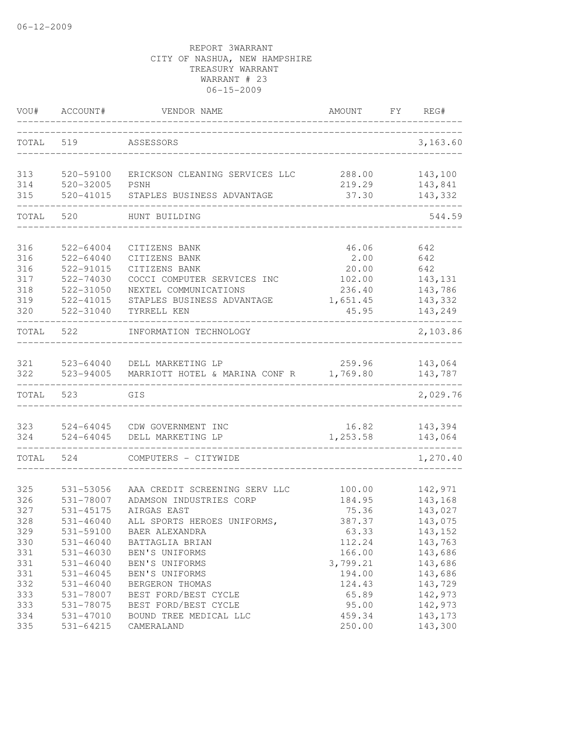06-12-2009

REPORT 3WARRANT
CITY OF NASHUA, NEW HAMPSHIRE
TREASURY WARRANT
WARRANT # 23
06-15-2009

| VOU# | ACCOUNT# | VENDOR NAME | AMOUNT | FY | REG# |
|---|---|---|---|---|---|
| TOTAL | 519 | ASSESSORS | | | 3,163.60 |
| 313 | 520-59100 | ERICKSON CLEANING SERVICES LLC | 288.00 | | 143,100 |
| 314 | 520-32005 | PSNH | 219.29 | | 143,841 |
| 315 | 520-41015 | STAPLES BUSINESS ADVANTAGE | 37.30 | | 143,332 |
| TOTAL | 520 | HUNT BUILDING | | | 544.59 |
| 316 | 522-64004 | CITIZENS BANK | 46.06 | | 642 |
| 316 | 522-64040 | CITIZENS BANK | 2.00 | | 642 |
| 316 | 522-91015 | CITIZENS BANK | 20.00 | | 642 |
| 317 | 522-74030 | COCCI COMPUTER SERVICES INC | 102.00 | | 143,131 |
| 318 | 522-31050 | NEXTEL COMMUNICATIONS | 236.40 | | 143,786 |
| 319 | 522-41015 | STAPLES BUSINESS ADVANTAGE | 1,651.45 | | 143,332 |
| 320 | 522-31040 | TYRRELL KEN | 45.95 | | 143,249 |
| TOTAL | 522 | INFORMATION TECHNOLOGY | | | 2,103.86 |
| 321 | 523-64040 | DELL MARKETING LP | 259.96 | | 143,064 |
| 322 | 523-94005 | MARRIOTT HOTEL & MARINA CONF R | 1,769.80 | | 143,787 |
| TOTAL | 523 | GIS | | | 2,029.76 |
| 323 | 524-64045 | CDW GOVERNMENT INC | 16.82 | | 143,394 |
| 324 | 524-64045 | DELL MARKETING LP | 1,253.58 | | 143,064 |
| TOTAL | 524 | COMPUTERS - CITYWIDE | | | 1,270.40 |
| 325 | 531-53056 | AAA CREDIT SCREENING SERV LLC | 100.00 | | 142,971 |
| 326 | 531-78007 | ADAMSON INDUSTRIES CORP | 184.95 | | 143,168 |
| 327 | 531-45175 | AIRGAS EAST | 75.36 | | 143,027 |
| 328 | 531-46040 | ALL SPORTS HEROES UNIFORMS, | 387.37 | | 143,075 |
| 329 | 531-59100 | BAER ALEXANDRA | 63.33 | | 143,152 |
| 330 | 531-46040 | BATTAGLIA BRIAN | 112.24 | | 143,763 |
| 331 | 531-46030 | BEN'S UNIFORMS | 166.00 | | 143,686 |
| 331 | 531-46040 | BEN'S UNIFORMS | 3,799.21 | | 143,686 |
| 331 | 531-46045 | BEN'S UNIFORMS | 194.00 | | 143,686 |
| 332 | 531-46040 | BERGERON THOMAS | 124.43 | | 143,729 |
| 333 | 531-78007 | BEST FORD/BEST CYCLE | 65.89 | | 142,973 |
| 333 | 531-78075 | BEST FORD/BEST CYCLE | 95.00 | | 142,973 |
| 334 | 531-47010 | BOUND TREE MEDICAL LLC | 459.34 | | 143,173 |
| 335 | 531-64215 | CAMERALAND | 250.00 | | 143,300 |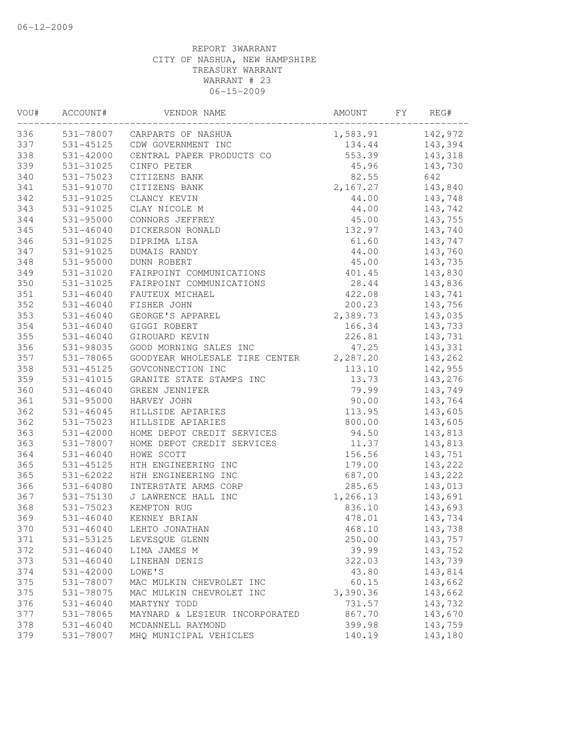REPORT 3WARRANT
CITY OF NASHUA, NEW HAMPSHIRE
TREASURY WARRANT
WARRANT # 23
06-15-2009

| VOU# | ACCOUNT# | VENDOR NAME | AMOUNT | FY | REG# |
|---|---|---|---|---|---|
| 336 | 531-78007 | CARPARTS OF NASHUA | 1,583.91 | | 142,972 |
| 337 | 531-45125 | CDW GOVERNMENT INC | 134.44 | | 143,394 |
| 338 | 531-42000 | CENTRAL PAPER PRODUCTS CO | 553.39 | | 143,318 |
| 339 | 531-31025 | CINFO PETER | 45.96 | | 143,730 |
| 340 | 531-75023 | CITIZENS BANK | 82.55 | | 642 |
| 341 | 531-91070 | CITIZENS BANK | 2,167.27 | | 143,840 |
| 342 | 531-91025 | CLANCY KEVIN | 44.00 | | 143,748 |
| 343 | 531-91025 | CLAY NICOLE M | 44.00 | | 143,742 |
| 344 | 531-95000 | CONNORS JEFFREY | 45.00 | | 143,755 |
| 345 | 531-46040 | DICKERSON RONALD | 132.97 | | 143,740 |
| 346 | 531-91025 | DIPRIMA LISA | 61.60 | | 143,747 |
| 347 | 531-91025 | DUMAIS RANDY | 44.00 | | 143,760 |
| 348 | 531-95000 | DUNN ROBERT | 45.00 | | 143,735 |
| 349 | 531-31020 | FAIRPOINT COMMUNICATIONS | 401.45 | | 143,830 |
| 350 | 531-31025 | FAIRPOINT COMMUNICATIONS | 28.44 | | 143,836 |
| 351 | 531-46040 | FAUTEUX MICHAEL | 422.08 | | 143,741 |
| 352 | 531-46040 | FISHER JOHN | 200.23 | | 143,756 |
| 353 | 531-46040 | GEORGE'S APPAREL | 2,389.73 | | 143,035 |
| 354 | 531-46040 | GIGGI ROBERT | 166.34 | | 143,733 |
| 355 | 531-46040 | GIROUARD KEVIN | 226.81 | | 143,731 |
| 356 | 531-98035 | GOOD MORNING SALES INC | 47.25 | | 143,331 |
| 357 | 531-78065 | GOODYEAR WHOLESALE TIRE CENTER | 2,287.20 | | 143,262 |
| 358 | 531-45125 | GOVCONNECTION INC | 113.10 | | 142,955 |
| 359 | 531-41015 | GRANITE STATE STAMPS INC | 13.73 | | 143,276 |
| 360 | 531-46040 | GREEN JENNIFER | 79.99 | | 143,749 |
| 361 | 531-95000 | HARVEY JOHN | 90.00 | | 143,764 |
| 362 | 531-46045 | HILLSIDE APIARIES | 113.95 | | 143,605 |
| 362 | 531-75023 | HILLSIDE APIARIES | 800.00 | | 143,605 |
| 363 | 531-42000 | HOME DEPOT CREDIT SERVICES | 94.50 | | 143,813 |
| 363 | 531-78007 | HOME DEPOT CREDIT SERVICES | 11.37 | | 143,813 |
| 364 | 531-46040 | HOWE SCOTT | 156.56 | | 143,751 |
| 365 | 531-45125 | HTH ENGINEERING INC | 179.00 | | 143,222 |
| 365 | 531-62022 | HTH ENGINEERING INC | 687.00 | | 143,222 |
| 366 | 531-64080 | INTERSTATE ARMS CORP | 285.65 | | 143,013 |
| 367 | 531-75130 | J LAWRENCE HALL INC | 1,266.13 | | 143,691 |
| 368 | 531-75023 | KEMPTON RUG | 836.10 | | 143,693 |
| 369 | 531-46040 | KENNEY BRIAN | 478.01 | | 143,734 |
| 370 | 531-46040 | LEHTO JONATHAN | 468.10 | | 143,738 |
| 371 | 531-53125 | LEVESQUE GLENN | 250.00 | | 143,757 |
| 372 | 531-46040 | LIMA JAMES M | 39.99 | | 143,752 |
| 373 | 531-46040 | LINEHAN DENIS | 322.03 | | 143,739 |
| 374 | 531-42000 | LOWE'S | 43.80 | | 143,814 |
| 375 | 531-78007 | MAC MULKIN CHEVROLET INC | 60.15 | | 143,662 |
| 375 | 531-78075 | MAC MULKIN CHEVROLET INC | 3,390.36 | | 143,662 |
| 376 | 531-46040 | MARTYNY TODD | 731.57 | | 143,732 |
| 377 | 531-78065 | MAYNARD & LESIEUR INCORPORATED | 867.70 | | 143,670 |
| 378 | 531-46040 | MCDANNELL RAYMOND | 399.98 | | 143,759 |
| 379 | 531-78007 | MHQ MUNICIPAL VEHICLES | 140.19 | | 143,180 |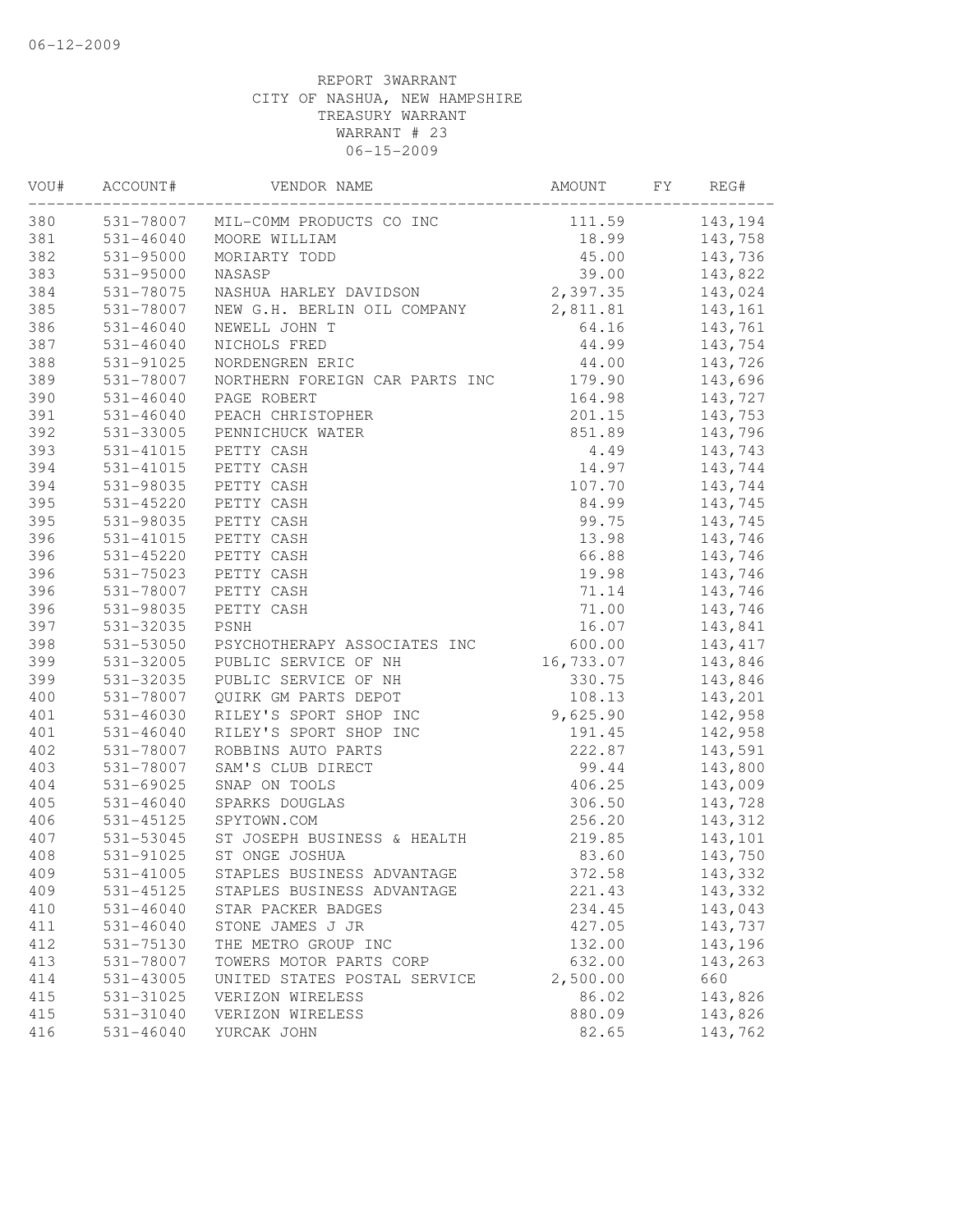REPORT 3WARRANT
CITY OF NASHUA, NEW HAMPSHIRE
TREASURY WARRANT
WARRANT # 23
06-15-2009

| VOU# | ACCOUNT# | VENDOR NAME | AMOUNT | FY | REG# |
|---|---|---|---|---|---|
| 380 | 531-78007 | MIL-C0MM PRODUCTS CO INC | 111.59 | | 143,194 |
| 381 | 531-46040 | MOORE WILLIAM | 18.99 | | 143,758 |
| 382 | 531-95000 | MORIARTY TODD | 45.00 | | 143,736 |
| 383 | 531-95000 | NASASP | 39.00 | | 143,822 |
| 384 | 531-78075 | NASHUA HARLEY DAVIDSON | 2,397.35 | | 143,024 |
| 385 | 531-78007 | NEW G.H. BERLIN OIL COMPANY | 2,811.81 | | 143,161 |
| 386 | 531-46040 | NEWELL JOHN T | 64.16 | | 143,761 |
| 387 | 531-46040 | NICHOLS FRED | 44.99 | | 143,754 |
| 388 | 531-91025 | NORDENGREN ERIC | 44.00 | | 143,726 |
| 389 | 531-78007 | NORTHERN FOREIGN CAR PARTS INC | 179.90 | | 143,696 |
| 390 | 531-46040 | PAGE ROBERT | 164.98 | | 143,727 |
| 391 | 531-46040 | PEACH CHRISTOPHER | 201.15 | | 143,753 |
| 392 | 531-33005 | PENNICHUCK WATER | 851.89 | | 143,796 |
| 393 | 531-41015 | PETTY CASH | 4.49 | | 143,743 |
| 394 | 531-41015 | PETTY CASH | 14.97 | | 143,744 |
| 394 | 531-98035 | PETTY CASH | 107.70 | | 143,744 |
| 395 | 531-45220 | PETTY CASH | 84.99 | | 143,745 |
| 395 | 531-98035 | PETTY CASH | 99.75 | | 143,745 |
| 396 | 531-41015 | PETTY CASH | 13.98 | | 143,746 |
| 396 | 531-45220 | PETTY CASH | 66.88 | | 143,746 |
| 396 | 531-75023 | PETTY CASH | 19.98 | | 143,746 |
| 396 | 531-78007 | PETTY CASH | 71.14 | | 143,746 |
| 396 | 531-98035 | PETTY CASH | 71.00 | | 143,746 |
| 397 | 531-32035 | PSNH | 16.07 | | 143,841 |
| 398 | 531-53050 | PSYCHOTHERAPY ASSOCIATES INC | 600.00 | | 143,417 |
| 399 | 531-32005 | PUBLIC SERVICE OF NH | 16,733.07 | | 143,846 |
| 399 | 531-32035 | PUBLIC SERVICE OF NH | 330.75 | | 143,846 |
| 400 | 531-78007 | QUIRK GM PARTS DEPOT | 108.13 | | 143,201 |
| 401 | 531-46030 | RILEY'S SPORT SHOP INC | 9,625.90 | | 142,958 |
| 401 | 531-46040 | RILEY'S SPORT SHOP INC | 191.45 | | 142,958 |
| 402 | 531-78007 | ROBBINS AUTO PARTS | 222.87 | | 143,591 |
| 403 | 531-78007 | SAM'S CLUB DIRECT | 99.44 | | 143,800 |
| 404 | 531-69025 | SNAP ON TOOLS | 406.25 | | 143,009 |
| 405 | 531-46040 | SPARKS DOUGLAS | 306.50 | | 143,728 |
| 406 | 531-45125 | SPYTOWN.COM | 256.20 | | 143,312 |
| 407 | 531-53045 | ST JOSEPH BUSINESS & HEALTH | 219.85 | | 143,101 |
| 408 | 531-91025 | ST ONGE JOSHUA | 83.60 | | 143,750 |
| 409 | 531-41005 | STAPLES BUSINESS ADVANTAGE | 372.58 | | 143,332 |
| 409 | 531-45125 | STAPLES BUSINESS ADVANTAGE | 221.43 | | 143,332 |
| 410 | 531-46040 | STAR PACKER BADGES | 234.45 | | 143,043 |
| 411 | 531-46040 | STONE JAMES J JR | 427.05 | | 143,737 |
| 412 | 531-75130 | THE METRO GROUP INC | 132.00 | | 143,196 |
| 413 | 531-78007 | TOWERS MOTOR PARTS CORP | 632.00 | | 143,263 |
| 414 | 531-43005 | UNITED STATES POSTAL SERVICE | 2,500.00 | | 660 |
| 415 | 531-31025 | VERIZON WIRELESS | 86.02 | | 143,826 |
| 415 | 531-31040 | VERIZON WIRELESS | 880.09 | | 143,826 |
| 416 | 531-46040 | YURCAK JOHN | 82.65 | | 143,762 |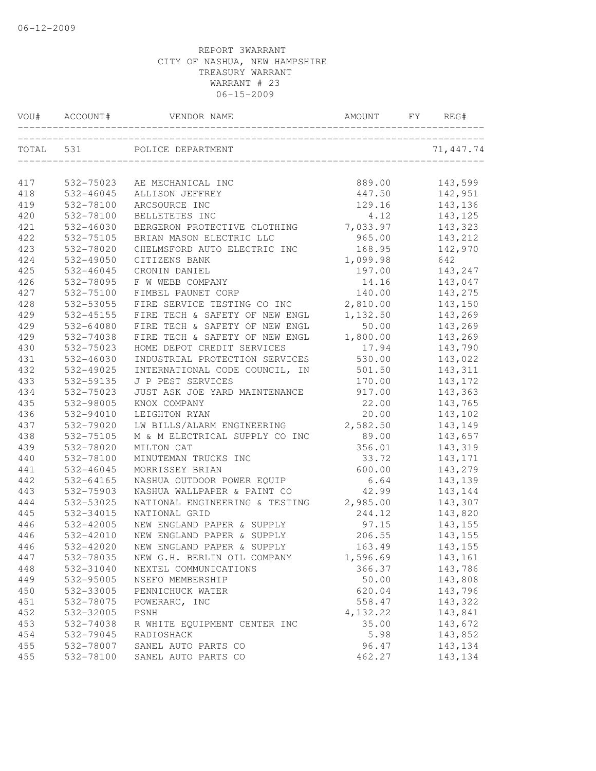REPORT 3WARRANT
CITY OF NASHUA, NEW HAMPSHIRE
TREASURY WARRANT
WARRANT # 23
06-15-2009

| VOU# | ACCOUNT# | VENDOR NAME | AMOUNT | FY | REG# |
|---|---|---|---|---|---|
| TOTAL | 531 | POLICE DEPARTMENT | | | 71,447.74 |
| 417 | 532-75023 | AE MECHANICAL INC | 889.00 | | 143,599 |
| 418 | 532-46045 | ALLISON JEFFREY | 447.50 | | 142,951 |
| 419 | 532-78100 | ARCSOURCE INC | 129.16 | | 143,136 |
| 420 | 532-78100 | BELLETETES INC | 4.12 | | 143,125 |
| 421 | 532-46030 | BERGERON PROTECTIVE CLOTHING | 7,033.97 | | 143,323 |
| 422 | 532-75105 | BRIAN MASON ELECTRIC LLC | 965.00 | | 143,212 |
| 423 | 532-78020 | CHELMSFORD AUTO ELECTRIC INC | 168.95 | | 142,970 |
| 424 | 532-49050 | CITIZENS BANK | 1,099.98 | | 642 |
| 425 | 532-46045 | CRONIN DANIEL | 197.00 | | 143,247 |
| 426 | 532-78095 | F W WEBB COMPANY | 14.16 | | 143,047 |
| 427 | 532-75100 | FIMBEL PAUNET CORP | 140.00 | | 143,275 |
| 428 | 532-53055 | FIRE SERVICE TESTING CO INC | 2,810.00 | | 143,150 |
| 429 | 532-45155 | FIRE TECH & SAFETY OF NEW ENGL | 1,132.50 | | 143,269 |
| 429 | 532-64080 | FIRE TECH & SAFETY OF NEW ENGL | 50.00 | | 143,269 |
| 429 | 532-74038 | FIRE TECH & SAFETY OF NEW ENGL | 1,800.00 | | 143,269 |
| 430 | 532-75023 | HOME DEPOT CREDIT SERVICES | 17.94 | | 143,790 |
| 431 | 532-46030 | INDUSTRIAL PROTECTION SERVICES | 530.00 | | 143,022 |
| 432 | 532-49025 | INTERNATIONAL CODE COUNCIL, IN | 501.50 | | 143,311 |
| 433 | 532-59135 | J P PEST SERVICES | 170.00 | | 143,172 |
| 434 | 532-75023 | JUST ASK JOE YARD MAINTENANCE | 917.00 | | 143,363 |
| 435 | 532-98005 | KNOX COMPANY | 22.00 | | 143,765 |
| 436 | 532-94010 | LEIGHTON RYAN | 20.00 | | 143,102 |
| 437 | 532-79020 | LW BILLS/ALARM ENGINEERING | 2,582.50 | | 143,149 |
| 438 | 532-75105 | M & M ELECTRICAL SUPPLY CO INC | 89.00 | | 143,657 |
| 439 | 532-78020 | MILTON CAT | 356.01 | | 143,319 |
| 440 | 532-78100 | MINUTEMAN TRUCKS INC | 33.72 | | 143,171 |
| 441 | 532-46045 | MORRISSEY BRIAN | 600.00 | | 143,279 |
| 442 | 532-64165 | NASHUA OUTDOOR POWER EQUIP | 6.64 | | 143,139 |
| 443 | 532-75903 | NASHUA WALLPAPER & PAINT CO | 42.99 | | 143,144 |
| 444 | 532-53025 | NATIONAL ENGINEERING & TESTING | 2,985.00 | | 143,307 |
| 445 | 532-34015 | NATIONAL GRID | 244.12 | | 143,820 |
| 446 | 532-42005 | NEW ENGLAND PAPER & SUPPLY | 97.15 | | 143,155 |
| 446 | 532-42010 | NEW ENGLAND PAPER & SUPPLY | 206.55 | | 143,155 |
| 446 | 532-42020 | NEW ENGLAND PAPER & SUPPLY | 163.49 | | 143,155 |
| 447 | 532-78035 | NEW G.H. BERLIN OIL COMPANY | 1,596.69 | | 143,161 |
| 448 | 532-31040 | NEXTEL COMMUNICATIONS | 366.37 | | 143,786 |
| 449 | 532-95005 | NSEFO MEMBERSHIP | 50.00 | | 143,808 |
| 450 | 532-33005 | PENNICHUCK WATER | 620.04 | | 143,796 |
| 451 | 532-78075 | POWERARC, INC | 558.47 | | 143,322 |
| 452 | 532-32005 | PSNH | 4,132.22 | | 143,841 |
| 453 | 532-74038 | R WHITE EQUIPMENT CENTER INC | 35.00 | | 143,672 |
| 454 | 532-79045 | RADIOSHACK | 5.98 | | 143,852 |
| 455 | 532-78007 | SANEL AUTO PARTS CO | 96.47 | | 143,134 |
| 455 | 532-78100 | SANEL AUTO PARTS CO | 462.27 | | 143,134 |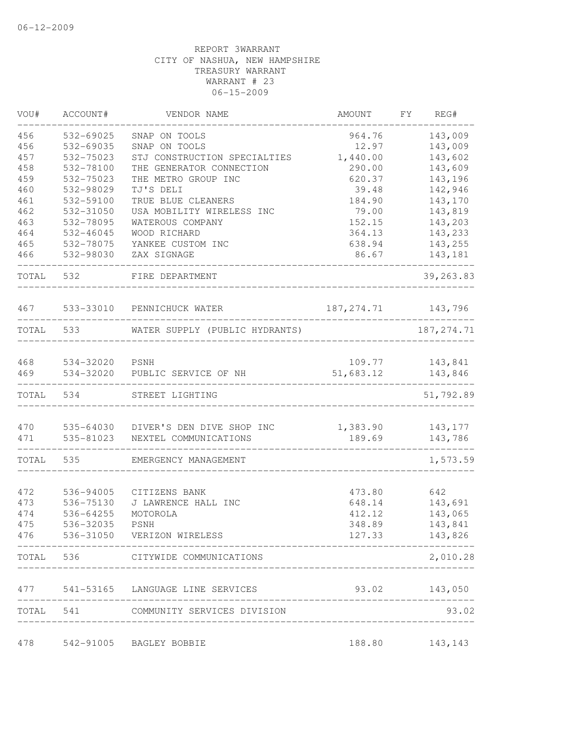06-12-2009

REPORT 3WARRANT
CITY OF NASHUA, NEW HAMPSHIRE
TREASURY WARRANT
WARRANT # 23
06-15-2009

| VOU# | ACCOUNT# | VENDOR NAME | AMOUNT | FY | REG# |
|---|---|---|---|---|---|
| 456 | 532-69025 | SNAP ON TOOLS | 964.76 | | 143,009 |
| 456 | 532-69035 | SNAP ON TOOLS | 12.97 | | 143,009 |
| 457 | 532-75023 | STJ CONSTRUCTION SPECIALTIES | 1,440.00 | | 143,602 |
| 458 | 532-78100 | THE GENERATOR CONNECTION | 290.00 | | 143,609 |
| 459 | 532-75023 | THE METRO GROUP INC | 620.37 | | 143,196 |
| 460 | 532-98029 | TJ'S DELI | 39.48 | | 142,946 |
| 461 | 532-59100 | TRUE BLUE CLEANERS | 184.90 | | 143,170 |
| 462 | 532-31050 | USA MOBILITY WIRELESS INC | 79.00 | | 143,819 |
| 463 | 532-78095 | WATEROUS COMPANY | 152.15 | | 143,203 |
| 464 | 532-46045 | WOOD RICHARD | 364.13 | | 143,233 |
| 465 | 532-78075 | YANKEE CUSTOM INC | 638.94 | | 143,255 |
| 466 | 532-98030 | ZAX SIGNAGE | 86.67 | | 143,181 |
| TOTAL | 532 | FIRE DEPARTMENT | | | 39,263.83 |
| 467 | 533-33010 | PENNICHUCK WATER | 187,274.71 | | 143,796 |
| TOTAL | 533 | WATER SUPPLY (PUBLIC HYDRANTS) | | | 187,274.71 |
| 468 | 534-32020 | PSNH | 109.77 | | 143,841 |
| 469 | 534-32020 | PUBLIC SERVICE OF NH | 51,683.12 | | 143,846 |
| TOTAL | 534 | STREET LIGHTING | | | 51,792.89 |
| 470 | 535-64030 | DIVER'S DEN DIVE SHOP INC | 1,383.90 | | 143,177 |
| 471 | 535-81023 | NEXTEL COMMUNICATIONS | 189.69 | | 143,786 |
| TOTAL | 535 | EMERGENCY MANAGEMENT | | | 1,573.59 |
| 472 | 536-94005 | CITIZENS BANK | 473.80 | | 642 |
| 473 | 536-75130 | J LAWRENCE HALL INC | 648.14 | | 143,691 |
| 474 | 536-64255 | MOTOROLA | 412.12 | | 143,065 |
| 475 | 536-32035 | PSNH | 348.89 | | 143,841 |
| 476 | 536-31050 | VERIZON WIRELESS | 127.33 | | 143,826 |
| TOTAL | 536 | CITYWIDE COMMUNICATIONS | | | 2,010.28 |
| 477 | 541-53165 | LANGUAGE LINE SERVICES | 93.02 | | 143,050 |
| TOTAL | 541 | COMMUNITY SERVICES DIVISION | | | 93.02 |
| 478 | 542-91005 | BAGLEY BOBBIE | 188.80 | | 143,143 |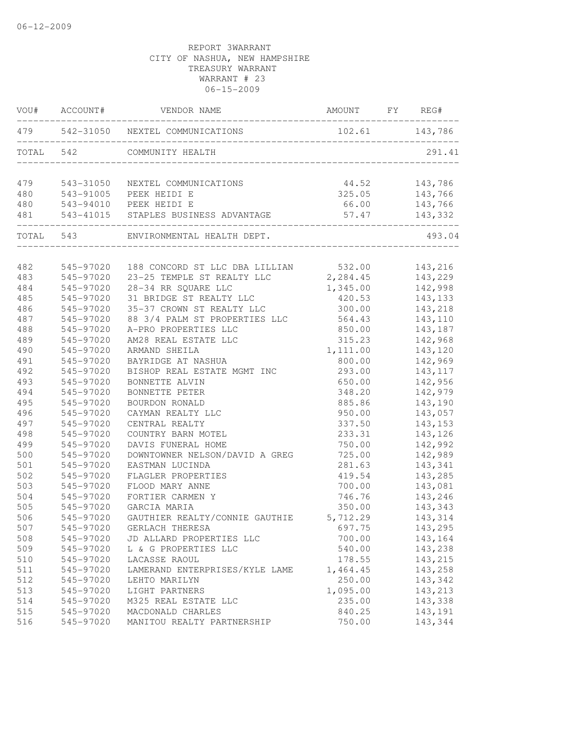06-12-2009

REPORT 3WARRANT
CITY OF NASHUA, NEW HAMPSHIRE
TREASURY WARRANT
WARRANT # 23
06-15-2009

| VOU# | ACCOUNT# | VENDOR NAME | AMOUNT | FY | REG# |
|---|---|---|---|---|---|
| 479 | 542-31050 | NEXTEL COMMUNICATIONS | 102.61 | | 143,786 |
| TOTAL | 542 | COMMUNITY HEALTH | | | 291.41 |
| 479 | 543-31050 | NEXTEL COMMUNICATIONS | 44.52 | | 143,786 |
| 480 | 543-91005 | PEEK HEIDI E | 325.05 | | 143,766 |
| 480 | 543-94010 | PEEK HEIDI E | 66.00 | | 143,766 |
| 481 | 543-41015 | STAPLES BUSINESS ADVANTAGE | 57.47 | | 143,332 |
| TOTAL | 543 | ENVIRONMENTAL HEALTH DEPT. | | | 493.04 |
| 482 | 545-97020 | 188 CONCORD ST LLC DBA LILLIAN | 532.00 | | 143,216 |
| 483 | 545-97020 | 23-25 TEMPLE ST REALTY LLC | 2,284.45 | | 143,229 |
| 484 | 545-97020 | 28-34 RR SQUARE LLC | 1,345.00 | | 142,998 |
| 485 | 545-97020 | 31 BRIDGE ST REALTY LLC | 420.53 | | 143,133 |
| 486 | 545-97020 | 35-37 CROWN ST REALTY LLC | 300.00 | | 143,218 |
| 487 | 545-97020 | 88 3/4 PALM ST PROPERTIES LLC | 564.43 | | 143,110 |
| 488 | 545-97020 | A-PRO PROPERTIES LLC | 850.00 | | 143,187 |
| 489 | 545-97020 | AM28 REAL ESTATE LLC | 315.23 | | 142,968 |
| 490 | 545-97020 | ARMAND SHEILA | 1,111.00 | | 143,120 |
| 491 | 545-97020 | BAYRIDGE AT NASHUA | 800.00 | | 142,969 |
| 492 | 545-97020 | BISHOP REAL ESTATE MGMT INC | 293.00 | | 143,117 |
| 493 | 545-97020 | BONNETTE ALVIN | 650.00 | | 142,956 |
| 494 | 545-97020 | BONNETTE PETER | 348.20 | | 142,979 |
| 495 | 545-97020 | BOURDON RONALD | 885.86 | | 143,190 |
| 496 | 545-97020 | CAYMAN REALTY LLC | 950.00 | | 143,057 |
| 497 | 545-97020 | CENTRAL REALTY | 337.50 | | 143,153 |
| 498 | 545-97020 | COUNTRY BARN MOTEL | 233.31 | | 143,126 |
| 499 | 545-97020 | DAVIS FUNERAL HOME | 750.00 | | 142,992 |
| 500 | 545-97020 | DOWNTOWNER NELSON/DAVID A GREG | 725.00 | | 142,989 |
| 501 | 545-97020 | EASTMAN LUCINDA | 281.63 | | 143,341 |
| 502 | 545-97020 | FLAGLER PROPERTIES | 419.54 | | 143,285 |
| 503 | 545-97020 | FLOOD MARY ANNE | 700.00 | | 143,081 |
| 504 | 545-97020 | FORTIER CARMEN Y | 746.76 | | 143,246 |
| 505 | 545-97020 | GARCIA MARIA | 350.00 | | 143,343 |
| 506 | 545-97020 | GAUTHIER REALTY/CONNIE GAUTHIE | 5,712.29 | | 143,314 |
| 507 | 545-97020 | GERLACH THERESA | 697.75 | | 143,295 |
| 508 | 545-97020 | JD ALLARD PROPERTIES LLC | 700.00 | | 143,164 |
| 509 | 545-97020 | L & G PROPERTIES LLC | 540.00 | | 143,238 |
| 510 | 545-97020 | LACASSE RAOUL | 178.55 | | 143,215 |
| 511 | 545-97020 | LAMERAND ENTERPRISES/KYLE LAME | 1,464.45 | | 143,258 |
| 512 | 545-97020 | LEHTO MARILYN | 250.00 | | 143,342 |
| 513 | 545-97020 | LIGHT PARTNERS | 1,095.00 | | 143,213 |
| 514 | 545-97020 | M325 REAL ESTATE LLC | 235.00 | | 143,338 |
| 515 | 545-97020 | MACDONALD CHARLES | 840.25 | | 143,191 |
| 516 | 545-97020 | MANITOU REALTY PARTNERSHIP | 750.00 | | 143,344 |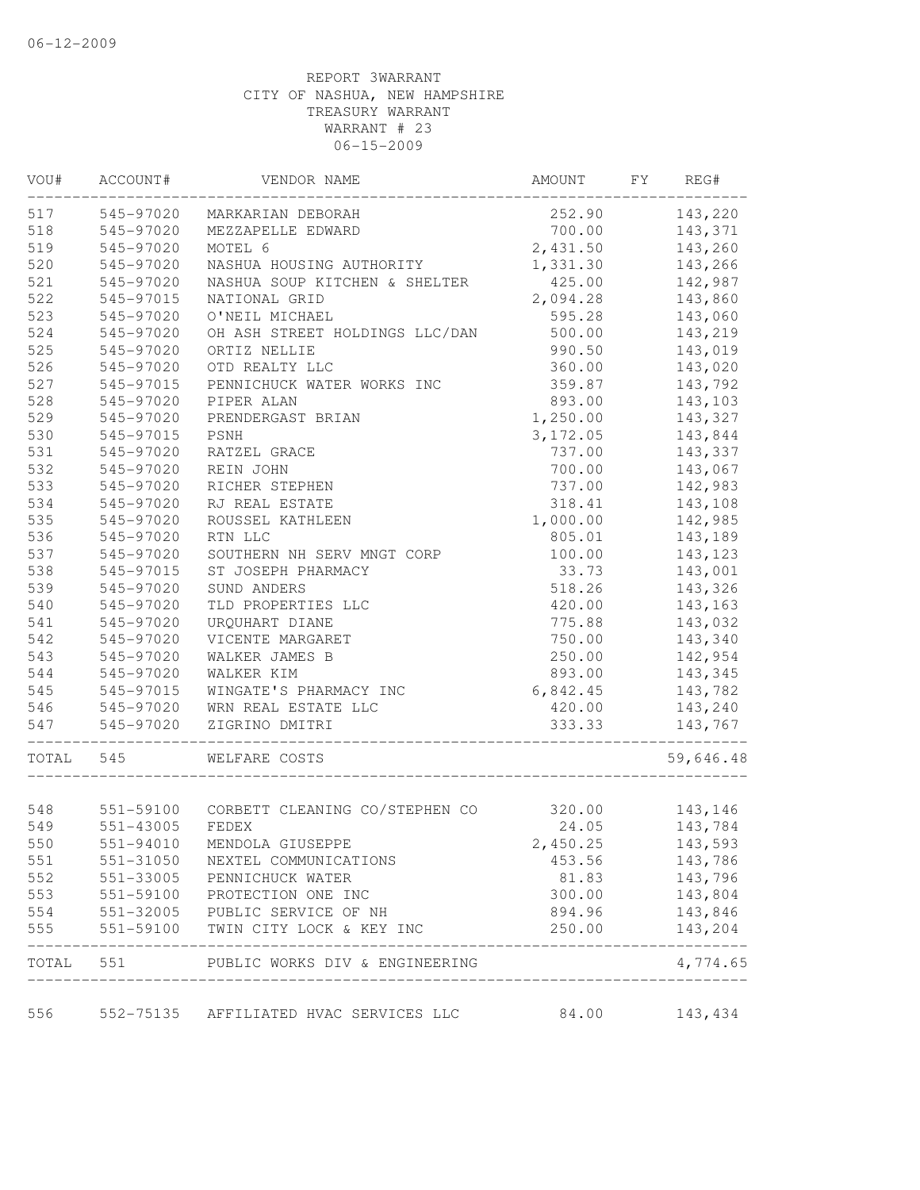06-12-2009

REPORT 3WARRANT
CITY OF NASHUA, NEW HAMPSHIRE
TREASURY WARRANT
WARRANT # 23
06-15-2009

| VOU# | ACCOUNT# | VENDOR NAME | AMOUNT | FY | REG# |
|---|---|---|---|---|---|
| 517 | 545-97020 | MARKARIAN DEBORAH | 252.90 | | 143,220 |
| 518 | 545-97020 | MEZZAPELLE EDWARD | 700.00 | | 143,371 |
| 519 | 545-97020 | MOTEL 6 | 2,431.50 | | 143,260 |
| 520 | 545-97020 | NASHUA HOUSING AUTHORITY | 1,331.30 | | 143,266 |
| 521 | 545-97020 | NASHUA SOUP KITCHEN & SHELTER | 425.00 | | 142,987 |
| 522 | 545-97015 | NATIONAL GRID | 2,094.28 | | 143,860 |
| 523 | 545-97020 | O'NEIL MICHAEL | 595.28 | | 143,060 |
| 524 | 545-97020 | OH ASH STREET HOLDINGS LLC/DAN | 500.00 | | 143,219 |
| 525 | 545-97020 | ORTIZ NELLIE | 990.50 | | 143,019 |
| 526 | 545-97020 | OTD REALTY LLC | 360.00 | | 143,020 |
| 527 | 545-97015 | PENNICHUCK WATER WORKS INC | 359.87 | | 143,792 |
| 528 | 545-97020 | PIPER ALAN | 893.00 | | 143,103 |
| 529 | 545-97020 | PRENDERGAST BRIAN | 1,250.00 | | 143,327 |
| 530 | 545-97015 | PSNH | 3,172.05 | | 143,844 |
| 531 | 545-97020 | RATZEL GRACE | 737.00 | | 143,337 |
| 532 | 545-97020 | REIN JOHN | 700.00 | | 143,067 |
| 533 | 545-97020 | RICHER STEPHEN | 737.00 | | 142,983 |
| 534 | 545-97020 | RJ REAL ESTATE | 318.41 | | 143,108 |
| 535 | 545-97020 | ROUSSEL KATHLEEN | 1,000.00 | | 142,985 |
| 536 | 545-97020 | RTN LLC | 805.01 | | 143,189 |
| 537 | 545-97020 | SOUTHERN NH SERV MNGT CORP | 100.00 | | 143,123 |
| 538 | 545-97015 | ST JOSEPH PHARMACY | 33.73 | | 143,001 |
| 539 | 545-97020 | SUND ANDERS | 518.26 | | 143,326 |
| 540 | 545-97020 | TLD PROPERTIES LLC | 420.00 | | 143,163 |
| 541 | 545-97020 | URQUHART DIANE | 775.88 | | 143,032 |
| 542 | 545-97020 | VICENTE MARGARET | 750.00 | | 143,340 |
| 543 | 545-97020 | WALKER JAMES B | 250.00 | | 142,954 |
| 544 | 545-97020 | WALKER KIM | 893.00 | | 143,345 |
| 545 | 545-97015 | WINGATE'S PHARMACY INC | 6,842.45 | | 143,782 |
| 546 | 545-97020 | WRN REAL ESTATE LLC | 420.00 | | 143,240 |
| 547 | 545-97020 | ZIGRINO DMITRI | 333.33 | | 143,767 |
| TOTAL | 545 | WELFARE COSTS | | | 59,646.48 |
| 548 | 551-59100 | CORBETT CLEANING CO/STEPHEN CO | 320.00 | | 143,146 |
| 549 | 551-43005 | FEDEX | 24.05 | | 143,784 |
| 550 | 551-94010 | MENDOLA GIUSEPPE | 2,450.25 | | 143,593 |
| 551 | 551-31050 | NEXTEL COMMUNICATIONS | 453.56 | | 143,786 |
| 552 | 551-33005 | PENNICHUCK WATER | 81.83 | | 143,796 |
| 553 | 551-59100 | PROTECTION ONE INC | 300.00 | | 143,804 |
| 554 | 551-32005 | PUBLIC SERVICE OF NH | 894.96 | | 143,846 |
| 555 | 551-59100 | TWIN CITY LOCK & KEY INC | 250.00 | | 143,204 |
| TOTAL | 551 | PUBLIC WORKS DIV & ENGINEERING | | | 4,774.65 |
| 556 | 552-75135 | AFFILIATED HVAC SERVICES LLC | 84.00 | | 143,434 |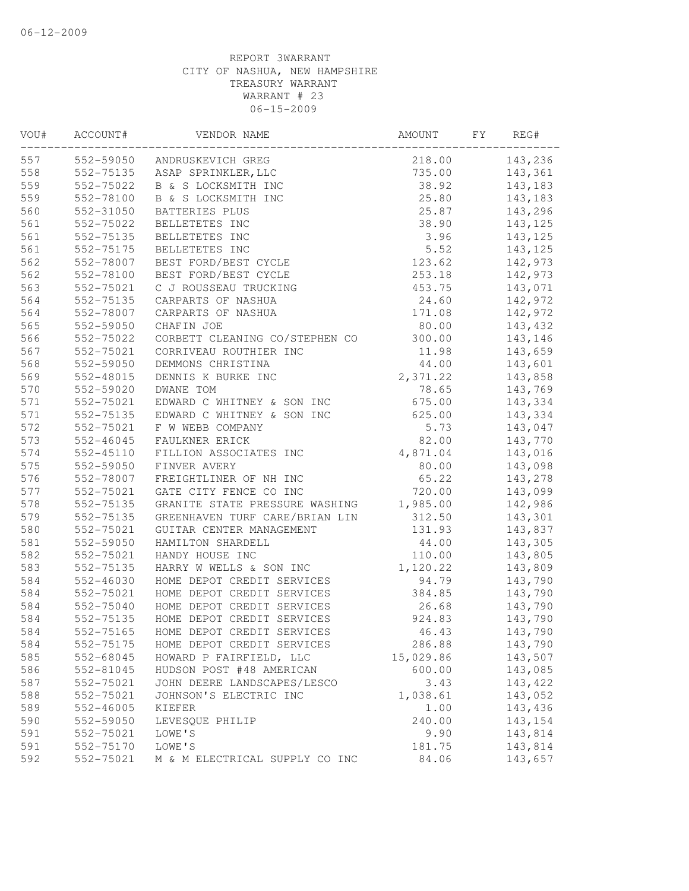06-12-2009

REPORT 3WARRANT
CITY OF NASHUA, NEW HAMPSHIRE
TREASURY WARRANT
WARRANT # 23
06-15-2009

| VOU# | ACCOUNT# | VENDOR NAME | AMOUNT | FY | REG# |
|---|---|---|---|---|---|
| 557 | 552-59050 | ANDRUSKEVICH GREG | 218.00 | | 143,236 |
| 558 | 552-75135 | ASAP SPRINKLER,LLC | 735.00 | | 143,361 |
| 559 | 552-75022 | B & S LOCKSMITH INC | 38.92 | | 143,183 |
| 559 | 552-78100 | B & S LOCKSMITH INC | 25.80 | | 143,183 |
| 560 | 552-31050 | BATTERIES PLUS | 25.87 | | 143,296 |
| 561 | 552-75022 | BELLETETES INC | 38.90 | | 143,125 |
| 561 | 552-75135 | BELLETETES INC | 3.96 | | 143,125 |
| 561 | 552-75175 | BELLETETES INC | 5.52 | | 143,125 |
| 562 | 552-78007 | BEST FORD/BEST CYCLE | 123.62 | | 142,973 |
| 562 | 552-78100 | BEST FORD/BEST CYCLE | 253.18 | | 142,973 |
| 563 | 552-75021 | C J ROUSSEAU TRUCKING | 453.75 | | 143,071 |
| 564 | 552-75135 | CARPARTS OF NASHUA | 24.60 | | 142,972 |
| 564 | 552-78007 | CARPARTS OF NASHUA | 171.08 | | 142,972 |
| 565 | 552-59050 | CHAFIN JOE | 80.00 | | 143,432 |
| 566 | 552-75022 | CORBETT CLEANING CO/STEPHEN CO | 300.00 | | 143,146 |
| 567 | 552-75021 | CORRIVEAU ROUTHIER INC | 11.98 | | 143,659 |
| 568 | 552-59050 | DEMMONS CHRISTINA | 44.00 | | 143,601 |
| 569 | 552-48015 | DENNIS K BURKE INC | 2,371.22 | | 143,858 |
| 570 | 552-59020 | DWANE TOM | 78.65 | | 143,769 |
| 571 | 552-75021 | EDWARD C WHITNEY & SON INC | 675.00 | | 143,334 |
| 571 | 552-75135 | EDWARD C WHITNEY & SON INC | 625.00 | | 143,334 |
| 572 | 552-75021 | F W WEBB COMPANY | 5.73 | | 143,047 |
| 573 | 552-46045 | FAULKNER ERICK | 82.00 | | 143,770 |
| 574 | 552-45110 | FILLION ASSOCIATES INC | 4,871.04 | | 143,016 |
| 575 | 552-59050 | FINVER AVERY | 80.00 | | 143,098 |
| 576 | 552-78007 | FREIGHTLINER OF NH INC | 65.22 | | 143,278 |
| 577 | 552-75021 | GATE CITY FENCE CO INC | 720.00 | | 143,099 |
| 578 | 552-75135 | GRANITE STATE PRESSURE WASHING | 1,985.00 | | 142,986 |
| 579 | 552-75135 | GREENHAVEN TURF CARE/BRIAN LIN | 312.50 | | 143,301 |
| 580 | 552-75021 | GUITAR CENTER MANAGEMENT | 131.93 | | 143,837 |
| 581 | 552-59050 | HAMILTON SHARDELL | 44.00 | | 143,305 |
| 582 | 552-75021 | HANDY HOUSE INC | 110.00 | | 143,805 |
| 583 | 552-75135 | HARRY W WELLS & SON INC | 1,120.22 | | 143,809 |
| 584 | 552-46030 | HOME DEPOT CREDIT SERVICES | 94.79 | | 143,790 |
| 584 | 552-75021 | HOME DEPOT CREDIT SERVICES | 384.85 | | 143,790 |
| 584 | 552-75040 | HOME DEPOT CREDIT SERVICES | 26.68 | | 143,790 |
| 584 | 552-75135 | HOME DEPOT CREDIT SERVICES | 924.83 | | 143,790 |
| 584 | 552-75165 | HOME DEPOT CREDIT SERVICES | 46.43 | | 143,790 |
| 584 | 552-75175 | HOME DEPOT CREDIT SERVICES | 286.88 | | 143,790 |
| 585 | 552-68045 | HOWARD P FAIRFIELD, LLC | 15,029.86 | | 143,507 |
| 586 | 552-81045 | HUDSON POST #48 AMERICAN | 600.00 | | 143,085 |
| 587 | 552-75021 | JOHN DEERE LANDSCAPES/LESCO | 3.43 | | 143,422 |
| 588 | 552-75021 | JOHNSON'S ELECTRIC INC | 1,038.61 | | 143,052 |
| 589 | 552-46005 | KIEFER | 1.00 | | 143,436 |
| 590 | 552-59050 | LEVESQUE PHILIP | 240.00 | | 143,154 |
| 591 | 552-75021 | LOWE'S | 9.90 | | 143,814 |
| 591 | 552-75170 | LOWE'S | 181.75 | | 143,814 |
| 592 | 552-75021 | M & M ELECTRICAL SUPPLY CO INC | 84.06 | | 143,657 |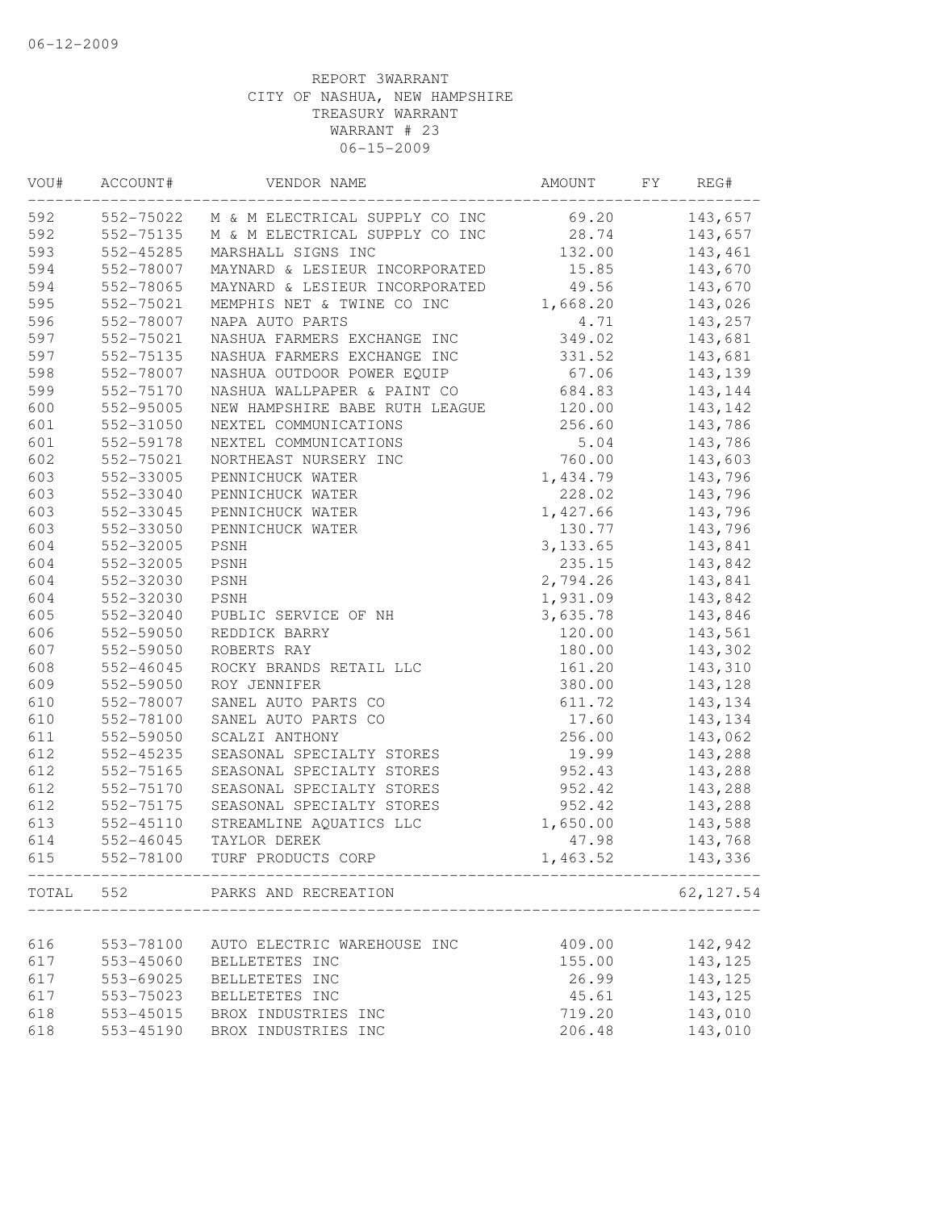06-12-2009

REPORT 3WARRANT
CITY OF NASHUA, NEW HAMPSHIRE
TREASURY WARRANT
WARRANT # 23
06-15-2009

| VOU# | ACCOUNT# | VENDOR NAME | AMOUNT | FY | REG# |
|---|---|---|---|---|---|
| 592 | 552-75022 | M & M ELECTRICAL SUPPLY CO INC | 69.20 | | 143,657 |
| 592 | 552-75135 | M & M ELECTRICAL SUPPLY CO INC | 28.74 | | 143,657 |
| 593 | 552-45285 | MARSHALL SIGNS INC | 132.00 | | 143,461 |
| 594 | 552-78007 | MAYNARD & LESIEUR INCORPORATED | 15.85 | | 143,670 |
| 594 | 552-78065 | MAYNARD & LESIEUR INCORPORATED | 49.56 | | 143,670 |
| 595 | 552-75021 | MEMPHIS NET & TWINE CO INC | 1,668.20 | | 143,026 |
| 596 | 552-78007 | NAPA AUTO PARTS | 4.71 | | 143,257 |
| 597 | 552-75021 | NASHUA FARMERS EXCHANGE INC | 349.02 | | 143,681 |
| 597 | 552-75135 | NASHUA FARMERS EXCHANGE INC | 331.52 | | 143,681 |
| 598 | 552-78007 | NASHUA OUTDOOR POWER EQUIP | 67.06 | | 143,139 |
| 599 | 552-75170 | NASHUA WALLPAPER & PAINT CO | 684.83 | | 143,144 |
| 600 | 552-95005 | NEW HAMPSHIRE BABE RUTH LEAGUE | 120.00 | | 143,142 |
| 601 | 552-31050 | NEXTEL COMMUNICATIONS | 256.60 | | 143,786 |
| 601 | 552-59178 | NEXTEL COMMUNICATIONS | 5.04 | | 143,786 |
| 602 | 552-75021 | NORTHEAST NURSERY INC | 760.00 | | 143,603 |
| 603 | 552-33005 | PENNICHUCK WATER | 1,434.79 | | 143,796 |
| 603 | 552-33040 | PENNICHUCK WATER | 228.02 | | 143,796 |
| 603 | 552-33045 | PENNICHUCK WATER | 1,427.66 | | 143,796 |
| 603 | 552-33050 | PENNICHUCK WATER | 130.77 | | 143,796 |
| 604 | 552-32005 | PSNH | 3,133.65 | | 143,841 |
| 604 | 552-32005 | PSNH | 235.15 | | 143,842 |
| 604 | 552-32030 | PSNH | 2,794.26 | | 143,841 |
| 604 | 552-32030 | PSNH | 1,931.09 | | 143,842 |
| 605 | 552-32040 | PUBLIC SERVICE OF NH | 3,635.78 | | 143,846 |
| 606 | 552-59050 | REDDICK BARRY | 120.00 | | 143,561 |
| 607 | 552-59050 | ROBERTS RAY | 180.00 | | 143,302 |
| 608 | 552-46045 | ROCKY BRANDS RETAIL LLC | 161.20 | | 143,310 |
| 609 | 552-59050 | ROY JENNIFER | 380.00 | | 143,128 |
| 610 | 552-78007 | SANEL AUTO PARTS CO | 611.72 | | 143,134 |
| 610 | 552-78100 | SANEL AUTO PARTS CO | 17.60 | | 143,134 |
| 611 | 552-59050 | SCALZI ANTHONY | 256.00 | | 143,062 |
| 612 | 552-45235 | SEASONAL SPECIALTY STORES | 19.99 | | 143,288 |
| 612 | 552-75165 | SEASONAL SPECIALTY STORES | 952.43 | | 143,288 |
| 612 | 552-75170 | SEASONAL SPECIALTY STORES | 952.42 | | 143,288 |
| 612 | 552-75175 | SEASONAL SPECIALTY STORES | 952.42 | | 143,288 |
| 613 | 552-45110 | STREAMLINE AQUATICS LLC | 1,650.00 | | 143,588 |
| 614 | 552-46045 | TAYLOR DEREK | 47.98 | | 143,768 |
| 615 | 552-78100 | TURF PRODUCTS CORP | 1,463.52 | | 143,336 |
| TOTAL | 552 | PARKS AND RECREATION | | | 62,127.54 |
| 616 | 553-78100 | AUTO ELECTRIC WAREHOUSE INC | 409.00 | | 142,942 |
| 617 | 553-45060 | BELLETETES INC | 155.00 | | 143,125 |
| 617 | 553-69025 | BELLETETES INC | 26.99 | | 143,125 |
| 617 | 553-75023 | BELLETETES INC | 45.61 | | 143,125 |
| 618 | 553-45015 | BROX INDUSTRIES INC | 719.20 | | 143,010 |
| 618 | 553-45190 | BROX INDUSTRIES INC | 206.48 | | 143,010 |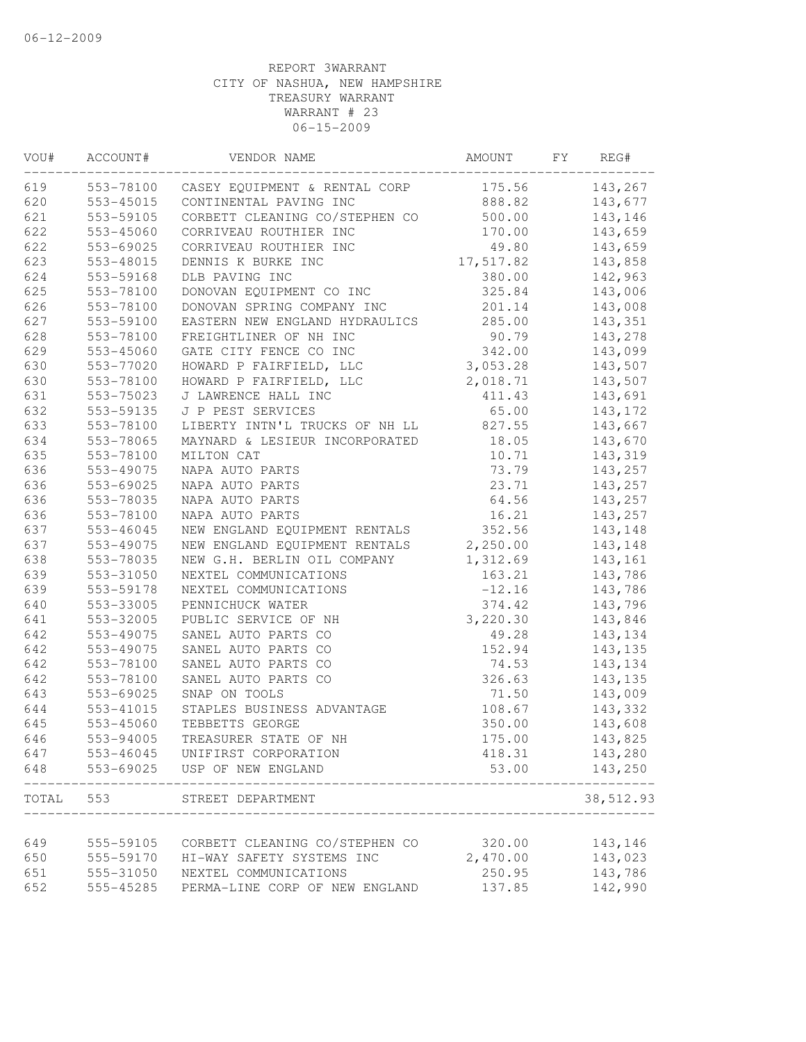06-12-2009

REPORT 3WARRANT
CITY OF NASHUA, NEW HAMPSHIRE
TREASURY WARRANT
WARRANT # 23
06-15-2009

| VOU# | ACCOUNT# | VENDOR NAME | AMOUNT | FY | REG# |
|---|---|---|---|---|---|
| 619 | 553-78100 | CASEY EQUIPMENT & RENTAL CORP | 175.56 | | 143,267 |
| 620 | 553-45015 | CONTINENTAL PAVING INC | 888.82 | | 143,677 |
| 621 | 553-59105 | CORBETT CLEANING CO/STEPHEN CO | 500.00 | | 143,146 |
| 622 | 553-45060 | CORRIVEAU ROUTHIER INC | 170.00 | | 143,659 |
| 622 | 553-69025 | CORRIVEAU ROUTHIER INC | 49.80 | | 143,659 |
| 623 | 553-48015 | DENNIS K BURKE INC | 17,517.82 | | 143,858 |
| 624 | 553-59168 | DLB PAVING INC | 380.00 | | 142,963 |
| 625 | 553-78100 | DONOVAN EQUIPMENT CO INC | 325.84 | | 143,006 |
| 626 | 553-78100 | DONOVAN SPRING COMPANY INC | 201.14 | | 143,008 |
| 627 | 553-59100 | EASTERN NEW ENGLAND HYDRAULICS | 285.00 | | 143,351 |
| 628 | 553-78100 | FREIGHTLINER OF NH INC | 90.79 | | 143,278 |
| 629 | 553-45060 | GATE CITY FENCE CO INC | 342.00 | | 143,099 |
| 630 | 553-77020 | HOWARD P FAIRFIELD, LLC | 3,053.28 | | 143,507 |
| 630 | 553-78100 | HOWARD P FAIRFIELD, LLC | 2,018.71 | | 143,507 |
| 631 | 553-75023 | J LAWRENCE HALL INC | 411.43 | | 143,691 |
| 632 | 553-59135 | J P PEST SERVICES | 65.00 | | 143,172 |
| 633 | 553-78100 | LIBERTY INTN'L TRUCKS OF NH LL | 827.55 | | 143,667 |
| 634 | 553-78065 | MAYNARD & LESIEUR INCORPORATED | 18.05 | | 143,670 |
| 635 | 553-78100 | MILTON CAT | 10.71 | | 143,319 |
| 636 | 553-49075 | NAPA AUTO PARTS | 73.79 | | 143,257 |
| 636 | 553-69025 | NAPA AUTO PARTS | 23.71 | | 143,257 |
| 636 | 553-78035 | NAPA AUTO PARTS | 64.56 | | 143,257 |
| 636 | 553-78100 | NAPA AUTO PARTS | 16.21 | | 143,257 |
| 637 | 553-46045 | NEW ENGLAND EQUIPMENT RENTALS | 352.56 | | 143,148 |
| 637 | 553-49075 | NEW ENGLAND EQUIPMENT RENTALS | 2,250.00 | | 143,148 |
| 638 | 553-78035 | NEW G.H. BERLIN OIL COMPANY | 1,312.69 | | 143,161 |
| 639 | 553-31050 | NEXTEL COMMUNICATIONS | 163.21 | | 143,786 |
| 639 | 553-59178 | NEXTEL COMMUNICATIONS | -12.16 | | 143,786 |
| 640 | 553-33005 | PENNICHUCK WATER | 374.42 | | 143,796 |
| 641 | 553-32005 | PUBLIC SERVICE OF NH | 3,220.30 | | 143,846 |
| 642 | 553-49075 | SANEL AUTO PARTS CO | 49.28 | | 143,134 |
| 642 | 553-49075 | SANEL AUTO PARTS CO | 152.94 | | 143,135 |
| 642 | 553-78100 | SANEL AUTO PARTS CO | 74.53 | | 143,134 |
| 642 | 553-78100 | SANEL AUTO PARTS CO | 326.63 | | 143,135 |
| 643 | 553-69025 | SNAP ON TOOLS | 71.50 | | 143,009 |
| 644 | 553-41015 | STAPLES BUSINESS ADVANTAGE | 108.67 | | 143,332 |
| 645 | 553-45060 | TEBBETTS GEORGE | 350.00 | | 143,608 |
| 646 | 553-94005 | TREASURER STATE OF NH | 175.00 | | 143,825 |
| 647 | 553-46045 | UNIFIRST CORPORATION | 418.31 | | 143,280 |
| 648 | 553-69025 | USP OF NEW ENGLAND | 53.00 | | 143,250 |
| TOTAL | 553 | STREET DEPARTMENT | | | 38,512.93 |
| 649 | 555-59105 | CORBETT CLEANING CO/STEPHEN CO | 320.00 | | 143,146 |
| 650 | 555-59170 | HI-WAY SAFETY SYSTEMS INC | 2,470.00 | | 143,023 |
| 651 | 555-31050 | NEXTEL COMMUNICATIONS | 250.95 | | 143,786 |
| 652 | 555-45285 | PERMA-LINE CORP OF NEW ENGLAND | 137.85 | | 142,990 |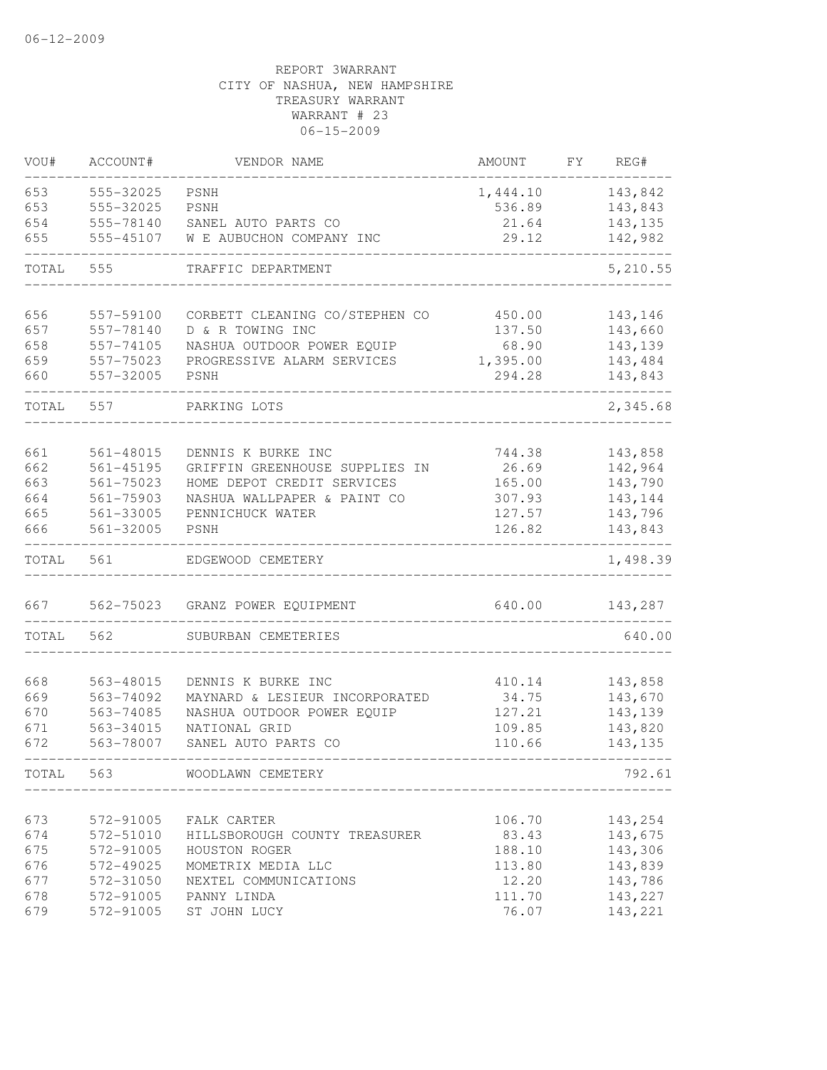06-12-2009

REPORT 3WARRANT
CITY OF NASHUA, NEW HAMPSHIRE
TREASURY WARRANT
WARRANT # 23
06-15-2009

| VOU# | ACCOUNT# | VENDOR NAME | AMOUNT | FY | REG# |
|---|---|---|---|---|---|
| 653 | 555-32025 | PSNH | 1,444.10 | | 143,842 |
| 653 | 555-32025 | PSNH | 536.89 | | 143,843 |
| 654 | 555-78140 | SANEL AUTO PARTS CO | 21.64 | | 143,135 |
| 655 | 555-45107 | W E AUBUCHON COMPANY INC | 29.12 | | 142,982 |
| TOTAL | 555 | TRAFFIC DEPARTMENT | | | 5,210.55 |
| 656 | 557-59100 | CORBETT CLEANING CO/STEPHEN CO | 450.00 | | 143,146 |
| 657 | 557-78140 | D & R TOWING INC | 137.50 | | 143,660 |
| 658 | 557-74105 | NASHUA OUTDOOR POWER EQUIP | 68.90 | | 143,139 |
| 659 | 557-75023 | PROGRESSIVE ALARM SERVICES | 1,395.00 | | 143,484 |
| 660 | 557-32005 | PSNH | 294.28 | | 143,843 |
| TOTAL | 557 | PARKING LOTS | | | 2,345.68 |
| 661 | 561-48015 | DENNIS K BURKE INC | 744.38 | | 143,858 |
| 662 | 561-45195 | GRIFFIN GREENHOUSE SUPPLIES IN | 26.69 | | 142,964 |
| 663 | 561-75023 | HOME DEPOT CREDIT SERVICES | 165.00 | | 143,790 |
| 664 | 561-75903 | NASHUA WALLPAPER & PAINT CO | 307.93 | | 143,144 |
| 665 | 561-33005 | PENNICHUCK WATER | 127.57 | | 143,796 |
| 666 | 561-32005 | PSNH | 126.82 | | 143,843 |
| TOTAL | 561 | EDGEWOOD CEMETERY | | | 1,498.39 |
| 667 | 562-75023 | GRANZ POWER EQUIPMENT | 640.00 | | 143,287 |
| TOTAL | 562 | SUBURBAN CEMETERIES | | | 640.00 |
| 668 | 563-48015 | DENNIS K BURKE INC | 410.14 | | 143,858 |
| 669 | 563-74092 | MAYNARD & LESIEUR INCORPORATED | 34.75 | | 143,670 |
| 670 | 563-74085 | NASHUA OUTDOOR POWER EQUIP | 127.21 | | 143,139 |
| 671 | 563-34015 | NATIONAL GRID | 109.85 | | 143,820 |
| 672 | 563-78007 | SANEL AUTO PARTS CO | 110.66 | | 143,135 |
| TOTAL | 563 | WOODLAWN CEMETERY | | | 792.61 |
| 673 | 572-91005 | FALK CARTER | 106.70 | | 143,254 |
| 674 | 572-51010 | HILLSBOROUGH COUNTY TREASURER | 83.43 | | 143,675 |
| 675 | 572-91005 | HOUSTON ROGER | 188.10 | | 143,306 |
| 676 | 572-49025 | MOMETRIX MEDIA LLC | 113.80 | | 143,839 |
| 677 | 572-31050 | NEXTEL COMMUNICATIONS | 12.20 | | 143,786 |
| 678 | 572-91005 | PANNY LINDA | 111.70 | | 143,227 |
| 679 | 572-91005 | ST JOHN LUCY | 76.07 | | 143,221 |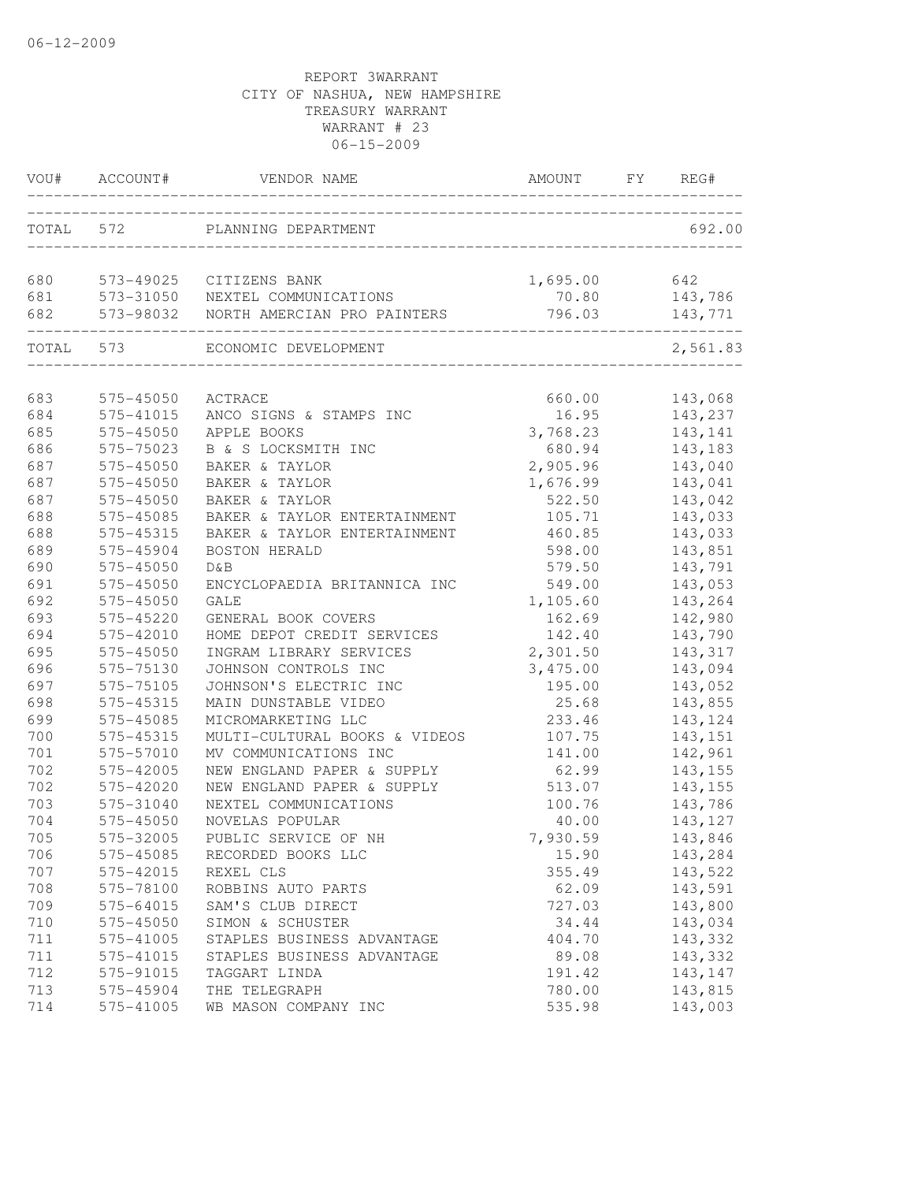06-12-2009

REPORT 3WARRANT
CITY OF NASHUA, NEW HAMPSHIRE
TREASURY WARRANT
WARRANT # 23
06-15-2009

| VOU# | ACCOUNT# | VENDOR NAME | AMOUNT | FY | REG# |
|---|---|---|---|---|---|
| TOTAL | 572 | PLANNING DEPARTMENT | | | 692.00 |
| 680 | 573-49025 | CITIZENS BANK | 1,695.00 | | 642 |
| 681 | 573-31050 | NEXTEL COMMUNICATIONS | 70.80 | | 143,786 |
| 682 | 573-98032 | NORTH AMERICAN PRO PAINTERS | 796.03 | | 143,771 |
| TOTAL | 573 | ECONOMIC DEVELOPMENT | | | 2,561.83 |
| 683 | 575-45050 | ACTRACE | 660.00 | | 143,068 |
| 684 | 575-41015 | ANCO SIGNS & STAMPS INC | 16.95 | | 143,237 |
| 685 | 575-45050 | APPLE BOOKS | 3,768.23 | | 143,141 |
| 686 | 575-75023 | B & S LOCKSMITH INC | 680.94 | | 143,183 |
| 687 | 575-45050 | BAKER & TAYLOR | 2,905.96 | | 143,040 |
| 687 | 575-45050 | BAKER & TAYLOR | 1,676.99 | | 143,041 |
| 687 | 575-45050 | BAKER & TAYLOR | 522.50 | | 143,042 |
| 688 | 575-45085 | BAKER & TAYLOR ENTERTAINMENT | 105.71 | | 143,033 |
| 688 | 575-45315 | BAKER & TAYLOR ENTERTAINMENT | 460.85 | | 143,033 |
| 689 | 575-45904 | BOSTON HERALD | 598.00 | | 143,851 |
| 690 | 575-45050 | D&B | 579.50 | | 143,791 |
| 691 | 575-45050 | ENCYCLOPAEDIA BRITANNICA INC | 549.00 | | 143,053 |
| 692 | 575-45050 | GALE | 1,105.60 | | 143,264 |
| 693 | 575-45220 | GENERAL BOOK COVERS | 162.69 | | 142,980 |
| 694 | 575-42010 | HOME DEPOT CREDIT SERVICES | 142.40 | | 143,790 |
| 695 | 575-45050 | INGRAM LIBRARY SERVICES | 2,301.50 | | 143,317 |
| 696 | 575-75130 | JOHNSON CONTROLS INC | 3,475.00 | | 143,094 |
| 697 | 575-75105 | JOHNSON'S ELECTRIC INC | 195.00 | | 143,052 |
| 698 | 575-45315 | MAIN DUNSTABLE VIDEO | 25.68 | | 143,855 |
| 699 | 575-45085 | MICROMARKETING LLC | 233.46 | | 143,124 |
| 700 | 575-45315 | MULTI-CULTURAL BOOKS & VIDEOS | 107.75 | | 143,151 |
| 701 | 575-57010 | MV COMMUNICATIONS INC | 141.00 | | 142,961 |
| 702 | 575-42005 | NEW ENGLAND PAPER & SUPPLY | 62.99 | | 143,155 |
| 702 | 575-42020 | NEW ENGLAND PAPER & SUPPLY | 513.07 | | 143,155 |
| 703 | 575-31040 | NEXTEL COMMUNICATIONS | 100.76 | | 143,786 |
| 704 | 575-45050 | NOVELAS POPULAR | 40.00 | | 143,127 |
| 705 | 575-32005 | PUBLIC SERVICE OF NH | 7,930.59 | | 143,846 |
| 706 | 575-45085 | RECORDED BOOKS LLC | 15.90 | | 143,284 |
| 707 | 575-42015 | REXEL CLS | 355.49 | | 143,522 |
| 708 | 575-78100 | ROBBINS AUTO PARTS | 62.09 | | 143,591 |
| 709 | 575-64015 | SAM'S CLUB DIRECT | 727.03 | | 143,800 |
| 710 | 575-45050 | SIMON & SCHUSTER | 34.44 | | 143,034 |
| 711 | 575-41005 | STAPLES BUSINESS ADVANTAGE | 404.70 | | 143,332 |
| 711 | 575-41015 | STAPLES BUSINESS ADVANTAGE | 89.08 | | 143,332 |
| 712 | 575-91015 | TAGGART LINDA | 191.42 | | 143,147 |
| 713 | 575-45904 | THE TELEGRAPH | 780.00 | | 143,815 |
| 714 | 575-41005 | WB MASON COMPANY INC | 535.98 | | 143,003 |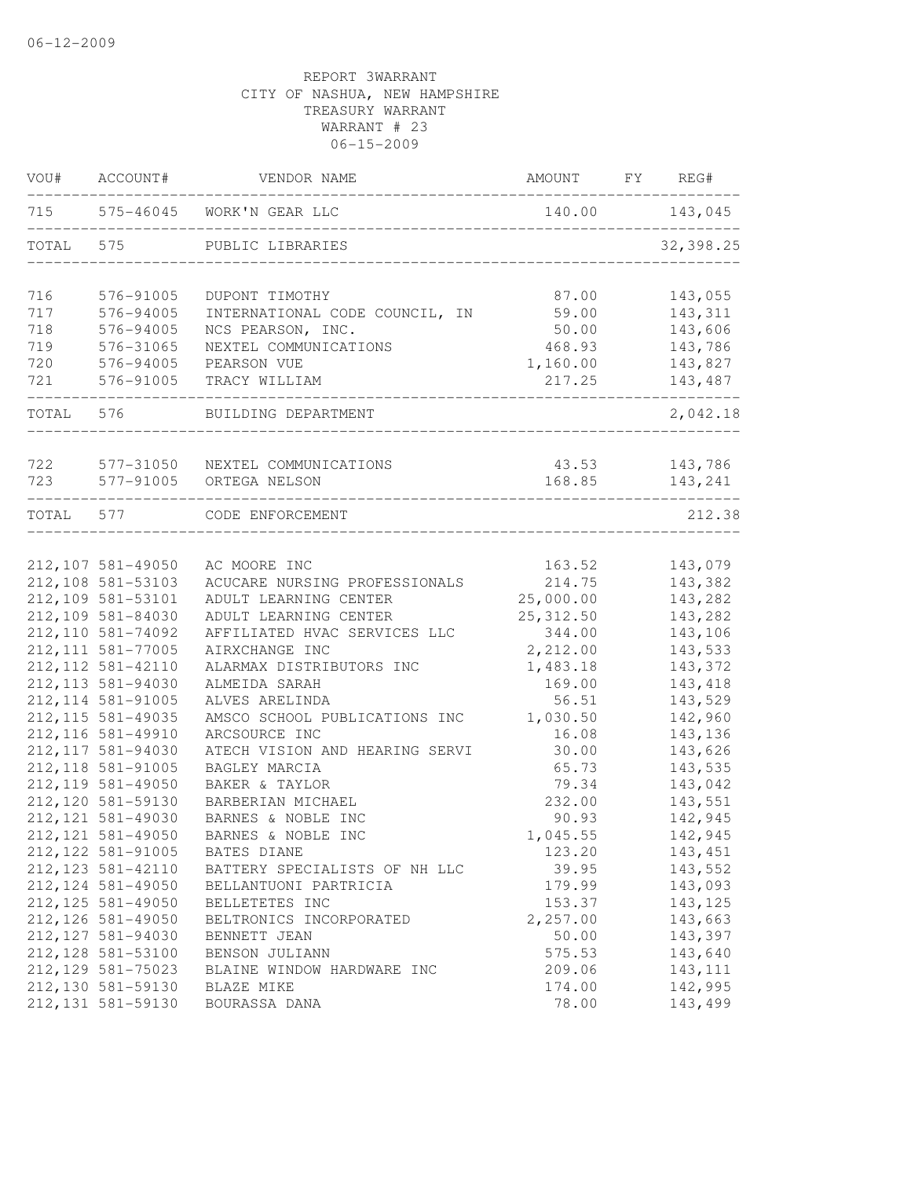06-12-2009

REPORT 3WARRANT
CITY OF NASHUA, NEW HAMPSHIRE
TREASURY WARRANT
WARRANT # 23
06-15-2009

| VOU# | ACCOUNT# | VENDOR NAME | AMOUNT | FY | REG# |
|---|---|---|---|---|---|
| 715 | 575-46045 | WORK'N GEAR LLC | 140.00 | | 143,045 |
| TOTAL | 575 | PUBLIC LIBRARIES | | | 32,398.25 |
| 716 | 576-91005 | DUPONT TIMOTHY | 87.00 | | 143,055 |
| 717 | 576-94005 | INTERNATIONAL CODE COUNCIL, IN | 59.00 | | 143,311 |
| 718 | 576-94005 | NCS PEARSON, INC. | 50.00 | | 143,606 |
| 719 | 576-31065 | NEXTEL COMMUNICATIONS | 468.93 | | 143,786 |
| 720 | 576-94005 | PEARSON VUE | 1,160.00 | | 143,827 |
| 721 | 576-91005 | TRACY WILLIAM | 217.25 | | 143,487 |
| TOTAL | 576 | BUILDING DEPARTMENT | | | 2,042.18 |
| 722 | 577-31050 | NEXTEL COMMUNICATIONS | 43.53 | | 143,786 |
| 723 | 577-91005 | ORTEGA NELSON | 168.85 | | 143,241 |
| TOTAL | 577 | CODE ENFORCEMENT | | | 212.38 |
| 212,107 | 581-49050 | AC MOORE INC | 163.52 | | 143,079 |
| 212,108 | 581-53103 | ACUCARE NURSING PROFESSIONALS | 214.75 | | 143,382 |
| 212,109 | 581-53101 | ADULT LEARNING CENTER | 25,000.00 | | 143,282 |
| 212,109 | 581-84030 | ADULT LEARNING CENTER | 25,312.50 | | 143,282 |
| 212,110 | 581-74092 | AFFILIATED HVAC SERVICES LLC | 344.00 | | 143,106 |
| 212,111 | 581-77005 | AIRXCHANGE INC | 2,212.00 | | 143,533 |
| 212,112 | 581-42110 | ALARMAX DISTRIBUTORS INC | 1,483.18 | | 143,372 |
| 212,113 | 581-94030 | ALMEIDA SARAH | 169.00 | | 143,418 |
| 212,114 | 581-91005 | ALVES ARELINDA | 56.51 | | 143,529 |
| 212,115 | 581-49035 | AMSCO SCHOOL PUBLICATIONS INC | 1,030.50 | | 142,960 |
| 212,116 | 581-49910 | ARCSOURCE INC | 16.08 | | 143,136 |
| 212,117 | 581-94030 | ATECH VISION AND HEARING SERVI | 30.00 | | 143,626 |
| 212,118 | 581-91005 | BAGLEY MARCIA | 65.73 | | 143,535 |
| 212,119 | 581-49050 | BAKER & TAYLOR | 79.34 | | 143,042 |
| 212,120 | 581-59130 | BARBERIAN MICHAEL | 232.00 | | 143,551 |
| 212,121 | 581-49030 | BARNES & NOBLE INC | 90.93 | | 142,945 |
| 212,121 | 581-49050 | BARNES & NOBLE INC | 1,045.55 | | 142,945 |
| 212,122 | 581-91005 | BATES DIANE | 123.20 | | 143,451 |
| 212,123 | 581-42110 | BATTERY SPECIALISTS OF NH LLC | 39.95 | | 143,552 |
| 212,124 | 581-49050 | BELLANTUONI PARTRICIA | 179.99 | | 143,093 |
| 212,125 | 581-49050 | BELLETETES INC | 153.37 | | 143,125 |
| 212,126 | 581-49050 | BELTRONICS INCORPORATED | 2,257.00 | | 143,663 |
| 212,127 | 581-94030 | BENNETT JEAN | 50.00 | | 143,397 |
| 212,128 | 581-53100 | BENSON JULIANN | 575.53 | | 143,640 |
| 212,129 | 581-75023 | BLAINE WINDOW HARDWARE INC | 209.06 | | 143,111 |
| 212,130 | 581-59130 | BLAZE MIKE | 174.00 | | 142,995 |
| 212,131 | 581-59130 | BOURASSA DANA | 78.00 | | 143,499 |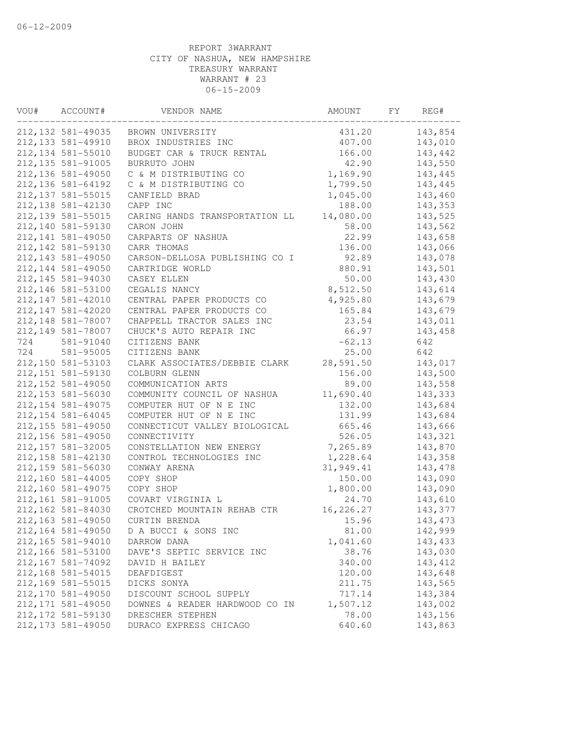06-12-2009

REPORT 3WARRANT
CITY OF NASHUA, NEW HAMPSHIRE
TREASURY WARRANT
WARRANT # 23
06-15-2009

| VOU# | ACCOUNT# | VENDOR NAME | AMOUNT | FY | REG# |
|---|---|---|---|---|---|
| 212,132 | 581-49035 | BROWN UNIVERSITY | 431.20 | | 143,854 |
| 212,133 | 581-49910 | BROX INDUSTRIES INC | 407.00 | | 143,010 |
| 212,134 | 581-55010 | BUDGET CAR & TRUCK RENTAL | 166.00 | | 143,442 |
| 212,135 | 581-91005 | BURRUTO JOHN | 42.90 | | 143,550 |
| 212,136 | 581-49050 | C & M DISTRIBUTING CO | 1,169.90 | | 143,445 |
| 212,136 | 581-64192 | C & M DISTRIBUTING CO | 1,799.50 | | 143,445 |
| 212,137 | 581-55015 | CANFIELD BRAD | 1,045.00 | | 143,460 |
| 212,138 | 581-42130 | CAPP INC | 188.00 | | 143,353 |
| 212,139 | 581-55015 | CARING HANDS TRANSPORTATION LL | 14,080.00 | | 143,525 |
| 212,140 | 581-59130 | CARON JOHN | 58.00 | | 143,562 |
| 212,141 | 581-49050 | CARPARTS OF NASHUA | 22.99 | | 143,658 |
| 212,142 | 581-59130 | CARR THOMAS | 136.00 | | 143,066 |
| 212,143 | 581-49050 | CARSON-DELLOSA PUBLISHING CO I | 92.89 | | 143,078 |
| 212,144 | 581-49050 | CARTRIDGE WORLD | 880.91 | | 143,501 |
| 212,145 | 581-94030 | CASEY ELLEN | 50.00 | | 143,430 |
| 212,146 | 581-53100 | CEGALIS NANCY | 8,512.50 | | 143,614 |
| 212,147 | 581-42010 | CENTRAL PAPER PRODUCTS CO | 4,925.80 | | 143,679 |
| 212,147 | 581-42020 | CENTRAL PAPER PRODUCTS CO | 165.84 | | 143,679 |
| 212,148 | 581-78007 | CHAPPELL TRACTOR SALES INC | 23.54 | | 143,011 |
| 212,149 | 581-78007 | CHUCK'S AUTO REPAIR INC | 66.97 | | 143,458 |
| 724 | 581-91040 | CITIZENS BANK | -62.13 | | 642 |
| 724 | 581-95005 | CITIZENS BANK | 25.00 | | 642 |
| 212,150 | 581-53103 | CLARK ASSOCIATES/DEBBIE CLARK | 28,591.50 | | 143,017 |
| 212,151 | 581-59130 | COLBURN GLENN | 156.00 | | 143,500 |
| 212,152 | 581-49050 | COMMUNICATION ARTS | 89.00 | | 143,558 |
| 212,153 | 581-56030 | COMMUNITY COUNCIL OF NASHUA | 11,690.40 | | 143,333 |
| 212,154 | 581-49075 | COMPUTER HUT OF N E INC | 132.00 | | 143,684 |
| 212,154 | 581-64045 | COMPUTER HUT OF N E INC | 131.99 | | 143,684 |
| 212,155 | 581-49050 | CONNECTICUT VALLEY BIOLOGICAL | 665.46 | | 143,666 |
| 212,156 | 581-49050 | CONNECTIVITY | 526.05 | | 143,321 |
| 212,157 | 581-32005 | CONSTELLATION NEW ENERGY | 7,265.89 | | 143,870 |
| 212,158 | 581-42130 | CONTROL TECHNOLOGIES INC | 1,228.64 | | 143,358 |
| 212,159 | 581-56030 | CONWAY ARENA | 31,949.41 | | 143,478 |
| 212,160 | 581-44005 | COPY SHOP | 150.00 | | 143,090 |
| 212,160 | 581-49075 | COPY SHOP | 1,800.00 | | 143,090 |
| 212,161 | 581-91005 | COVART VIRGINIA L | 24.70 | | 143,610 |
| 212,162 | 581-84030 | CROTCHED MOUNTAIN REHAB CTR | 16,226.27 | | 143,377 |
| 212,163 | 581-49050 | CURTIN BRENDA | 15.96 | | 143,473 |
| 212,164 | 581-49050 | D A BUCCI & SONS INC | 81.00 | | 142,999 |
| 212,165 | 581-94010 | DARROW DANA | 1,041.60 | | 143,433 |
| 212,166 | 581-53100 | DAVE'S SEPTIC SERVICE INC | 38.76 | | 143,030 |
| 212,167 | 581-74092 | DAVID H BAILEY | 340.00 | | 143,412 |
| 212,168 | 581-54015 | DEAFDIGEST | 120.00 | | 143,648 |
| 212,169 | 581-55015 | DICKS SONYA | 211.75 | | 143,565 |
| 212,170 | 581-49050 | DISCOUNT SCHOOL SUPPLY | 717.14 | | 143,384 |
| 212,171 | 581-49050 | DOWNES & READER HARDWOOD CO IN | 1,507.12 | | 143,002 |
| 212,172 | 581-59130 | DRESCHER STEPHEN | 78.00 | | 143,156 |
| 212,173 | 581-49050 | DURACO EXPRESS CHICAGO | 640.60 | | 143,863 |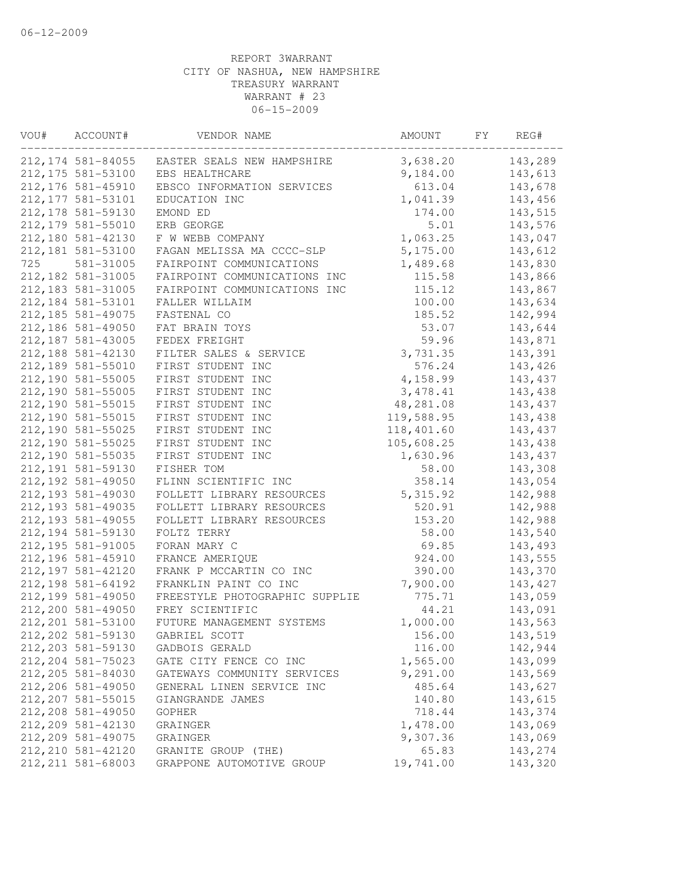06-12-2009

REPORT 3WARRANT
CITY OF NASHUA, NEW HAMPSHIRE
TREASURY WARRANT
WARRANT # 23
06-15-2009

| VOU# | ACCOUNT# | VENDOR NAME | AMOUNT | FY | REG# |
|---|---|---|---|---|---|
| 212,174 | 581-84055 | EASTER SEALS NEW HAMPSHIRE | 3,638.20 | | 143,289 |
| 212,175 | 581-53100 | EBS HEALTHCARE | 9,184.00 | | 143,613 |
| 212,176 | 581-45910 | EBSCO INFORMATION SERVICES | 613.04 | | 143,678 |
| 212,177 | 581-53101 | EDUCATION INC | 1,041.39 | | 143,456 |
| 212,178 | 581-59130 | EMOND ED | 174.00 | | 143,515 |
| 212,179 | 581-55010 | ERB GEORGE | 5.01 | | 143,576 |
| 212,180 | 581-42130 | F W WEBB COMPANY | 1,063.25 | | 143,047 |
| 212,181 | 581-53100 | FAGAN MELISSA MA CCCC-SLP | 5,175.00 | | 143,612 |
| 725 | 581-31005 | FAIRPOINT COMMUNICATIONS | 1,489.68 | | 143,830 |
| 212,182 | 581-31005 | FAIRPOINT COMMUNICATIONS INC | 115.58 | | 143,866 |
| 212,183 | 581-31005 | FAIRPOINT COMMUNICATIONS INC | 115.12 | | 143,867 |
| 212,184 | 581-53101 | FALLER WILLAIM | 100.00 | | 143,634 |
| 212,185 | 581-49075 | FASTENAL CO | 185.52 | | 142,994 |
| 212,186 | 581-49050 | FAT BRAIN TOYS | 53.07 | | 143,644 |
| 212,187 | 581-43005 | FEDEX FREIGHT | 59.96 | | 143,871 |
| 212,188 | 581-42130 | FILTER SALES & SERVICE | 3,731.35 | | 143,391 |
| 212,189 | 581-55010 | FIRST STUDENT INC | 576.24 | | 143,426 |
| 212,190 | 581-55005 | FIRST STUDENT INC | 4,158.99 | | 143,437 |
| 212,190 | 581-55005 | FIRST STUDENT INC | 3,478.41 | | 143,438 |
| 212,190 | 581-55015 | FIRST STUDENT INC | 48,281.08 | | 143,437 |
| 212,190 | 581-55015 | FIRST STUDENT INC | 119,588.95 | | 143,438 |
| 212,190 | 581-55025 | FIRST STUDENT INC | 118,401.60 | | 143,437 |
| 212,190 | 581-55025 | FIRST STUDENT INC | 105,608.25 | | 143,438 |
| 212,190 | 581-55035 | FIRST STUDENT INC | 1,630.96 | | 143,437 |
| 212,191 | 581-59130 | FISHER TOM | 58.00 | | 143,308 |
| 212,192 | 581-49050 | FLINN SCIENTIFIC INC | 358.14 | | 143,054 |
| 212,193 | 581-49030 | FOLLETT LIBRARY RESOURCES | 5,315.92 | | 142,988 |
| 212,193 | 581-49035 | FOLLETT LIBRARY RESOURCES | 520.91 | | 142,988 |
| 212,193 | 581-49055 | FOLLETT LIBRARY RESOURCES | 153.20 | | 142,988 |
| 212,194 | 581-59130 | FOLTZ TERRY | 58.00 | | 143,540 |
| 212,195 | 581-91005 | FORAN MARY C | 69.85 | | 143,493 |
| 212,196 | 581-45910 | FRANCE AMERIQUE | 924.00 | | 143,555 |
| 212,197 | 581-42120 | FRANK P MCCARTIN CO INC | 390.00 | | 143,370 |
| 212,198 | 581-64192 | FRANKLIN PAINT CO INC | 7,900.00 | | 143,427 |
| 212,199 | 581-49050 | FREESTYLE PHOTOGRAPHIC SUPPLIE | 775.71 | | 143,059 |
| 212,200 | 581-49050 | FREY SCIENTIFIC | 44.21 | | 143,091 |
| 212,201 | 581-53100 | FUTURE MANAGEMENT SYSTEMS | 1,000.00 | | 143,563 |
| 212,202 | 581-59130 | GABRIEL SCOTT | 156.00 | | 143,519 |
| 212,203 | 581-59130 | GADBOIS GERALD | 116.00 | | 142,944 |
| 212,204 | 581-75023 | GATE CITY FENCE CO INC | 1,565.00 | | 143,099 |
| 212,205 | 581-84030 | GATEWAYS COMMUNITY SERVICES | 9,291.00 | | 143,569 |
| 212,206 | 581-49050 | GENERAL LINEN SERVICE INC | 485.64 | | 143,627 |
| 212,207 | 581-55015 | GIANGRANDE JAMES | 140.80 | | 143,615 |
| 212,208 | 581-49050 | GOPHER | 718.44 | | 143,374 |
| 212,209 | 581-42130 | GRAINGER | 1,478.00 | | 143,069 |
| 212,209 | 581-49075 | GRAINGER | 9,307.36 | | 143,069 |
| 212,210 | 581-42120 | GRANITE GROUP (THE) | 65.83 | | 143,274 |
| 212,211 | 581-68003 | GRAPPONE AUTOMOTIVE GROUP | 19,741.00 | | 143,320 |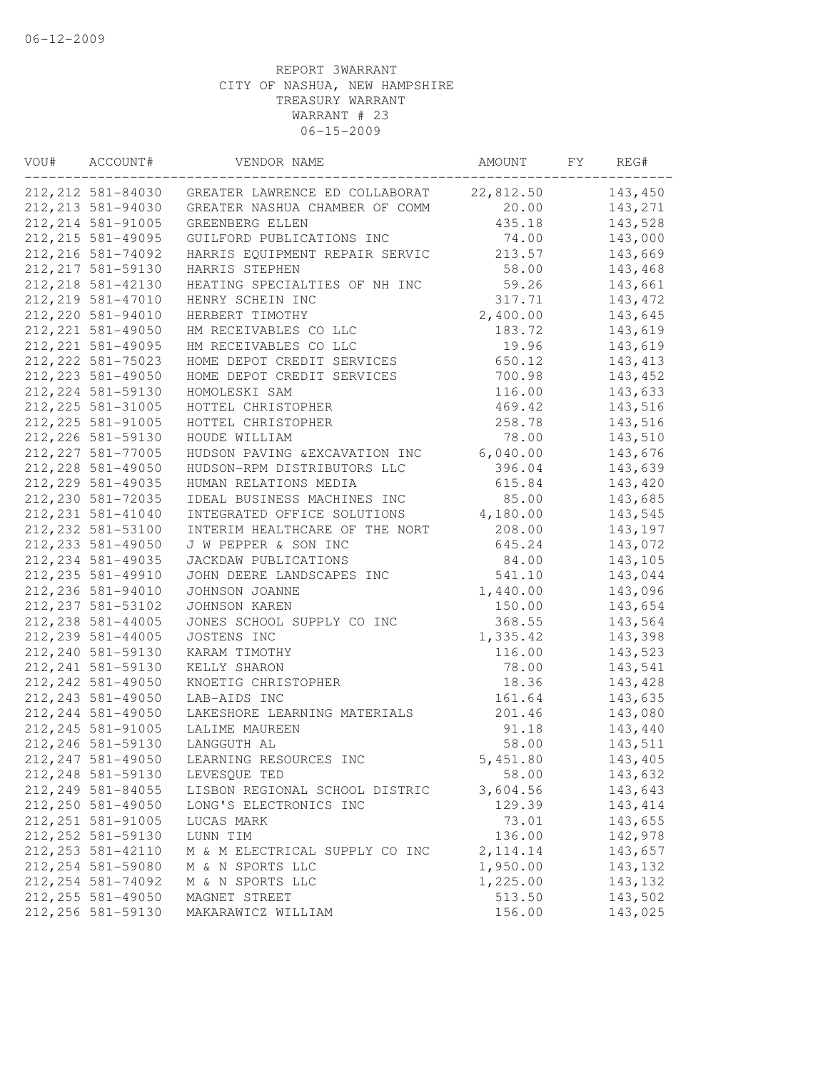06-12-2009

REPORT 3WARRANT
CITY OF NASHUA, NEW HAMPSHIRE
TREASURY WARRANT
WARRANT # 23
06-15-2009

| VOU# | ACCOUNT# | VENDOR NAME | AMOUNT | FY | REG# |
|---|---|---|---|---|---|
| 212,212 | 581-84030 | GREATER LAWRENCE ED COLLABORAT | 22,812.50 | | 143,450 |
| 212,213 | 581-94030 | GREATER NASHUA CHAMBER OF COMM | 20.00 | | 143,271 |
| 212,214 | 581-91005 | GREENBERG ELLEN | 435.18 | | 143,528 |
| 212,215 | 581-49095 | GUILFORD PUBLICATIONS INC | 74.00 | | 143,000 |
| 212,216 | 581-74092 | HARRIS EQUIPMENT REPAIR SERVIC | 213.57 | | 143,669 |
| 212,217 | 581-59130 | HARRIS STEPHEN | 58.00 | | 143,468 |
| 212,218 | 581-42130 | HEATING SPECIALTIES OF NH INC | 59.26 | | 143,661 |
| 212,219 | 581-47010 | HENRY SCHEIN INC | 317.71 | | 143,472 |
| 212,220 | 581-94010 | HERBERT TIMOTHY | 2,400.00 | | 143,645 |
| 212,221 | 581-49050 | HM RECEIVABLES CO LLC | 183.72 | | 143,619 |
| 212,221 | 581-49095 | HM RECEIVABLES CO LLC | 19.96 | | 143,619 |
| 212,222 | 581-75023 | HOME DEPOT CREDIT SERVICES | 650.12 | | 143,413 |
| 212,223 | 581-49050 | HOME DEPOT CREDIT SERVICES | 700.98 | | 143,452 |
| 212,224 | 581-59130 | HOMOLESKI SAM | 116.00 | | 143,633 |
| 212,225 | 581-31005 | HOTTEL CHRISTOPHER | 469.42 | | 143,516 |
| 212,225 | 581-91005 | HOTTEL CHRISTOPHER | 258.78 | | 143,516 |
| 212,226 | 581-59130 | HOUDE WILLIAM | 78.00 | | 143,510 |
| 212,227 | 581-77005 | HUDSON PAVING &EXCAVATION INC | 6,040.00 | | 143,676 |
| 212,228 | 581-49050 | HUDSON-RPM DISTRIBUTORS LLC | 396.04 | | 143,639 |
| 212,229 | 581-49035 | HUMAN RELATIONS MEDIA | 615.84 | | 143,420 |
| 212,230 | 581-72035 | IDEAL BUSINESS MACHINES INC | 85.00 | | 143,685 |
| 212,231 | 581-41040 | INTEGRATED OFFICE SOLUTIONS | 4,180.00 | | 143,545 |
| 212,232 | 581-53100 | INTERIM HEALTHCARE OF THE NORT | 208.00 | | 143,197 |
| 212,233 | 581-49050 | J W PEPPER & SON INC | 645.24 | | 143,072 |
| 212,234 | 581-49035 | JACKDAW PUBLICATIONS | 84.00 | | 143,105 |
| 212,235 | 581-49910 | JOHN DEERE LANDSCAPES INC | 541.10 | | 143,044 |
| 212,236 | 581-94010 | JOHNSON JOANNE | 1,440.00 | | 143,096 |
| 212,237 | 581-53102 | JOHNSON KAREN | 150.00 | | 143,654 |
| 212,238 | 581-44005 | JONES SCHOOL SUPPLY CO INC | 368.55 | | 143,564 |
| 212,239 | 581-44005 | JOSTENS INC | 1,335.42 | | 143,398 |
| 212,240 | 581-59130 | KARAM TIMOTHY | 116.00 | | 143,523 |
| 212,241 | 581-59130 | KELLY SHARON | 78.00 | | 143,541 |
| 212,242 | 581-49050 | KNOETIG CHRISTOPHER | 18.36 | | 143,428 |
| 212,243 | 581-49050 | LAB-AIDS INC | 161.64 | | 143,635 |
| 212,244 | 581-49050 | LAKESHORE LEARNING MATERIALS | 201.46 | | 143,080 |
| 212,245 | 581-91005 | LALIME MAUREEN | 91.18 | | 143,440 |
| 212,246 | 581-59130 | LANGGUTH AL | 58.00 | | 143,511 |
| 212,247 | 581-49050 | LEARNING RESOURCES INC | 5,451.80 | | 143,405 |
| 212,248 | 581-59130 | LEVESQUE TED | 58.00 | | 143,632 |
| 212,249 | 581-84055 | LISBON REGIONAL SCHOOL DISTRIC | 3,604.56 | | 143,643 |
| 212,250 | 581-49050 | LONG'S ELECTRONICS INC | 129.39 | | 143,414 |
| 212,251 | 581-91005 | LUCAS MARK | 73.01 | | 143,655 |
| 212,252 | 581-59130 | LUNN TIM | 136.00 | | 142,978 |
| 212,253 | 581-42110 | M & M ELECTRICAL SUPPLY CO INC | 2,114.14 | | 143,657 |
| 212,254 | 581-59080 | M & N SPORTS LLC | 1,950.00 | | 143,132 |
| 212,254 | 581-74092 | M & N SPORTS LLC | 1,225.00 | | 143,132 |
| 212,255 | 581-49050 | MAGNET STREET | 513.50 | | 143,502 |
| 212,256 | 581-59130 | MAKARAWICZ WILLIAM | 156.00 | | 143,025 |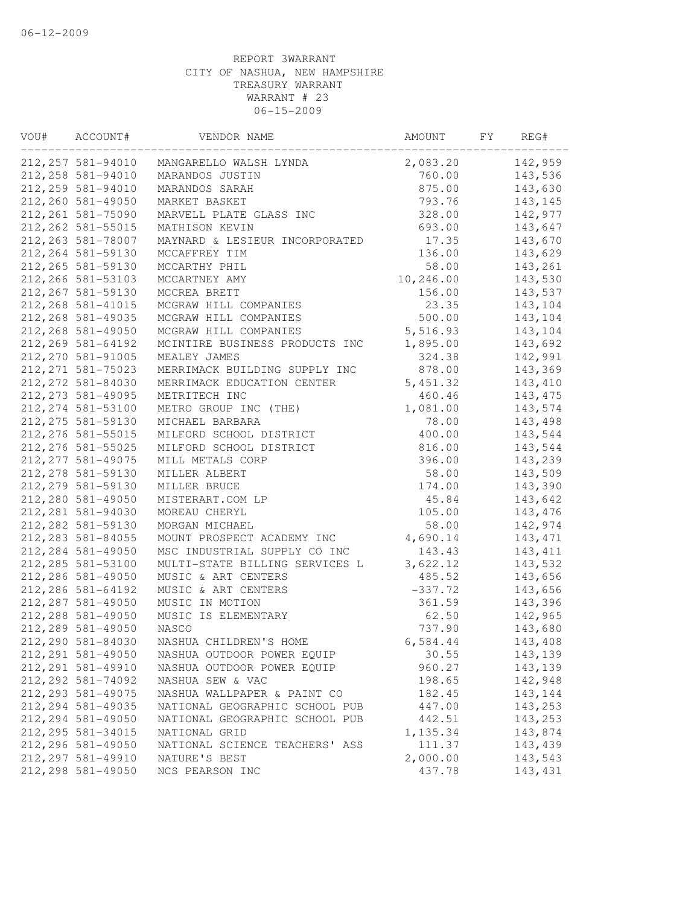06-12-2009

REPORT 3WARRANT
CITY OF NASHUA, NEW HAMPSHIRE
TREASURY WARRANT
WARRANT # 23
06-15-2009

| VOU# | ACCOUNT# | VENDOR NAME | AMOUNT | FY | REG# |
|---|---|---|---|---|---|
| 212,257 | 581-94010 | MANGARELLO WALSH LYNDA | 2,083.20 | | 142,959 |
| 212,258 | 581-94010 | MARANDOS JUSTIN | 760.00 | | 143,536 |
| 212,259 | 581-94010 | MARANDOS SARAH | 875.00 | | 143,630 |
| 212,260 | 581-49050 | MARKET BASKET | 793.76 | | 143,145 |
| 212,261 | 581-75090 | MARVELL PLATE GLASS INC | 328.00 | | 142,977 |
| 212,262 | 581-55015 | MATHISON KEVIN | 693.00 | | 143,647 |
| 212,263 | 581-78007 | MAYNARD & LESIEUR INCORPORATED | 17.35 | | 143,670 |
| 212,264 | 581-59130 | MCCAFFREY TIM | 136.00 | | 143,629 |
| 212,265 | 581-59130 | MCCARTHY PHIL | 58.00 | | 143,261 |
| 212,266 | 581-53103 | MCCARTNEY AMY | 10,246.00 | | 143,530 |
| 212,267 | 581-59130 | MCCREA BRETT | 156.00 | | 143,537 |
| 212,268 | 581-41015 | MCGRAW HILL COMPANIES | 23.35 | | 143,104 |
| 212,268 | 581-49035 | MCGRAW HILL COMPANIES | 500.00 | | 143,104 |
| 212,268 | 581-49050 | MCGRAW HILL COMPANIES | 5,516.93 | | 143,104 |
| 212,269 | 581-64192 | MCINTIRE BUSINESS PRODUCTS INC | 1,895.00 | | 143,692 |
| 212,270 | 581-91005 | MEALEY JAMES | 324.38 | | 142,991 |
| 212,271 | 581-75023 | MERRIMACK BUILDING SUPPLY INC | 878.00 | | 143,369 |
| 212,272 | 581-84030 | MERRIMACK EDUCATION CENTER | 5,451.32 | | 143,410 |
| 212,273 | 581-49095 | METRITECH INC | 460.46 | | 143,475 |
| 212,274 | 581-53100 | METRO GROUP INC (THE) | 1,081.00 | | 143,574 |
| 212,275 | 581-59130 | MICHAEL BARBARA | 78.00 | | 143,498 |
| 212,276 | 581-55015 | MILFORD SCHOOL DISTRICT | 400.00 | | 143,544 |
| 212,276 | 581-55025 | MILFORD SCHOOL DISTRICT | 816.00 | | 143,544 |
| 212,277 | 581-49075 | MILL METALS CORP | 396.00 | | 143,239 |
| 212,278 | 581-59130 | MILLER ALBERT | 58.00 | | 143,509 |
| 212,279 | 581-59130 | MILLER BRUCE | 174.00 | | 143,390 |
| 212,280 | 581-49050 | MISTERART.COM LP | 45.84 | | 143,642 |
| 212,281 | 581-94030 | MOREAU CHERYL | 105.00 | | 143,476 |
| 212,282 | 581-59130 | MORGAN MICHAEL | 58.00 | | 142,974 |
| 212,283 | 581-84055 | MOUNT PROSPECT ACADEMY INC | 4,690.14 | | 143,471 |
| 212,284 | 581-49050 | MSC INDUSTRIAL SUPPLY CO INC | 143.43 | | 143,411 |
| 212,285 | 581-53100 | MULTI-STATE BILLING SERVICES L | 3,622.12 | | 143,532 |
| 212,286 | 581-49050 | MUSIC & ART CENTERS | 485.52 | | 143,656 |
| 212,286 | 581-64192 | MUSIC & ART CENTERS | -337.72 | | 143,656 |
| 212,287 | 581-49050 | MUSIC IN MOTION | 361.59 | | 143,396 |
| 212,288 | 581-49050 | MUSIC IS ELEMENTARY | 62.50 | | 142,965 |
| 212,289 | 581-49050 | NASCO | 737.90 | | 143,680 |
| 212,290 | 581-84030 | NASHUA CHILDREN'S HOME | 6,584.44 | | 143,408 |
| 212,291 | 581-49050 | NASHUA OUTDOOR POWER EQUIP | 30.55 | | 143,139 |
| 212,291 | 581-49910 | NASHUA OUTDOOR POWER EQUIP | 960.27 | | 143,139 |
| 212,292 | 581-74092 | NASHUA SEW & VAC | 198.65 | | 142,948 |
| 212,293 | 581-49075 | NASHUA WALLPAPER & PAINT CO | 182.45 | | 143,144 |
| 212,294 | 581-49035 | NATIONAL GEOGRAPHIC SCHOOL PUB | 447.00 | | 143,253 |
| 212,294 | 581-49050 | NATIONAL GEOGRAPHIC SCHOOL PUB | 442.51 | | 143,253 |
| 212,295 | 581-34015 | NATIONAL GRID | 1,135.34 | | 143,874 |
| 212,296 | 581-49050 | NATIONAL SCIENCE TEACHERS' ASS | 111.37 | | 143,439 |
| 212,297 | 581-49910 | NATURE'S BEST | 2,000.00 | | 143,543 |
| 212,298 | 581-49050 | NCS PEARSON INC | 437.78 | | 143,431 |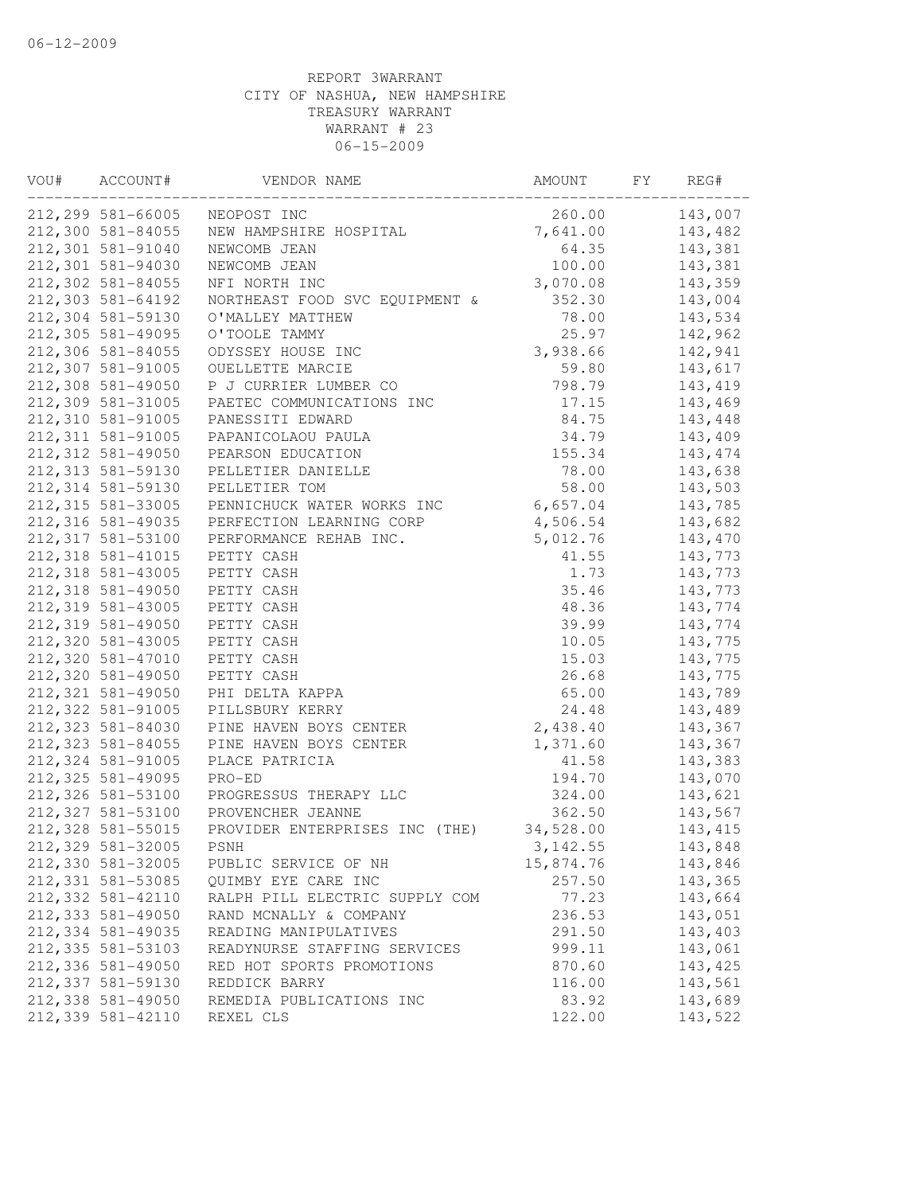06-12-2009

REPORT 3WARRANT
CITY OF NASHUA, NEW HAMPSHIRE
TREASURY WARRANT
WARRANT # 23
06-15-2009

| VOU# | ACCOUNT# | VENDOR NAME | AMOUNT | FY | REG# |
|---|---|---|---|---|---|
| 212,299 | 581-66005 | NEOPOST INC | 260.00 | | 143,007 |
| 212,300 | 581-84055 | NEW HAMPSHIRE HOSPITAL | 7,641.00 | | 143,482 |
| 212,301 | 581-91040 | NEWCOMB JEAN | 64.35 | | 143,381 |
| 212,301 | 581-94030 | NEWCOMB JEAN | 100.00 | | 143,381 |
| 212,302 | 581-84055 | NFI NORTH INC | 3,070.08 | | 143,359 |
| 212,303 | 581-64192 | NORTHEAST FOOD SVC EQUIPMENT & | 352.30 | | 143,004 |
| 212,304 | 581-59130 | O'MALLEY MATTHEW | 78.00 | | 143,534 |
| 212,305 | 581-49095 | O'TOOLE TAMMY | 25.97 | | 142,962 |
| 212,306 | 581-84055 | ODYSSEY HOUSE INC | 3,938.66 | | 142,941 |
| 212,307 | 581-91005 | OUELLETTE MARCIE | 59.80 | | 143,617 |
| 212,308 | 581-49050 | P J CURRIER LUMBER CO | 798.79 | | 143,419 |
| 212,309 | 581-31005 | PAETEC COMMUNICATIONS INC | 17.15 | | 143,469 |
| 212,310 | 581-91005 | PANESSITI EDWARD | 84.75 | | 143,448 |
| 212,311 | 581-91005 | PAPANICOLAOU PAULA | 34.79 | | 143,409 |
| 212,312 | 581-49050 | PEARSON EDUCATION | 155.34 | | 143,474 |
| 212,313 | 581-59130 | PELLETIER DANIELLE | 78.00 | | 143,638 |
| 212,314 | 581-59130 | PELLETIER TOM | 58.00 | | 143,503 |
| 212,315 | 581-33005 | PENNICHUCK WATER WORKS INC | 6,657.04 | | 143,785 |
| 212,316 | 581-49035 | PERFECTION LEARNING CORP | 4,506.54 | | 143,682 |
| 212,317 | 581-53100 | PERFORMANCE REHAB INC. | 5,012.76 | | 143,470 |
| 212,318 | 581-41015 | PETTY CASH | 41.55 | | 143,773 |
| 212,318 | 581-43005 | PETTY CASH | 1.73 | | 143,773 |
| 212,318 | 581-49050 | PETTY CASH | 35.46 | | 143,773 |
| 212,319 | 581-43005 | PETTY CASH | 48.36 | | 143,774 |
| 212,319 | 581-49050 | PETTY CASH | 39.99 | | 143,774 |
| 212,320 | 581-43005 | PETTY CASH | 10.05 | | 143,775 |
| 212,320 | 581-47010 | PETTY CASH | 15.03 | | 143,775 |
| 212,320 | 581-49050 | PETTY CASH | 26.68 | | 143,775 |
| 212,321 | 581-49050 | PHI DELTA KAPPA | 65.00 | | 143,789 |
| 212,322 | 581-91005 | PILLSBURY KERRY | 24.48 | | 143,489 |
| 212,323 | 581-84030 | PINE HAVEN BOYS CENTER | 2,438.40 | | 143,367 |
| 212,323 | 581-84055 | PINE HAVEN BOYS CENTER | 1,371.60 | | 143,367 |
| 212,324 | 581-91005 | PLACE PATRICIA | 41.58 | | 143,383 |
| 212,325 | 581-49095 | PRO-ED | 194.70 | | 143,070 |
| 212,326 | 581-53100 | PROGRESSUS THERAPY LLC | 324.00 | | 143,621 |
| 212,327 | 581-53100 | PROVENCHER JEANNE | 362.50 | | 143,567 |
| 212,328 | 581-55015 | PROVIDER ENTERPRISES INC (THE) | 34,528.00 | | 143,415 |
| 212,329 | 581-32005 | PSNH | 3,142.55 | | 143,848 |
| 212,330 | 581-32005 | PUBLIC SERVICE OF NH | 15,874.76 | | 143,846 |
| 212,331 | 581-53085 | QUIMBY EYE CARE INC | 257.50 | | 143,365 |
| 212,332 | 581-42110 | RALPH PILL ELECTRIC SUPPLY COM | 77.23 | | 143,664 |
| 212,333 | 581-49050 | RAND MCNALLY & COMPANY | 236.53 | | 143,051 |
| 212,334 | 581-49035 | READING MANIPULATIVES | 291.50 | | 143,403 |
| 212,335 | 581-53103 | READYNURSE STAFFING SERVICES | 999.11 | | 143,061 |
| 212,336 | 581-49050 | RED HOT SPORTS PROMOTIONS | 870.60 | | 143,425 |
| 212,337 | 581-59130 | REDDICK BARRY | 116.00 | | 143,561 |
| 212,338 | 581-49050 | REMEDIA PUBLICATIONS INC | 83.92 | | 143,689 |
| 212,339 | 581-42110 | REXEL CLS | 122.00 | | 143,522 |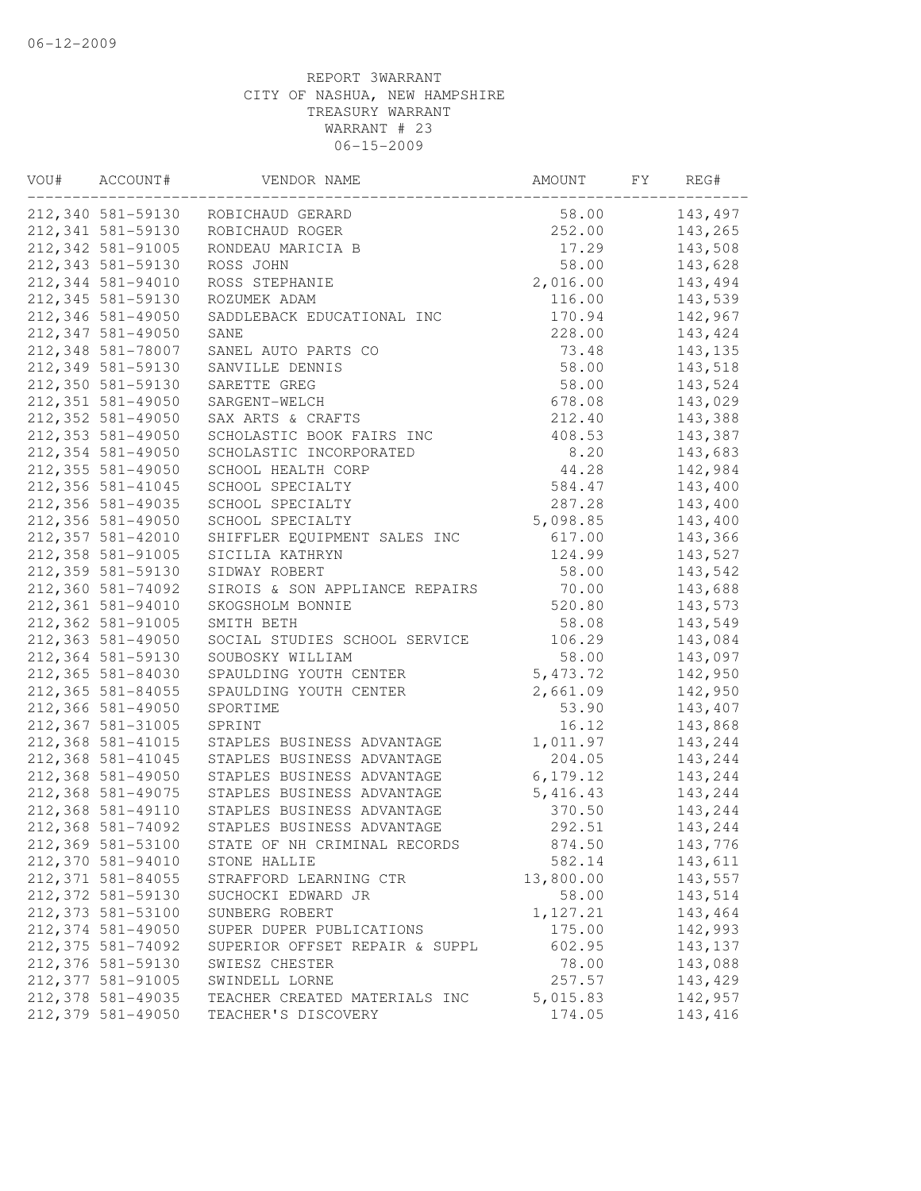06-12-2009

REPORT 3WARRANT
CITY OF NASHUA, NEW HAMPSHIRE
TREASURY WARRANT
WARRANT # 23
06-15-2009

| VOU# | ACCOUNT# | VENDOR NAME | AMOUNT | FY | REG# |
|---|---|---|---|---|---|
| 212,340 | 581-59130 | ROBICHAUD GERARD | 58.00 | | 143,497 |
| 212,341 | 581-59130 | ROBICHAUD ROGER | 252.00 | | 143,265 |
| 212,342 | 581-91005 | RONDEAU MARICIA B | 17.29 | | 143,508 |
| 212,343 | 581-59130 | ROSS JOHN | 58.00 | | 143,628 |
| 212,344 | 581-94010 | ROSS STEPHANIE | 2,016.00 | | 143,494 |
| 212,345 | 581-59130 | ROZUMEK ADAM | 116.00 | | 143,539 |
| 212,346 | 581-49050 | SADDLEBACK EDUCATIONAL INC | 170.94 | | 142,967 |
| 212,347 | 581-49050 | SANE | 228.00 | | 143,424 |
| 212,348 | 581-78007 | SANEL AUTO PARTS CO | 73.48 | | 143,135 |
| 212,349 | 581-59130 | SANVILLE DENNIS | 58.00 | | 143,518 |
| 212,350 | 581-59130 | SARETTE GREG | 58.00 | | 143,524 |
| 212,351 | 581-49050 | SARGENT-WELCH | 678.08 | | 143,029 |
| 212,352 | 581-49050 | SAX ARTS & CRAFTS | 212.40 | | 143,388 |
| 212,353 | 581-49050 | SCHOLASTIC BOOK FAIRS INC | 408.53 | | 143,387 |
| 212,354 | 581-49050 | SCHOLASTIC INCORPORATED | 8.20 | | 143,683 |
| 212,355 | 581-49050 | SCHOOL HEALTH CORP | 44.28 | | 142,984 |
| 212,356 | 581-41045 | SCHOOL SPECIALTY | 584.47 | | 143,400 |
| 212,356 | 581-49035 | SCHOOL SPECIALTY | 287.28 | | 143,400 |
| 212,356 | 581-49050 | SCHOOL SPECIALTY | 5,098.85 | | 143,400 |
| 212,357 | 581-42010 | SHIFFLER EQUIPMENT SALES INC | 617.00 | | 143,366 |
| 212,358 | 581-91005 | SICILIA KATHRYN | 124.99 | | 143,527 |
| 212,359 | 581-59130 | SIDWAY ROBERT | 58.00 | | 143,542 |
| 212,360 | 581-74092 | SIROIS & SON APPLIANCE REPAIRS | 70.00 | | 143,688 |
| 212,361 | 581-94010 | SKOGSHOLM BONNIE | 520.80 | | 143,573 |
| 212,362 | 581-91005 | SMITH BETH | 58.08 | | 143,549 |
| 212,363 | 581-49050 | SOCIAL STUDIES SCHOOL SERVICE | 106.29 | | 143,084 |
| 212,364 | 581-59130 | SOUBOSKY WILLIAM | 58.00 | | 143,097 |
| 212,365 | 581-84030 | SPAULDING YOUTH CENTER | 5,473.72 | | 142,950 |
| 212,365 | 581-84055 | SPAULDING YOUTH CENTER | 2,661.09 | | 142,950 |
| 212,366 | 581-49050 | SPORTIME | 53.90 | | 143,407 |
| 212,367 | 581-31005 | SPRINT | 16.12 | | 143,868 |
| 212,368 | 581-41015 | STAPLES BUSINESS ADVANTAGE | 1,011.97 | | 143,244 |
| 212,368 | 581-41045 | STAPLES BUSINESS ADVANTAGE | 204.05 | | 143,244 |
| 212,368 | 581-49050 | STAPLES BUSINESS ADVANTAGE | 6,179.12 | | 143,244 |
| 212,368 | 581-49075 | STAPLES BUSINESS ADVANTAGE | 5,416.43 | | 143,244 |
| 212,368 | 581-49110 | STAPLES BUSINESS ADVANTAGE | 370.50 | | 143,244 |
| 212,368 | 581-74092 | STAPLES BUSINESS ADVANTAGE | 292.51 | | 143,244 |
| 212,369 | 581-53100 | STATE OF NH CRIMINAL RECORDS | 874.50 | | 143,776 |
| 212,370 | 581-94010 | STONE HALLIE | 582.14 | | 143,611 |
| 212,371 | 581-84055 | STRAFFORD LEARNING CTR | 13,800.00 | | 143,557 |
| 212,372 | 581-59130 | SUCHOCKI EDWARD JR | 58.00 | | 143,514 |
| 212,373 | 581-53100 | SUNBERG ROBERT | 1,127.21 | | 143,464 |
| 212,374 | 581-49050 | SUPER DUPER PUBLICATIONS | 175.00 | | 142,993 |
| 212,375 | 581-74092 | SUPERIOR OFFSET REPAIR & SUPPL | 602.95 | | 143,137 |
| 212,376 | 581-59130 | SWIESZ CHESTER | 78.00 | | 143,088 |
| 212,377 | 581-91005 | SWINDELL LORNE | 257.57 | | 143,429 |
| 212,378 | 581-49035 | TEACHER CREATED MATERIALS INC | 5,015.83 | | 142,957 |
| 212,379 | 581-49050 | TEACHER'S DISCOVERY | 174.05 | | 143,416 |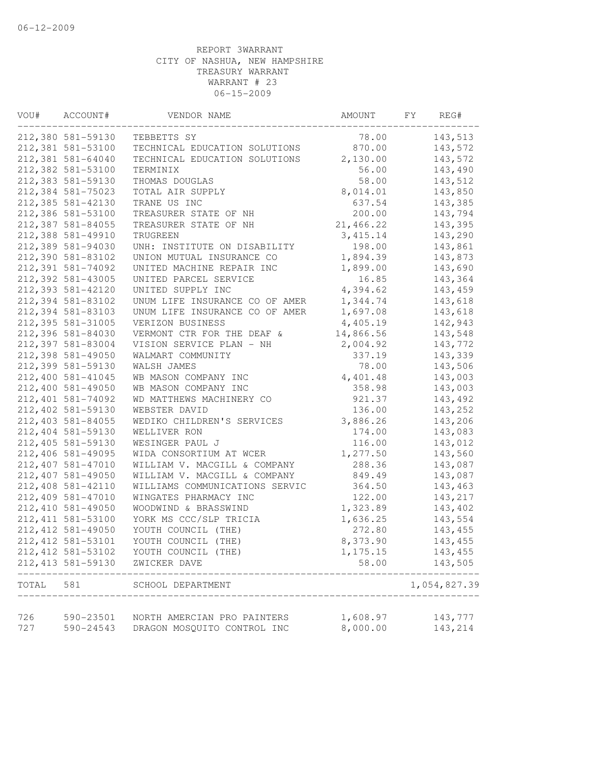REPORT 3WARRANT
CITY OF NASHUA, NEW HAMPSHIRE
TREASURY WARRANT
WARRANT # 23
06-15-2009

| VOU# | ACCOUNT# | VENDOR NAME | AMOUNT | FY | REG# |
|---|---|---|---|---|---|
| 212,380 | 581-59130 | TEBBETTS SY | 78.00 | | 143,513 |
| 212,381 | 581-53100 | TECHNICAL EDUCATION SOLUTIONS | 870.00 | | 143,572 |
| 212,381 | 581-64040 | TECHNICAL EDUCATION SOLUTIONS | 2,130.00 | | 143,572 |
| 212,382 | 581-53100 | TERMINIX | 56.00 | | 143,490 |
| 212,383 | 581-59130 | THOMAS DOUGLAS | 58.00 | | 143,512 |
| 212,384 | 581-75023 | TOTAL AIR SUPPLY | 8,014.01 | | 143,850 |
| 212,385 | 581-42130 | TRANE US INC | 637.54 | | 143,385 |
| 212,386 | 581-53100 | TREASURER STATE OF NH | 200.00 | | 143,794 |
| 212,387 | 581-84055 | TREASURER STATE OF NH | 21,466.22 | | 143,395 |
| 212,388 | 581-49910 | TRUGREEN | 3,415.14 | | 143,290 |
| 212,389 | 581-94030 | UNH: INSTITUTE ON DISABILITY | 198.00 | | 143,861 |
| 212,390 | 581-83102 | UNION MUTUAL INSURANCE CO | 1,894.39 | | 143,873 |
| 212,391 | 581-74092 | UNITED MACHINE REPAIR INC | 1,899.00 | | 143,690 |
| 212,392 | 581-43005 | UNITED PARCEL SERVICE | 16.85 | | 143,364 |
| 212,393 | 581-42120 | UNITED SUPPLY INC | 4,394.62 | | 143,459 |
| 212,394 | 581-83102 | UNUM LIFE INSURANCE CO OF AMER | 1,344.74 | | 143,618 |
| 212,394 | 581-83103 | UNUM LIFE INSURANCE CO OF AMER | 1,697.08 | | 143,618 |
| 212,395 | 581-31005 | VERIZON BUSINESS | 4,405.19 | | 142,943 |
| 212,396 | 581-84030 | VERMONT CTR FOR THE DEAF & | 14,866.56 | | 143,548 |
| 212,397 | 581-83004 | VISION SERVICE PLAN - NH | 2,004.92 | | 143,772 |
| 212,398 | 581-49050 | WALMART COMMUNITY | 337.19 | | 143,339 |
| 212,399 | 581-59130 | WALSH JAMES | 78.00 | | 143,506 |
| 212,400 | 581-41045 | WB MASON COMPANY INC | 4,401.48 | | 143,003 |
| 212,400 | 581-49050 | WB MASON COMPANY INC | 358.98 | | 143,003 |
| 212,401 | 581-74092 | WD MATTHEWS MACHINERY CO | 921.37 | | 143,492 |
| 212,402 | 581-59130 | WEBSTER DAVID | 136.00 | | 143,252 |
| 212,403 | 581-84055 | WEDIKO CHILDREN'S SERVICES | 3,886.26 | | 143,206 |
| 212,404 | 581-59130 | WELLIVER RON | 174.00 | | 143,083 |
| 212,405 | 581-59130 | WESINGER PAUL J | 116.00 | | 143,012 |
| 212,406 | 581-49095 | WIDA CONSORTIUM AT WCER | 1,277.50 | | 143,560 |
| 212,407 | 581-47010 | WILLIAM V. MACGILL & COMPANY | 288.36 | | 143,087 |
| 212,407 | 581-49050 | WILLIAM V. MACGILL & COMPANY | 849.49 | | 143,087 |
| 212,408 | 581-42110 | WILLIAMS COMMUNICATIONS SERVIC | 364.50 | | 143,463 |
| 212,409 | 581-47010 | WINGATES PHARMACY INC | 122.00 | | 143,217 |
| 212,410 | 581-49050 | WOODWIND & BRASSWIND | 1,323.89 | | 143,402 |
| 212,411 | 581-53100 | YORK MS CCC/SLP TRICIA | 1,636.25 | | 143,554 |
| 212,412 | 581-49050 | YOUTH COUNCIL (THE) | 272.80 | | 143,455 |
| 212,412 | 581-53101 | YOUTH COUNCIL (THE) | 8,373.90 | | 143,455 |
| 212,412 | 581-53102 | YOUTH COUNCIL (THE) | 1,175.15 | | 143,455 |
| 212,413 | 581-59130 | ZWICKER DAVE | 58.00 | | 143,505 |
| TOTAL | 581 | SCHOOL DEPARTMENT | | | 1,054,827.39 |
| 726 | 590-23501 | NORTH AMERCIAN PRO PAINTERS | 1,608.97 | | 143,777 |
| 727 | 590-24543 | DRAGON MOSQUITO CONTROL INC | 8,000.00 | | 143,214 |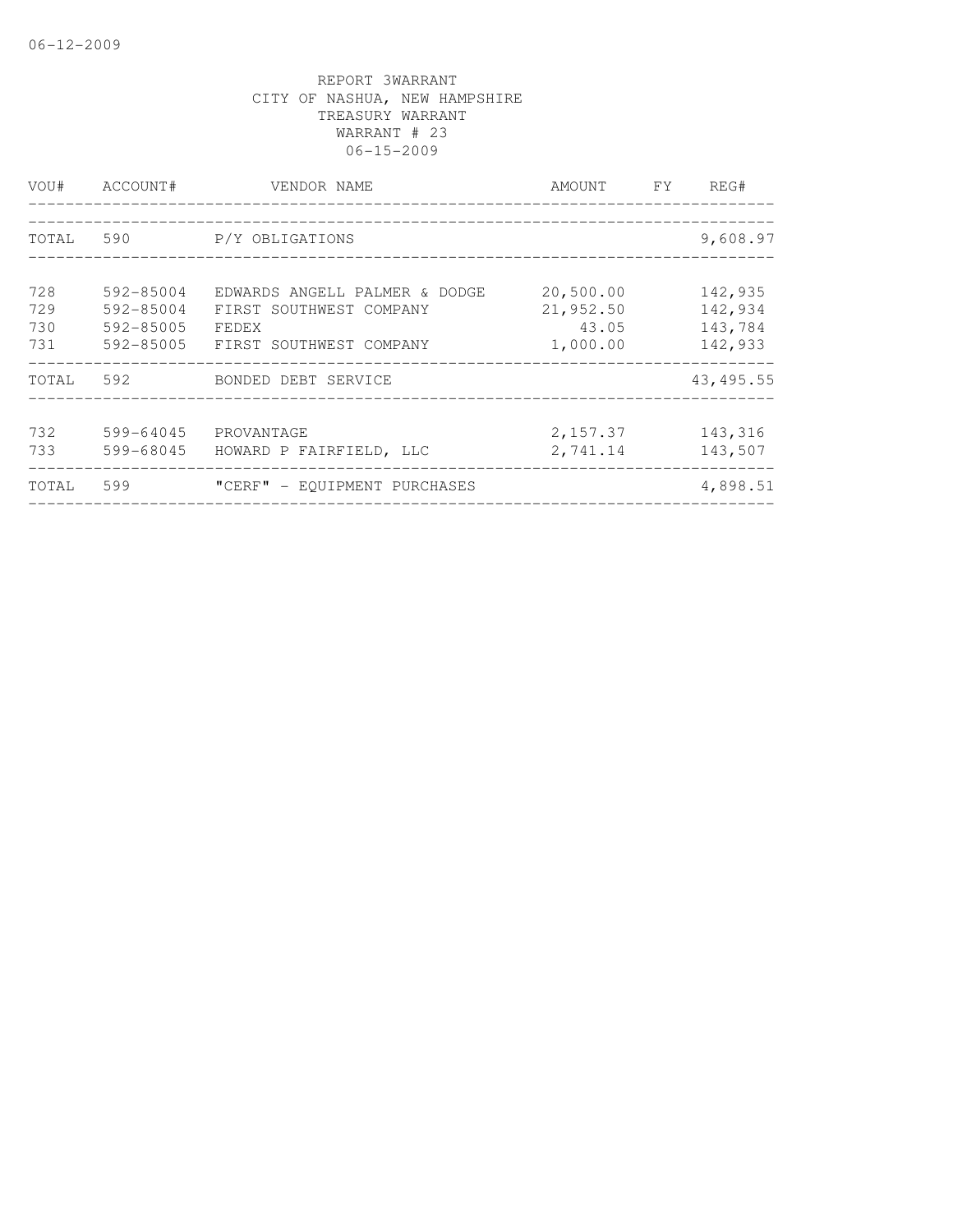REPORT 3WARRANT
CITY OF NASHUA, NEW HAMPSHIRE
TREASURY WARRANT
WARRANT # 23
06-15-2009

| VOU# | ACCOUNT# | VENDOR NAME | AMOUNT | FY | REG# |
|---|---|---|---|---|---|
| TOTAL | 590 | P/Y OBLIGATIONS | | | 9,608.97 |
| 728 | 592-85004 | EDWARDS ANGELL PALMER & DODGE | 20,500.00 | | 142,935 |
| 729 | 592-85004 | FIRST SOUTHWEST COMPANY | 21,952.50 | | 142,934 |
| 730 | 592-85005 | FEDEX | 43.05 | | 143,784 |
| 731 | 592-85005 | FIRST SOUTHWEST COMPANY | 1,000.00 | | 142,933 |
| TOTAL | 592 | BONDED DEBT SERVICE | | | 43,495.55 |
| 732 | 599-64045 | PROVANTAGE | 2,157.37 | | 143,316 |
| 733 | 599-68045 | HOWARD P FAIRFIELD, LLC | 2,741.14 | | 143,507 |
| TOTAL | 599 | "CERF" - EQUIPMENT PURCHASES | | | 4,898.51 |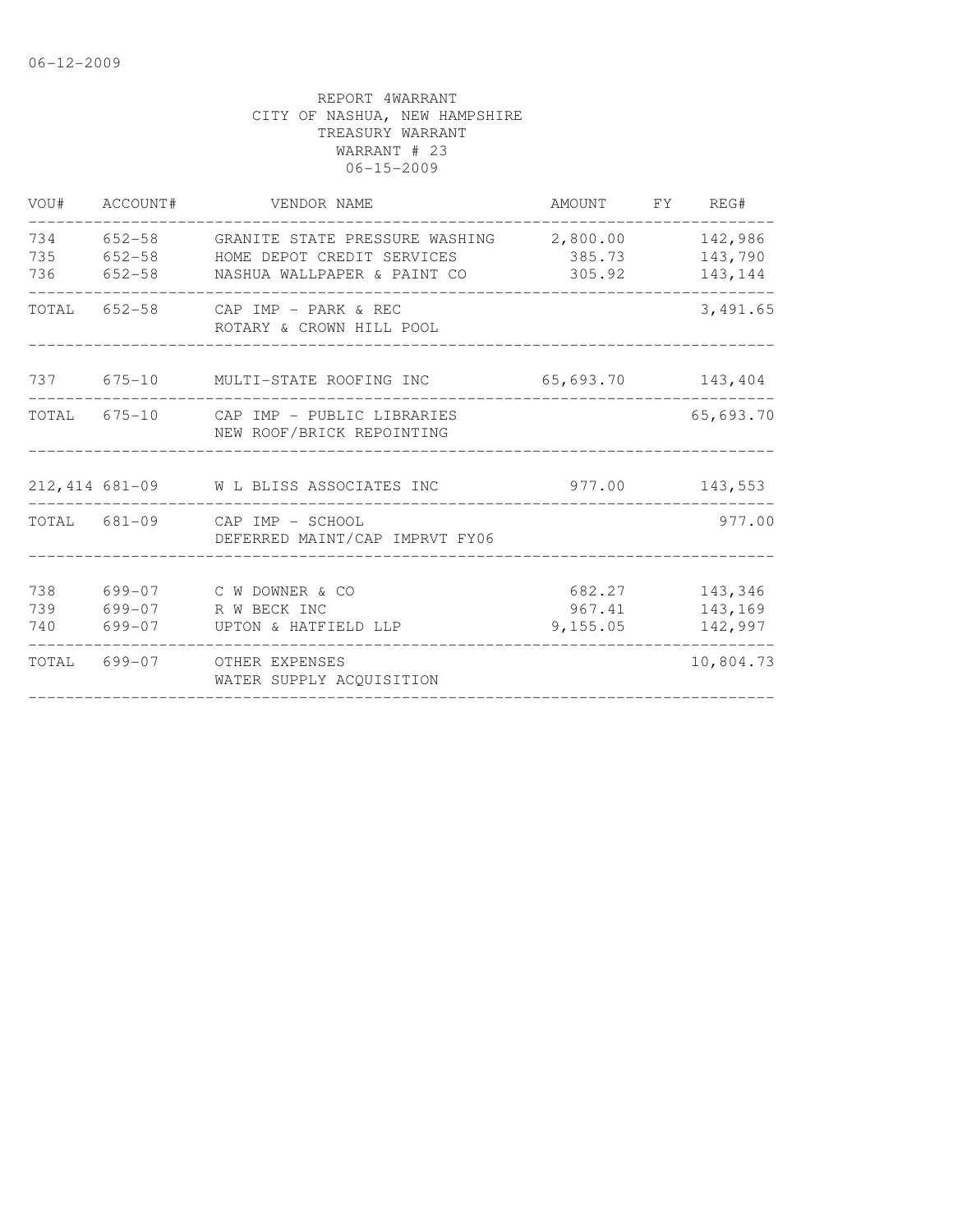REPORT 4WARRANT
CITY OF NASHUA, NEW HAMPSHIRE
TREASURY WARRANT
WARRANT # 23
06-15-2009

| VOU# | ACCOUNT# | VENDOR NAME | AMOUNT | FY | REG# |
|---|---|---|---|---|---|
| 734 | 652-58 | GRANITE STATE PRESSURE WASHING | 2,800.00 | | 142,986 |
| 735 | 652-58 | HOME DEPOT CREDIT SERVICES | 385.73 | | 143,790 |
| 736 | 652-58 | NASHUA WALLPAPER & PAINT CO | 305.92 | | 143,144 |
| TOTAL | 652-58 | CAP IMP - PARK & REC<br>ROTARY & CROWN HILL POOL | | | 3,491.65 |
| 737 | 675-10 | MULTI-STATE ROOFING INC | 65,693.70 | | 143,404 |
| TOTAL | 675-10 | CAP IMP - PUBLIC LIBRARIES<br>NEW ROOF/BRICK REPOINTING | | | 65,693.70 |
| 212,414 | 681-09 | W L BLISS ASSOCIATES INC | 977.00 | | 143,553 |
| TOTAL | 681-09 | CAP IMP - SCHOOL<br>DEFERRED MAINT/CAP IMPRVT FY06 | | | 977.00 |
| 738 | 699-07 | C W DOWNER & CO | 682.27 | | 143,346 |
| 739 | 699-07 | R W BECK INC | 967.41 | | 143,169 |
| 740 | 699-07 | UPTON & HATFIELD LLP | 9,155.05 | | 142,997 |
| TOTAL | 699-07 | OTHER EXPENSES<br>WATER SUPPLY ACQUISITION | | | 10,804.73 |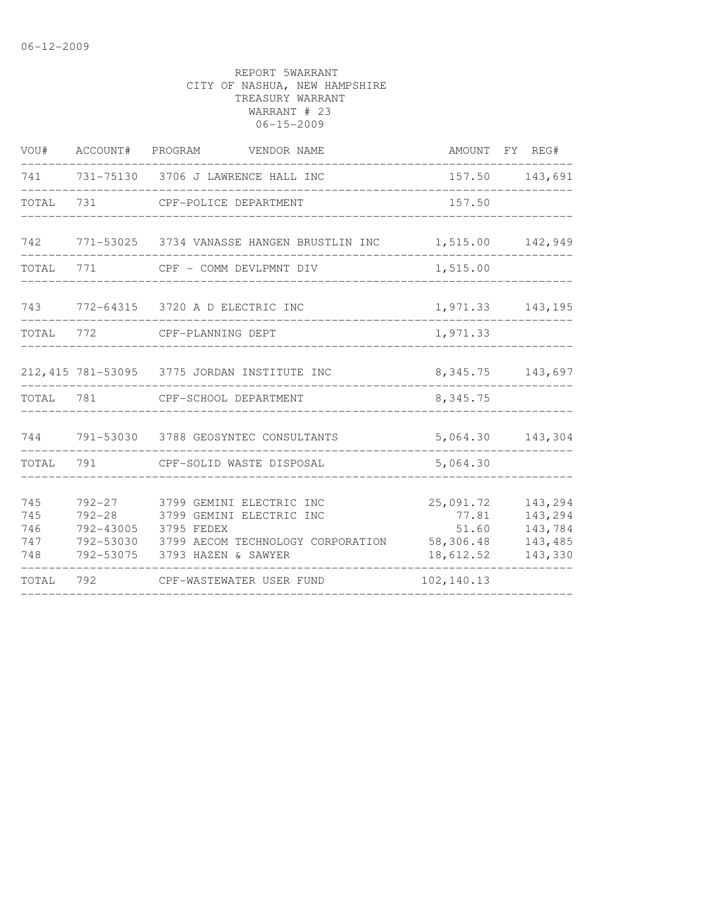06-12-2009

REPORT 5WARRANT
CITY OF NASHUA, NEW HAMPSHIRE
TREASURY WARRANT
WARRANT # 23
06-15-2009

| VOU# | ACCOUNT# | PROGRAM | VENDOR NAME | AMOUNT | FY | REG# |
|---|---|---|---|---|---|---|
| 741 | 731-75130 | 3706 | J LAWRENCE HALL INC | 157.50 | | 143,691 |
| TOTAL | 731 | | CPF-POLICE DEPARTMENT | 157.50 | | |
| 742 | 771-53025 | 3734 | VANASSE HANGEN BRUSTLIN INC | 1,515.00 | | 142,949 |
| TOTAL | 771 | | CPF - COMM DEVLPMNT DIV | 1,515.00 | | |
| 743 | 772-64315 | 3720 | A D ELECTRIC INC | 1,971.33 | | 143,195 |
| TOTAL | 772 | | CPF-PLANNING DEPT | 1,971.33 | | |
| 212,415 | 781-53095 | 3775 | JORDAN INSTITUTE INC | 8,345.75 | | 143,697 |
| TOTAL | 781 | | CPF-SCHOOL DEPARTMENT | 8,345.75 | | |
| 744 | 791-53030 | 3788 | GEOSYNTEC CONSULTANTS | 5,064.30 | | 143,304 |
| TOTAL | 791 | | CPF-SOLID WASTE DISPOSAL | 5,064.30 | | |
| 745 | 792-27 | 3799 | GEMINI ELECTRIC INC | 25,091.72 | | 143,294 |
| 745 | 792-28 | 3799 | GEMINI ELECTRIC INC | 77.81 | | 143,294 |
| 746 | 792-43005 | 3795 | FEDEX | 51.60 | | 143,784 |
| 747 | 792-53030 | 3799 | AECOM TECHNOLOGY CORPORATION | 58,306.48 | | 143,485 |
| 748 | 792-53075 | 3793 | HAZEN & SAWYER | 18,612.52 | | 143,330 |
| TOTAL | 792 | | CPF-WASTEWATER USER FUND | 102,140.13 | | |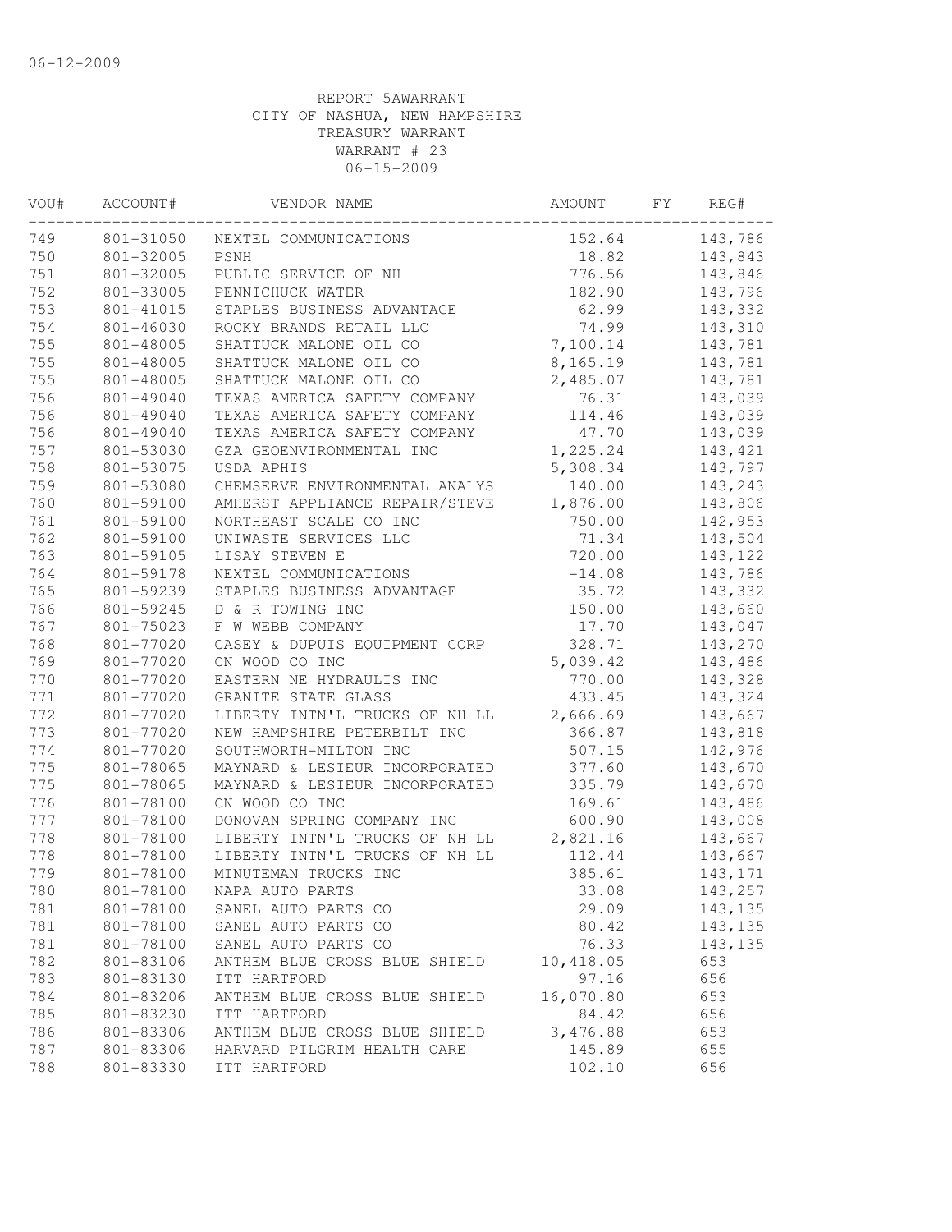06-12-2009

REPORT 5AWARRANT
CITY OF NASHUA, NEW HAMPSHIRE
TREASURY WARRANT
WARRANT # 23
06-15-2009

| VOU# | ACCOUNT# | VENDOR NAME | AMOUNT | FY | REG# |
|---|---|---|---|---|---|
| 749 | 801-31050 | NEXTEL COMMUNICATIONS | 152.64 | | 143,786 |
| 750 | 801-32005 | PSNH | 18.82 | | 143,843 |
| 751 | 801-32005 | PUBLIC SERVICE OF NH | 776.56 | | 143,846 |
| 752 | 801-33005 | PENNICHUCK WATER | 182.90 | | 143,796 |
| 753 | 801-41015 | STAPLES BUSINESS ADVANTAGE | 62.99 | | 143,332 |
| 754 | 801-46030 | ROCKY BRANDS RETAIL LLC | 74.99 | | 143,310 |
| 755 | 801-48005 | SHATTUCK MALONE OIL CO | 7,100.14 | | 143,781 |
| 755 | 801-48005 | SHATTUCK MALONE OIL CO | 8,165.19 | | 143,781 |
| 755 | 801-48005 | SHATTUCK MALONE OIL CO | 2,485.07 | | 143,781 |
| 756 | 801-49040 | TEXAS AMERICA SAFETY COMPANY | 76.31 | | 143,039 |
| 756 | 801-49040 | TEXAS AMERICA SAFETY COMPANY | 114.46 | | 143,039 |
| 756 | 801-49040 | TEXAS AMERICA SAFETY COMPANY | 47.70 | | 143,039 |
| 757 | 801-53030 | GZA GEOENVIRONMENTAL INC | 1,225.24 | | 143,421 |
| 758 | 801-53075 | USDA APHIS | 5,308.34 | | 143,797 |
| 759 | 801-53080 | CHEMSERVE ENVIRONMENTAL ANALYS | 140.00 | | 143,243 |
| 760 | 801-59100 | AMHERST APPLIANCE REPAIR/STEVE | 1,876.00 | | 143,806 |
| 761 | 801-59100 | NORTHEAST SCALE CO INC | 750.00 | | 142,953 |
| 762 | 801-59100 | UNIWASTE SERVICES LLC | 71.34 | | 143,504 |
| 763 | 801-59105 | LISAY STEVEN E | 720.00 | | 143,122 |
| 764 | 801-59178 | NEXTEL COMMUNICATIONS | -14.08 | | 143,786 |
| 765 | 801-59239 | STAPLES BUSINESS ADVANTAGE | 35.72 | | 143,332 |
| 766 | 801-59245 | D & R TOWING INC | 150.00 | | 143,660 |
| 767 | 801-75023 | F W WEBB COMPANY | 17.70 | | 143,047 |
| 768 | 801-77020 | CASEY & DUPUIS EQUIPMENT CORP | 328.71 | | 143,270 |
| 769 | 801-77020 | CN WOOD CO INC | 5,039.42 | | 143,486 |
| 770 | 801-77020 | EASTERN NE HYDRAULIS INC | 770.00 | | 143,328 |
| 771 | 801-77020 | GRANITE STATE GLASS | 433.45 | | 143,324 |
| 772 | 801-77020 | LIBERTY INTN'L TRUCKS OF NH LL | 2,666.69 | | 143,667 |
| 773 | 801-77020 | NEW HAMPSHIRE PETERBILT INC | 366.87 | | 143,818 |
| 774 | 801-77020 | SOUTHWORTH-MILTON INC | 507.15 | | 142,976 |
| 775 | 801-78065 | MAYNARD & LESIEUR INCORPORATED | 377.60 | | 143,670 |
| 775 | 801-78065 | MAYNARD & LESIEUR INCORPORATED | 335.79 | | 143,670 |
| 776 | 801-78100 | CN WOOD CO INC | 169.61 | | 143,486 |
| 777 | 801-78100 | DONOVAN SPRING COMPANY INC | 600.90 | | 143,008 |
| 778 | 801-78100 | LIBERTY INTN'L TRUCKS OF NH LL | 2,821.16 | | 143,667 |
| 778 | 801-78100 | LIBERTY INTN'L TRUCKS OF NH LL | 112.44 | | 143,667 |
| 779 | 801-78100 | MINUTEMAN TRUCKS INC | 385.61 | | 143,171 |
| 780 | 801-78100 | NAPA AUTO PARTS | 33.08 | | 143,257 |
| 781 | 801-78100 | SANEL AUTO PARTS CO | 29.09 | | 143,135 |
| 781 | 801-78100 | SANEL AUTO PARTS CO | 80.42 | | 143,135 |
| 781 | 801-78100 | SANEL AUTO PARTS CO | 76.33 | | 143,135 |
| 782 | 801-83106 | ANTHEM BLUE CROSS BLUE SHIELD | 10,418.05 | | 653 |
| 783 | 801-83130 | ITT HARTFORD | 97.16 | | 656 |
| 784 | 801-83206 | ANTHEM BLUE CROSS BLUE SHIELD | 16,070.80 | | 653 |
| 785 | 801-83230 | ITT HARTFORD | 84.42 | | 656 |
| 786 | 801-83306 | ANTHEM BLUE CROSS BLUE SHIELD | 3,476.88 | | 653 |
| 787 | 801-83306 | HARVARD PILGRIM HEALTH CARE | 145.89 | | 655 |
| 788 | 801-83330 | ITT HARTFORD | 102.10 | | 656 |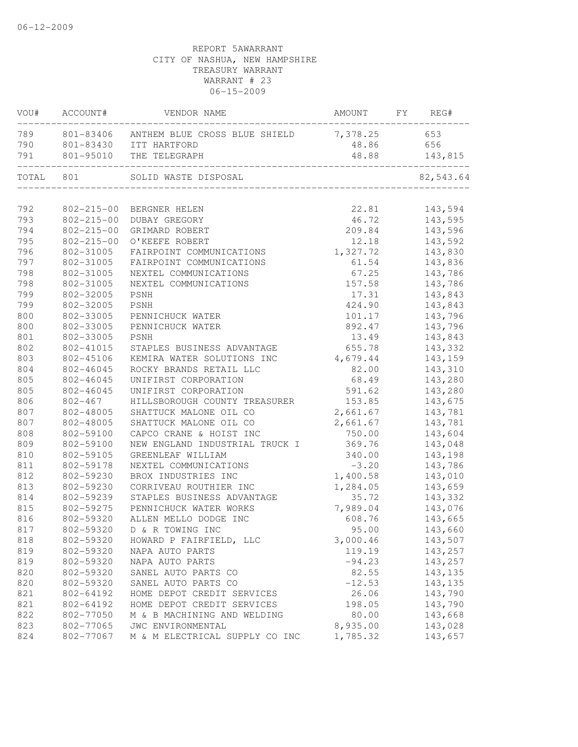06-12-2009

REPORT 5AWARRANT
CITY OF NASHUA, NEW HAMPSHIRE
TREASURY WARRANT
WARRANT # 23
06-15-2009

| VOU# | ACCOUNT# | VENDOR NAME | AMOUNT | FY | REG# |
|---|---|---|---|---|---|
| 789 | 801-83406 | ANTHEM BLUE CROSS BLUE SHIELD | 7,378.25 | | 653 |
| 790 | 801-83430 | ITT HARTFORD | 48.86 | | 656 |
| 791 | 801-95010 | THE TELEGRAPH | 48.88 | | 143,815 |
| TOTAL | 801 | SOLID WASTE DISPOSAL | | | 82,543.64 |
| 792 | 802-215-00 | BERGNER HELEN | 22.81 | | 143,594 |
| 793 | 802-215-00 | DUBAY GREGORY | 46.72 | | 143,595 |
| 794 | 802-215-00 | GRIMARD ROBERT | 209.84 | | 143,596 |
| 795 | 802-215-00 | O'KEEFE ROBERT | 12.18 | | 143,592 |
| 796 | 802-31005 | FAIRPOINT COMMUNICATIONS | 1,327.72 | | 143,830 |
| 797 | 802-31005 | FAIRPOINT COMMUNICATIONS | 61.54 | | 143,836 |
| 798 | 802-31005 | NEXTEL COMMUNICATIONS | 67.25 | | 143,786 |
| 798 | 802-31005 | NEXTEL COMMUNICATIONS | 157.58 | | 143,786 |
| 799 | 802-32005 | PSNH | 17.31 | | 143,843 |
| 799 | 802-32005 | PSNH | 424.90 | | 143,843 |
| 800 | 802-33005 | PENNICHUCK WATER | 101.17 | | 143,796 |
| 800 | 802-33005 | PENNICHUCK WATER | 892.47 | | 143,796 |
| 801 | 802-33005 | PSNH | 13.49 | | 143,843 |
| 802 | 802-41015 | STAPLES BUSINESS ADVANTAGE | 655.78 | | 143,332 |
| 803 | 802-45106 | KEMIRA WATER SOLUTIONS INC | 4,679.44 | | 143,159 |
| 804 | 802-46045 | ROCKY BRANDS RETAIL LLC | 82.00 | | 143,310 |
| 805 | 802-46045 | UNIFIRST CORPORATION | 68.49 | | 143,280 |
| 805 | 802-46045 | UNIFIRST CORPORATION | 591.62 | | 143,280 |
| 806 | 802-467 | HILLSBOROUGH COUNTY TREASURER | 153.85 | | 143,675 |
| 807 | 802-48005 | SHATTUCK MALONE OIL CO | 2,661.67 | | 143,781 |
| 807 | 802-48005 | SHATTUCK MALONE OIL CO | 2,661.67 | | 143,781 |
| 808 | 802-59100 | CAPCO CRANE & HOIST INC | 750.00 | | 143,604 |
| 809 | 802-59100 | NEW ENGLAND INDUSTRIAL TRUCK I | 369.76 | | 143,048 |
| 810 | 802-59105 | GREENLEAF WILLIAM | 340.00 | | 143,198 |
| 811 | 802-59178 | NEXTEL COMMUNICATIONS | -3.20 | | 143,786 |
| 812 | 802-59230 | BROX INDUSTRIES INC | 1,400.58 | | 143,010 |
| 813 | 802-59230 | CORRIVEAU ROUTHIER INC | 1,284.05 | | 143,659 |
| 814 | 802-59239 | STAPLES BUSINESS ADVANTAGE | 35.72 | | 143,332 |
| 815 | 802-59275 | PENNICHUCK WATER WORKS | 7,989.04 | | 143,076 |
| 816 | 802-59320 | ALLEN MELLO DODGE INC | 608.76 | | 143,665 |
| 817 | 802-59320 | D & R TOWING INC | 95.00 | | 143,660 |
| 818 | 802-59320 | HOWARD P FAIRFIELD, LLC | 3,000.46 | | 143,507 |
| 819 | 802-59320 | NAPA AUTO PARTS | 119.19 | | 143,257 |
| 819 | 802-59320 | NAPA AUTO PARTS | -94.23 | | 143,257 |
| 820 | 802-59320 | SANEL AUTO PARTS CO | 82.55 | | 143,135 |
| 820 | 802-59320 | SANEL AUTO PARTS CO | -12.53 | | 143,135 |
| 821 | 802-64192 | HOME DEPOT CREDIT SERVICES | 26.06 | | 143,790 |
| 821 | 802-64192 | HOME DEPOT CREDIT SERVICES | 198.05 | | 143,790 |
| 822 | 802-77050 | M & B MACHINING AND WELDING | 80.00 | | 143,668 |
| 823 | 802-77065 | JWC ENVIRONMENTAL | 8,935.00 | | 143,028 |
| 824 | 802-77067 | M & M ELECTRICAL SUPPLY CO INC | 1,785.32 | | 143,657 |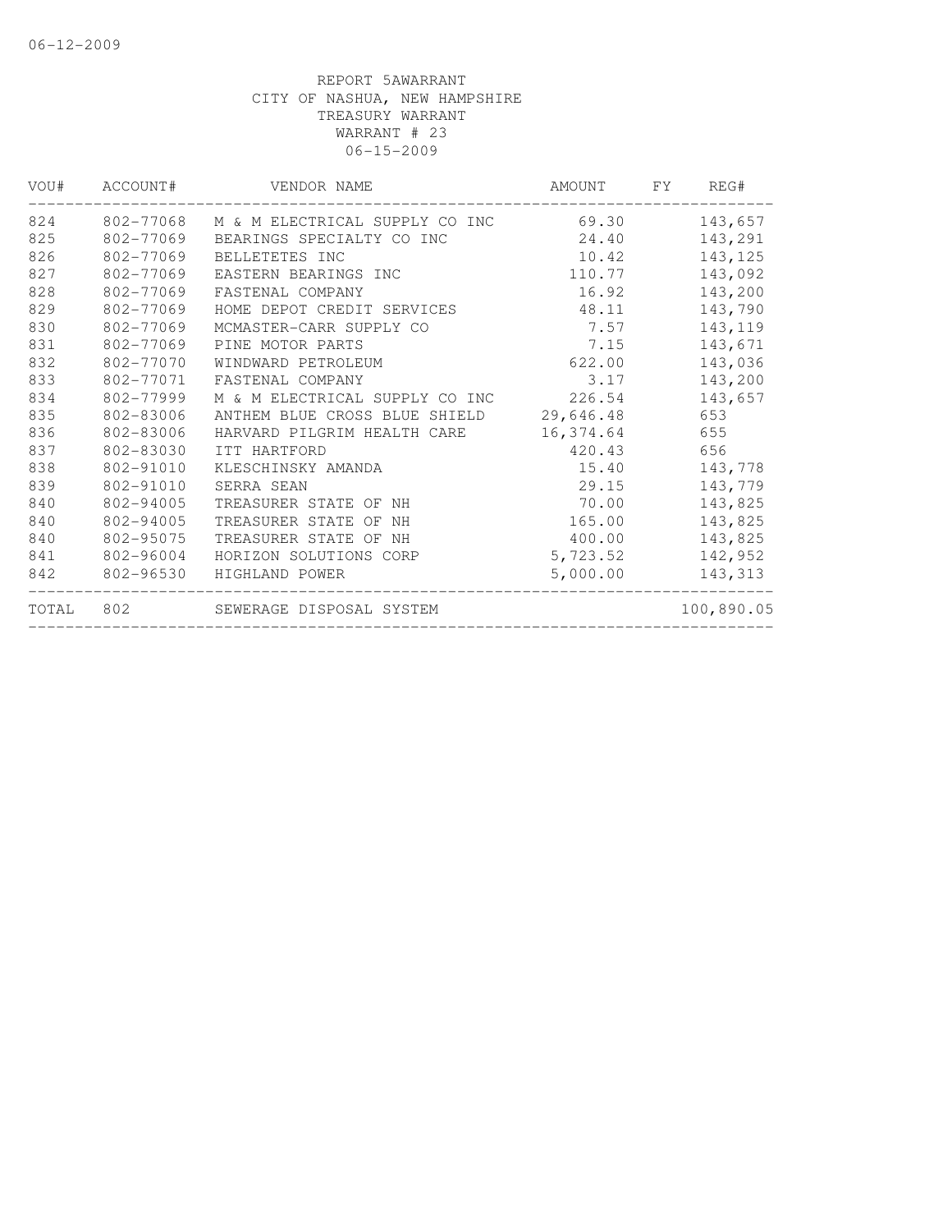06-12-2009

REPORT 5AWARRANT
CITY OF NASHUA, NEW HAMPSHIRE
TREASURY WARRANT
WARRANT # 23
06-15-2009

| VOU# | ACCOUNT# | VENDOR NAME | AMOUNT | FY | REG# |
|---|---|---|---|---|---|
| 824 | 802-77068 | M & M ELECTRICAL SUPPLY CO INC | 69.30 | | 143,657 |
| 825 | 802-77069 | BEARINGS SPECIALTY CO INC | 24.40 | | 143,291 |
| 826 | 802-77069 | BELLETETES INC | 10.42 | | 143,125 |
| 827 | 802-77069 | EASTERN BEARINGS INC | 110.77 | | 143,092 |
| 828 | 802-77069 | FASTENAL COMPANY | 16.92 | | 143,200 |
| 829 | 802-77069 | HOME DEPOT CREDIT SERVICES | 48.11 | | 143,790 |
| 830 | 802-77069 | MCMASTER-CARR SUPPLY CO | 7.57 | | 143,119 |
| 831 | 802-77069 | PINE MOTOR PARTS | 7.15 | | 143,671 |
| 832 | 802-77070 | WINDWARD PETROLEUM | 622.00 | | 143,036 |
| 833 | 802-77071 | FASTENAL COMPANY | 3.17 | | 143,200 |
| 834 | 802-77999 | M & M ELECTRICAL SUPPLY CO INC | 226.54 | | 143,657 |
| 835 | 802-83006 | ANTHEM BLUE CROSS BLUE SHIELD | 29,646.48 | | 653 |
| 836 | 802-83006 | HARVARD PILGRIM HEALTH CARE | 16,374.64 | | 655 |
| 837 | 802-83030 | ITT HARTFORD | 420.43 | | 656 |
| 838 | 802-91010 | KLESCHINSKY AMANDA | 15.40 | | 143,778 |
| 839 | 802-91010 | SERRA SEAN | 29.15 | | 143,779 |
| 840 | 802-94005 | TREASURER STATE OF NH | 70.00 | | 143,825 |
| 840 | 802-94005 | TREASURER STATE OF NH | 165.00 | | 143,825 |
| 840 | 802-95075 | TREASURER STATE OF NH | 400.00 | | 143,825 |
| 841 | 802-96004 | HORIZON SOLUTIONS CORP | 5,723.52 | | 142,952 |
| 842 | 802-96530 | HIGHLAND POWER | 5,000.00 | | 143,313 |
| TOTAL | 802 | SEWERAGE DISPOSAL SYSTEM | | | 100,890.05 |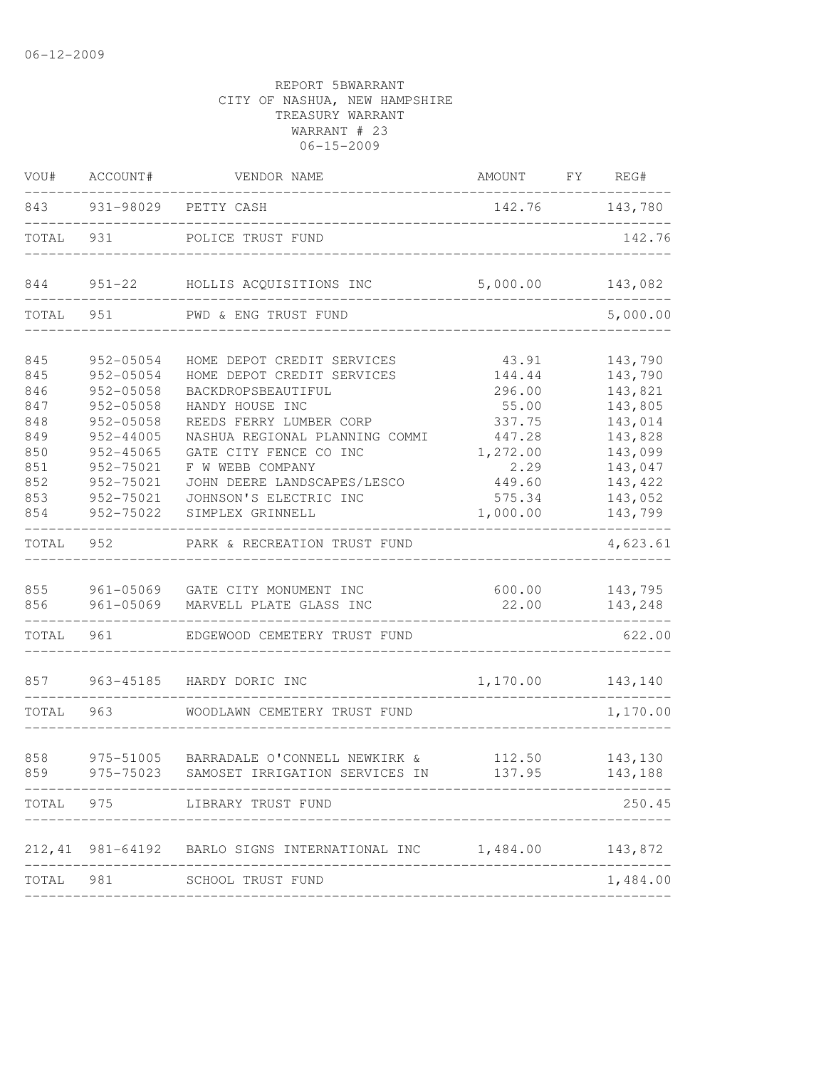06-12-2009

REPORT 5BWARRANT
CITY OF NASHUA, NEW HAMPSHIRE
TREASURY WARRANT
WARRANT # 23
06-15-2009

| VOU# | ACCOUNT# | VENDOR NAME | AMOUNT | FY | REG# |
|---|---|---|---|---|---|
| 843 | 931-98029 | PETTY CASH | 142.76 | | 143,780 |
| TOTAL | 931 | POLICE TRUST FUND | | | 142.76 |
| 844 | 951-22 | HOLLIS ACQUISITIONS INC | 5,000.00 | | 143,082 |
| TOTAL | 951 | PWD & ENG TRUST FUND | | | 5,000.00 |
| 845 | 952-05054 | HOME DEPOT CREDIT SERVICES | 43.91 | | 143,790 |
| 845 | 952-05054 | HOME DEPOT CREDIT SERVICES | 144.44 | | 143,790 |
| 846 | 952-05058 | BACKDROPSBEAUTIFUL | 296.00 | | 143,821 |
| 847 | 952-05058 | HANDY HOUSE INC | 55.00 | | 143,805 |
| 848 | 952-05058 | REEDS FERRY LUMBER CORP | 337.75 | | 143,014 |
| 849 | 952-44005 | NASHUA REGIONAL PLANNING COMMI | 447.28 | | 143,828 |
| 850 | 952-45065 | GATE CITY FENCE CO INC | 1,272.00 | | 143,099 |
| 851 | 952-75021 | F W WEBB COMPANY | 2.29 | | 143,047 |
| 852 | 952-75021 | JOHN DEERE LANDSCAPES/LESCO | 449.60 | | 143,422 |
| 853 | 952-75021 | JOHNSON'S ELECTRIC INC | 575.34 | | 143,052 |
| 854 | 952-75022 | SIMPLEX GRINNELL | 1,000.00 | | 143,799 |
| TOTAL | 952 | PARK & RECREATION TRUST FUND | | | 4,623.61 |
| 855 | 961-05069 | GATE CITY MONUMENT INC | 600.00 | | 143,795 |
| 856 | 961-05069 | MARVELL PLATE GLASS INC | 22.00 | | 143,248 |
| TOTAL | 961 | EDGEWOOD CEMETERY TRUST FUND | | | 622.00 |
| 857 | 963-45185 | HARDY DORIC INC | 1,170.00 | | 143,140 |
| TOTAL | 963 | WOODLAWN CEMETERY TRUST FUND | | | 1,170.00 |
| 858 | 975-51005 | BARRADALE O'CONNELL NEWKIRK & | 112.50 | | 143,130 |
| 859 | 975-75023 | SAMOSET IRRIGATION SERVICES IN | 137.95 | | 143,188 |
| TOTAL | 975 | LIBRARY TRUST FUND | | | 250.45 |
| 212,41 | 981-64192 | BARLO SIGNS INTERNATIONAL INC | 1,484.00 | | 143,872 |
| TOTAL | 981 | SCHOOL TRUST FUND | | | 1,484.00 |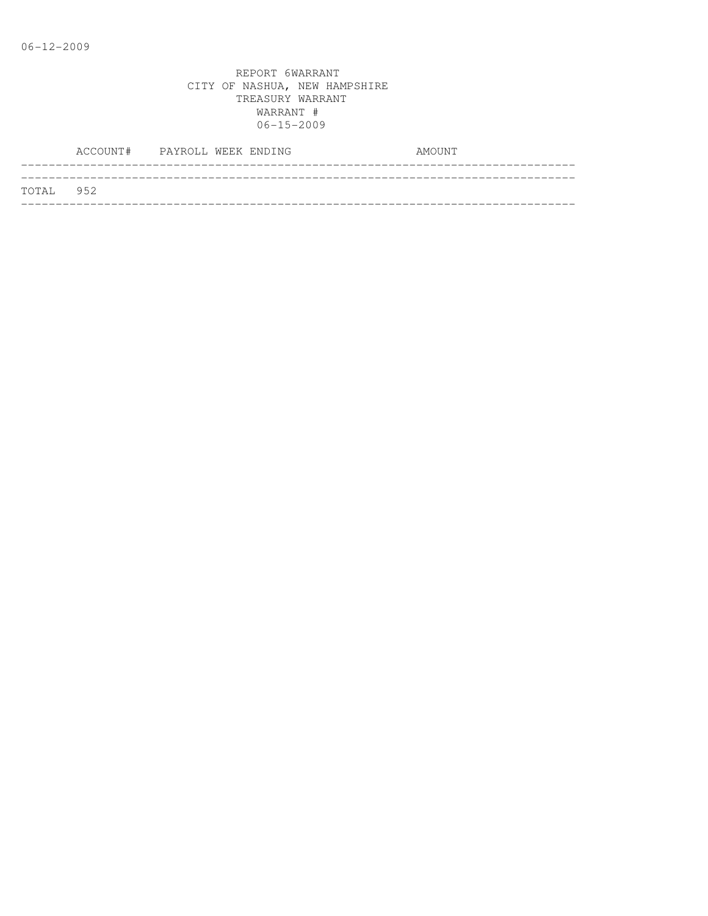06-12-2009

REPORT 6WARRANT
CITY OF NASHUA, NEW HAMPSHIRE
TREASURY WARRANT
WARRANT #
06-15-2009

| ACCOUNT# | PAYROLL WEEK ENDING | AMOUNT |
|---|---|---|
| TOTAL 952 | | |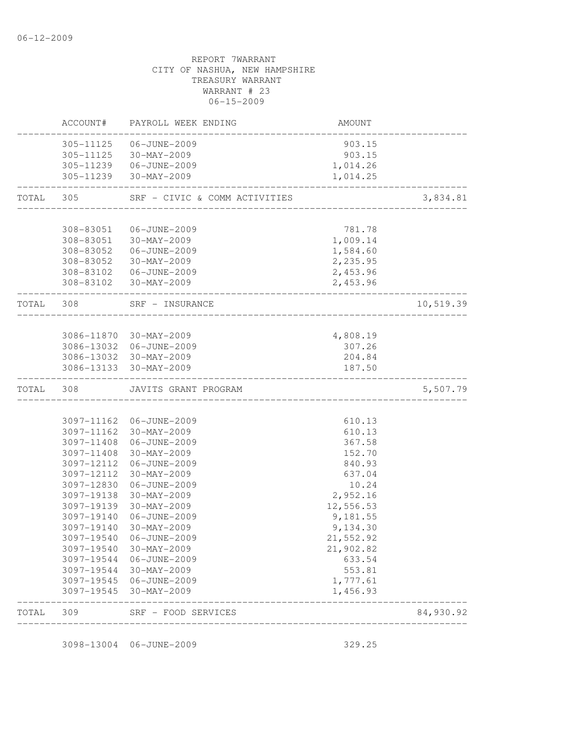06-12-2009

REPORT 7WARRANT
CITY OF NASHUA, NEW HAMPSHIRE
TREASURY WARRANT
WARRANT # 23
06-15-2009

| | ACCOUNT# | PAYROLL WEEK ENDING | AMOUNT | |
|---|---|---|---|---|
| | 305-11125 | 06-JUNE-2009 | 903.15 | |
| | 305-11125 | 30-MAY-2009 | 903.15 | |
| | 305-11239 | 06-JUNE-2009 | 1,014.26 | |
| | 305-11239 | 30-MAY-2009 | 1,014.25 | |
| TOTAL | 305 | SRF - CIVIC & COMM ACTIVITIES | | 3,834.81 |
| | 308-83051 | 06-JUNE-2009 | 781.78 | |
| | 308-83051 | 30-MAY-2009 | 1,009.14 | |
| | 308-83052 | 06-JUNE-2009 | 1,584.60 | |
| | 308-83052 | 30-MAY-2009 | 2,235.95 | |
| | 308-83102 | 06-JUNE-2009 | 2,453.96 | |
| | 308-83102 | 30-MAY-2009 | 2,453.96 | |
| TOTAL | 308 | SRF - INSURANCE | | 10,519.39 |
| | 3086-11870 | 30-MAY-2009 | 4,808.19 | |
| | 3086-13032 | 06-JUNE-2009 | 307.26 | |
| | 3086-13032 | 30-MAY-2009 | 204.84 | |
| | 3086-13133 | 30-MAY-2009 | 187.50 | |
| TOTAL | 308 | JAVITS GRANT PROGRAM | | 5,507.79 |
| | 3097-11162 | 06-JUNE-2009 | 610.13 | |
| | 3097-11162 | 30-MAY-2009 | 610.13 | |
| | 3097-11408 | 06-JUNE-2009 | 367.58 | |
| | 3097-11408 | 30-MAY-2009 | 152.70 | |
| | 3097-12112 | 06-JUNE-2009 | 840.93 | |
| | 3097-12112 | 30-MAY-2009 | 637.04 | |
| | 3097-12830 | 06-JUNE-2009 | 10.24 | |
| | 3097-19138 | 30-MAY-2009 | 2,952.16 | |
| | 3097-19139 | 30-MAY-2009 | 12,556.53 | |
| | 3097-19140 | 06-JUNE-2009 | 9,181.55 | |
| | 3097-19140 | 30-MAY-2009 | 9,134.30 | |
| | 3097-19540 | 06-JUNE-2009 | 21,552.92 | |
| | 3097-19540 | 30-MAY-2009 | 21,902.82 | |
| | 3097-19544 | 06-JUNE-2009 | 633.54 | |
| | 3097-19544 | 30-MAY-2009 | 553.81 | |
| | 3097-19545 | 06-JUNE-2009 | 1,777.61 | |
| | 3097-19545 | 30-MAY-2009 | 1,456.93 | |
| TOTAL | 309 | SRF - FOOD SERVICES | | 84,930.92 |
| | 3098-13004 | 06-JUNE-2009 | 329.25 | |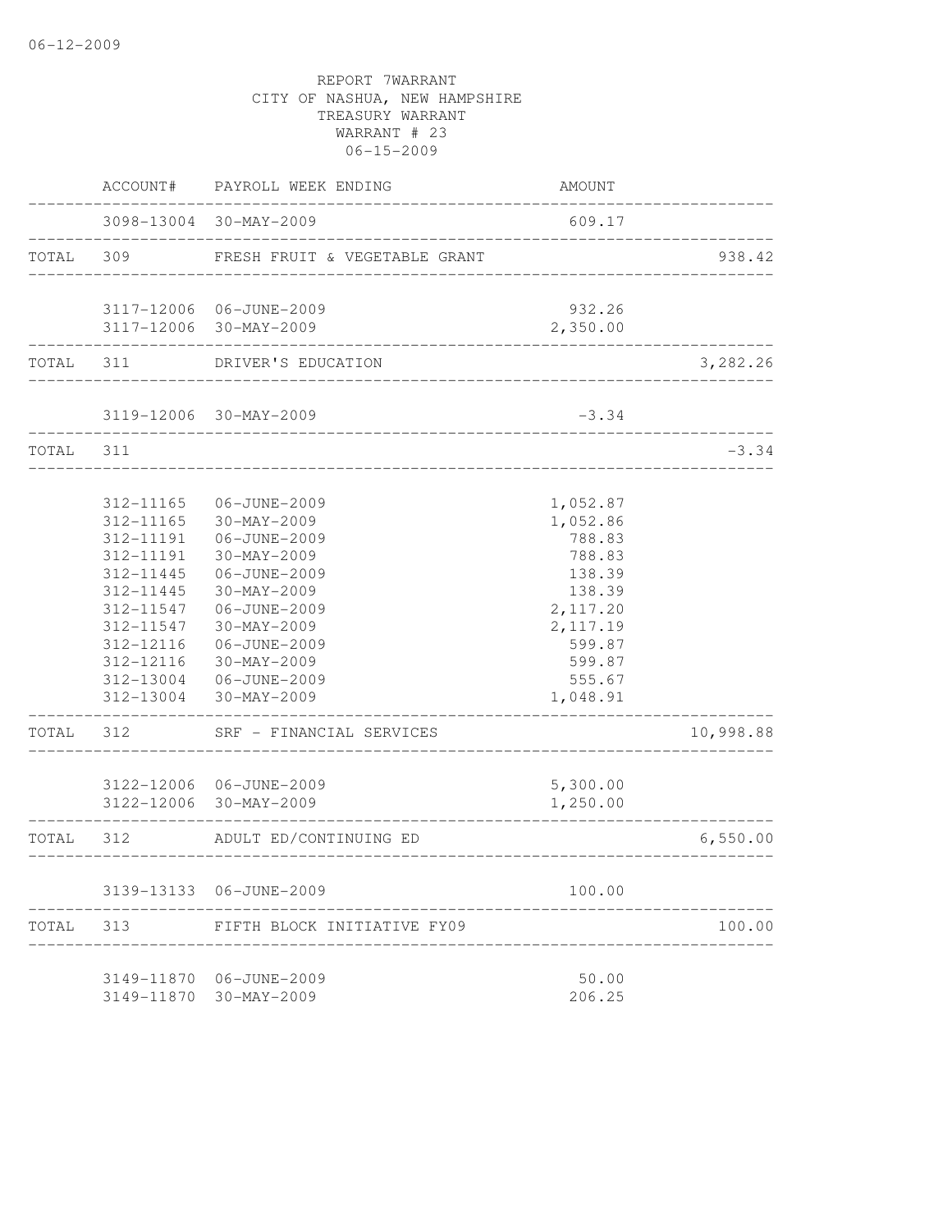REPORT 7WARRANT
CITY OF NASHUA, NEW HAMPSHIRE
TREASURY WARRANT
WARRANT # 23
06-15-2009

| | ACCOUNT# | PAYROLL WEEK ENDING | AMOUNT | |
|---|---|---|---|---|
| | 3098-13004 | 30-MAY-2009 | 609.17 | |
| TOTAL | 309 | FRESH FRUIT & VEGETABLE GRANT | | 938.42 |
| | 3117-12006 | 06-JUNE-2009 | 932.26 | |
| | 3117-12006 | 30-MAY-2009 | 2,350.00 | |
| TOTAL | 311 | DRIVER'S EDUCATION | | 3,282.26 |
| | 3119-12006 | 30-MAY-2009 | -3.34 | |
| TOTAL | 311 | | | -3.34 |
| | 312-11165 | 06-JUNE-2009 | 1,052.87 | |
| | 312-11165 | 30-MAY-2009 | 1,052.86 | |
| | 312-11191 | 06-JUNE-2009 | 788.83 | |
| | 312-11191 | 30-MAY-2009 | 788.83 | |
| | 312-11445 | 06-JUNE-2009 | 138.39 | |
| | 312-11445 | 30-MAY-2009 | 138.39 | |
| | 312-11547 | 06-JUNE-2009 | 2,117.20 | |
| | 312-11547 | 30-MAY-2009 | 2,117.19 | |
| | 312-12116 | 06-JUNE-2009 | 599.87 | |
| | 312-12116 | 30-MAY-2009 | 599.87 | |
| | 312-13004 | 06-JUNE-2009 | 555.67 | |
| | 312-13004 | 30-MAY-2009 | 1,048.91 | |
| TOTAL | 312 | SRF - FINANCIAL SERVICES | | 10,998.88 |
| | 3122-12006 | 06-JUNE-2009 | 5,300.00 | |
| | 3122-12006 | 30-MAY-2009 | 1,250.00 | |
| TOTAL | 312 | ADULT ED/CONTINUING ED | | 6,550.00 |
| | 3139-13133 | 06-JUNE-2009 | 100.00 | |
| TOTAL | 313 | FIFTH BLOCK INITIATIVE FY09 | | 100.00 |
| | 3149-11870 | 06-JUNE-2009 | 50.00 | |
| | 3149-11870 | 30-MAY-2009 | 206.25 | |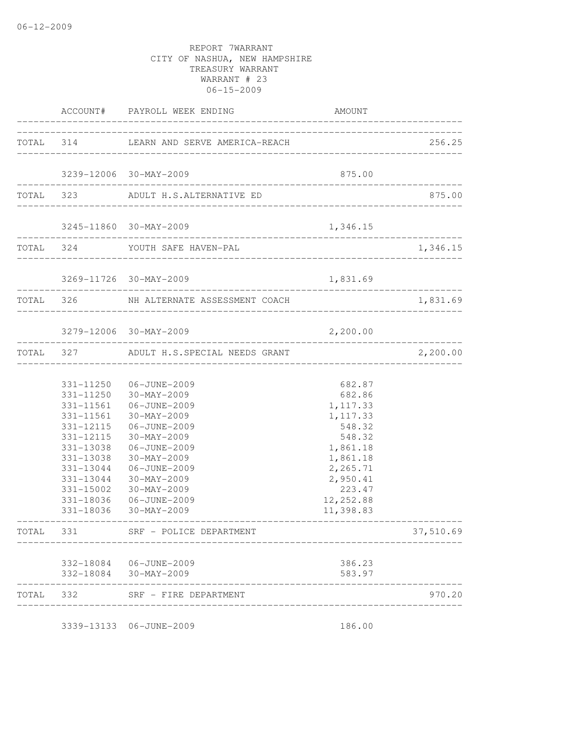06-12-2009

REPORT 7WARRANT
CITY OF NASHUA, NEW HAMPSHIRE
TREASURY WARRANT
WARRANT # 23
06-15-2009

| | ACCOUNT# | PAYROLL WEEK ENDING | AMOUNT | |
|---|---|---|---|---|
| TOTAL | 314 | LEARN AND SERVE AMERICA-REACH | | 256.25 |
| | 3239-12006 | 30-MAY-2009 | 875.00 | |
| TOTAL | 323 | ADULT H.S.ALTERNATIVE ED | | 875.00 |
| | 3245-11860 | 30-MAY-2009 | 1,346.15 | |
| TOTAL | 324 | YOUTH SAFE HAVEN-PAL | | 1,346.15 |
| | 3269-11726 | 30-MAY-2009 | 1,831.69 | |
| TOTAL | 326 | NH ALTERNATE ASSESSMENT COACH | | 1,831.69 |
| | 3279-12006 | 30-MAY-2009 | 2,200.00 | |
| TOTAL | 327 | ADULT H.S.SPECIAL NEEDS GRANT | | 2,200.00 |
| | 331-11250 | 06-JUNE-2009 | 682.87 | |
| | 331-11250 | 30-MAY-2009 | 682.86 | |
| | 331-11561 | 06-JUNE-2009 | 1,117.33 | |
| | 331-11561 | 30-MAY-2009 | 1,117.33 | |
| | 331-12115 | 06-JUNE-2009 | 548.32 | |
| | 331-12115 | 30-MAY-2009 | 548.32 | |
| | 331-13038 | 06-JUNE-2009 | 1,861.18 | |
| | 331-13038 | 30-MAY-2009 | 1,861.18 | |
| | 331-13044 | 06-JUNE-2009 | 2,265.71 | |
| | 331-13044 | 30-MAY-2009 | 2,950.41 | |
| | 331-15002 | 30-MAY-2009 | 223.47 | |
| | 331-18036 | 06-JUNE-2009 | 12,252.88 | |
| | 331-18036 | 30-MAY-2009 | 11,398.83 | |
| TOTAL | 331 | SRF - POLICE DEPARTMENT | | 37,510.69 |
| | 332-18084 | 06-JUNE-2009 | 386.23 | |
| | 332-18084 | 30-MAY-2009 | 583.97 | |
| TOTAL | 332 | SRF - FIRE DEPARTMENT | | 970.20 |
| | 3339-13133 | 06-JUNE-2009 | 186.00 | |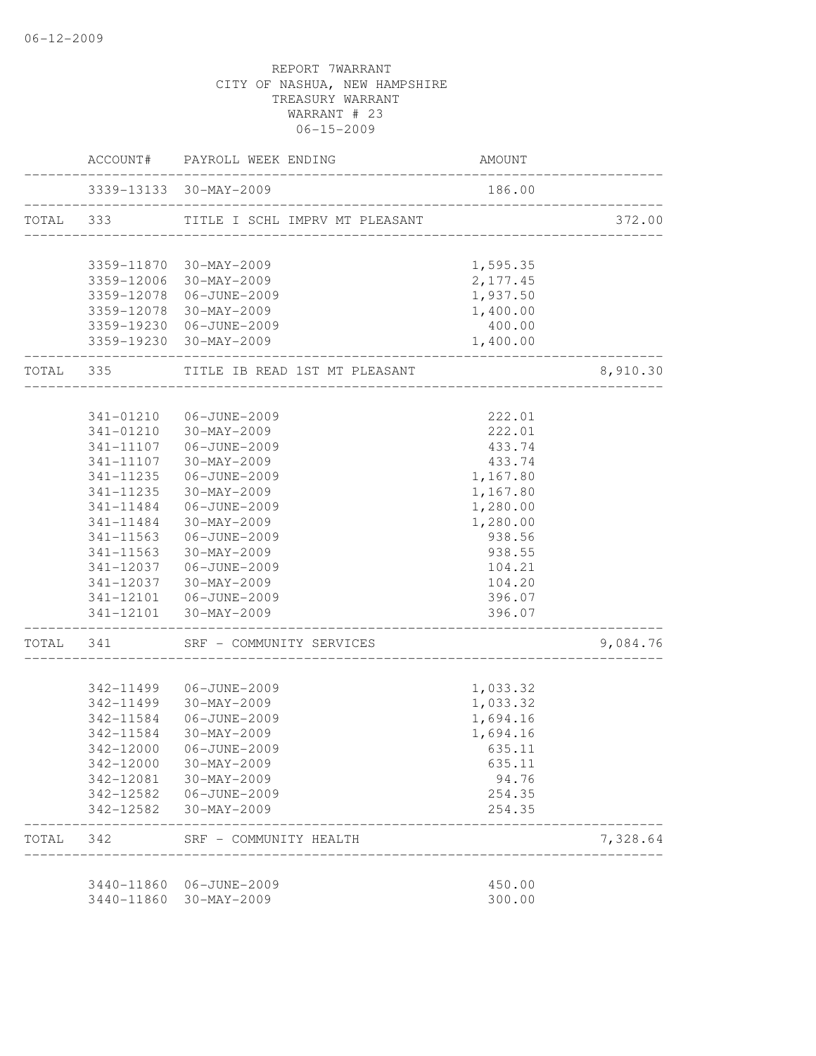REPORT 7WARRANT
CITY OF NASHUA, NEW HAMPSHIRE
TREASURY WARRANT
WARRANT # 23
06-15-2009

| | ACCOUNT# | PAYROLL WEEK ENDING | AMOUNT | |
|---|---|---|---|---|
| | 3339-13133 | 30-MAY-2009 | 186.00 | |
| TOTAL | 333 | TITLE I SCHL IMPRV MT PLEASANT | | 372.00 |
| | 3359-11870 | 30-MAY-2009 | 1,595.35 | |
| | 3359-12006 | 30-MAY-2009 | 2,177.45 | |
| | 3359-12078 | 06-JUNE-2009 | 1,937.50 | |
| | 3359-12078 | 30-MAY-2009 | 1,400.00 | |
| | 3359-19230 | 06-JUNE-2009 | 400.00 | |
| | 3359-19230 | 30-MAY-2009 | 1,400.00 | |
| TOTAL | 335 | TITLE IB READ 1ST MT PLEASANT | | 8,910.30 |
| | 341-01210 | 06-JUNE-2009 | 222.01 | |
| | 341-01210 | 30-MAY-2009 | 222.01 | |
| | 341-11107 | 06-JUNE-2009 | 433.74 | |
| | 341-11107 | 30-MAY-2009 | 433.74 | |
| | 341-11235 | 06-JUNE-2009 | 1,167.80 | |
| | 341-11235 | 30-MAY-2009 | 1,167.80 | |
| | 341-11484 | 06-JUNE-2009 | 1,280.00 | |
| | 341-11484 | 30-MAY-2009 | 1,280.00 | |
| | 341-11563 | 06-JUNE-2009 | 938.56 | |
| | 341-11563 | 30-MAY-2009 | 938.55 | |
| | 341-12037 | 06-JUNE-2009 | 104.21 | |
| | 341-12037 | 30-MAY-2009 | 104.20 | |
| | 341-12101 | 06-JUNE-2009 | 396.07 | |
| | 341-12101 | 30-MAY-2009 | 396.07 | |
| TOTAL | 341 | SRF - COMMUNITY SERVICES | | 9,084.76 |
| | 342-11499 | 06-JUNE-2009 | 1,033.32 | |
| | 342-11499 | 30-MAY-2009 | 1,033.32 | |
| | 342-11584 | 06-JUNE-2009 | 1,694.16 | |
| | 342-11584 | 30-MAY-2009 | 1,694.16 | |
| | 342-12000 | 06-JUNE-2009 | 635.11 | |
| | 342-12000 | 30-MAY-2009 | 635.11 | |
| | 342-12081 | 30-MAY-2009 | 94.76 | |
| | 342-12582 | 06-JUNE-2009 | 254.35 | |
| | 342-12582 | 30-MAY-2009 | 254.35 | |
| TOTAL | 342 | SRF - COMMUNITY HEALTH | | 7,328.64 |
| | 3440-11860 | 06-JUNE-2009 | 450.00 | |
| | 3440-11860 | 30-MAY-2009 | 300.00 | |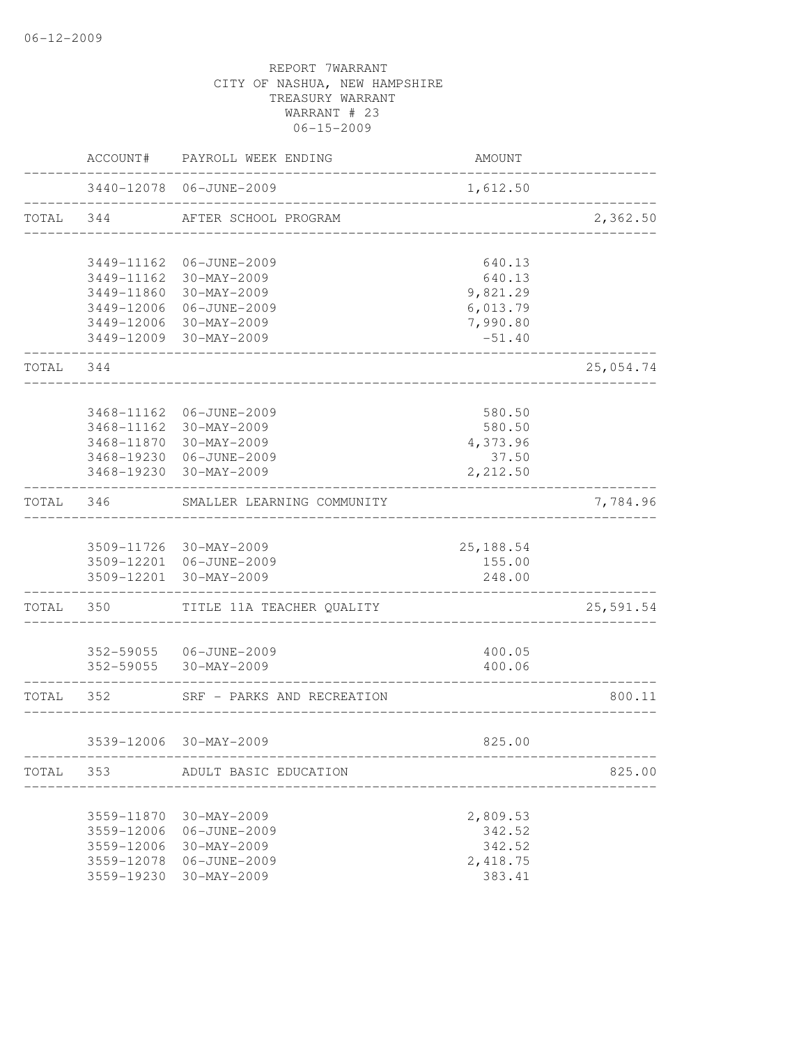REPORT 7WARRANT
CITY OF NASHUA, NEW HAMPSHIRE
TREASURY WARRANT
WARRANT # 23
06-15-2009

| | ACCOUNT# | PAYROLL WEEK ENDING | AMOUNT | |
|---|---|---|---|---|
| | 3440-12078 | 06-JUNE-2009 | 1,612.50 | |
| TOTAL | 344 | AFTER SCHOOL PROGRAM | | 2,362.50 |
| | 3449-11162 | 06-JUNE-2009 | 640.13 | |
| | 3449-11162 | 30-MAY-2009 | 640.13 | |
| | 3449-11860 | 30-MAY-2009 | 9,821.29 | |
| | 3449-12006 | 06-JUNE-2009 | 6,013.79 | |
| | 3449-12006 | 30-MAY-2009 | 7,990.80 | |
| | 3449-12009 | 30-MAY-2009 | -51.40 | |
| TOTAL | 344 | | | 25,054.74 |
| | 3468-11162 | 06-JUNE-2009 | 580.50 | |
| | 3468-11162 | 30-MAY-2009 | 580.50 | |
| | 3468-11870 | 30-MAY-2009 | 4,373.96 | |
| | 3468-19230 | 06-JUNE-2009 | 37.50 | |
| | 3468-19230 | 30-MAY-2009 | 2,212.50 | |
| TOTAL | 346 | SMALLER LEARNING COMMUNITY | | 7,784.96 |
| | 3509-11726 | 30-MAY-2009 | 25,188.54 | |
| | 3509-12201 | 06-JUNE-2009 | 155.00 | |
| | 3509-12201 | 30-MAY-2009 | 248.00 | |
| TOTAL | 350 | TITLE 11A TEACHER QUALITY | | 25,591.54 |
| | 352-59055 | 06-JUNE-2009 | 400.05 | |
| | 352-59055 | 30-MAY-2009 | 400.06 | |
| TOTAL | 352 | SRF - PARKS AND RECREATION | | 800.11 |
| | 3539-12006 | 30-MAY-2009 | 825.00 | |
| TOTAL | 353 | ADULT BASIC EDUCATION | | 825.00 |
| | 3559-11870 | 30-MAY-2009 | 2,809.53 | |
| | 3559-12006 | 06-JUNE-2009 | 342.52 | |
| | 3559-12006 | 30-MAY-2009 | 342.52 | |
| | 3559-12078 | 06-JUNE-2009 | 2,418.75 | |
| | 3559-19230 | 30-MAY-2009 | 383.41 | |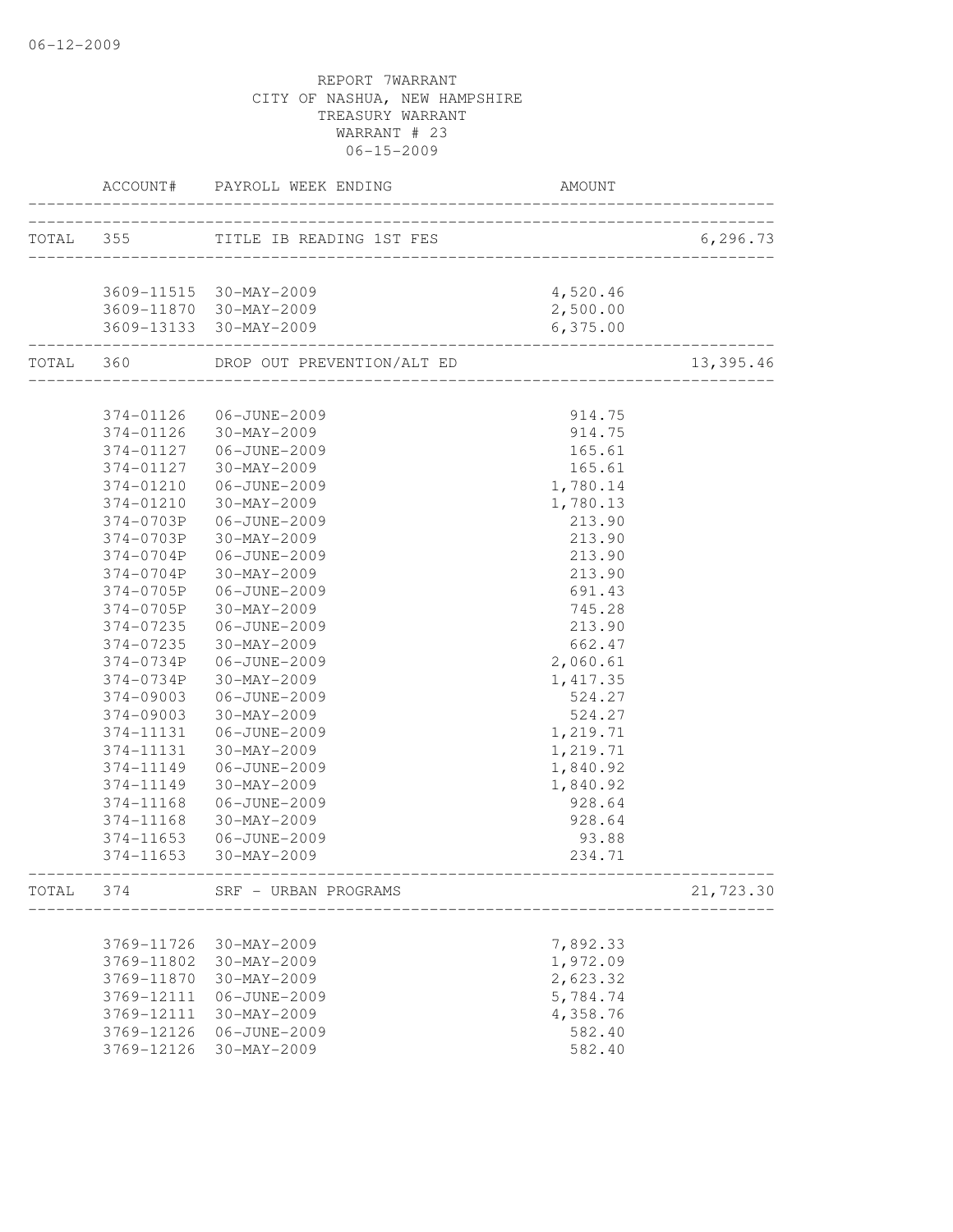06-12-2009

REPORT 7WARRANT
CITY OF NASHUA, NEW HAMPSHIRE
TREASURY WARRANT
WARRANT # 23
06-15-2009

| | ACCOUNT# | PAYROLL WEEK ENDING | AMOUNT | |
|---|---|---|---|---|
| TOTAL | 355 | TITLE IB READING 1ST FES | | 6,296.73 |
| | 3609-11515 | 30-MAY-2009 | 4,520.46 | |
| | 3609-11870 | 30-MAY-2009 | 2,500.00 | |
| | 3609-13133 | 30-MAY-2009 | 6,375.00 | |
| TOTAL | 360 | DROP OUT PREVENTION/ALT ED | | 13,395.46 |
| | 374-01126 | 06-JUNE-2009 | 914.75 | |
| | 374-01126 | 30-MAY-2009 | 914.75 | |
| | 374-01127 | 06-JUNE-2009 | 165.61 | |
| | 374-01127 | 30-MAY-2009 | 165.61 | |
| | 374-01210 | 06-JUNE-2009 | 1,780.14 | |
| | 374-01210 | 30-MAY-2009 | 1,780.13 | |
| | 374-0703P | 06-JUNE-2009 | 213.90 | |
| | 374-0703P | 30-MAY-2009 | 213.90 | |
| | 374-0704P | 06-JUNE-2009 | 213.90 | |
| | 374-0704P | 30-MAY-2009 | 213.90 | |
| | 374-0705P | 06-JUNE-2009 | 691.43 | |
| | 374-0705P | 30-MAY-2009 | 745.28 | |
| | 374-07235 | 06-JUNE-2009 | 213.90 | |
| | 374-07235 | 30-MAY-2009 | 662.47 | |
| | 374-0734P | 06-JUNE-2009 | 2,060.61 | |
| | 374-0734P | 30-MAY-2009 | 1,417.35 | |
| | 374-09003 | 06-JUNE-2009 | 524.27 | |
| | 374-09003 | 30-MAY-2009 | 524.27 | |
| | 374-11131 | 06-JUNE-2009 | 1,219.71 | |
| | 374-11131 | 30-MAY-2009 | 1,219.71 | |
| | 374-11149 | 06-JUNE-2009 | 1,840.92 | |
| | 374-11149 | 30-MAY-2009 | 1,840.92 | |
| | 374-11168 | 06-JUNE-2009 | 928.64 | |
| | 374-11168 | 30-MAY-2009 | 928.64 | |
| | 374-11653 | 06-JUNE-2009 | 93.88 | |
| | 374-11653 | 30-MAY-2009 | 234.71 | |
| TOTAL | 374 | SRF - URBAN PROGRAMS | | 21,723.30 |
| | 3769-11726 | 30-MAY-2009 | 7,892.33 | |
| | 3769-11802 | 30-MAY-2009 | 1,972.09 | |
| | 3769-11870 | 30-MAY-2009 | 2,623.32 | |
| | 3769-12111 | 06-JUNE-2009 | 5,784.74 | |
| | 3769-12111 | 30-MAY-2009 | 4,358.76 | |
| | 3769-12126 | 06-JUNE-2009 | 582.40 | |
| | 3769-12126 | 30-MAY-2009 | 582.40 | |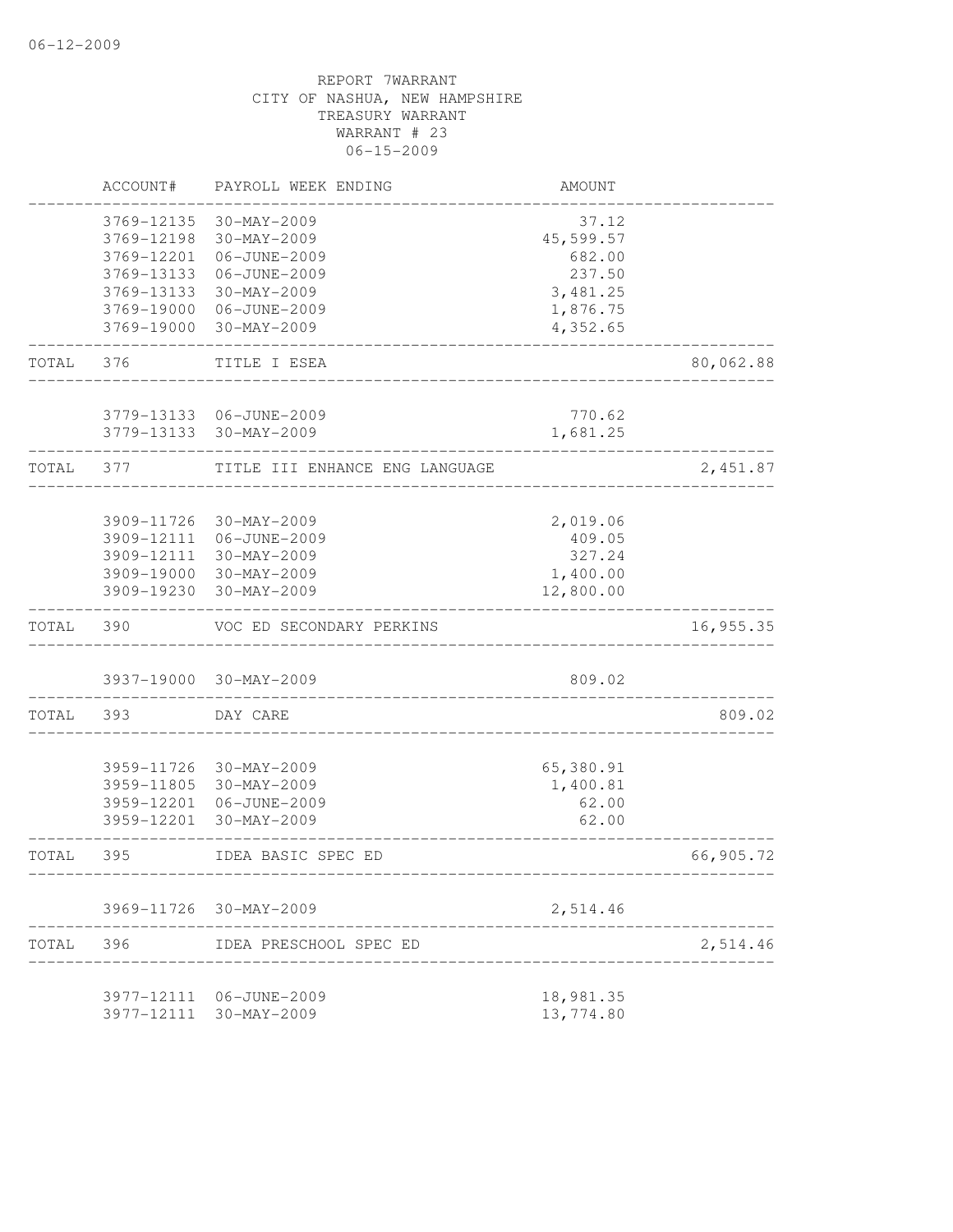REPORT 7WARRANT
CITY OF NASHUA, NEW HAMPSHIRE
TREASURY WARRANT
WARRANT # 23
06-15-2009

| | ACCOUNT# | PAYROLL WEEK ENDING | AMOUNT | |
|---|---|---|---|---|
| | 3769-12135 | 30-MAY-2009 | 37.12 | |
| | 3769-12198 | 30-MAY-2009 | 45,599.57 | |
| | 3769-12201 | 06-JUNE-2009 | 682.00 | |
| | 3769-13133 | 06-JUNE-2009 | 237.50 | |
| | 3769-13133 | 30-MAY-2009 | 3,481.25 | |
| | 3769-19000 | 06-JUNE-2009 | 1,876.75 | |
| | 3769-19000 | 30-MAY-2009 | 4,352.65 | |
| TOTAL | 376 | TITLE I ESEA | | 80,062.88 |
| | 3779-13133 | 06-JUNE-2009 | 770.62 | |
| | 3779-13133 | 30-MAY-2009 | 1,681.25 | |
| TOTAL | 377 | TITLE III ENHANCE ENG LANGUAGE | | 2,451.87 |
| | 3909-11726 | 30-MAY-2009 | 2,019.06 | |
| | 3909-12111 | 06-JUNE-2009 | 409.05 | |
| | 3909-12111 | 30-MAY-2009 | 327.24 | |
| | 3909-19000 | 30-MAY-2009 | 1,400.00 | |
| | 3909-19230 | 30-MAY-2009 | 12,800.00 | |
| TOTAL | 390 | VOC ED SECONDARY PERKINS | | 16,955.35 |
| | 3937-19000 | 30-MAY-2009 | 809.02 | |
| TOTAL | 393 | DAY CARE | | 809.02 |
| | 3959-11726 | 30-MAY-2009 | 65,380.91 | |
| | 3959-11805 | 30-MAY-2009 | 1,400.81 | |
| | 3959-12201 | 06-JUNE-2009 | 62.00 | |
| | 3959-12201 | 30-MAY-2009 | 62.00 | |
| TOTAL | 395 | IDEA BASIC SPEC ED | | 66,905.72 |
| | 3969-11726 | 30-MAY-2009 | 2,514.46 | |
| TOTAL | 396 | IDEA PRESCHOOL SPEC ED | | 2,514.46 |
| | 3977-12111 | 06-JUNE-2009 | 18,981.35 | |
| | 3977-12111 | 30-MAY-2009 | 13,774.80 | |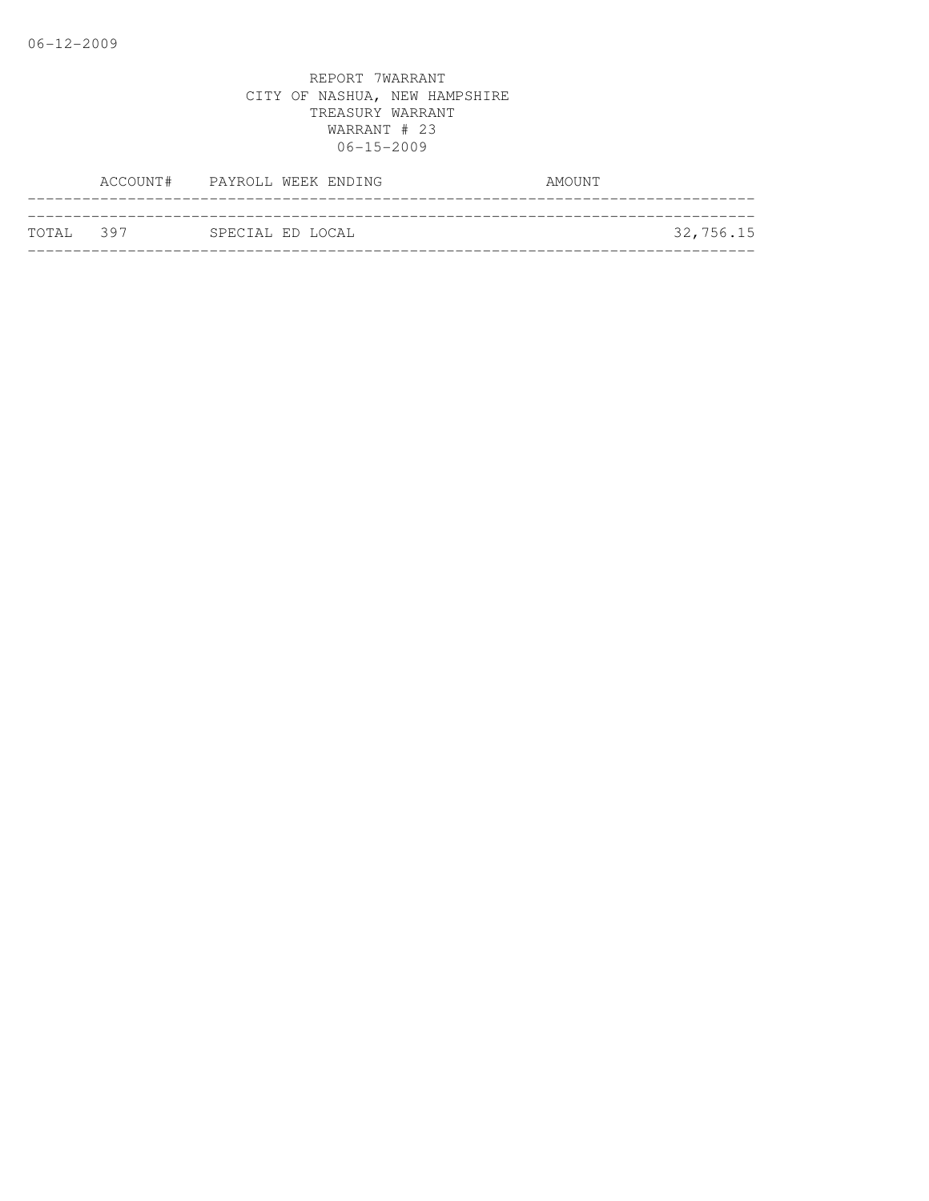REPORT 7WARRANT
CITY OF NASHUA, NEW HAMPSHIRE
TREASURY WARRANT
WARRANT # 23
06-15-2009

| ACCOUNT# | PAYROLL WEEK ENDING | AMOUNT |
|---|---|---|
| TOTAL 397 | SPECIAL ED LOCAL | 32,756.15 |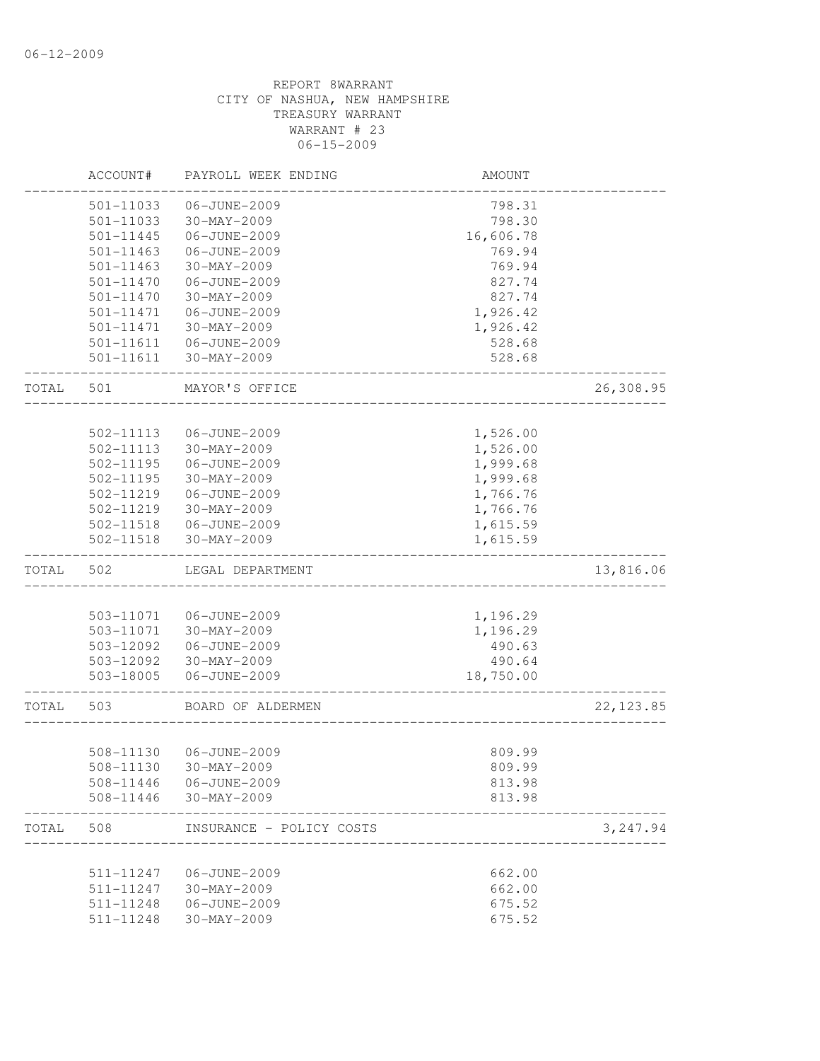REPORT 8WARRANT
CITY OF NASHUA, NEW HAMPSHIRE
TREASURY WARRANT
WARRANT # 23
06-15-2009

| | ACCOUNT# | PAYROLL WEEK ENDING | AMOUNT | |
|---|---|---|---|---|
| | 501-11033 | 06-JUNE-2009 | 798.31 | |
| | 501-11033 | 30-MAY-2009 | 798.30 | |
| | 501-11445 | 06-JUNE-2009 | 16,606.78 | |
| | 501-11463 | 06-JUNE-2009 | 769.94 | |
| | 501-11463 | 30-MAY-2009 | 769.94 | |
| | 501-11470 | 06-JUNE-2009 | 827.74 | |
| | 501-11470 | 30-MAY-2009 | 827.74 | |
| | 501-11471 | 06-JUNE-2009 | 1,926.42 | |
| | 501-11471 | 30-MAY-2009 | 1,926.42 | |
| | 501-11611 | 06-JUNE-2009 | 528.68 | |
| | 501-11611 | 30-MAY-2009 | 528.68 | |
| TOTAL | 501 | MAYOR'S OFFICE | | 26,308.95 |
| | 502-11113 | 06-JUNE-2009 | 1,526.00 | |
| | 502-11113 | 30-MAY-2009 | 1,526.00 | |
| | 502-11195 | 06-JUNE-2009 | 1,999.68 | |
| | 502-11195 | 30-MAY-2009 | 1,999.68 | |
| | 502-11219 | 06-JUNE-2009 | 1,766.76 | |
| | 502-11219 | 30-MAY-2009 | 1,766.76 | |
| | 502-11518 | 06-JUNE-2009 | 1,615.59 | |
| | 502-11518 | 30-MAY-2009 | 1,615.59 | |
| TOTAL | 502 | LEGAL DEPARTMENT | | 13,816.06 |
| | 503-11071 | 06-JUNE-2009 | 1,196.29 | |
| | 503-11071 | 30-MAY-2009 | 1,196.29 | |
| | 503-12092 | 06-JUNE-2009 | 490.63 | |
| | 503-12092 | 30-MAY-2009 | 490.64 | |
| | 503-18005 | 06-JUNE-2009 | 18,750.00 | |
| TOTAL | 503 | BOARD OF ALDERMEN | | 22,123.85 |
| | 508-11130 | 06-JUNE-2009 | 809.99 | |
| | 508-11130 | 30-MAY-2009 | 809.99 | |
| | 508-11446 | 06-JUNE-2009 | 813.98 | |
| | 508-11446 | 30-MAY-2009 | 813.98 | |
| TOTAL | 508 | INSURANCE - POLICY COSTS | | 3,247.94 |
| | 511-11247 | 06-JUNE-2009 | 662.00 | |
| | 511-11247 | 30-MAY-2009 | 662.00 | |
| | 511-11248 | 06-JUNE-2009 | 675.52 | |
| | 511-11248 | 30-MAY-2009 | 675.52 | |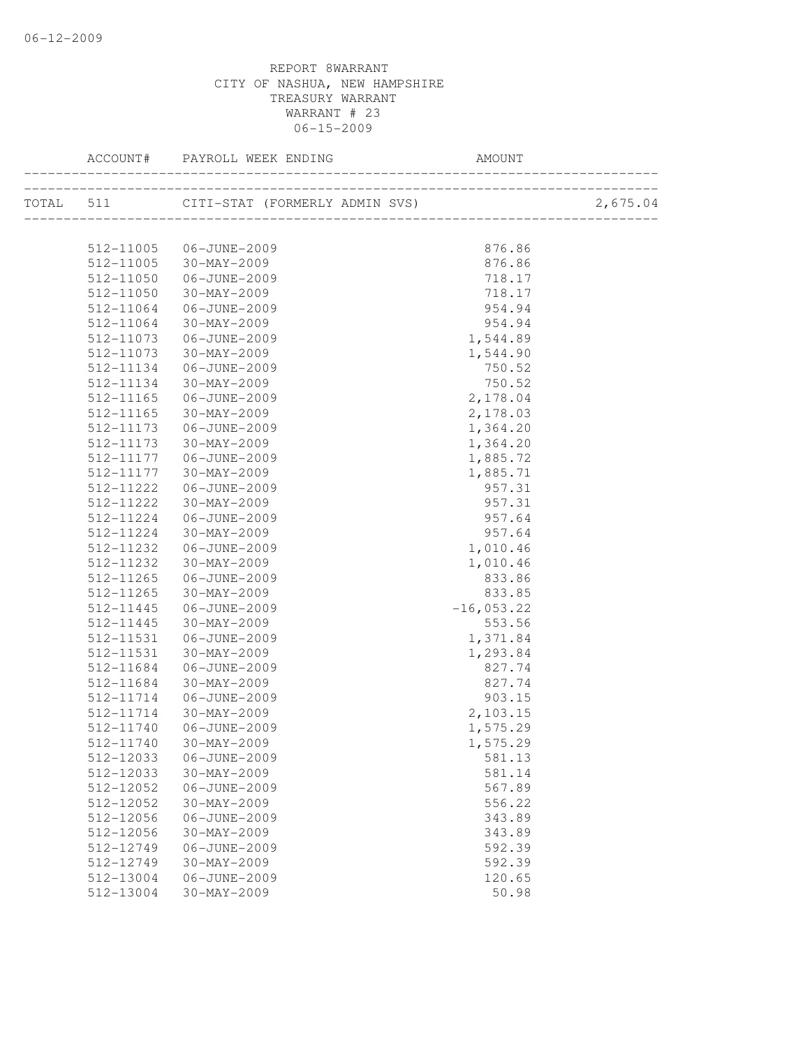REPORT 8WARRANT
CITY OF NASHUA, NEW HAMPSHIRE
TREASURY WARRANT
WARRANT # 23
06-15-2009

| ACCOUNT# | PAYROLL WEEK ENDING | AMOUNT | |
|---|---|---|---|
| TOTAL 511 | CITI-STAT (FORMERLY ADMIN SVS) | | 2,675.04 |
| 512-11005 | 06-JUNE-2009 | 876.86 | |
| 512-11005 | 30-MAY-2009 | 876.86 | |
| 512-11050 | 06-JUNE-2009 | 718.17 | |
| 512-11050 | 30-MAY-2009 | 718.17 | |
| 512-11064 | 06-JUNE-2009 | 954.94 | |
| 512-11064 | 30-MAY-2009 | 954.94 | |
| 512-11073 | 06-JUNE-2009 | 1,544.89 | |
| 512-11073 | 30-MAY-2009 | 1,544.90 | |
| 512-11134 | 06-JUNE-2009 | 750.52 | |
| 512-11134 | 30-MAY-2009 | 750.52 | |
| 512-11165 | 06-JUNE-2009 | 2,178.04 | |
| 512-11165 | 30-MAY-2009 | 2,178.03 | |
| 512-11173 | 06-JUNE-2009 | 1,364.20 | |
| 512-11173 | 30-MAY-2009 | 1,364.20 | |
| 512-11177 | 06-JUNE-2009 | 1,885.72 | |
| 512-11177 | 30-MAY-2009 | 1,885.71 | |
| 512-11222 | 06-JUNE-2009 | 957.31 | |
| 512-11222 | 30-MAY-2009 | 957.31 | |
| 512-11224 | 06-JUNE-2009 | 957.64 | |
| 512-11224 | 30-MAY-2009 | 957.64 | |
| 512-11232 | 06-JUNE-2009 | 1,010.46 | |
| 512-11232 | 30-MAY-2009 | 1,010.46 | |
| 512-11265 | 06-JUNE-2009 | 833.86 | |
| 512-11265 | 30-MAY-2009 | 833.85 | |
| 512-11445 | 06-JUNE-2009 | -16,053.22 | |
| 512-11445 | 30-MAY-2009 | 553.56 | |
| 512-11531 | 06-JUNE-2009 | 1,371.84 | |
| 512-11531 | 30-MAY-2009 | 1,293.84 | |
| 512-11684 | 06-JUNE-2009 | 827.74 | |
| 512-11684 | 30-MAY-2009 | 827.74 | |
| 512-11714 | 06-JUNE-2009 | 903.15 | |
| 512-11714 | 30-MAY-2009 | 2,103.15 | |
| 512-11740 | 06-JUNE-2009 | 1,575.29 | |
| 512-11740 | 30-MAY-2009 | 1,575.29 | |
| 512-12033 | 06-JUNE-2009 | 581.13 | |
| 512-12033 | 30-MAY-2009 | 581.14 | |
| 512-12052 | 06-JUNE-2009 | 567.89 | |
| 512-12052 | 30-MAY-2009 | 556.22 | |
| 512-12056 | 06-JUNE-2009 | 343.89 | |
| 512-12056 | 30-MAY-2009 | 343.89 | |
| 512-12749 | 06-JUNE-2009 | 592.39 | |
| 512-12749 | 30-MAY-2009 | 592.39 | |
| 512-13004 | 06-JUNE-2009 | 120.65 | |
| 512-13004 | 30-MAY-2009 | 50.98 | |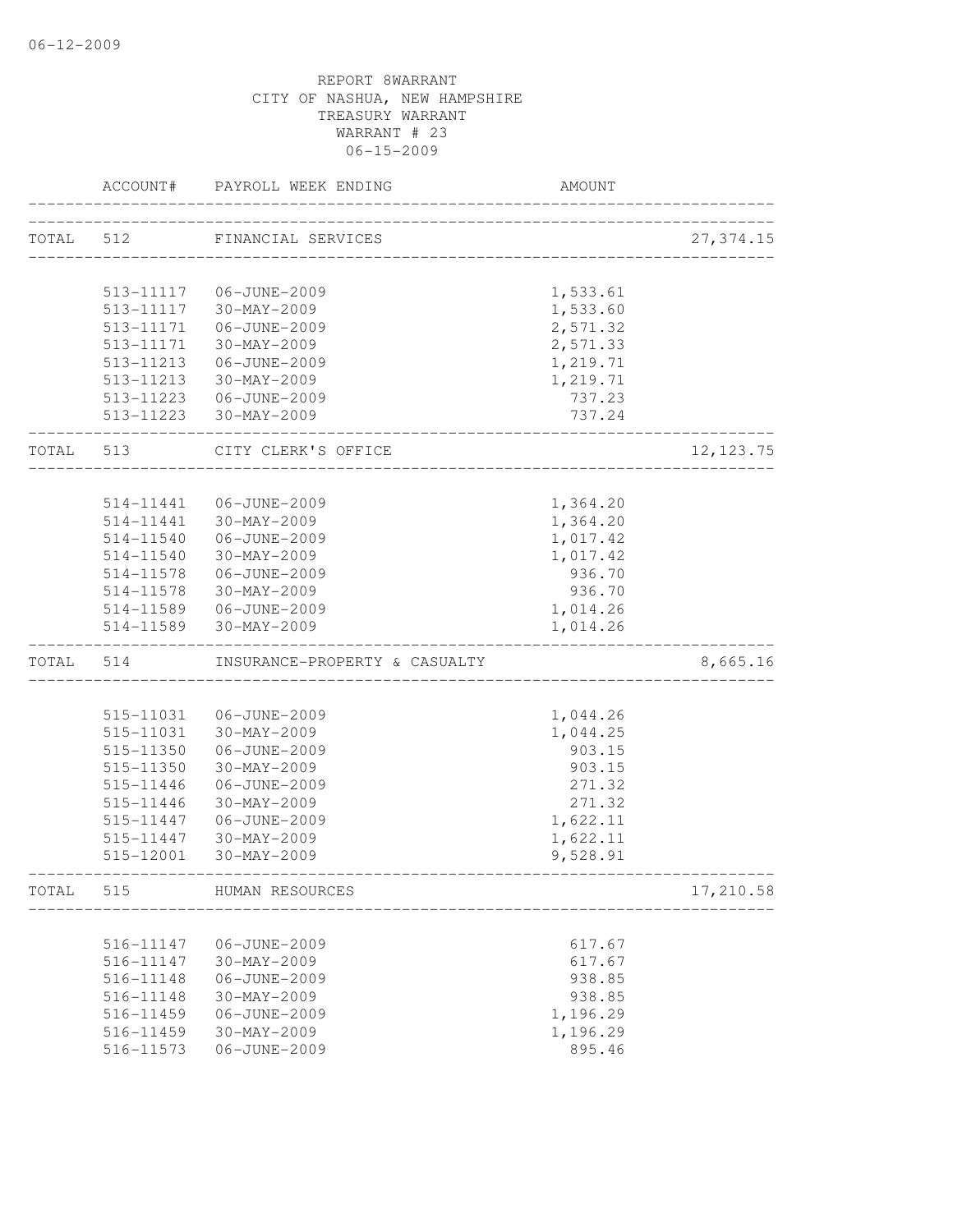REPORT 8WARRANT
CITY OF NASHUA, NEW HAMPSHIRE
TREASURY WARRANT
WARRANT # 23
06-15-2009

| ACCOUNT# | PAYROLL WEEK ENDING | AMOUNT | |
|---|---|---|---|
| TOTAL 512 | FINANCIAL SERVICES | | 27,374.15 |
| 513-11117 | 06-JUNE-2009 | 1,533.61 | |
| 513-11117 | 30-MAY-2009 | 1,533.60 | |
| 513-11171 | 06-JUNE-2009 | 2,571.32 | |
| 513-11171 | 30-MAY-2009 | 2,571.33 | |
| 513-11213 | 06-JUNE-2009 | 1,219.71 | |
| 513-11213 | 30-MAY-2009 | 1,219.71 | |
| 513-11223 | 06-JUNE-2009 | 737.23 | |
| 513-11223 | 30-MAY-2009 | 737.24 | |
| TOTAL 513 | CITY CLERK'S OFFICE | | 12,123.75 |
| 514-11441 | 06-JUNE-2009 | 1,364.20 | |
| 514-11441 | 30-MAY-2009 | 1,364.20 | |
| 514-11540 | 06-JUNE-2009 | 1,017.42 | |
| 514-11540 | 30-MAY-2009 | 1,017.42 | |
| 514-11578 | 06-JUNE-2009 | 936.70 | |
| 514-11578 | 30-MAY-2009 | 936.70 | |
| 514-11589 | 06-JUNE-2009 | 1,014.26 | |
| 514-11589 | 30-MAY-2009 | 1,014.26 | |
| TOTAL 514 | INSURANCE-PROPERTY & CASUALTY | | 8,665.16 |
| 515-11031 | 06-JUNE-2009 | 1,044.26 | |
| 515-11031 | 30-MAY-2009 | 1,044.25 | |
| 515-11350 | 06-JUNE-2009 | 903.15 | |
| 515-11350 | 30-MAY-2009 | 903.15 | |
| 515-11446 | 06-JUNE-2009 | 271.32 | |
| 515-11446 | 30-MAY-2009 | 271.32 | |
| 515-11447 | 06-JUNE-2009 | 1,622.11 | |
| 515-11447 | 30-MAY-2009 | 1,622.11 | |
| 515-12001 | 30-MAY-2009 | 9,528.91 | |
| TOTAL 515 | HUMAN RESOURCES | | 17,210.58 |
| 516-11147 | 06-JUNE-2009 | 617.67 | |
| 516-11147 | 30-MAY-2009 | 617.67 | |
| 516-11148 | 06-JUNE-2009 | 938.85 | |
| 516-11148 | 30-MAY-2009 | 938.85 | |
| 516-11459 | 06-JUNE-2009 | 1,196.29 | |
| 516-11459 | 30-MAY-2009 | 1,196.29 | |
| 516-11573 | 06-JUNE-2009 | 895.46 | |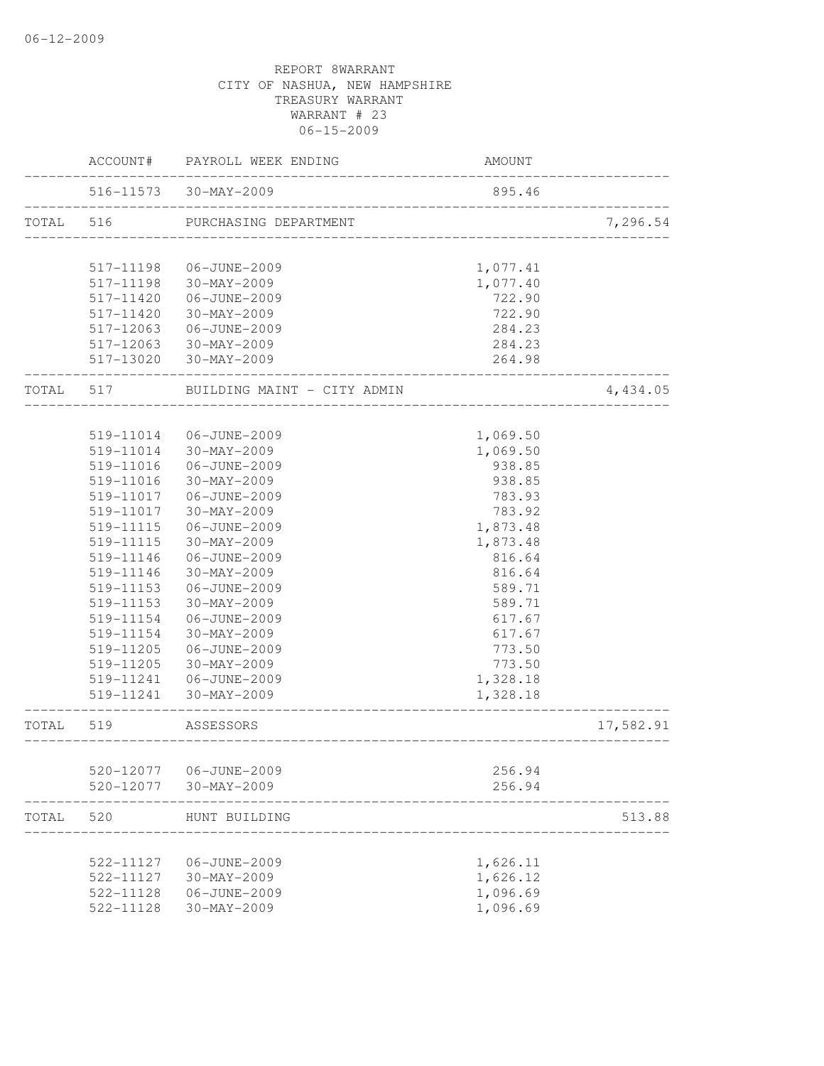06-12-2009

REPORT 8WARRANT
CITY OF NASHUA, NEW HAMPSHIRE
TREASURY WARRANT
WARRANT # 23
06-15-2009

| | ACCOUNT# | PAYROLL WEEK ENDING | AMOUNT | |
|---|---|---|---|---|
| | 516-11573 | 30-MAY-2009 | 895.46 | |
| TOTAL | 516 | PURCHASING DEPARTMENT | | 7,296.54 |
| | 517-11198 | 06-JUNE-2009 | 1,077.41 | |
| | 517-11198 | 30-MAY-2009 | 1,077.40 | |
| | 517-11420 | 06-JUNE-2009 | 722.90 | |
| | 517-11420 | 30-MAY-2009 | 722.90 | |
| | 517-12063 | 06-JUNE-2009 | 284.23 | |
| | 517-12063 | 30-MAY-2009 | 284.23 | |
| | 517-13020 | 30-MAY-2009 | 264.98 | |
| TOTAL | 517 | BUILDING MAINT - CITY ADMIN | | 4,434.05 |
| | 519-11014 | 06-JUNE-2009 | 1,069.50 | |
| | 519-11014 | 30-MAY-2009 | 1,069.50 | |
| | 519-11016 | 06-JUNE-2009 | 938.85 | |
| | 519-11016 | 30-MAY-2009 | 938.85 | |
| | 519-11017 | 06-JUNE-2009 | 783.93 | |
| | 519-11017 | 30-MAY-2009 | 783.92 | |
| | 519-11115 | 06-JUNE-2009 | 1,873.48 | |
| | 519-11115 | 30-MAY-2009 | 1,873.48 | |
| | 519-11146 | 06-JUNE-2009 | 816.64 | |
| | 519-11146 | 30-MAY-2009 | 816.64 | |
| | 519-11153 | 06-JUNE-2009 | 589.71 | |
| | 519-11153 | 30-MAY-2009 | 589.71 | |
| | 519-11154 | 06-JUNE-2009 | 617.67 | |
| | 519-11154 | 30-MAY-2009 | 617.67 | |
| | 519-11205 | 06-JUNE-2009 | 773.50 | |
| | 519-11205 | 30-MAY-2009 | 773.50 | |
| | 519-11241 | 06-JUNE-2009 | 1,328.18 | |
| | 519-11241 | 30-MAY-2009 | 1,328.18 | |
| TOTAL | 519 | ASSESSORS | | 17,582.91 |
| | 520-12077 | 06-JUNE-2009 | 256.94 | |
| | 520-12077 | 30-MAY-2009 | 256.94 | |
| TOTAL | 520 | HUNT BUILDING | | 513.88 |
| | 522-11127 | 06-JUNE-2009 | 1,626.11 | |
| | 522-11127 | 30-MAY-2009 | 1,626.12 | |
| | 522-11128 | 06-JUNE-2009 | 1,096.69 | |
| | 522-11128 | 30-MAY-2009 | 1,096.69 | |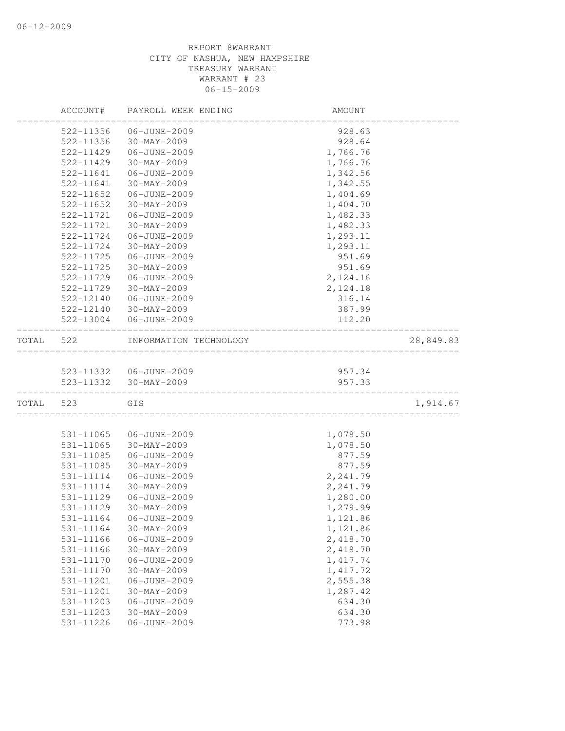REPORT 8WARRANT
CITY OF NASHUA, NEW HAMPSHIRE
TREASURY WARRANT
WARRANT # 23
06-15-2009

| | ACCOUNT# | PAYROLL WEEK ENDING | AMOUNT | |
|---|---|---|---|---|
| | 522-11356 | 06-JUNE-2009 | 928.63 | |
| | 522-11356 | 30-MAY-2009 | 928.64 | |
| | 522-11429 | 06-JUNE-2009 | 1,766.76 | |
| | 522-11429 | 30-MAY-2009 | 1,766.76 | |
| | 522-11641 | 06-JUNE-2009 | 1,342.56 | |
| | 522-11641 | 30-MAY-2009 | 1,342.55 | |
| | 522-11652 | 06-JUNE-2009 | 1,404.69 | |
| | 522-11652 | 30-MAY-2009 | 1,404.70 | |
| | 522-11721 | 06-JUNE-2009 | 1,482.33 | |
| | 522-11721 | 30-MAY-2009 | 1,482.33 | |
| | 522-11724 | 06-JUNE-2009 | 1,293.11 | |
| | 522-11724 | 30-MAY-2009 | 1,293.11 | |
| | 522-11725 | 06-JUNE-2009 | 951.69 | |
| | 522-11725 | 30-MAY-2009 | 951.69 | |
| | 522-11729 | 06-JUNE-2009 | 2,124.16 | |
| | 522-11729 | 30-MAY-2009 | 2,124.18 | |
| | 522-12140 | 06-JUNE-2009 | 316.14 | |
| | 522-12140 | 30-MAY-2009 | 387.99 | |
| | 522-13004 | 06-JUNE-2009 | 112.20 | |
| TOTAL | 522 | INFORMATION TECHNOLOGY | | 28,849.83 |
| | 523-11332 | 06-JUNE-2009 | 957.34 | |
| | 523-11332 | 30-MAY-2009 | 957.33 | |
| TOTAL | 523 | GIS | | 1,914.67 |
| | 531-11065 | 06-JUNE-2009 | 1,078.50 | |
| | 531-11065 | 30-MAY-2009 | 1,078.50 | |
| | 531-11085 | 06-JUNE-2009 | 877.59 | |
| | 531-11085 | 30-MAY-2009 | 877.59 | |
| | 531-11114 | 06-JUNE-2009 | 2,241.79 | |
| | 531-11114 | 30-MAY-2009 | 2,241.79 | |
| | 531-11129 | 06-JUNE-2009 | 1,280.00 | |
| | 531-11129 | 30-MAY-2009 | 1,279.99 | |
| | 531-11164 | 06-JUNE-2009 | 1,121.86 | |
| | 531-11164 | 30-MAY-2009 | 1,121.86 | |
| | 531-11166 | 06-JUNE-2009 | 2,418.70 | |
| | 531-11166 | 30-MAY-2009 | 2,418.70 | |
| | 531-11170 | 06-JUNE-2009 | 1,417.74 | |
| | 531-11170 | 30-MAY-2009 | 1,417.72 | |
| | 531-11201 | 06-JUNE-2009 | 2,555.38 | |
| | 531-11201 | 30-MAY-2009 | 1,287.42 | |
| | 531-11203 | 06-JUNE-2009 | 634.30 | |
| | 531-11203 | 30-MAY-2009 | 634.30 | |
| | 531-11226 | 06-JUNE-2009 | 773.98 | |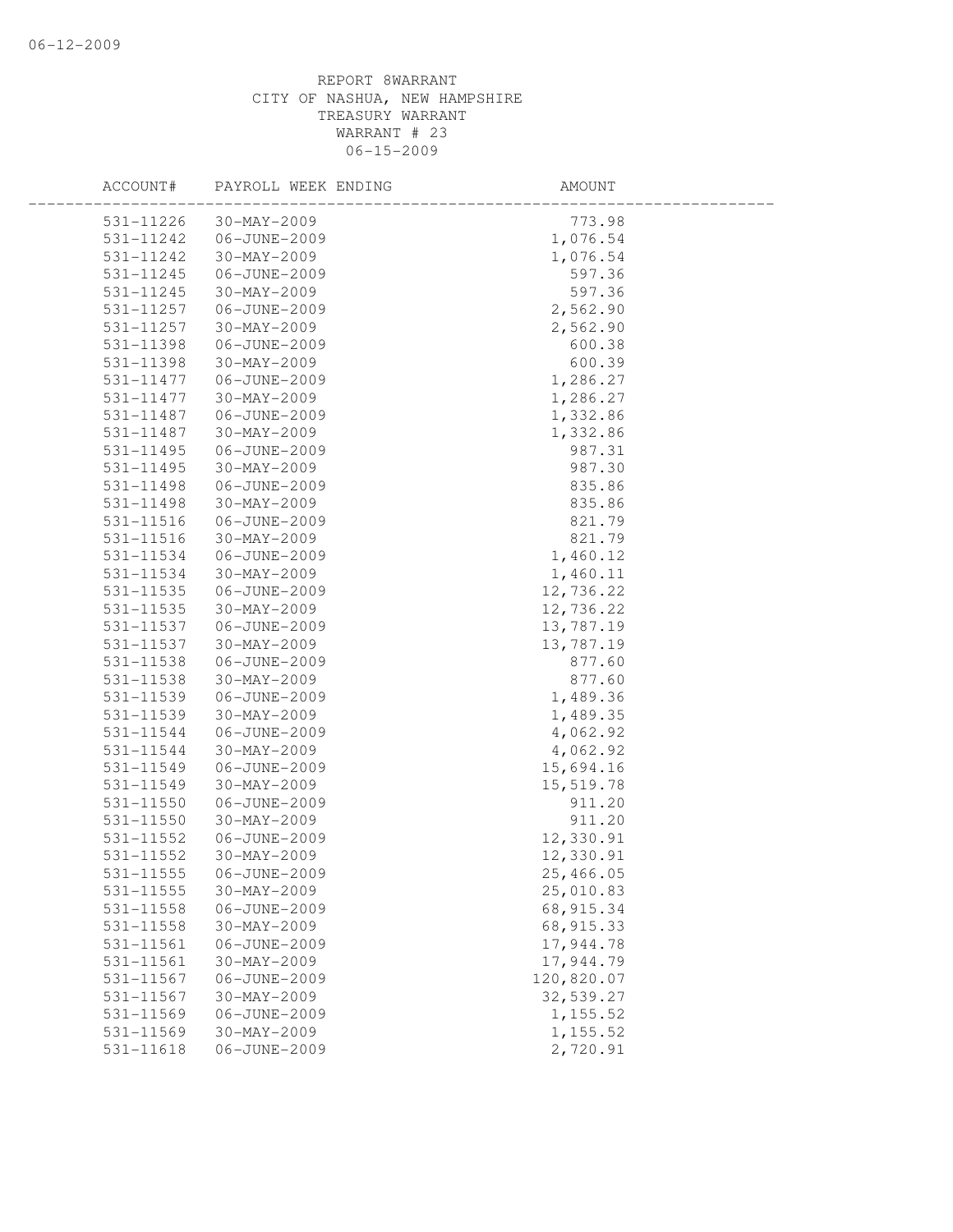REPORT 8WARRANT
CITY OF NASHUA, NEW HAMPSHIRE
TREASURY WARRANT
WARRANT # 23
06-15-2009

| ACCOUNT# | PAYROLL WEEK ENDING | AMOUNT |
|---|---|---|
| 531-11226 | 30-MAY-2009 | 773.98 |
| 531-11242 | 06-JUNE-2009 | 1,076.54 |
| 531-11242 | 30-MAY-2009 | 1,076.54 |
| 531-11245 | 06-JUNE-2009 | 597.36 |
| 531-11245 | 30-MAY-2009 | 597.36 |
| 531-11257 | 06-JUNE-2009 | 2,562.90 |
| 531-11257 | 30-MAY-2009 | 2,562.90 |
| 531-11398 | 06-JUNE-2009 | 600.38 |
| 531-11398 | 30-MAY-2009 | 600.39 |
| 531-11477 | 06-JUNE-2009 | 1,286.27 |
| 531-11477 | 30-MAY-2009 | 1,286.27 |
| 531-11487 | 06-JUNE-2009 | 1,332.86 |
| 531-11487 | 30-MAY-2009 | 1,332.86 |
| 531-11495 | 06-JUNE-2009 | 987.31 |
| 531-11495 | 30-MAY-2009 | 987.30 |
| 531-11498 | 06-JUNE-2009 | 835.86 |
| 531-11498 | 30-MAY-2009 | 835.86 |
| 531-11516 | 06-JUNE-2009 | 821.79 |
| 531-11516 | 30-MAY-2009 | 821.79 |
| 531-11534 | 06-JUNE-2009 | 1,460.12 |
| 531-11534 | 30-MAY-2009 | 1,460.11 |
| 531-11535 | 06-JUNE-2009 | 12,736.22 |
| 531-11535 | 30-MAY-2009 | 12,736.22 |
| 531-11537 | 06-JUNE-2009 | 13,787.19 |
| 531-11537 | 30-MAY-2009 | 13,787.19 |
| 531-11538 | 06-JUNE-2009 | 877.60 |
| 531-11538 | 30-MAY-2009 | 877.60 |
| 531-11539 | 06-JUNE-2009 | 1,489.36 |
| 531-11539 | 30-MAY-2009 | 1,489.35 |
| 531-11544 | 06-JUNE-2009 | 4,062.92 |
| 531-11544 | 30-MAY-2009 | 4,062.92 |
| 531-11549 | 06-JUNE-2009 | 15,694.16 |
| 531-11549 | 30-MAY-2009 | 15,519.78 |
| 531-11550 | 06-JUNE-2009 | 911.20 |
| 531-11550 | 30-MAY-2009 | 911.20 |
| 531-11552 | 06-JUNE-2009 | 12,330.91 |
| 531-11552 | 30-MAY-2009 | 12,330.91 |
| 531-11555 | 06-JUNE-2009 | 25,466.05 |
| 531-11555 | 30-MAY-2009 | 25,010.83 |
| 531-11558 | 06-JUNE-2009 | 68,915.34 |
| 531-11558 | 30-MAY-2009 | 68,915.33 |
| 531-11561 | 06-JUNE-2009 | 17,944.78 |
| 531-11561 | 30-MAY-2009 | 17,944.79 |
| 531-11567 | 06-JUNE-2009 | 120,820.07 |
| 531-11567 | 30-MAY-2009 | 32,539.27 |
| 531-11569 | 06-JUNE-2009 | 1,155.52 |
| 531-11569 | 30-MAY-2009 | 1,155.52 |
| 531-11618 | 06-JUNE-2009 | 2,720.91 |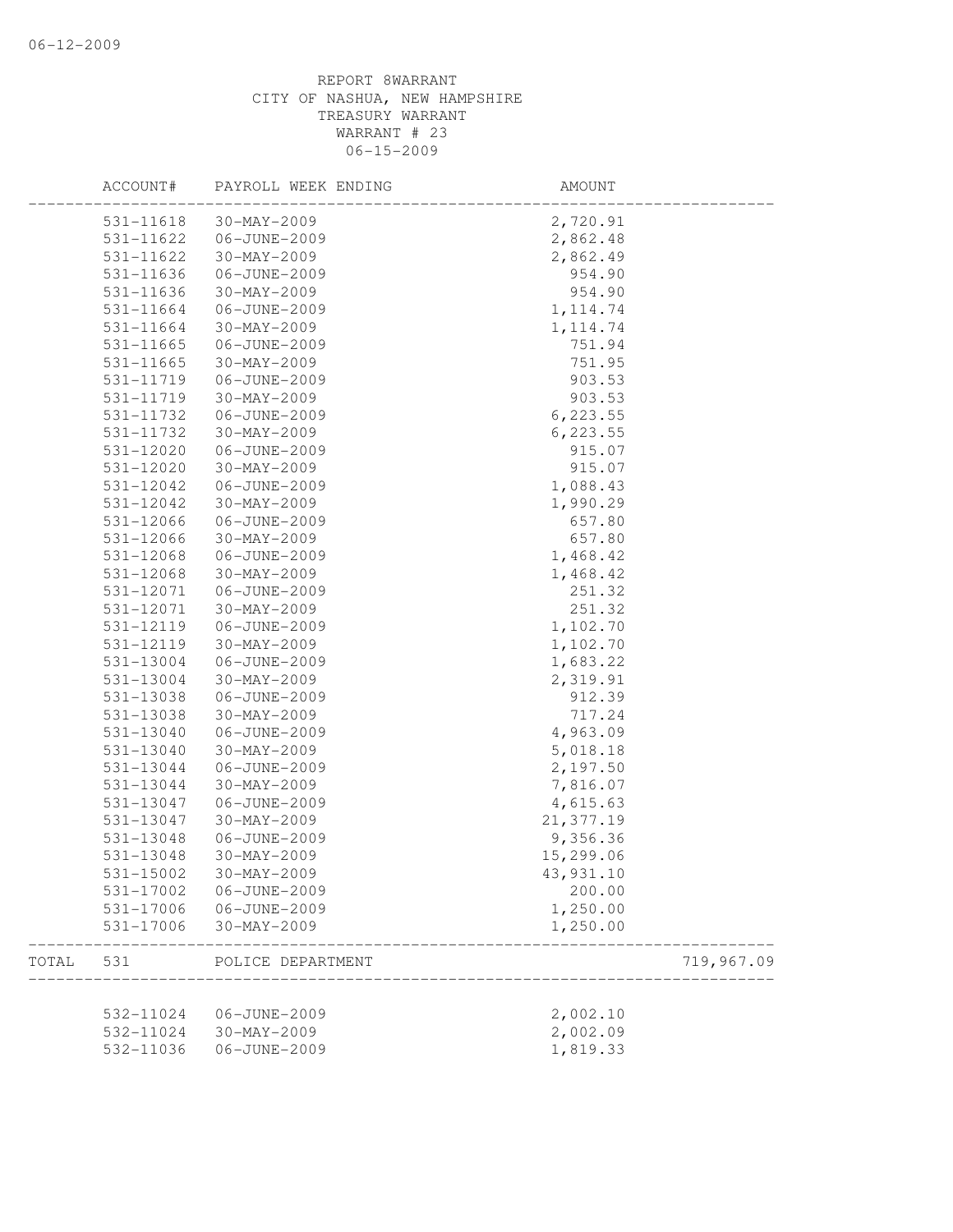REPORT 8WARRANT
CITY OF NASHUA, NEW HAMPSHIRE
TREASURY WARRANT
WARRANT # 23
06-15-2009

| | ACCOUNT# | PAYROLL WEEK ENDING | AMOUNT | |
|---|---|---|---|---|
| | 531-11618 | 30-MAY-2009 | 2,720.91 | |
| | 531-11622 | 06-JUNE-2009 | 2,862.48 | |
| | 531-11622 | 30-MAY-2009 | 2,862.49 | |
| | 531-11636 | 06-JUNE-2009 | 954.90 | |
| | 531-11636 | 30-MAY-2009 | 954.90 | |
| | 531-11664 | 06-JUNE-2009 | 1,114.74 | |
| | 531-11664 | 30-MAY-2009 | 1,114.74 | |
| | 531-11665 | 06-JUNE-2009 | 751.94 | |
| | 531-11665 | 30-MAY-2009 | 751.95 | |
| | 531-11719 | 06-JUNE-2009 | 903.53 | |
| | 531-11719 | 30-MAY-2009 | 903.53 | |
| | 531-11732 | 06-JUNE-2009 | 6,223.55 | |
| | 531-11732 | 30-MAY-2009 | 6,223.55 | |
| | 531-12020 | 06-JUNE-2009 | 915.07 | |
| | 531-12020 | 30-MAY-2009 | 915.07 | |
| | 531-12042 | 06-JUNE-2009 | 1,088.43 | |
| | 531-12042 | 30-MAY-2009 | 1,990.29 | |
| | 531-12066 | 06-JUNE-2009 | 657.80 | |
| | 531-12066 | 30-MAY-2009 | 657.80 | |
| | 531-12068 | 06-JUNE-2009 | 1,468.42 | |
| | 531-12068 | 30-MAY-2009 | 1,468.42 | |
| | 531-12071 | 06-JUNE-2009 | 251.32 | |
| | 531-12071 | 30-MAY-2009 | 251.32 | |
| | 531-12119 | 06-JUNE-2009 | 1,102.70 | |
| | 531-12119 | 30-MAY-2009 | 1,102.70 | |
| | 531-13004 | 06-JUNE-2009 | 1,683.22 | |
| | 531-13004 | 30-MAY-2009 | 2,319.91 | |
| | 531-13038 | 06-JUNE-2009 | 912.39 | |
| | 531-13038 | 30-MAY-2009 | 717.24 | |
| | 531-13040 | 06-JUNE-2009 | 4,963.09 | |
| | 531-13040 | 30-MAY-2009 | 5,018.18 | |
| | 531-13044 | 06-JUNE-2009 | 2,197.50 | |
| | 531-13044 | 30-MAY-2009 | 7,816.07 | |
| | 531-13047 | 06-JUNE-2009 | 4,615.63 | |
| | 531-13047 | 30-MAY-2009 | 21,377.19 | |
| | 531-13048 | 06-JUNE-2009 | 9,356.36 | |
| | 531-13048 | 30-MAY-2009 | 15,299.06 | |
| | 531-15002 | 30-MAY-2009 | 43,931.10 | |
| | 531-17002 | 06-JUNE-2009 | 200.00 | |
| | 531-17006 | 06-JUNE-2009 | 1,250.00 | |
| | 531-17006 | 30-MAY-2009 | 1,250.00 | |
| TOTAL | 531 | POLICE DEPARTMENT | | 719,967.09 |
| | 532-11024 | 06-JUNE-2009 | 2,002.10 | |
| | 532-11024 | 30-MAY-2009 | 2,002.09 | |
| | 532-11036 | 06-JUNE-2009 | 1,819.33 | |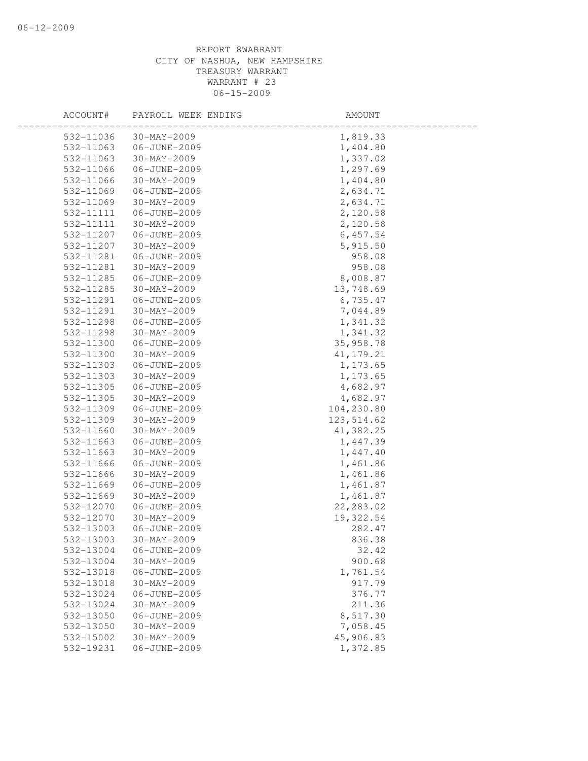REPORT 8WARRANT
CITY OF NASHUA, NEW HAMPSHIRE
TREASURY WARRANT
WARRANT # 23
06-15-2009

| ACCOUNT# | PAYROLL WEEK ENDING | AMOUNT |
|---|---|---|
| 532-11036 | 30-MAY-2009 | 1,819.33 |
| 532-11063 | 06-JUNE-2009 | 1,404.80 |
| 532-11063 | 30-MAY-2009 | 1,337.02 |
| 532-11066 | 06-JUNE-2009 | 1,297.69 |
| 532-11066 | 30-MAY-2009 | 1,404.80 |
| 532-11069 | 06-JUNE-2009 | 2,634.71 |
| 532-11069 | 30-MAY-2009 | 2,634.71 |
| 532-11111 | 06-JUNE-2009 | 2,120.58 |
| 532-11111 | 30-MAY-2009 | 2,120.58 |
| 532-11207 | 06-JUNE-2009 | 6,457.54 |
| 532-11207 | 30-MAY-2009 | 5,915.50 |
| 532-11281 | 06-JUNE-2009 | 958.08 |
| 532-11281 | 30-MAY-2009 | 958.08 |
| 532-11285 | 06-JUNE-2009 | 8,008.87 |
| 532-11285 | 30-MAY-2009 | 13,748.69 |
| 532-11291 | 06-JUNE-2009 | 6,735.47 |
| 532-11291 | 30-MAY-2009 | 7,044.89 |
| 532-11298 | 06-JUNE-2009 | 1,341.32 |
| 532-11298 | 30-MAY-2009 | 1,341.32 |
| 532-11300 | 06-JUNE-2009 | 35,958.78 |
| 532-11300 | 30-MAY-2009 | 41,179.21 |
| 532-11303 | 06-JUNE-2009 | 1,173.65 |
| 532-11303 | 30-MAY-2009 | 1,173.65 |
| 532-11305 | 06-JUNE-2009 | 4,682.97 |
| 532-11305 | 30-MAY-2009 | 4,682.97 |
| 532-11309 | 06-JUNE-2009 | 104,230.80 |
| 532-11309 | 30-MAY-2009 | 123,514.62 |
| 532-11660 | 30-MAY-2009 | 41,382.25 |
| 532-11663 | 06-JUNE-2009 | 1,447.39 |
| 532-11663 | 30-MAY-2009 | 1,447.40 |
| 532-11666 | 06-JUNE-2009 | 1,461.86 |
| 532-11666 | 30-MAY-2009 | 1,461.86 |
| 532-11669 | 06-JUNE-2009 | 1,461.87 |
| 532-11669 | 30-MAY-2009 | 1,461.87 |
| 532-12070 | 06-JUNE-2009 | 22,283.02 |
| 532-12070 | 30-MAY-2009 | 19,322.54 |
| 532-13003 | 06-JUNE-2009 | 282.47 |
| 532-13003 | 30-MAY-2009 | 836.38 |
| 532-13004 | 06-JUNE-2009 | 32.42 |
| 532-13004 | 30-MAY-2009 | 900.68 |
| 532-13018 | 06-JUNE-2009 | 1,761.54 |
| 532-13018 | 30-MAY-2009 | 917.79 |
| 532-13024 | 06-JUNE-2009 | 376.77 |
| 532-13024 | 30-MAY-2009 | 211.36 |
| 532-13050 | 06-JUNE-2009 | 8,517.30 |
| 532-13050 | 30-MAY-2009 | 7,058.45 |
| 532-15002 | 30-MAY-2009 | 45,906.83 |
| 532-19231 | 06-JUNE-2009 | 1,372.85 |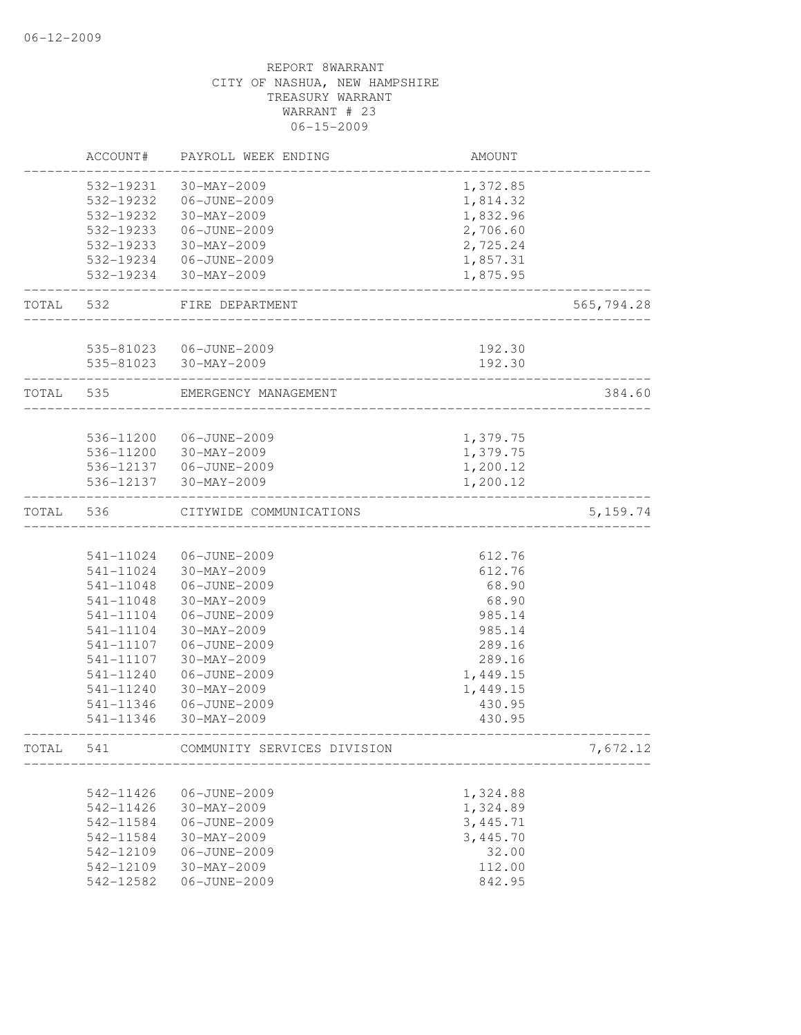REPORT 8WARRANT
CITY OF NASHUA, NEW HAMPSHIRE
TREASURY WARRANT
WARRANT # 23
06-15-2009

| | ACCOUNT# | PAYROLL WEEK ENDING | AMOUNT | |
|---|---|---|---|---|
| | 532-19231 | 30-MAY-2009 | 1,372.85 | |
| | 532-19232 | 06-JUNE-2009 | 1,814.32 | |
| | 532-19232 | 30-MAY-2009 | 1,832.96 | |
| | 532-19233 | 06-JUNE-2009 | 2,706.60 | |
| | 532-19233 | 30-MAY-2009 | 2,725.24 | |
| | 532-19234 | 06-JUNE-2009 | 1,857.31 | |
| | 532-19234 | 30-MAY-2009 | 1,875.95 | |
| TOTAL | 532 | FIRE DEPARTMENT | | 565,794.28 |
| | 535-81023 | 06-JUNE-2009 | 192.30 | |
| | 535-81023 | 30-MAY-2009 | 192.30 | |
| TOTAL | 535 | EMERGENCY MANAGEMENT | | 384.60 |
| | 536-11200 | 06-JUNE-2009 | 1,379.75 | |
| | 536-11200 | 30-MAY-2009 | 1,379.75 | |
| | 536-12137 | 06-JUNE-2009 | 1,200.12 | |
| | 536-12137 | 30-MAY-2009 | 1,200.12 | |
| TOTAL | 536 | CITYWIDE COMMUNICATIONS | | 5,159.74 |
| | 541-11024 | 06-JUNE-2009 | 612.76 | |
| | 541-11024 | 30-MAY-2009 | 612.76 | |
| | 541-11048 | 06-JUNE-2009 | 68.90 | |
| | 541-11048 | 30-MAY-2009 | 68.90 | |
| | 541-11104 | 06-JUNE-2009 | 985.14 | |
| | 541-11104 | 30-MAY-2009 | 985.14 | |
| | 541-11107 | 06-JUNE-2009 | 289.16 | |
| | 541-11107 | 30-MAY-2009 | 289.16 | |
| | 541-11240 | 06-JUNE-2009 | 1,449.15 | |
| | 541-11240 | 30-MAY-2009 | 1,449.15 | |
| | 541-11346 | 06-JUNE-2009 | 430.95 | |
| | 541-11346 | 30-MAY-2009 | 430.95 | |
| TOTAL | 541 | COMMUNITY SERVICES DIVISION | | 7,672.12 |
| | 542-11426 | 06-JUNE-2009 | 1,324.88 | |
| | 542-11426 | 30-MAY-2009 | 1,324.89 | |
| | 542-11584 | 06-JUNE-2009 | 3,445.71 | |
| | 542-11584 | 30-MAY-2009 | 3,445.70 | |
| | 542-12109 | 06-JUNE-2009 | 32.00 | |
| | 542-12109 | 30-MAY-2009 | 112.00 | |
| | 542-12582 | 06-JUNE-2009 | 842.95 | |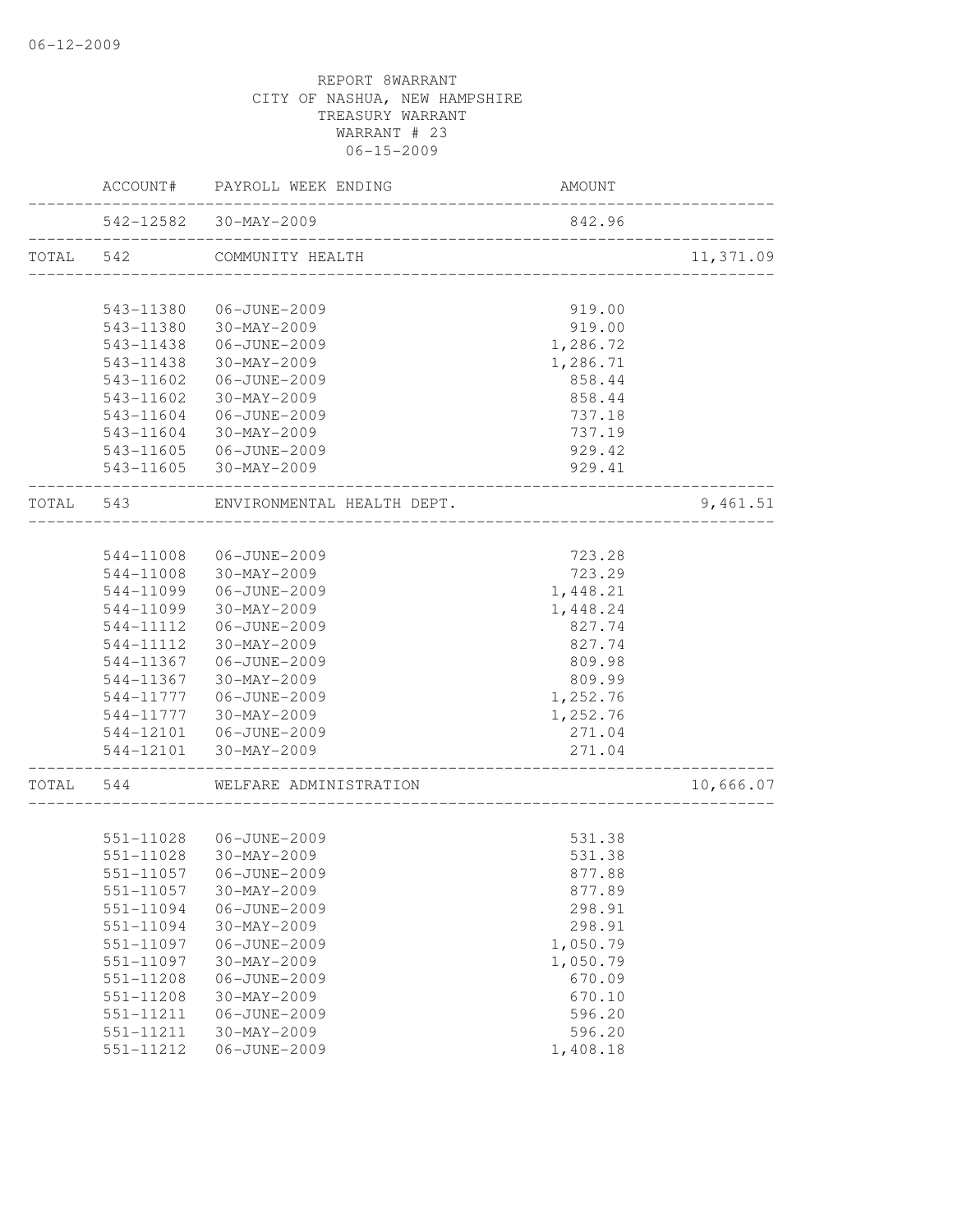06-12-2009

REPORT 8WARRANT
CITY OF NASHUA, NEW HAMPSHIRE
TREASURY WARRANT
WARRANT # 23
06-15-2009

| | ACCOUNT# | PAYROLL WEEK ENDING | AMOUNT | |
|---|---|---|---|---|
| | 542-12582 | 30-MAY-2009 | 842.96 | |
| TOTAL | 542 | COMMUNITY HEALTH | | 11,371.09 |
| | 543-11380 | 06-JUNE-2009 | 919.00 | |
| | 543-11380 | 30-MAY-2009 | 919.00 | |
| | 543-11438 | 06-JUNE-2009 | 1,286.72 | |
| | 543-11438 | 30-MAY-2009 | 1,286.71 | |
| | 543-11602 | 06-JUNE-2009 | 858.44 | |
| | 543-11602 | 30-MAY-2009 | 858.44 | |
| | 543-11604 | 06-JUNE-2009 | 737.18 | |
| | 543-11604 | 30-MAY-2009 | 737.19 | |
| | 543-11605 | 06-JUNE-2009 | 929.42 | |
| | 543-11605 | 30-MAY-2009 | 929.41 | |
| TOTAL | 543 | ENVIRONMENTAL HEALTH DEPT. | | 9,461.51 |
| | 544-11008 | 06-JUNE-2009 | 723.28 | |
| | 544-11008 | 30-MAY-2009 | 723.29 | |
| | 544-11099 | 06-JUNE-2009 | 1,448.21 | |
| | 544-11099 | 30-MAY-2009 | 1,448.24 | |
| | 544-11112 | 06-JUNE-2009 | 827.74 | |
| | 544-11112 | 30-MAY-2009 | 827.74 | |
| | 544-11367 | 06-JUNE-2009 | 809.98 | |
| | 544-11367 | 30-MAY-2009 | 809.99 | |
| | 544-11777 | 06-JUNE-2009 | 1,252.76 | |
| | 544-11777 | 30-MAY-2009 | 1,252.76 | |
| | 544-12101 | 06-JUNE-2009 | 271.04 | |
| | 544-12101 | 30-MAY-2009 | 271.04 | |
| TOTAL | 544 | WELFARE ADMINISTRATION | | 10,666.07 |
| | 551-11028 | 06-JUNE-2009 | 531.38 | |
| | 551-11028 | 30-MAY-2009 | 531.38 | |
| | 551-11057 | 06-JUNE-2009 | 877.88 | |
| | 551-11057 | 30-MAY-2009 | 877.89 | |
| | 551-11094 | 06-JUNE-2009 | 298.91 | |
| | 551-11094 | 30-MAY-2009 | 298.91 | |
| | 551-11097 | 06-JUNE-2009 | 1,050.79 | |
| | 551-11097 | 30-MAY-2009 | 1,050.79 | |
| | 551-11208 | 06-JUNE-2009 | 670.09 | |
| | 551-11208 | 30-MAY-2009 | 670.10 | |
| | 551-11211 | 06-JUNE-2009 | 596.20 | |
| | 551-11211 | 30-MAY-2009 | 596.20 | |
| | 551-11212 | 06-JUNE-2009 | 1,408.18 | |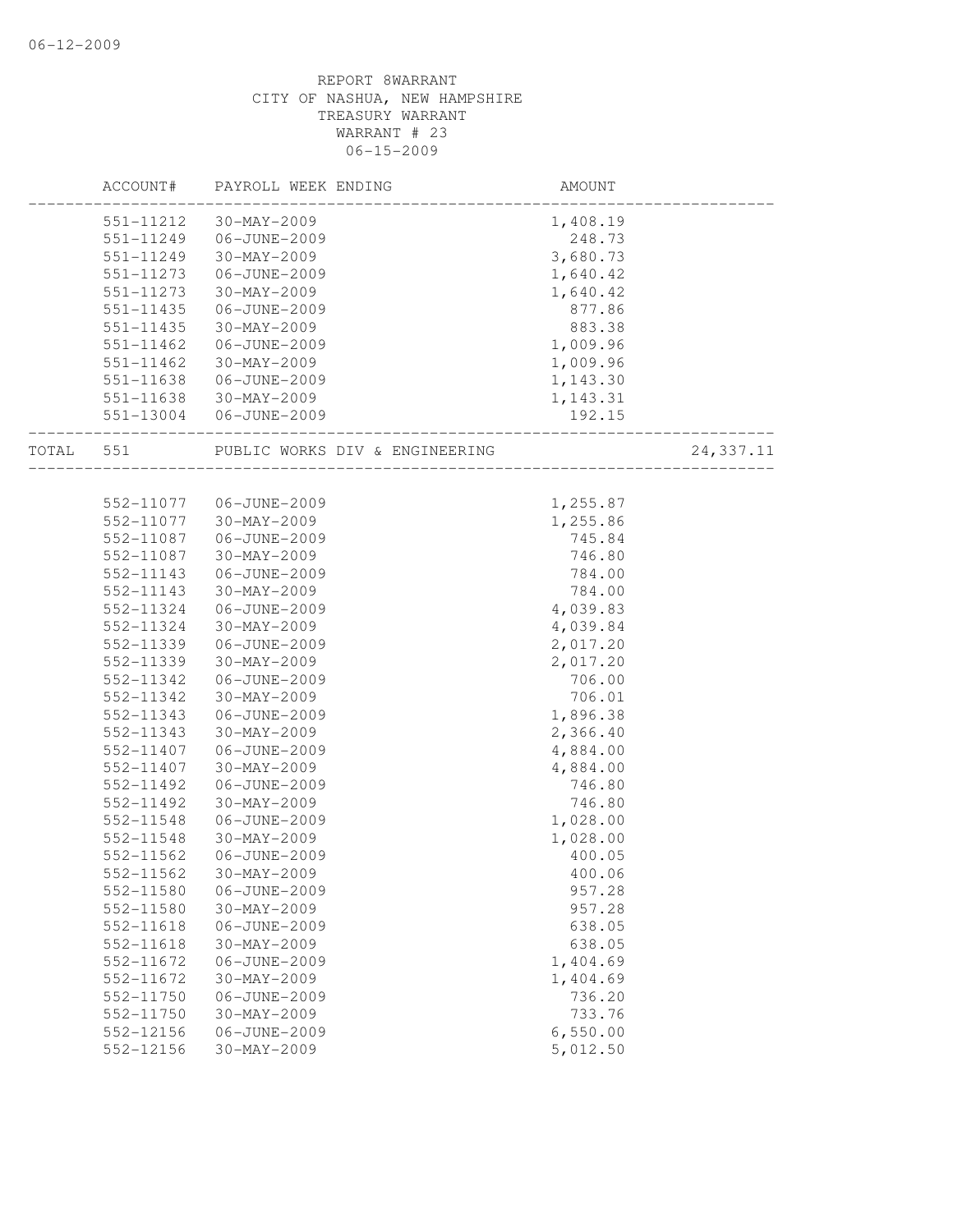06-12-2009

REPORT 8WARRANT
CITY OF NASHUA, NEW HAMPSHIRE
TREASURY WARRANT
WARRANT # 23
06-15-2009

| | ACCOUNT# | PAYROLL WEEK ENDING | AMOUNT | |
|---|---|---|---|---|
| | 551-11212 | 30-MAY-2009 | 1,408.19 | |
| | 551-11249 | 06-JUNE-2009 | 248.73 | |
| | 551-11249 | 30-MAY-2009 | 3,680.73 | |
| | 551-11273 | 06-JUNE-2009 | 1,640.42 | |
| | 551-11273 | 30-MAY-2009 | 1,640.42 | |
| | 551-11435 | 06-JUNE-2009 | 877.86 | |
| | 551-11435 | 30-MAY-2009 | 883.38 | |
| | 551-11462 | 06-JUNE-2009 | 1,009.96 | |
| | 551-11462 | 30-MAY-2009 | 1,009.96 | |
| | 551-11638 | 06-JUNE-2009 | 1,143.30 | |
| | 551-11638 | 30-MAY-2009 | 1,143.31 | |
| | 551-13004 | 06-JUNE-2009 | 192.15 | |
| TOTAL | 551 | PUBLIC WORKS DIV & ENGINEERING | | 24,337.11 |
| | 552-11077 | 06-JUNE-2009 | 1,255.87 | |
| | 552-11077 | 30-MAY-2009 | 1,255.86 | |
| | 552-11087 | 06-JUNE-2009 | 745.84 | |
| | 552-11087 | 30-MAY-2009 | 746.80 | |
| | 552-11143 | 06-JUNE-2009 | 784.00 | |
| | 552-11143 | 30-MAY-2009 | 784.00 | |
| | 552-11324 | 06-JUNE-2009 | 4,039.83 | |
| | 552-11324 | 30-MAY-2009 | 4,039.84 | |
| | 552-11339 | 06-JUNE-2009 | 2,017.20 | |
| | 552-11339 | 30-MAY-2009 | 2,017.20 | |
| | 552-11342 | 06-JUNE-2009 | 706.00 | |
| | 552-11342 | 30-MAY-2009 | 706.01 | |
| | 552-11343 | 06-JUNE-2009 | 1,896.38 | |
| | 552-11343 | 30-MAY-2009 | 2,366.40 | |
| | 552-11407 | 06-JUNE-2009 | 4,884.00 | |
| | 552-11407 | 30-MAY-2009 | 4,884.00 | |
| | 552-11492 | 06-JUNE-2009 | 746.80 | |
| | 552-11492 | 30-MAY-2009 | 746.80 | |
| | 552-11548 | 06-JUNE-2009 | 1,028.00 | |
| | 552-11548 | 30-MAY-2009 | 1,028.00 | |
| | 552-11562 | 06-JUNE-2009 | 400.05 | |
| | 552-11562 | 30-MAY-2009 | 400.06 | |
| | 552-11580 | 06-JUNE-2009 | 957.28 | |
| | 552-11580 | 30-MAY-2009 | 957.28 | |
| | 552-11618 | 06-JUNE-2009 | 638.05 | |
| | 552-11618 | 30-MAY-2009 | 638.05 | |
| | 552-11672 | 06-JUNE-2009 | 1,404.69 | |
| | 552-11672 | 30-MAY-2009 | 1,404.69 | |
| | 552-11750 | 06-JUNE-2009 | 736.20 | |
| | 552-11750 | 30-MAY-2009 | 733.76 | |
| | 552-12156 | 06-JUNE-2009 | 6,550.00 | |
| | 552-12156 | 30-MAY-2009 | 5,012.50 | |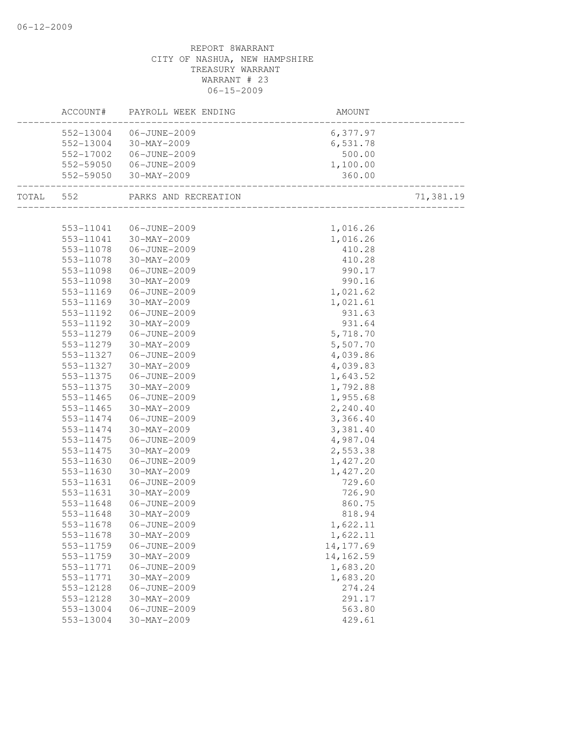REPORT 8WARRANT
CITY OF NASHUA, NEW HAMPSHIRE
TREASURY WARRANT
WARRANT # 23
06-15-2009

| | ACCOUNT# | PAYROLL WEEK ENDING | AMOUNT | |
|---|---|---|---|---|
| | 552-13004 | 06-JUNE-2009 | 6,377.97 | |
| | 552-13004 | 30-MAY-2009 | 6,531.78 | |
| | 552-17002 | 06-JUNE-2009 | 500.00 | |
| | 552-59050 | 06-JUNE-2009 | 1,100.00 | |
| | 552-59050 | 30-MAY-2009 | 360.00 | |
| TOTAL | 552 | PARKS AND RECREATION | | 71,381.19 |
| | 553-11041 | 06-JUNE-2009 | 1,016.26 | |
| | 553-11041 | 30-MAY-2009 | 1,016.26 | |
| | 553-11078 | 06-JUNE-2009 | 410.28 | |
| | 553-11078 | 30-MAY-2009 | 410.28 | |
| | 553-11098 | 06-JUNE-2009 | 990.17 | |
| | 553-11098 | 30-MAY-2009 | 990.16 | |
| | 553-11169 | 06-JUNE-2009 | 1,021.62 | |
| | 553-11169 | 30-MAY-2009 | 1,021.61 | |
| | 553-11192 | 06-JUNE-2009 | 931.63 | |
| | 553-11192 | 30-MAY-2009 | 931.64 | |
| | 553-11279 | 06-JUNE-2009 | 5,718.70 | |
| | 553-11279 | 30-MAY-2009 | 5,507.70 | |
| | 553-11327 | 06-JUNE-2009 | 4,039.86 | |
| | 553-11327 | 30-MAY-2009 | 4,039.83 | |
| | 553-11375 | 06-JUNE-2009 | 1,643.52 | |
| | 553-11375 | 30-MAY-2009 | 1,792.88 | |
| | 553-11465 | 06-JUNE-2009 | 1,955.68 | |
| | 553-11465 | 30-MAY-2009 | 2,240.40 | |
| | 553-11474 | 06-JUNE-2009 | 3,366.40 | |
| | 553-11474 | 30-MAY-2009 | 3,381.40 | |
| | 553-11475 | 06-JUNE-2009 | 4,987.04 | |
| | 553-11475 | 30-MAY-2009 | 2,553.38 | |
| | 553-11630 | 06-JUNE-2009 | 1,427.20 | |
| | 553-11630 | 30-MAY-2009 | 1,427.20 | |
| | 553-11631 | 06-JUNE-2009 | 729.60 | |
| | 553-11631 | 30-MAY-2009 | 726.90 | |
| | 553-11648 | 06-JUNE-2009 | 860.75 | |
| | 553-11648 | 30-MAY-2009 | 818.94 | |
| | 553-11678 | 06-JUNE-2009 | 1,622.11 | |
| | 553-11678 | 30-MAY-2009 | 1,622.11 | |
| | 553-11759 | 06-JUNE-2009 | 14,177.69 | |
| | 553-11759 | 30-MAY-2009 | 14,162.59 | |
| | 553-11771 | 06-JUNE-2009 | 1,683.20 | |
| | 553-11771 | 30-MAY-2009 | 1,683.20 | |
| | 553-12128 | 06-JUNE-2009 | 274.24 | |
| | 553-12128 | 30-MAY-2009 | 291.17 | |
| | 553-13004 | 06-JUNE-2009 | 563.80 | |
| | 553-13004 | 30-MAY-2009 | 429.61 | |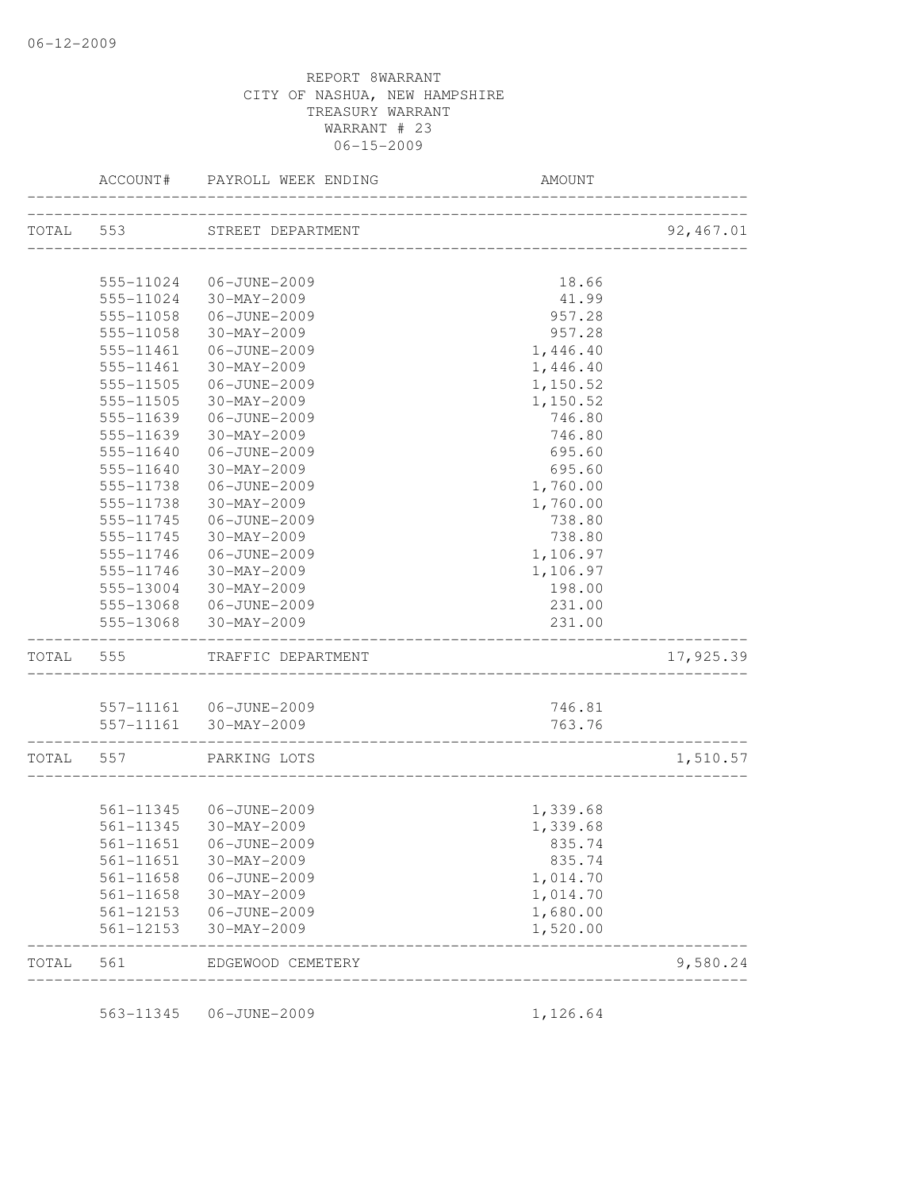REPORT 8WARRANT
CITY OF NASHUA, NEW HAMPSHIRE
TREASURY WARRANT
WARRANT # 23
06-15-2009

| | ACCOUNT# | PAYROLL WEEK ENDING | AMOUNT | |
|---|---|---|---|---|
| TOTAL | 553 | STREET DEPARTMENT | | 92,467.01 |
| | 555-11024 | 06-JUNE-2009 | 18.66 | |
| | 555-11024 | 30-MAY-2009 | 41.99 | |
| | 555-11058 | 06-JUNE-2009 | 957.28 | |
| | 555-11058 | 30-MAY-2009 | 957.28 | |
| | 555-11461 | 06-JUNE-2009 | 1,446.40 | |
| | 555-11461 | 30-MAY-2009 | 1,446.40 | |
| | 555-11505 | 06-JUNE-2009 | 1,150.52 | |
| | 555-11505 | 30-MAY-2009 | 1,150.52 | |
| | 555-11639 | 06-JUNE-2009 | 746.80 | |
| | 555-11639 | 30-MAY-2009 | 746.80 | |
| | 555-11640 | 06-JUNE-2009 | 695.60 | |
| | 555-11640 | 30-MAY-2009 | 695.60 | |
| | 555-11738 | 06-JUNE-2009 | 1,760.00 | |
| | 555-11738 | 30-MAY-2009 | 1,760.00 | |
| | 555-11745 | 06-JUNE-2009 | 738.80 | |
| | 555-11745 | 30-MAY-2009 | 738.80 | |
| | 555-11746 | 06-JUNE-2009 | 1,106.97 | |
| | 555-11746 | 30-MAY-2009 | 1,106.97 | |
| | 555-13004 | 30-MAY-2009 | 198.00 | |
| | 555-13068 | 06-JUNE-2009 | 231.00 | |
| | 555-13068 | 30-MAY-2009 | 231.00 | |
| TOTAL | 555 | TRAFFIC DEPARTMENT | | 17,925.39 |
| | 557-11161 | 06-JUNE-2009 | 746.81 | |
| | 557-11161 | 30-MAY-2009 | 763.76 | |
| TOTAL | 557 | PARKING LOTS | | 1,510.57 |
| | 561-11345 | 06-JUNE-2009 | 1,339.68 | |
| | 561-11345 | 30-MAY-2009 | 1,339.68 | |
| | 561-11651 | 06-JUNE-2009 | 835.74 | |
| | 561-11651 | 30-MAY-2009 | 835.74 | |
| | 561-11658 | 06-JUNE-2009 | 1,014.70 | |
| | 561-11658 | 30-MAY-2009 | 1,014.70 | |
| | 561-12153 | 06-JUNE-2009 | 1,680.00 | |
| | 561-12153 | 30-MAY-2009 | 1,520.00 | |
| TOTAL | 561 | EDGEWOOD CEMETERY | | 9,580.24 |
| | 563-11345 | 06-JUNE-2009 | 1,126.64 | |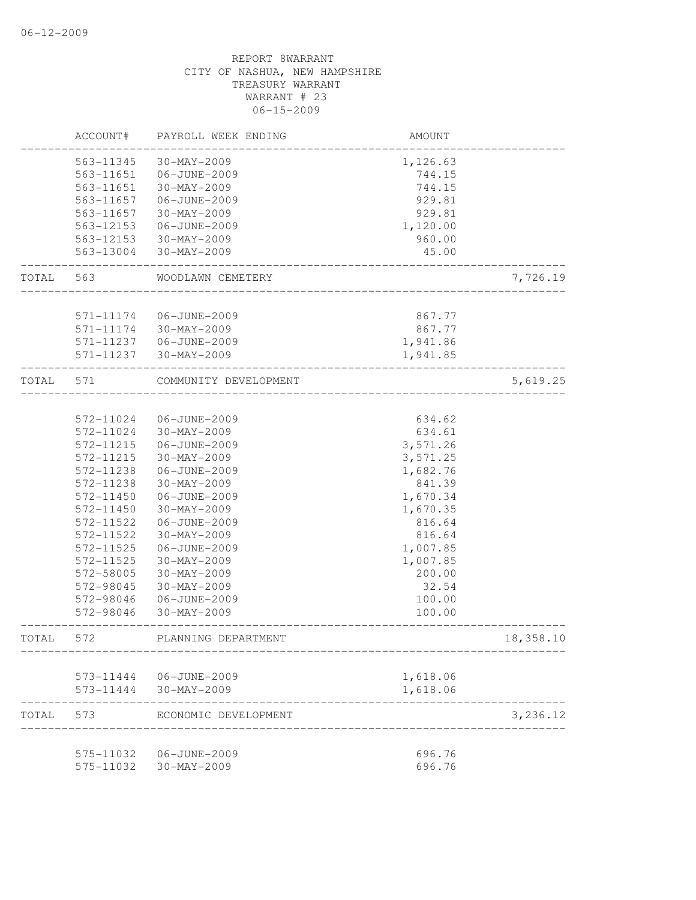06-12-2009

REPORT 8WARRANT
CITY OF NASHUA, NEW HAMPSHIRE
TREASURY WARRANT
WARRANT # 23
06-15-2009

| | ACCOUNT# | PAYROLL WEEK ENDING | AMOUNT | |
|---|---|---|---|---|
| | 563-11345 | 30-MAY-2009 | 1,126.63 | |
| | 563-11651 | 06-JUNE-2009 | 744.15 | |
| | 563-11651 | 30-MAY-2009 | 744.15 | |
| | 563-11657 | 06-JUNE-2009 | 929.81 | |
| | 563-11657 | 30-MAY-2009 | 929.81 | |
| | 563-12153 | 06-JUNE-2009 | 1,120.00 | |
| | 563-12153 | 30-MAY-2009 | 960.00 | |
| | 563-13004 | 30-MAY-2009 | 45.00 | |
| TOTAL | 563 | WOODLAWN CEMETERY | | 7,726.19 |
| | 571-11174 | 06-JUNE-2009 | 867.77 | |
| | 571-11174 | 30-MAY-2009 | 867.77 | |
| | 571-11237 | 06-JUNE-2009 | 1,941.86 | |
| | 571-11237 | 30-MAY-2009 | 1,941.85 | |
| TOTAL | 571 | COMMUNITY DEVELOPMENT | | 5,619.25 |
| | 572-11024 | 06-JUNE-2009 | 634.62 | |
| | 572-11024 | 30-MAY-2009 | 634.61 | |
| | 572-11215 | 06-JUNE-2009 | 3,571.26 | |
| | 572-11215 | 30-MAY-2009 | 3,571.25 | |
| | 572-11238 | 06-JUNE-2009 | 1,682.76 | |
| | 572-11238 | 30-MAY-2009 | 841.39 | |
| | 572-11450 | 06-JUNE-2009 | 1,670.34 | |
| | 572-11450 | 30-MAY-2009 | 1,670.35 | |
| | 572-11522 | 06-JUNE-2009 | 816.64 | |
| | 572-11522 | 30-MAY-2009 | 816.64 | |
| | 572-11525 | 06-JUNE-2009 | 1,007.85 | |
| | 572-11525 | 30-MAY-2009 | 1,007.85 | |
| | 572-58005 | 30-MAY-2009 | 200.00 | |
| | 572-98045 | 30-MAY-2009 | 32.54 | |
| | 572-98046 | 06-JUNE-2009 | 100.00 | |
| | 572-98046 | 30-MAY-2009 | 100.00 | |
| TOTAL | 572 | PLANNING DEPARTMENT | | 18,358.10 |
| | 573-11444 | 06-JUNE-2009 | 1,618.06 | |
| | 573-11444 | 30-MAY-2009 | 1,618.06 | |
| TOTAL | 573 | ECONOMIC DEVELOPMENT | | 3,236.12 |
| | 575-11032 | 06-JUNE-2009 | 696.76 | |
| | 575-11032 | 30-MAY-2009 | 696.76 | |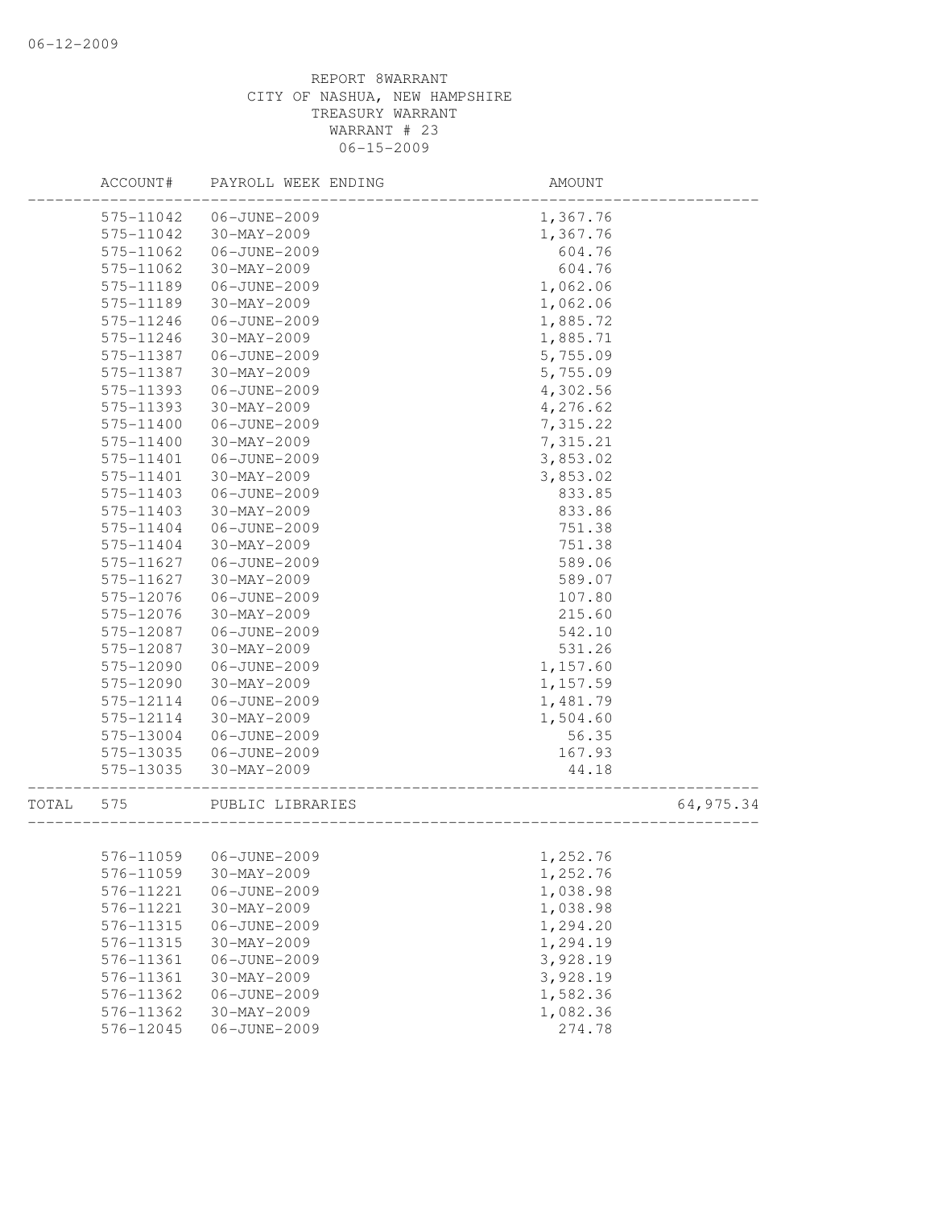REPORT 8WARRANT
CITY OF NASHUA, NEW HAMPSHIRE
TREASURY WARRANT
WARRANT # 23
06-15-2009

| | ACCOUNT# | PAYROLL WEEK ENDING | AMOUNT | |
|---|---|---|---|---|
| | 575-11042 | 06-JUNE-2009 | 1,367.76 | |
| | 575-11042 | 30-MAY-2009 | 1,367.76 | |
| | 575-11062 | 06-JUNE-2009 | 604.76 | |
| | 575-11062 | 30-MAY-2009 | 604.76 | |
| | 575-11189 | 06-JUNE-2009 | 1,062.06 | |
| | 575-11189 | 30-MAY-2009 | 1,062.06 | |
| | 575-11246 | 06-JUNE-2009 | 1,885.72 | |
| | 575-11246 | 30-MAY-2009 | 1,885.71 | |
| | 575-11387 | 06-JUNE-2009 | 5,755.09 | |
| | 575-11387 | 30-MAY-2009 | 5,755.09 | |
| | 575-11393 | 06-JUNE-2009 | 4,302.56 | |
| | 575-11393 | 30-MAY-2009 | 4,276.62 | |
| | 575-11400 | 06-JUNE-2009 | 7,315.22 | |
| | 575-11400 | 30-MAY-2009 | 7,315.21 | |
| | 575-11401 | 06-JUNE-2009 | 3,853.02 | |
| | 575-11401 | 30-MAY-2009 | 3,853.02 | |
| | 575-11403 | 06-JUNE-2009 | 833.85 | |
| | 575-11403 | 30-MAY-2009 | 833.86 | |
| | 575-11404 | 06-JUNE-2009 | 751.38 | |
| | 575-11404 | 30-MAY-2009 | 751.38 | |
| | 575-11627 | 06-JUNE-2009 | 589.06 | |
| | 575-11627 | 30-MAY-2009 | 589.07 | |
| | 575-12076 | 06-JUNE-2009 | 107.80 | |
| | 575-12076 | 30-MAY-2009 | 215.60 | |
| | 575-12087 | 06-JUNE-2009 | 542.10 | |
| | 575-12087 | 30-MAY-2009 | 531.26 | |
| | 575-12090 | 06-JUNE-2009 | 1,157.60 | |
| | 575-12090 | 30-MAY-2009 | 1,157.59 | |
| | 575-12114 | 06-JUNE-2009 | 1,481.79 | |
| | 575-12114 | 30-MAY-2009 | 1,504.60 | |
| | 575-13004 | 06-JUNE-2009 | 56.35 | |
| | 575-13035 | 06-JUNE-2009 | 167.93 | |
| | 575-13035 | 30-MAY-2009 | 44.18 | |
| TOTAL | 575 | PUBLIC LIBRARIES | | 64,975.34 |
| | 576-11059 | 06-JUNE-2009 | 1,252.76 | |
| | 576-11059 | 30-MAY-2009 | 1,252.76 | |
| | 576-11221 | 06-JUNE-2009 | 1,038.98 | |
| | 576-11221 | 30-MAY-2009 | 1,038.98 | |
| | 576-11315 | 06-JUNE-2009 | 1,294.20 | |
| | 576-11315 | 30-MAY-2009 | 1,294.19 | |
| | 576-11361 | 06-JUNE-2009 | 3,928.19 | |
| | 576-11361 | 30-MAY-2009 | 3,928.19 | |
| | 576-11362 | 06-JUNE-2009 | 1,582.36 | |
| | 576-11362 | 30-MAY-2009 | 1,082.36 | |
| | 576-12045 | 06-JUNE-2009 | 274.78 | |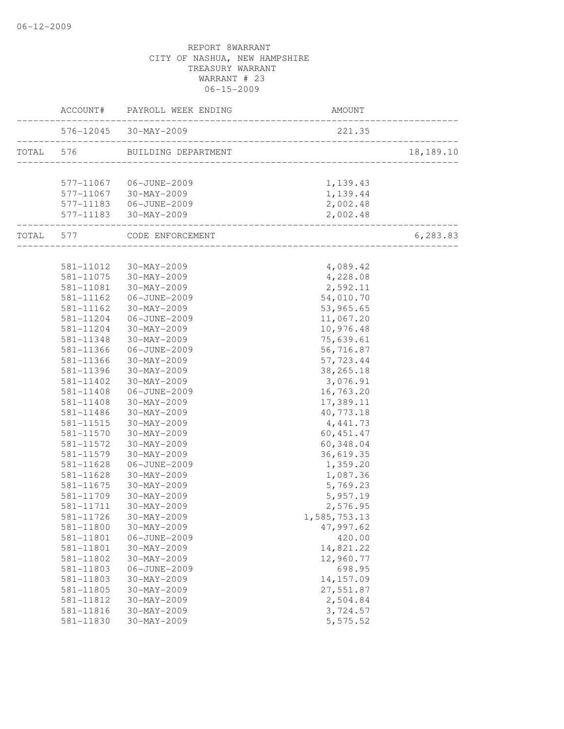REPORT 8WARRANT
CITY OF NASHUA, NEW HAMPSHIRE
TREASURY WARRANT
WARRANT # 23
06-15-2009

| | ACCOUNT# | PAYROLL WEEK ENDING | AMOUNT | |
|---|---|---|---|---|
| | 576-12045 | 30-MAY-2009 | 221.35 | |
| TOTAL | 576 | BUILDING DEPARTMENT | | 18,189.10 |
| | 577-11067 | 06-JUNE-2009 | 1,139.43 | |
| | 577-11067 | 30-MAY-2009 | 1,139.44 | |
| | 577-11183 | 06-JUNE-2009 | 2,002.48 | |
| | 577-11183 | 30-MAY-2009 | 2,002.48 | |
| TOTAL | 577 | CODE ENFORCEMENT | | 6,283.83 |
| | 581-11012 | 30-MAY-2009 | 4,089.42 | |
| | 581-11075 | 30-MAY-2009 | 4,228.08 | |
| | 581-11081 | 30-MAY-2009 | 2,592.11 | |
| | 581-11162 | 06-JUNE-2009 | 54,010.70 | |
| | 581-11162 | 30-MAY-2009 | 53,965.65 | |
| | 581-11204 | 06-JUNE-2009 | 11,067.20 | |
| | 581-11204 | 30-MAY-2009 | 10,976.48 | |
| | 581-11348 | 30-MAY-2009 | 75,639.61 | |
| | 581-11366 | 06-JUNE-2009 | 56,716.87 | |
| | 581-11366 | 30-MAY-2009 | 57,723.44 | |
| | 581-11396 | 30-MAY-2009 | 38,265.18 | |
| | 581-11402 | 30-MAY-2009 | 3,076.91 | |
| | 581-11408 | 06-JUNE-2009 | 16,763.20 | |
| | 581-11408 | 30-MAY-2009 | 17,389.11 | |
| | 581-11486 | 30-MAY-2009 | 40,773.18 | |
| | 581-11515 | 30-MAY-2009 | 4,441.73 | |
| | 581-11570 | 30-MAY-2009 | 60,451.47 | |
| | 581-11572 | 30-MAY-2009 | 60,348.04 | |
| | 581-11579 | 30-MAY-2009 | 36,619.35 | |
| | 581-11628 | 06-JUNE-2009 | 1,359.20 | |
| | 581-11628 | 30-MAY-2009 | 1,087.36 | |
| | 581-11675 | 30-MAY-2009 | 5,769.23 | |
| | 581-11709 | 30-MAY-2009 | 5,957.19 | |
| | 581-11711 | 30-MAY-2009 | 2,576.95 | |
| | 581-11726 | 30-MAY-2009 | 1,585,753.13 | |
| | 581-11800 | 30-MAY-2009 | 47,997.62 | |
| | 581-11801 | 06-JUNE-2009 | 420.00 | |
| | 581-11801 | 30-MAY-2009 | 14,821.22 | |
| | 581-11802 | 30-MAY-2009 | 12,960.77 | |
| | 581-11803 | 06-JUNE-2009 | 698.95 | |
| | 581-11803 | 30-MAY-2009 | 14,157.09 | |
| | 581-11805 | 30-MAY-2009 | 27,551.87 | |
| | 581-11812 | 30-MAY-2009 | 2,504.84 | |
| | 581-11816 | 30-MAY-2009 | 3,724.57 | |
| | 581-11830 | 30-MAY-2009 | 5,575.52 | |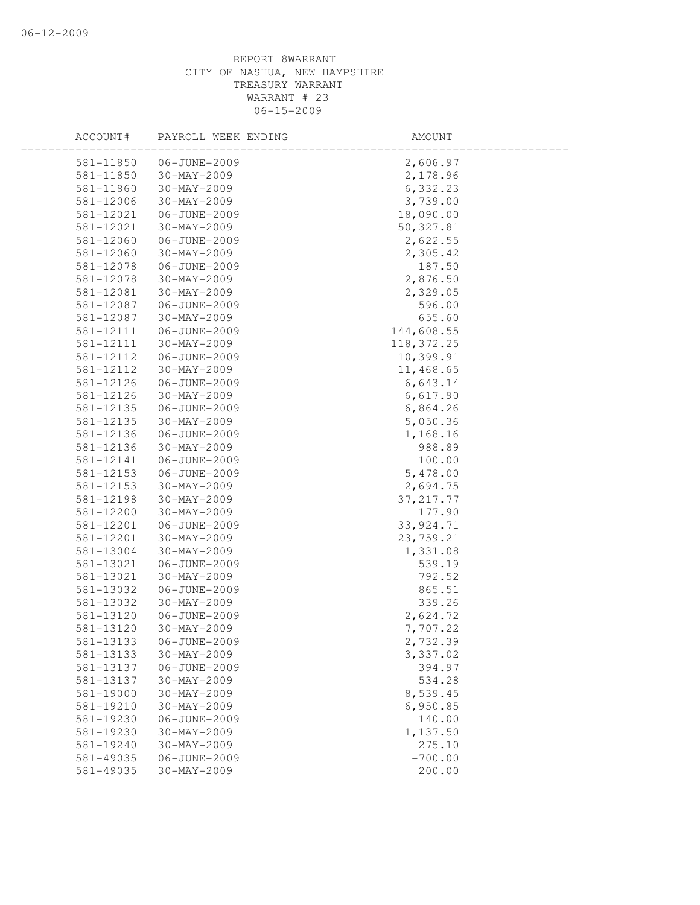REPORT 8WARRANT
CITY OF NASHUA, NEW HAMPSHIRE
TREASURY WARRANT
WARRANT # 23
06-15-2009

| ACCOUNT# | PAYROLL WEEK ENDING | AMOUNT |
|---|---|---|
| 581-11850 | 06-JUNE-2009 | 2,606.97 |
| 581-11850 | 30-MAY-2009 | 2,178.96 |
| 581-11860 | 30-MAY-2009 | 6,332.23 |
| 581-12006 | 30-MAY-2009 | 3,739.00 |
| 581-12021 | 06-JUNE-2009 | 18,090.00 |
| 581-12021 | 30-MAY-2009 | 50,327.81 |
| 581-12060 | 06-JUNE-2009 | 2,622.55 |
| 581-12060 | 30-MAY-2009 | 2,305.42 |
| 581-12078 | 06-JUNE-2009 | 187.50 |
| 581-12078 | 30-MAY-2009 | 2,876.50 |
| 581-12081 | 30-MAY-2009 | 2,329.05 |
| 581-12087 | 06-JUNE-2009 | 596.00 |
| 581-12087 | 30-MAY-2009 | 655.60 |
| 581-12111 | 06-JUNE-2009 | 144,608.55 |
| 581-12111 | 30-MAY-2009 | 118,372.25 |
| 581-12112 | 06-JUNE-2009 | 10,399.91 |
| 581-12112 | 30-MAY-2009 | 11,468.65 |
| 581-12126 | 06-JUNE-2009 | 6,643.14 |
| 581-12126 | 30-MAY-2009 | 6,617.90 |
| 581-12135 | 06-JUNE-2009 | 6,864.26 |
| 581-12135 | 30-MAY-2009 | 5,050.36 |
| 581-12136 | 06-JUNE-2009 | 1,168.16 |
| 581-12136 | 30-MAY-2009 | 988.89 |
| 581-12141 | 06-JUNE-2009 | 100.00 |
| 581-12153 | 06-JUNE-2009 | 5,478.00 |
| 581-12153 | 30-MAY-2009 | 2,694.75 |
| 581-12198 | 30-MAY-2009 | 37,217.77 |
| 581-12200 | 30-MAY-2009 | 177.90 |
| 581-12201 | 06-JUNE-2009 | 33,924.71 |
| 581-12201 | 30-MAY-2009 | 23,759.21 |
| 581-13004 | 30-MAY-2009 | 1,331.08 |
| 581-13021 | 06-JUNE-2009 | 539.19 |
| 581-13021 | 30-MAY-2009 | 792.52 |
| 581-13032 | 06-JUNE-2009 | 865.51 |
| 581-13032 | 30-MAY-2009 | 339.26 |
| 581-13120 | 06-JUNE-2009 | 2,624.72 |
| 581-13120 | 30-MAY-2009 | 7,707.22 |
| 581-13133 | 06-JUNE-2009 | 2,732.39 |
| 581-13133 | 30-MAY-2009 | 3,337.02 |
| 581-13137 | 06-JUNE-2009 | 394.97 |
| 581-13137 | 30-MAY-2009 | 534.28 |
| 581-19000 | 30-MAY-2009 | 8,539.45 |
| 581-19210 | 30-MAY-2009 | 6,950.85 |
| 581-19230 | 06-JUNE-2009 | 140.00 |
| 581-19230 | 30-MAY-2009 | 1,137.50 |
| 581-19240 | 30-MAY-2009 | 275.10 |
| 581-49035 | 06-JUNE-2009 | -700.00 |
| 581-49035 | 30-MAY-2009 | 200.00 |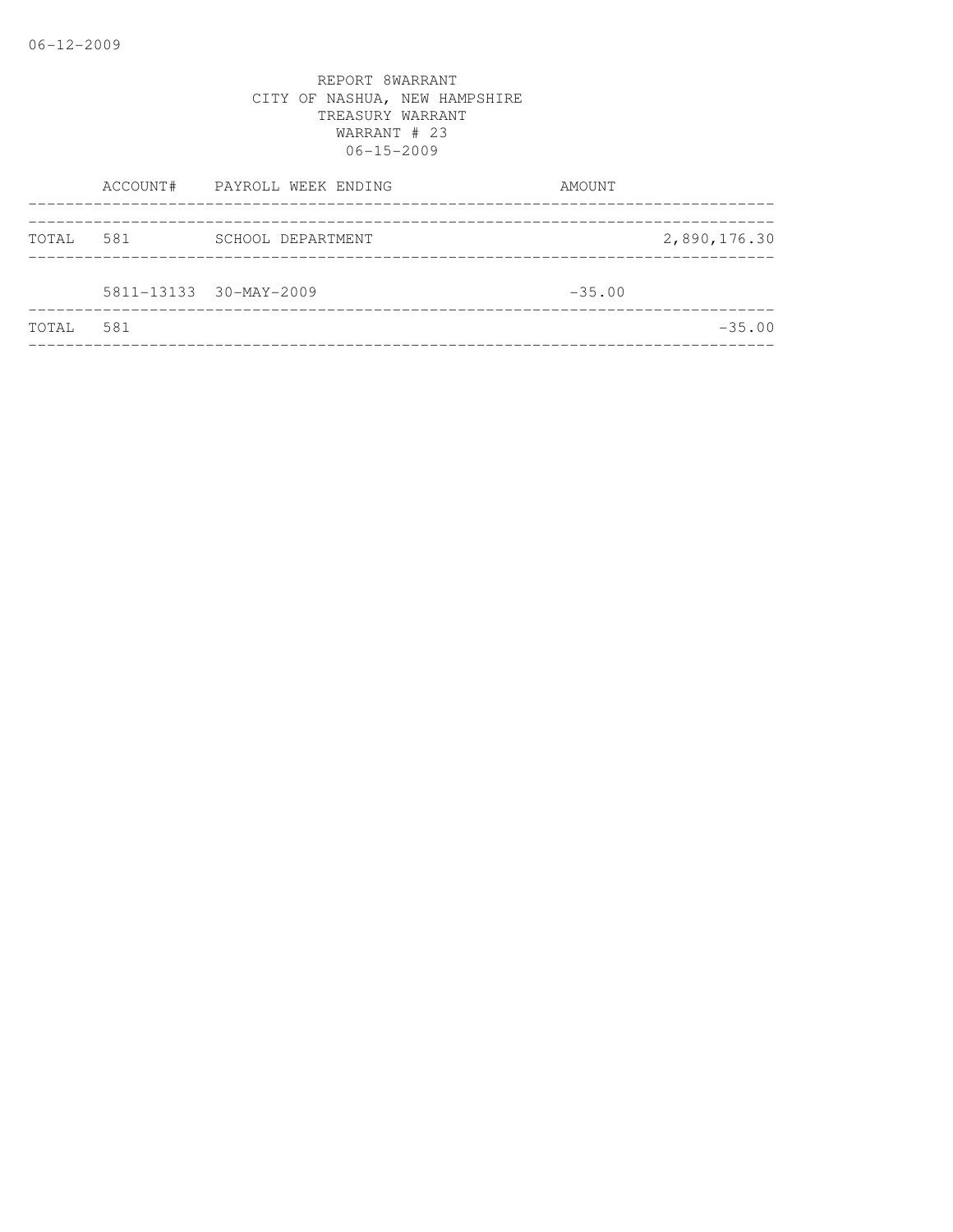06-12-2009

REPORT 8WARRANT
CITY OF NASHUA, NEW HAMPSHIRE
TREASURY WARRANT
WARRANT # 23
06-15-2009

| | ACCOUNT# | PAYROLL WEEK ENDING | AMOUNT | |
|---|---|---|---|---|
| TOTAL | 581 | SCHOOL DEPARTMENT | | 2,890,176.30 |
| | 5811-13133 | 30-MAY-2009 | -35.00 | |
| TOTAL | 581 | | | -35.00 |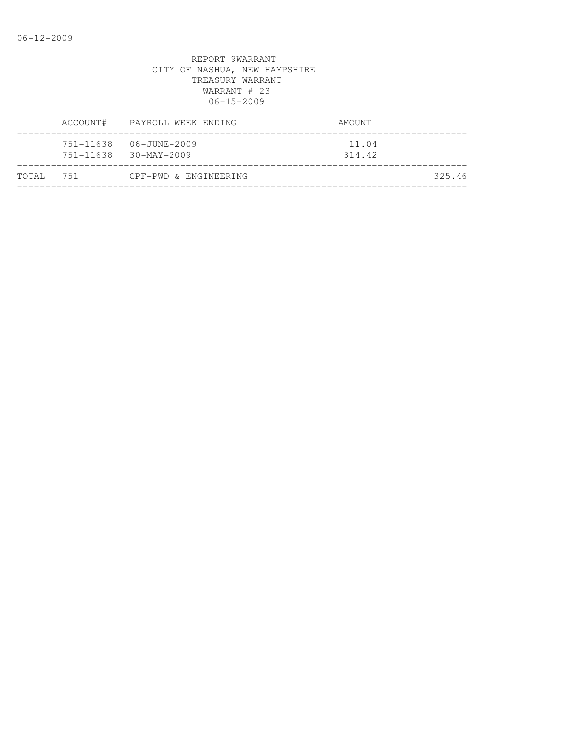REPORT 9WARRANT
CITY OF NASHUA, NEW HAMPSHIRE
TREASURY WARRANT
WARRANT # 23
06-15-2009

| | ACCOUNT# | PAYROLL WEEK ENDING | AMOUNT | |
|---|---|---|---|---|
| | 751-11638 | 06-JUNE-2009 | 11.04 | |
| | 751-11638 | 30-MAY-2009 | 314.42 | |
| TOTAL | 751 | CPF-PWD & ENGINEERING | | 325.46 |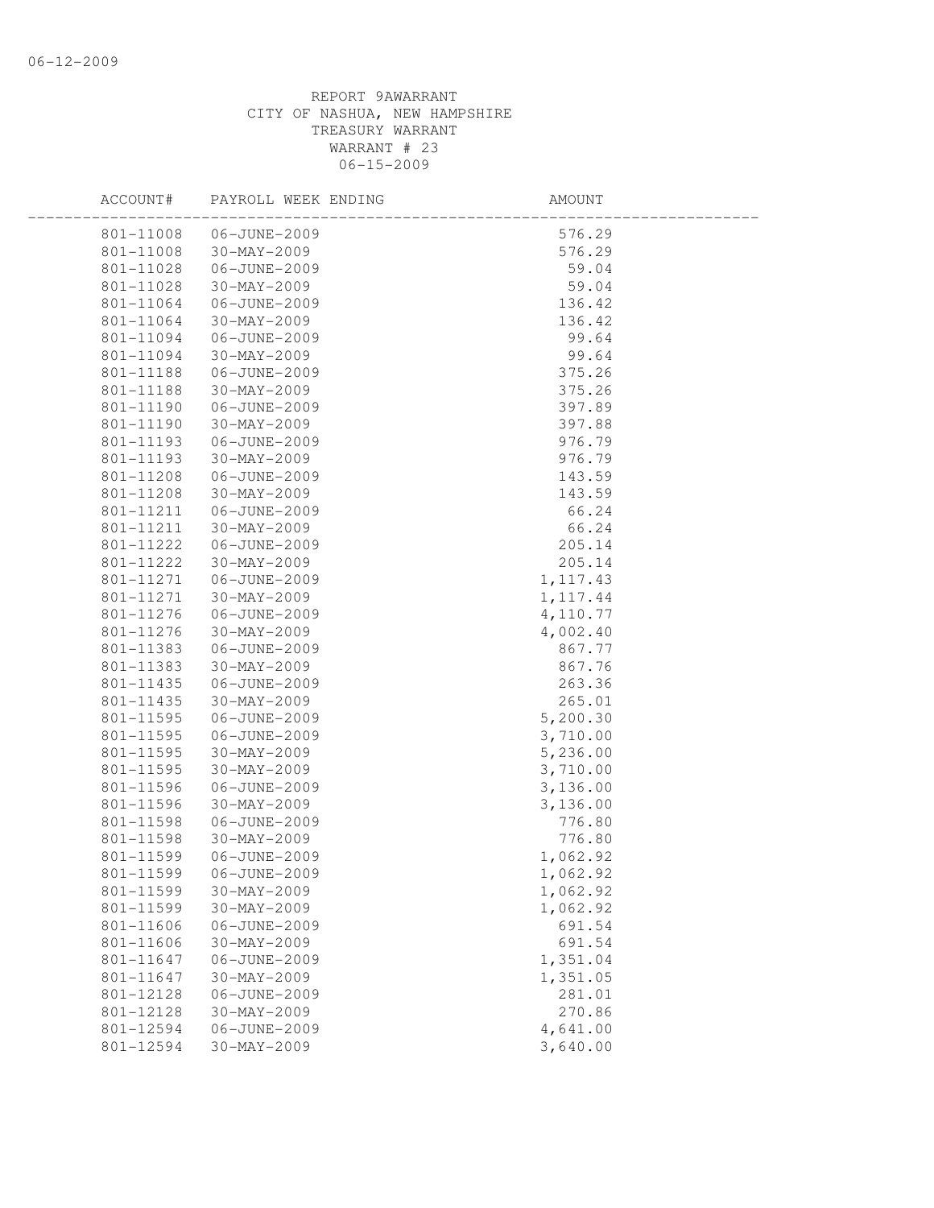REPORT 9AWARRANT
CITY OF NASHUA, NEW HAMPSHIRE
TREASURY WARRANT
WARRANT # 23
06-15-2009

| ACCOUNT# | PAYROLL WEEK ENDING | AMOUNT |
|---|---|---|
| 801-11008 | 06-JUNE-2009 | 576.29 |
| 801-11008 | 30-MAY-2009 | 576.29 |
| 801-11028 | 06-JUNE-2009 | 59.04 |
| 801-11028 | 30-MAY-2009 | 59.04 |
| 801-11064 | 06-JUNE-2009 | 136.42 |
| 801-11064 | 30-MAY-2009 | 136.42 |
| 801-11094 | 06-JUNE-2009 | 99.64 |
| 801-11094 | 30-MAY-2009 | 99.64 |
| 801-11188 | 06-JUNE-2009 | 375.26 |
| 801-11188 | 30-MAY-2009 | 375.26 |
| 801-11190 | 06-JUNE-2009 | 397.89 |
| 801-11190 | 30-MAY-2009 | 397.88 |
| 801-11193 | 06-JUNE-2009 | 976.79 |
| 801-11193 | 30-MAY-2009 | 976.79 |
| 801-11208 | 06-JUNE-2009 | 143.59 |
| 801-11208 | 30-MAY-2009 | 143.59 |
| 801-11211 | 06-JUNE-2009 | 66.24 |
| 801-11211 | 30-MAY-2009 | 66.24 |
| 801-11222 | 06-JUNE-2009 | 205.14 |
| 801-11222 | 30-MAY-2009 | 205.14 |
| 801-11271 | 06-JUNE-2009 | 1,117.43 |
| 801-11271 | 30-MAY-2009 | 1,117.44 |
| 801-11276 | 06-JUNE-2009 | 4,110.77 |
| 801-11276 | 30-MAY-2009 | 4,002.40 |
| 801-11383 | 06-JUNE-2009 | 867.77 |
| 801-11383 | 30-MAY-2009 | 867.76 |
| 801-11435 | 06-JUNE-2009 | 263.36 |
| 801-11435 | 30-MAY-2009 | 265.01 |
| 801-11595 | 06-JUNE-2009 | 5,200.30 |
| 801-11595 | 06-JUNE-2009 | 3,710.00 |
| 801-11595 | 30-MAY-2009 | 5,236.00 |
| 801-11595 | 30-MAY-2009 | 3,710.00 |
| 801-11596 | 06-JUNE-2009 | 3,136.00 |
| 801-11596 | 30-MAY-2009 | 3,136.00 |
| 801-11598 | 06-JUNE-2009 | 776.80 |
| 801-11598 | 30-MAY-2009 | 776.80 |
| 801-11599 | 06-JUNE-2009 | 1,062.92 |
| 801-11599 | 06-JUNE-2009 | 1,062.92 |
| 801-11599 | 30-MAY-2009 | 1,062.92 |
| 801-11599 | 30-MAY-2009 | 1,062.92 |
| 801-11606 | 06-JUNE-2009 | 691.54 |
| 801-11606 | 30-MAY-2009 | 691.54 |
| 801-11647 | 06-JUNE-2009 | 1,351.04 |
| 801-11647 | 30-MAY-2009 | 1,351.05 |
| 801-12128 | 06-JUNE-2009 | 281.01 |
| 801-12128 | 30-MAY-2009 | 270.86 |
| 801-12594 | 06-JUNE-2009 | 4,641.00 |
| 801-12594 | 30-MAY-2009 | 3,640.00 |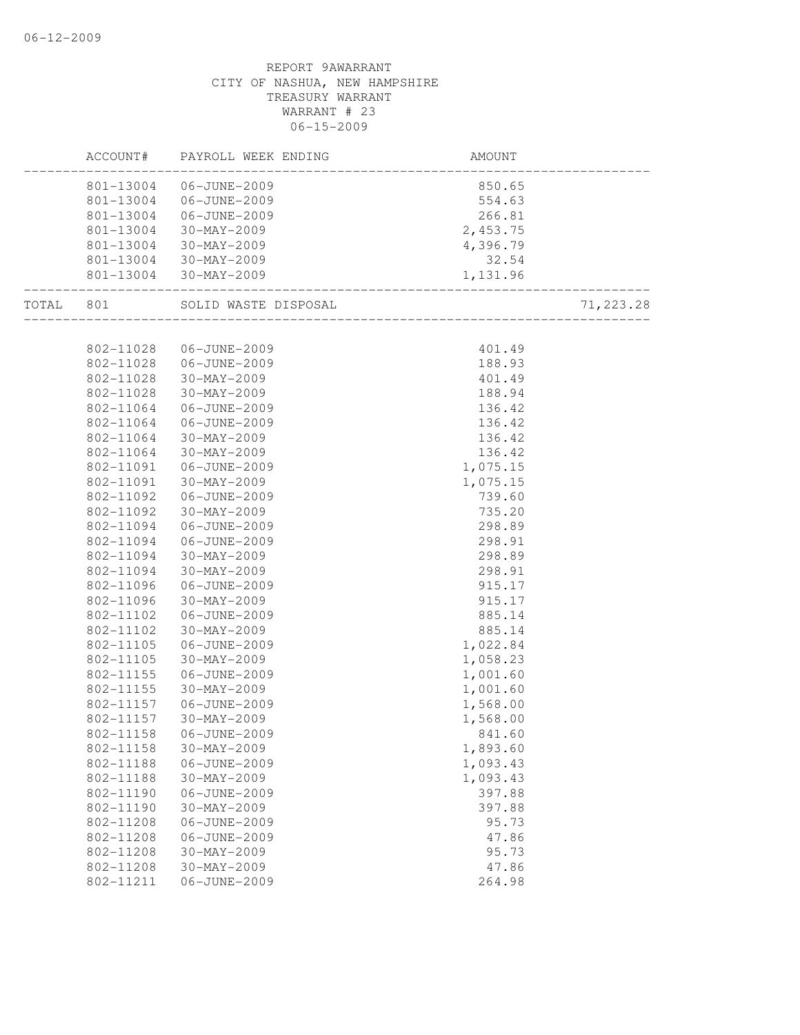REPORT 9AWARRANT
CITY OF NASHUA, NEW HAMPSHIRE
TREASURY WARRANT
WARRANT # 23
06-15-2009

| | ACCOUNT# | PAYROLL WEEK ENDING | AMOUNT | |
|---|---|---|---|---|
| | 801-13004 | 06-JUNE-2009 | 850.65 | |
| | 801-13004 | 06-JUNE-2009 | 554.63 | |
| | 801-13004 | 06-JUNE-2009 | 266.81 | |
| | 801-13004 | 30-MAY-2009 | 2,453.75 | |
| | 801-13004 | 30-MAY-2009 | 4,396.79 | |
| | 801-13004 | 30-MAY-2009 | 32.54 | |
| | 801-13004 | 30-MAY-2009 | 1,131.96 | |
| TOTAL | 801 | SOLID WASTE DISPOSAL | | 71,223.28 |
| | 802-11028 | 06-JUNE-2009 | 401.49 | |
| | 802-11028 | 06-JUNE-2009 | 188.93 | |
| | 802-11028 | 30-MAY-2009 | 401.49 | |
| | 802-11028 | 30-MAY-2009 | 188.94 | |
| | 802-11064 | 06-JUNE-2009 | 136.42 | |
| | 802-11064 | 06-JUNE-2009 | 136.42 | |
| | 802-11064 | 30-MAY-2009 | 136.42 | |
| | 802-11064 | 30-MAY-2009 | 136.42 | |
| | 802-11091 | 06-JUNE-2009 | 1,075.15 | |
| | 802-11091 | 30-MAY-2009 | 1,075.15 | |
| | 802-11092 | 06-JUNE-2009 | 739.60 | |
| | 802-11092 | 30-MAY-2009 | 735.20 | |
| | 802-11094 | 06-JUNE-2009 | 298.89 | |
| | 802-11094 | 06-JUNE-2009 | 298.91 | |
| | 802-11094 | 30-MAY-2009 | 298.89 | |
| | 802-11094 | 30-MAY-2009 | 298.91 | |
| | 802-11096 | 06-JUNE-2009 | 915.17 | |
| | 802-11096 | 30-MAY-2009 | 915.17 | |
| | 802-11102 | 06-JUNE-2009 | 885.14 | |
| | 802-11102 | 30-MAY-2009 | 885.14 | |
| | 802-11105 | 06-JUNE-2009 | 1,022.84 | |
| | 802-11105 | 30-MAY-2009 | 1,058.23 | |
| | 802-11155 | 06-JUNE-2009 | 1,001.60 | |
| | 802-11155 | 30-MAY-2009 | 1,001.60 | |
| | 802-11157 | 06-JUNE-2009 | 1,568.00 | |
| | 802-11157 | 30-MAY-2009 | 1,568.00 | |
| | 802-11158 | 06-JUNE-2009 | 841.60 | |
| | 802-11158 | 30-MAY-2009 | 1,893.60 | |
| | 802-11188 | 06-JUNE-2009 | 1,093.43 | |
| | 802-11188 | 30-MAY-2009 | 1,093.43 | |
| | 802-11190 | 06-JUNE-2009 | 397.88 | |
| | 802-11190 | 30-MAY-2009 | 397.88 | |
| | 802-11208 | 06-JUNE-2009 | 95.73 | |
| | 802-11208 | 06-JUNE-2009 | 47.86 | |
| | 802-11208 | 30-MAY-2009 | 95.73 | |
| | 802-11208 | 30-MAY-2009 | 47.86 | |
| | 802-11211 | 06-JUNE-2009 | 264.98 | |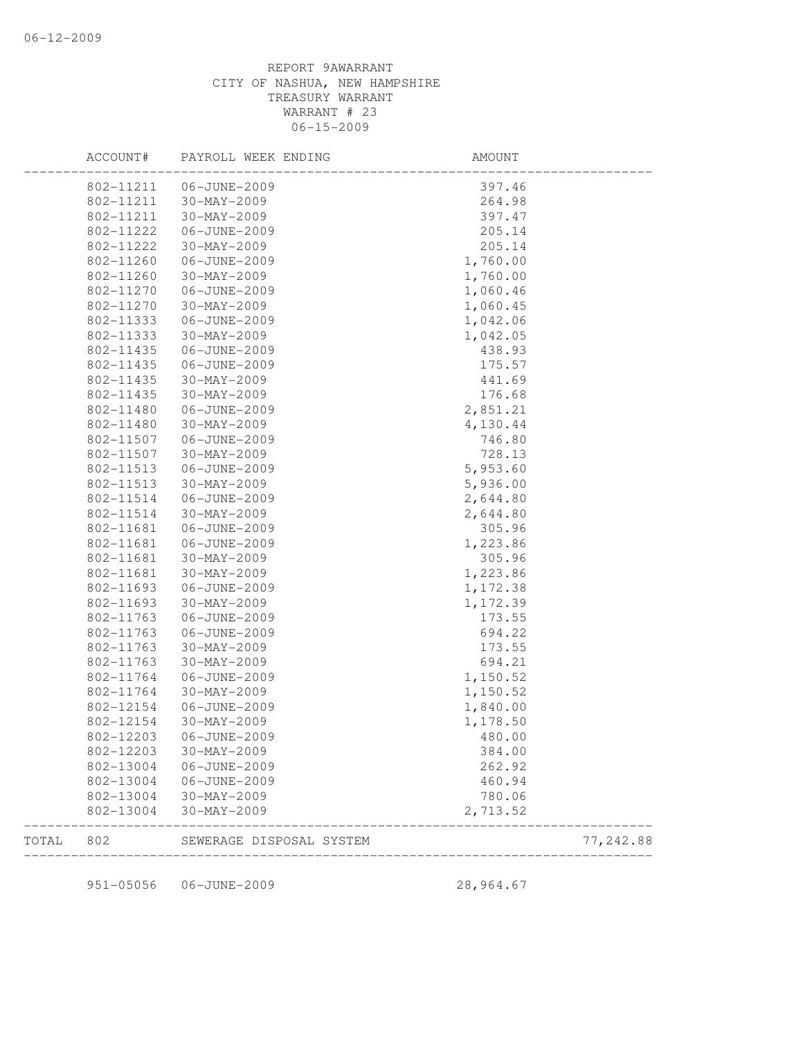REPORT 9AWARRANT
CITY OF NASHUA, NEW HAMPSHIRE
TREASURY WARRANT
WARRANT # 23
06-15-2009

| ACCOUNT# | PAYROLL WEEK ENDING | AMOUNT | |
|---|---|---|---|
| 802-11211 | 06-JUNE-2009 | 397.46 | |
| 802-11211 | 30-MAY-2009 | 264.98 | |
| 802-11211 | 30-MAY-2009 | 397.47 | |
| 802-11222 | 06-JUNE-2009 | 205.14 | |
| 802-11222 | 30-MAY-2009 | 205.14 | |
| 802-11260 | 06-JUNE-2009 | 1,760.00 | |
| 802-11260 | 30-MAY-2009 | 1,760.00 | |
| 802-11270 | 06-JUNE-2009 | 1,060.46 | |
| 802-11270 | 30-MAY-2009 | 1,060.45 | |
| 802-11333 | 06-JUNE-2009 | 1,042.06 | |
| 802-11333 | 30-MAY-2009 | 1,042.05 | |
| 802-11435 | 06-JUNE-2009 | 438.93 | |
| 802-11435 | 06-JUNE-2009 | 175.57 | |
| 802-11435 | 30-MAY-2009 | 441.69 | |
| 802-11435 | 30-MAY-2009 | 176.68 | |
| 802-11480 | 06-JUNE-2009 | 2,851.21 | |
| 802-11480 | 30-MAY-2009 | 4,130.44 | |
| 802-11507 | 06-JUNE-2009 | 746.80 | |
| 802-11507 | 30-MAY-2009 | 728.13 | |
| 802-11513 | 06-JUNE-2009 | 5,953.60 | |
| 802-11513 | 30-MAY-2009 | 5,936.00 | |
| 802-11514 | 06-JUNE-2009 | 2,644.80 | |
| 802-11514 | 30-MAY-2009 | 2,644.80 | |
| 802-11681 | 06-JUNE-2009 | 305.96 | |
| 802-11681 | 06-JUNE-2009 | 1,223.86 | |
| 802-11681 | 30-MAY-2009 | 305.96 | |
| 802-11681 | 30-MAY-2009 | 1,223.86 | |
| 802-11693 | 06-JUNE-2009 | 1,172.38 | |
| 802-11693 | 30-MAY-2009 | 1,172.39 | |
| 802-11763 | 06-JUNE-2009 | 173.55 | |
| 802-11763 | 06-JUNE-2009 | 694.22 | |
| 802-11763 | 30-MAY-2009 | 173.55 | |
| 802-11763 | 30-MAY-2009 | 694.21 | |
| 802-11764 | 06-JUNE-2009 | 1,150.52 | |
| 802-11764 | 30-MAY-2009 | 1,150.52 | |
| 802-12154 | 06-JUNE-2009 | 1,840.00 | |
| 802-12154 | 30-MAY-2009 | 1,178.50 | |
| 802-12203 | 06-JUNE-2009 | 480.00 | |
| 802-12203 | 30-MAY-2009 | 384.00 | |
| 802-13004 | 06-JUNE-2009 | 262.92 | |
| 802-13004 | 06-JUNE-2009 | 460.94 | |
| 802-13004 | 30-MAY-2009 | 780.06 | |
| 802-13004 | 30-MAY-2009 | 2,713.52 | |
| TOTAL 802 | SEWERAGE DISPOSAL SYSTEM | | 77,242.88 |
| 951-05056 | 06-JUNE-2009 | 28,964.67 | |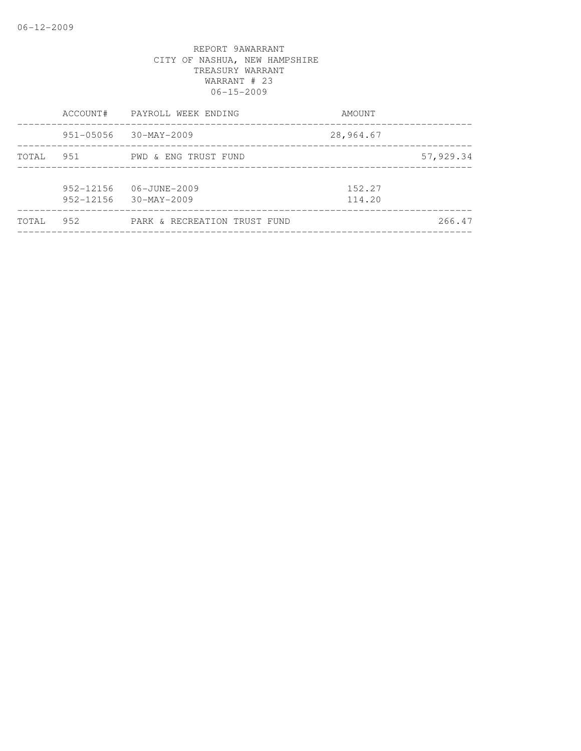06-12-2009

REPORT 9AWARRANT
CITY OF NASHUA, NEW HAMPSHIRE
TREASURY WARRANT
WARRANT # 23
06-15-2009

| | ACCOUNT# | PAYROLL WEEK ENDING | AMOUNT | |
|---|---|---|---|---|
| | 951-05056 | 30-MAY-2009 | 28,964.67 | |
| TOTAL | 951 | PWD & ENG TRUST FUND | | 57,929.34 |
| | 952-12156 | 06-JUNE-2009 | 152.27 | |
| | 952-12156 | 30-MAY-2009 | 114.20 | |
| TOTAL | 952 | PARK & RECREATION TRUST FUND | | 266.47 |